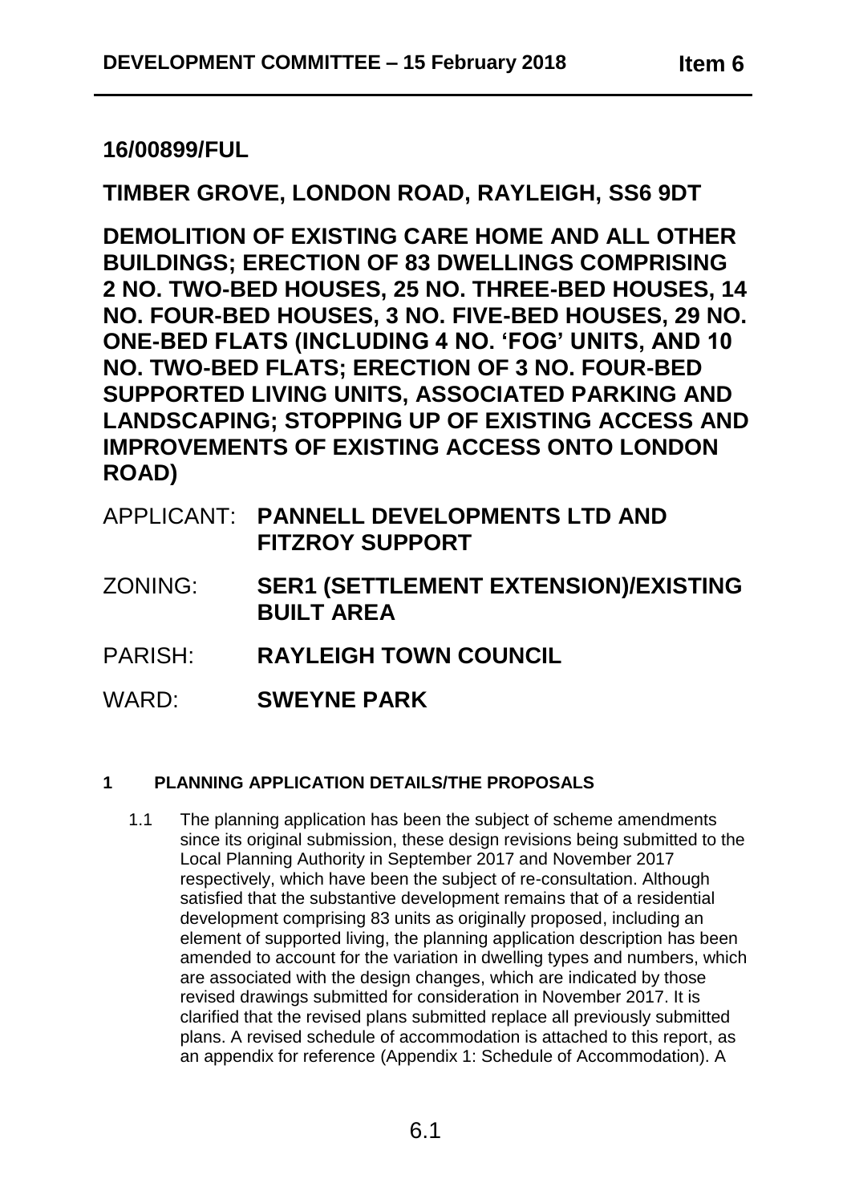# 16/00899/FUL

## TIMBER GROVE, LONDON ROAD, RAYLEIGH, SS6 9DT

## DEMOLITION OF EXISTING CARE HOME AND ALL OTHER BUILDINGS; ERECTION OF 83 DWELLINGS COMPRISING 2 NO. TWO-BED HOUSES, 25 NO. THREE-BED HOUSES, 14 NO. FOUR-BED HOUSES, 3 NO. FIVE-BED HOUSES, 29 NO. ONE-BED FLATS (INCLUDING 4 NO. 'FOG' UNITS, AND 10 NO. TWO-BED FLATS; ERECTION OF 3 NO. FOUR-BED SUPPORTED LIVING UNITS, ASSOCIATED PARKING AND LANDSCAPING; STOPPING UP OF EXISTING ACCESS AND IMPROVEMENTS OF EXISTING ACCESS ONTO LONDON ROAD)

APPLICANT: **PANNELL DEVELOPMENTS LTD AND FITZROY SUPPORT**

ZONING: **SER1 (SETTLEMENT EXTENSION)/EXISTING BUILT AREA**

PARISH: **RAYLEIGH TOWN COUNCIL**

WARD: **SWEYNE PARK**

### 1 PLANNING APPLICATION DETAILS/THE PROPOSALS

1.1 The planning application has been the subject of scheme amendments since its original submission, these design revisions being submitted to the Local Planning Authority in September 2017 and November 2017 respectively, which have been the subject of re-consultation. Although satisfied that the substantive development remains that of a residential development comprising 83 units as originally proposed, including an element of supported living, the planning application description has been amended to account for the variation in dwelling types and numbers, which are associated with the design changes, which are indicated by those revised drawings submitted for consideration in November 2017. It is clarified that the revised plans submitted replace all previously submitted plans. A revised schedule of accommodation is attached to this report, as an appendix for reference (Appendix 1: Schedule of Accommodation). A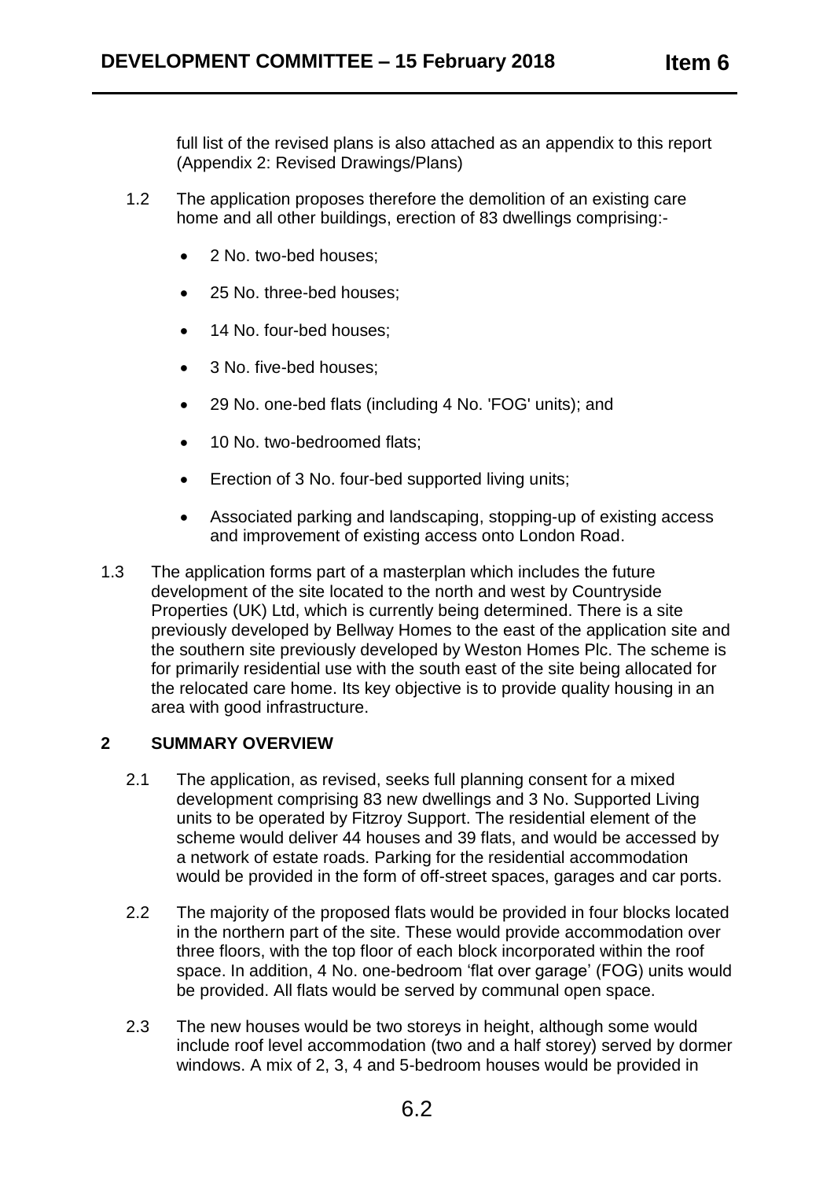full list of the revised plans is also attached as an appendix to this report (Appendix 2: Revised Drawings/Plans)

1.2 The application proposes therefore the demolition of an existing care home and all other buildings, erection of 83 dwellings comprising:-

- 2 No. two-bed houses;
- 25 No. three-bed houses;
- 14 No. four-bed houses;
- 3 No. five-bed houses;
- 29 No. one-bed flats (including 4 No. 'FOG' units); and
- 10 No. two-bedroomed flats;
- Erection of 3 No. four-bed supported living units;
- Associated parking and landscaping, stopping-up of existing access and improvement of existing access onto London Road.

1.3 The application forms part of a masterplan which includes the future development of the site located to the north and west by Countryside Properties (UK) Ltd, which is currently being determined. There is a site previously developed by Bellway Homes to the east of the application site and the southern site previously developed by Weston Homes Plc. The scheme is for primarily residential use with the south east of the site being allocated for the relocated care home. Its key objective is to provide quality housing in an area with good infrastructure.

## 2 SUMMARY OVERVIEW

2.1 The application, as revised, seeks full planning consent for a mixed development comprising 83 new dwellings and 3 No. Supported Living units to be operated by Fitzroy Support. The residential element of the scheme would deliver 44 houses and 39 flats, and would be accessed by a network of estate roads. Parking for the residential accommodation would be provided in the form of off-street spaces, garages and car ports.

2.2 The majority of the proposed flats would be provided in four blocks located in the northern part of the site. These would provide accommodation over three floors, with the top floor of each block incorporated within the roof space. In addition, 4 No. one-bedroom 'flat over garage' (FOG) units would be provided. All flats would be served by communal open space.

2.3 The new houses would be two storeys in height, although some would include roof level accommodation (two and a half storey) served by dormer windows. A mix of 2, 3, 4 and 5-bedroom houses would be provided in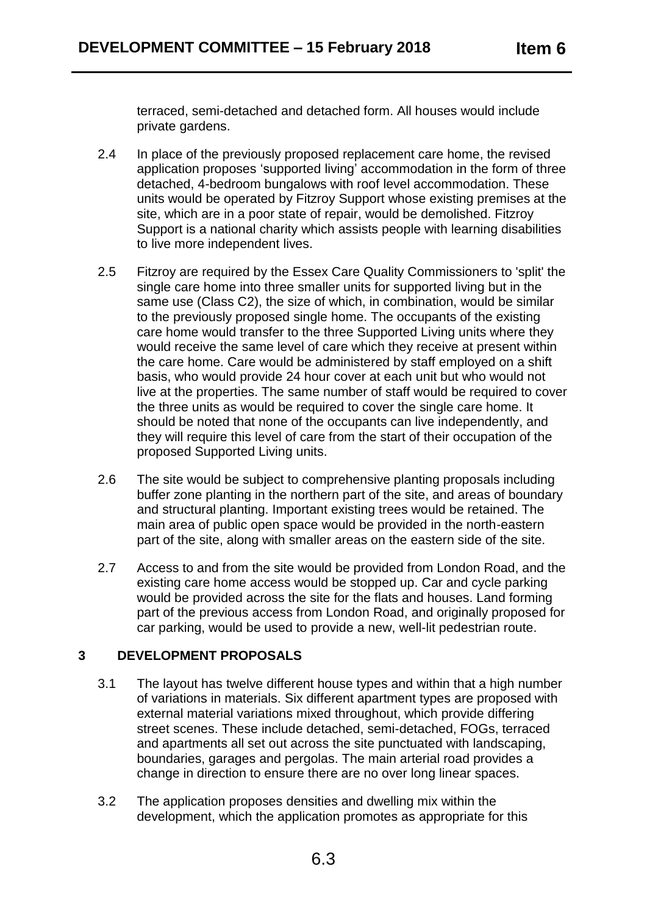terraced, semi-detached and detached form. All houses would include private gardens.

2.4 In place of the previously proposed replacement care home, the revised application proposes 'supported living' accommodation in the form of three detached, 4-bedroom bungalows with roof level accommodation. These units would be operated by Fitzroy Support whose existing premises at the site, which are in a poor state of repair, would be demolished. Fitzroy Support is a national charity which assists people with learning disabilities to live more independent lives.

2.5 Fitzroy are required by the Essex Care Quality Commissioners to 'split' the single care home into three smaller units for supported living but in the same use (Class C2), the size of which, in combination, would be similar to the previously proposed single home. The occupants of the existing care home would transfer to the three Supported Living units where they would receive the same level of care which they receive at present within the care home. Care would be administered by staff employed on a shift basis, who would provide 24 hour cover at each unit but who would not live at the properties. The same number of staff would be required to cover the three units as would be required to cover the single care home. It should be noted that none of the occupants can live independently, and they will require this level of care from the start of their occupation of the proposed Supported Living units.

2.6 The site would be subject to comprehensive planting proposals including buffer zone planting in the northern part of the site, and areas of boundary and structural planting. Important existing trees would be retained. The main area of public open space would be provided in the north-eastern part of the site, along with smaller areas on the eastern side of the site.

2.7 Access to and from the site would be provided from London Road, and the existing care home access would be stopped up. Car and cycle parking would be provided across the site for the flats and houses. Land forming part of the previous access from London Road, and originally proposed for car parking, would be used to provide a new, well-lit pedestrian route.

## 3 DEVELOPMENT PROPOSALS

3.1 The layout has twelve different house types and within that a high number of variations in materials. Six different apartment types are proposed with external material variations mixed throughout, which provide differing street scenes. These include detached, semi-detached, FOGs, terraced and apartments all set out across the site punctuated with landscaping, boundaries, garages and pergolas. The main arterial road provides a change in direction to ensure there are no over long linear spaces.

3.2 The application proposes densities and dwelling mix within the development, which the application promotes as appropriate for this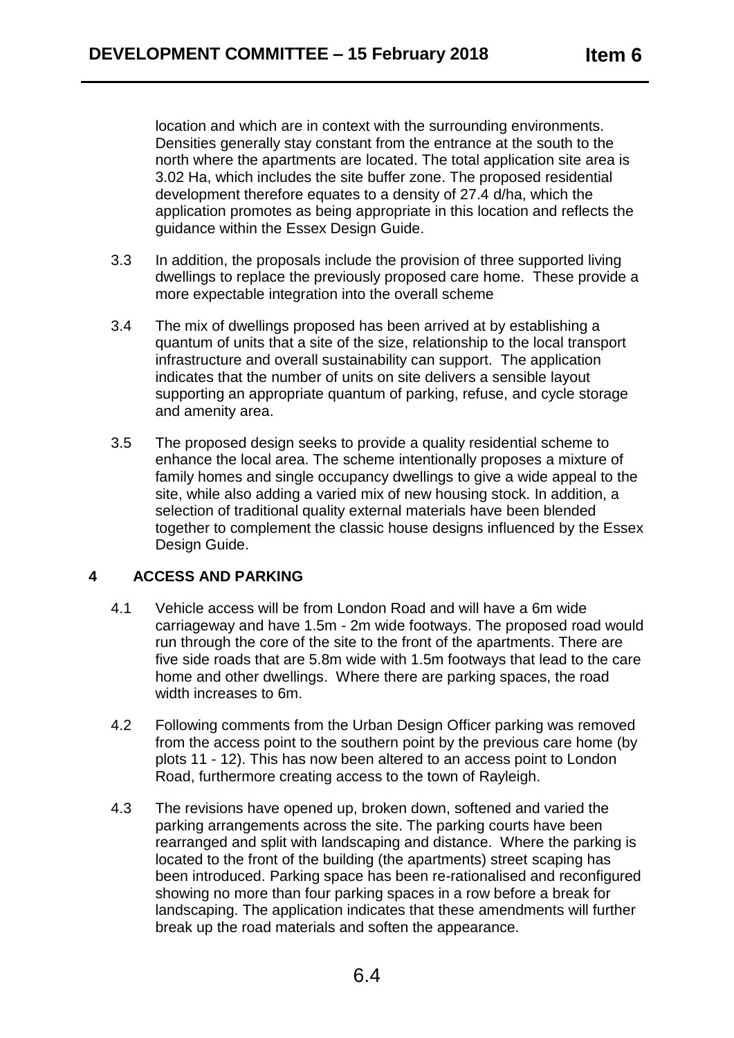location and which are in context with the surrounding environments. Densities generally stay constant from the entrance at the south to the north where the apartments are located. The total application site area is 3.02 Ha, which includes the site buffer zone. The proposed residential development therefore equates to a density of 27.4 d/ha, which the application promotes as being appropriate in this location and reflects the guidance within the Essex Design Guide.

3.3 In addition, the proposals include the provision of three supported living dwellings to replace the previously proposed care home. These provide a more expectable integration into the overall scheme

3.4 The mix of dwellings proposed has been arrived at by establishing a quantum of units that a site of the size, relationship to the local transport infrastructure and overall sustainability can support. The application indicates that the number of units on site delivers a sensible layout supporting an appropriate quantum of parking, refuse, and cycle storage and amenity area.

3.5 The proposed design seeks to provide a quality residential scheme to enhance the local area. The scheme intentionally proposes a mixture of family homes and single occupancy dwellings to give a wide appeal to the site, while also adding a varied mix of new housing stock. In addition, a selection of traditional quality external materials have been blended together to complement the classic house designs influenced by the Essex Design Guide.

## 4 ACCESS AND PARKING

4.1 Vehicle access will be from London Road and will have a 6m wide carriageway and have 1.5m - 2m wide footways. The proposed road would run through the core of the site to the front of the apartments. There are five side roads that are 5.8m wide with 1.5m footways that lead to the care home and other dwellings. Where there are parking spaces, the road width increases to 6m.

4.2 Following comments from the Urban Design Officer parking was removed from the access point to the southern point by the previous care home (by plots 11 - 12). This has now been altered to an access point to London Road, furthermore creating access to the town of Rayleigh.

4.3 The revisions have opened up, broken down, softened and varied the parking arrangements across the site. The parking courts have been rearranged and split with landscaping and distance. Where the parking is located to the front of the building (the apartments) street scaping has been introduced. Parking space has been re-rationalised and reconfigured showing no more than four parking spaces in a row before a break for landscaping. The application indicates that these amendments will further break up the road materials and soften the appearance.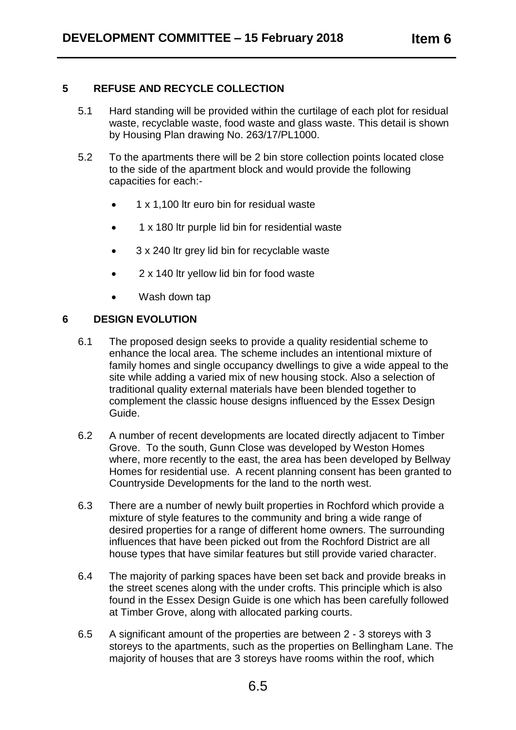## 5 REFUSE AND RECYCLE COLLECTION

5.1 Hard standing will be provided within the curtilage of each plot for residual waste, recyclable waste, food waste and glass waste. This detail is shown by Housing Plan drawing No. 263/17/PL1000.

5.2 To the apartments there will be 2 bin store collection points located close to the side of the apartment block and would provide the following capacities for each:-

- 1 x 1,100 ltr euro bin for residual waste
- 1 x 180 ltr purple lid bin for residential waste
- 3 x 240 ltr grey lid bin for recyclable waste
- 2 x 140 ltr yellow lid bin for food waste
- Wash down tap

## 6 DESIGN EVOLUTION

6.1 The proposed design seeks to provide a quality residential scheme to enhance the local area. The scheme includes an intentional mixture of family homes and single occupancy dwellings to give a wide appeal to the site while adding a varied mix of new housing stock. Also a selection of traditional quality external materials have been blended together to complement the classic house designs influenced by the Essex Design Guide.

6.2 A number of recent developments are located directly adjacent to Timber Grove. To the south, Gunn Close was developed by Weston Homes where, more recently to the east, the area has been developed by Bellway Homes for residential use. A recent planning consent has been granted to Countryside Developments for the land to the north west.

6.3 There are a number of newly built properties in Rochford which provide a mixture of style features to the community and bring a wide range of desired properties for a range of different home owners. The surrounding influences that have been picked out from the Rochford District are all house types that have similar features but still provide varied character.

6.4 The majority of parking spaces have been set back and provide breaks in the street scenes along with the under crofts. This principle which is also found in the Essex Design Guide is one which has been carefully followed at Timber Grove, along with allocated parking courts.

6.5 A significant amount of the properties are between 2 - 3 storeys with 3 storeys to the apartments, such as the properties on Bellingham Lane. The majority of houses that are 3 storeys have rooms within the roof, which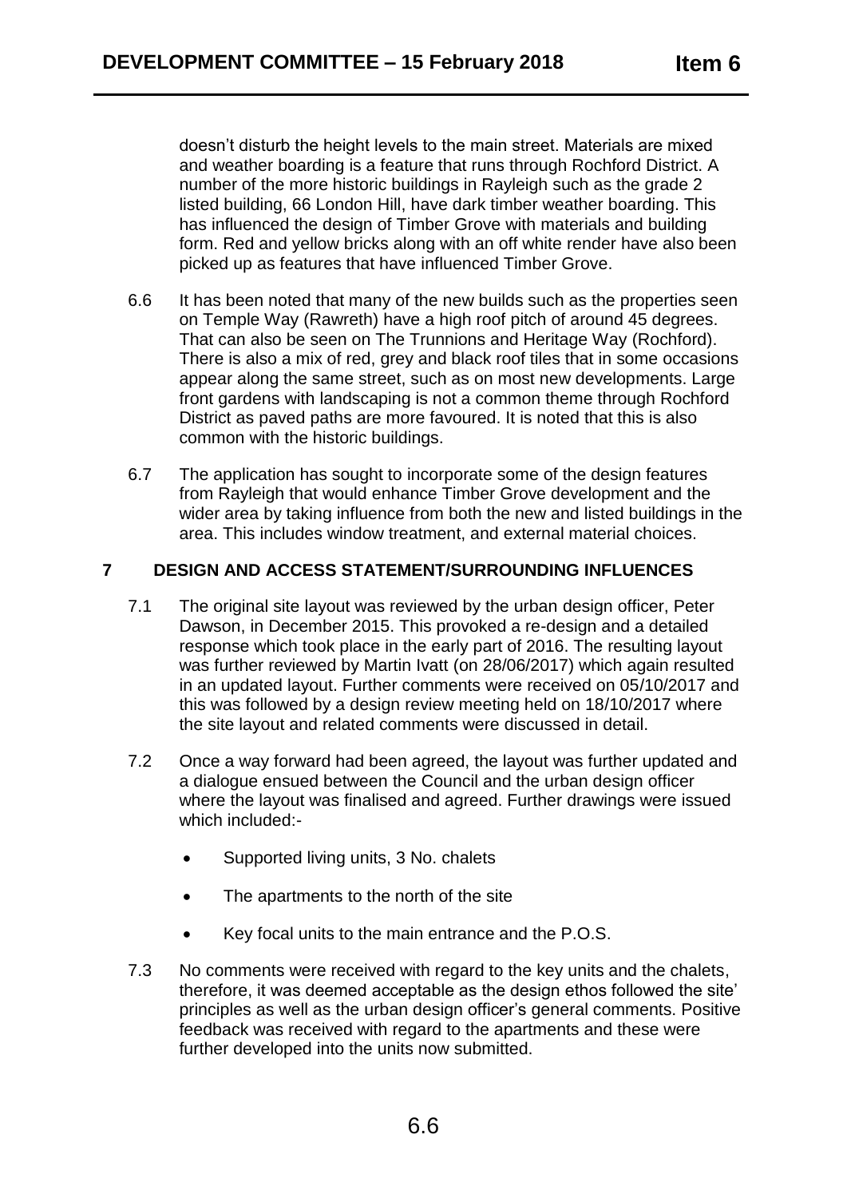doesn't disturb the height levels to the main street. Materials are mixed and weather boarding is a feature that runs through Rochford District. A number of the more historic buildings in Rayleigh such as the grade 2 listed building, 66 London Hill, have dark timber weather boarding. This has influenced the design of Timber Grove with materials and building form. Red and yellow bricks along with an off white render have also been picked up as features that have influenced Timber Grove.

6.6 It has been noted that many of the new builds such as the properties seen on Temple Way (Rawreth) have a high roof pitch of around 45 degrees. That can also be seen on The Trunnions and Heritage Way (Rochford). There is also a mix of red, grey and black roof tiles that in some occasions appear along the same street, such as on most new developments. Large front gardens with landscaping is not a common theme through Rochford District as paved paths are more favoured. It is noted that this is also common with the historic buildings.

6.7 The application has sought to incorporate some of the design features from Rayleigh that would enhance Timber Grove development and the wider area by taking influence from both the new and listed buildings in the area. This includes window treatment, and external material choices.

## 7 DESIGN AND ACCESS STATEMENT/SURROUNDING INFLUENCES

7.1 The original site layout was reviewed by the urban design officer, Peter Dawson, in December 2015. This provoked a re-design and a detailed response which took place in the early part of 2016. The resulting layout was further reviewed by Martin Ivatt (on 28/06/2017) which again resulted in an updated layout. Further comments were received on 05/10/2017 and this was followed by a design review meeting held on 18/10/2017 where the site layout and related comments were discussed in detail.

7.2 Once a way forward had been agreed, the layout was further updated and a dialogue ensued between the Council and the urban design officer where the layout was finalised and agreed. Further drawings were issued which included:-

- Supported living units, 3 No. chalets
- The apartments to the north of the site
- Key focal units to the main entrance and the P.O.S.

7.3 No comments were received with regard to the key units and the chalets, therefore, it was deemed acceptable as the design ethos followed the site' principles as well as the urban design officer's general comments. Positive feedback was received with regard to the apartments and these were further developed into the units now submitted.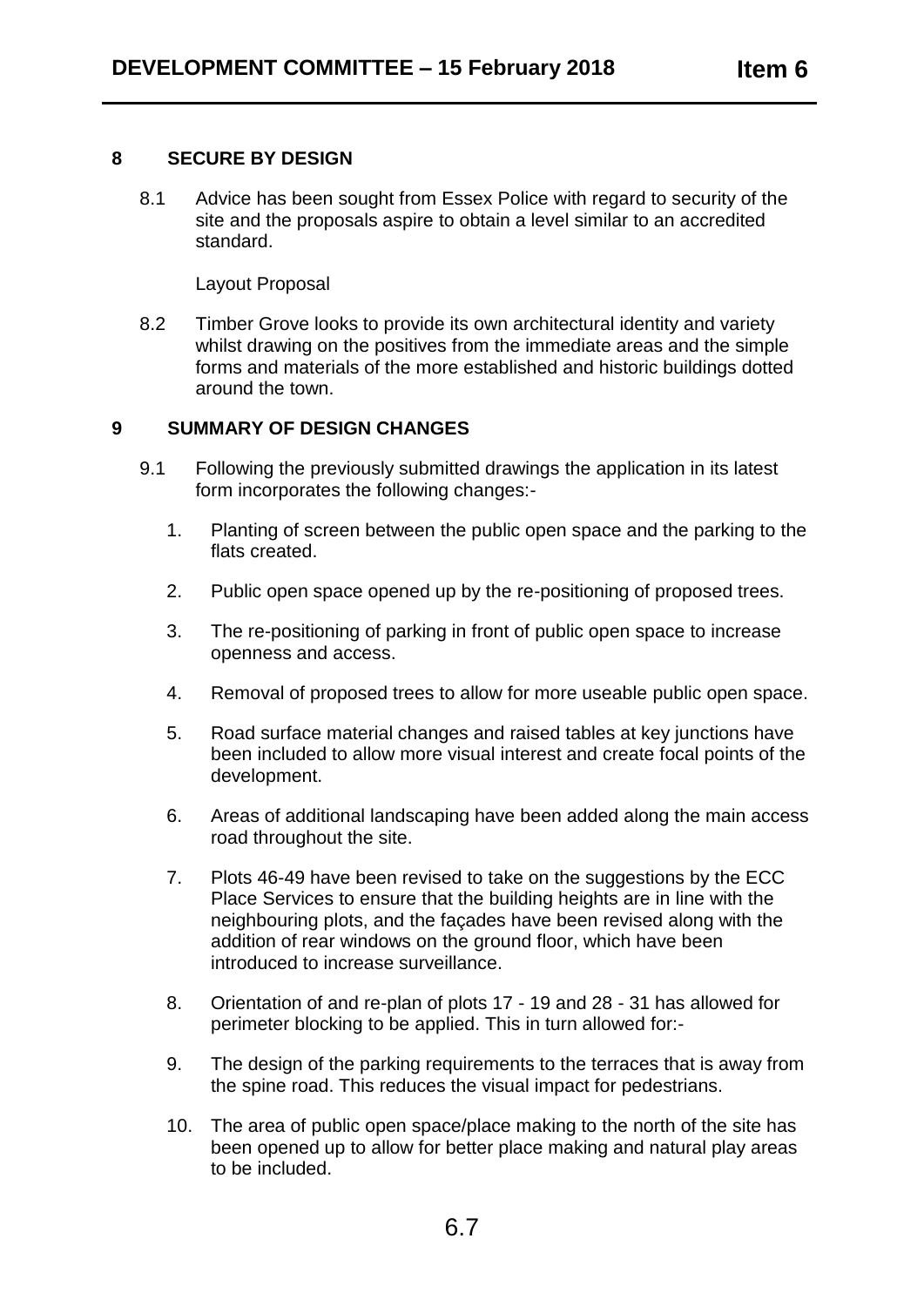## 8 SECURE BY DESIGN

8.1 Advice has been sought from Essex Police with regard to security of the site and the proposals aspire to obtain a level similar to an accredited standard.

Layout Proposal

8.2 Timber Grove looks to provide its own architectural identity and variety whilst drawing on the positives from the immediate areas and the simple forms and materials of the more established and historic buildings dotted around the town.

## 9 SUMMARY OF DESIGN CHANGES

9.1 Following the previously submitted drawings the application in its latest form incorporates the following changes:-

1. Planting of screen between the public open space and the parking to the flats created.
2. Public open space opened up by the re-positioning of proposed trees.
3. The re-positioning of parking in front of public open space to increase openness and access.
4. Removal of proposed trees to allow for more useable public open space.
5. Road surface material changes and raised tables at key junctions have been included to allow more visual interest and create focal points of the development.
6. Areas of additional landscaping have been added along the main access road throughout the site.
7. Plots 46-49 have been revised to take on the suggestions by the ECC Place Services to ensure that the building heights are in line with the neighbouring plots, and the façades have been revised along with the addition of rear windows on the ground floor, which have been introduced to increase surveillance.
8. Orientation of and re-plan of plots 17 - 19 and 28 - 31 has allowed for perimeter blocking to be applied. This in turn allowed for:-
9. The design of the parking requirements to the terraces that is away from the spine road. This reduces the visual impact for pedestrians.
10. The area of public open space/place making to the north of the site has been opened up to allow for better place making and natural play areas to be included.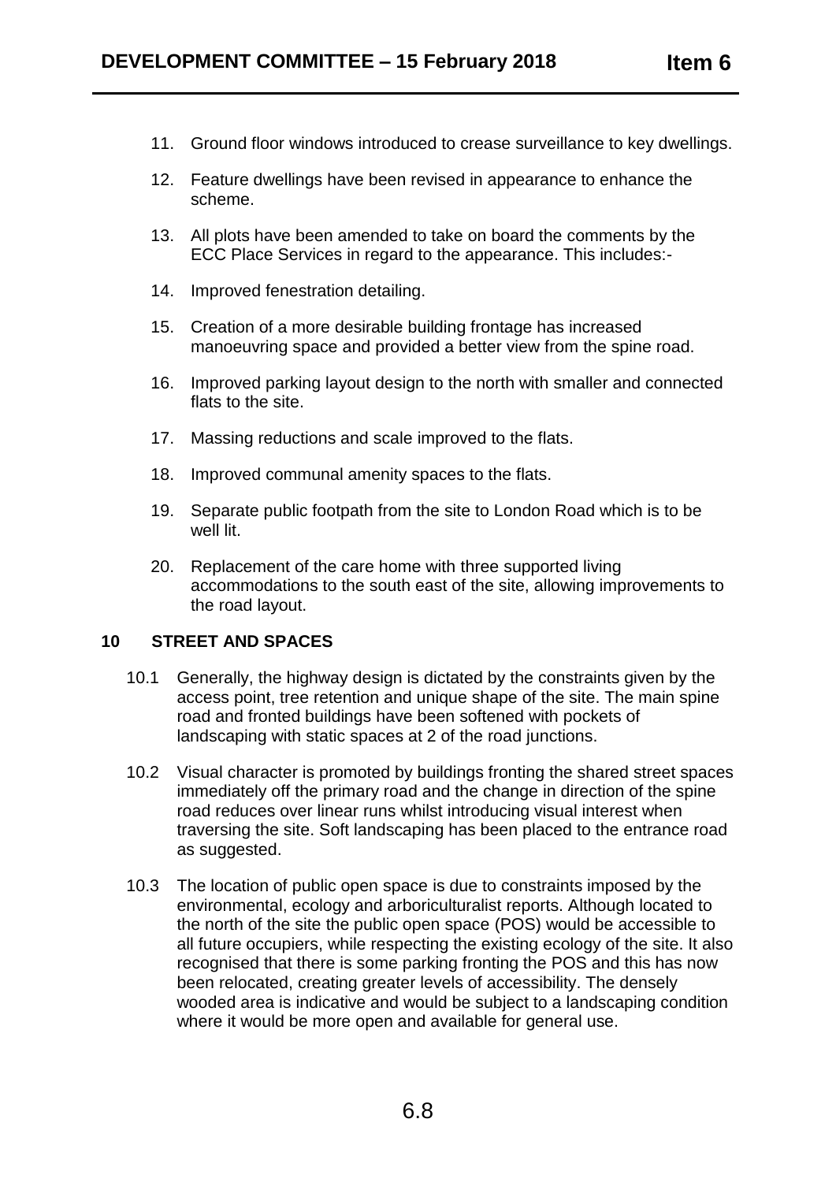11. Ground floor windows introduced to crease surveillance to key dwellings.

12. Feature dwellings have been revised in appearance to enhance the scheme.

13. All plots have been amended to take on board the comments by the ECC Place Services in regard to the appearance. This includes:-

14. Improved fenestration detailing.

15. Creation of a more desirable building frontage has increased manoeuvring space and provided a better view from the spine road.

16. Improved parking layout design to the north with smaller and connected flats to the site.

17. Massing reductions and scale improved to the flats.

18. Improved communal amenity spaces to the flats.

19. Separate public footpath from the site to London Road which is to be well lit.

20. Replacement of the care home with three supported living accommodations to the south east of the site, allowing improvements to the road layout.

## 10 STREET AND SPACES

10.1 Generally, the highway design is dictated by the constraints given by the access point, tree retention and unique shape of the site. The main spine road and fronted buildings have been softened with pockets of landscaping with static spaces at 2 of the road junctions.

10.2 Visual character is promoted by buildings fronting the shared street spaces immediately off the primary road and the change in direction of the spine road reduces over linear runs whilst introducing visual interest when traversing the site. Soft landscaping has been placed to the entrance road as suggested.

10.3 The location of public open space is due to constraints imposed by the environmental, ecology and arboriculturalist reports. Although located to the north of the site the public open space (POS) would be accessible to all future occupiers, while respecting the existing ecology of the site. It also recognised that there is some parking fronting the POS and this has now been relocated, creating greater levels of accessibility. The densely wooded area is indicative and would be subject to a landscaping condition where it would be more open and available for general use.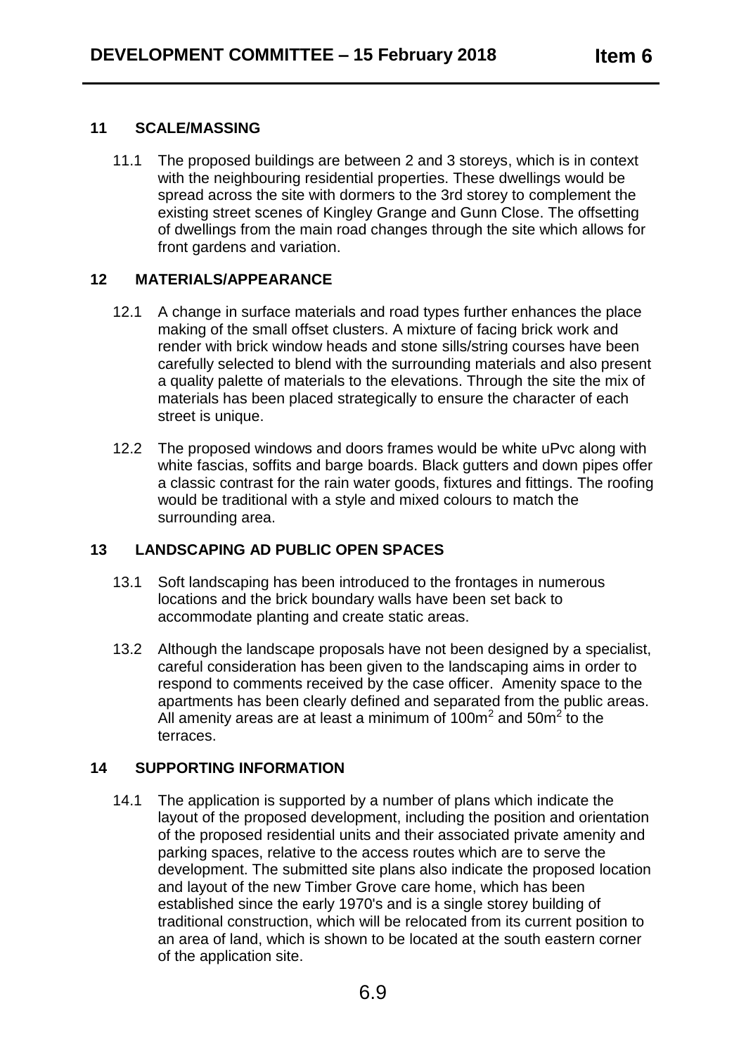## 11 SCALE/MASSING

11.1 The proposed buildings are between 2 and 3 storeys, which is in context with the neighbouring residential properties. These dwellings would be spread across the site with dormers to the 3rd storey to complement the existing street scenes of Kingley Grange and Gunn Close. The offsetting of dwellings from the main road changes through the site which allows for front gardens and variation.

## 12 MATERIALS/APPEARANCE

12.1 A change in surface materials and road types further enhances the place making of the small offset clusters. A mixture of facing brick work and render with brick window heads and stone sills/string courses have been carefully selected to blend with the surrounding materials and also present a quality palette of materials to the elevations. Through the site the mix of materials has been placed strategically to ensure the character of each street is unique.

12.2 The proposed windows and doors frames would be white uPvc along with white fascias, soffits and barge boards. Black gutters and down pipes offer a classic contrast for the rain water goods, fixtures and fittings. The roofing would be traditional with a style and mixed colours to match the surrounding area.

## 13 LANDSCAPING AD PUBLIC OPEN SPACES

13.1 Soft landscaping has been introduced to the frontages in numerous locations and the brick boundary walls have been set back to accommodate planting and create static areas.

13.2 Although the landscape proposals have not been designed by a specialist, careful consideration has been given to the landscaping aims in order to respond to comments received by the case officer. Amenity space to the apartments has been clearly defined and separated from the public areas. All amenity areas are at least a minimum of $100m^2$ and $50m^2$ to the terraces.

## 14 SUPPORTING INFORMATION

14.1 The application is supported by a number of plans which indicate the layout of the proposed development, including the position and orientation of the proposed residential units and their associated private amenity and parking spaces, relative to the access routes which are to serve the development. The submitted site plans also indicate the proposed location and layout of the new Timber Grove care home, which has been established since the early 1970's and is a single storey building of traditional construction, which will be relocated from its current position to an area of land, which is shown to be located at the south eastern corner of the application site.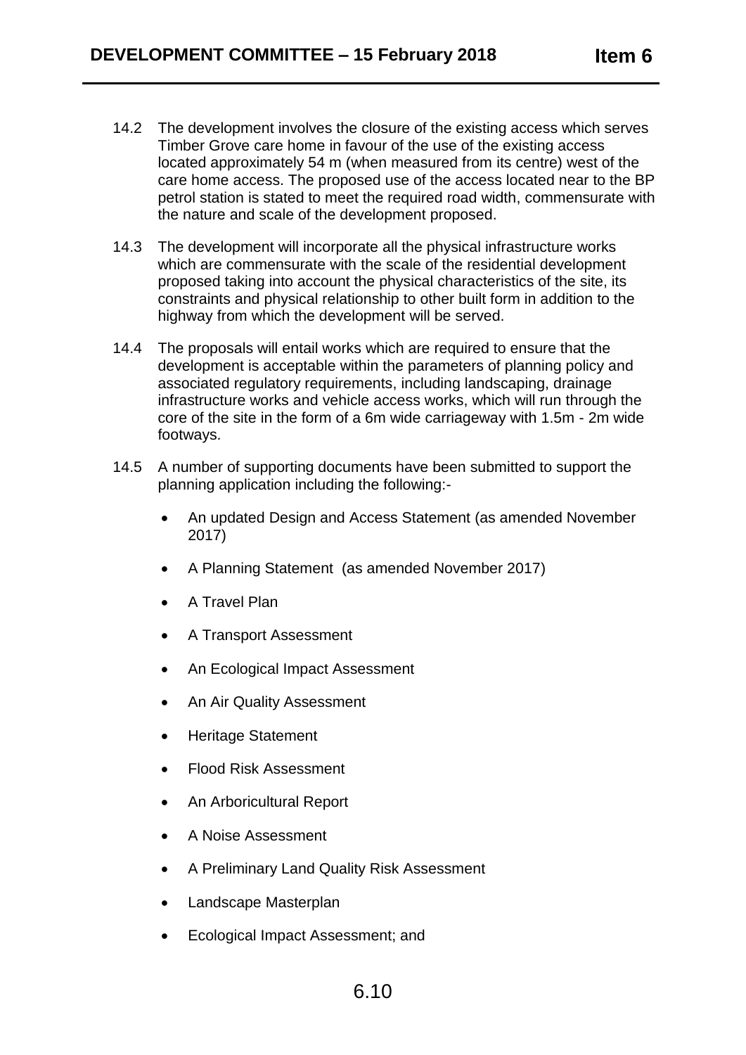14.2 The development involves the closure of the existing access which serves Timber Grove care home in favour of the use of the existing access located approximately 54 m (when measured from its centre) west of the care home access. The proposed use of the access located near to the BP petrol station is stated to meet the required road width, commensurate with the nature and scale of the development proposed.

14.3 The development will incorporate all the physical infrastructure works which are commensurate with the scale of the residential development proposed taking into account the physical characteristics of the site, its constraints and physical relationship to other built form in addition to the highway from which the development will be served.

14.4 The proposals will entail works which are required to ensure that the development is acceptable within the parameters of planning policy and associated regulatory requirements, including landscaping, drainage infrastructure works and vehicle access works, which will run through the core of the site in the form of a 6m wide carriageway with 1.5m - 2m wide footways.

14.5 A number of supporting documents have been submitted to support the planning application including the following:-

- An updated Design and Access Statement (as amended November 2017)
- A Planning Statement (as amended November 2017)
- A Travel Plan
- A Transport Assessment
- An Ecological Impact Assessment
- An Air Quality Assessment
- Heritage Statement
- Flood Risk Assessment
- An Arboricultural Report
- A Noise Assessment
- A Preliminary Land Quality Risk Assessment
- Landscape Masterplan
- Ecological Impact Assessment; and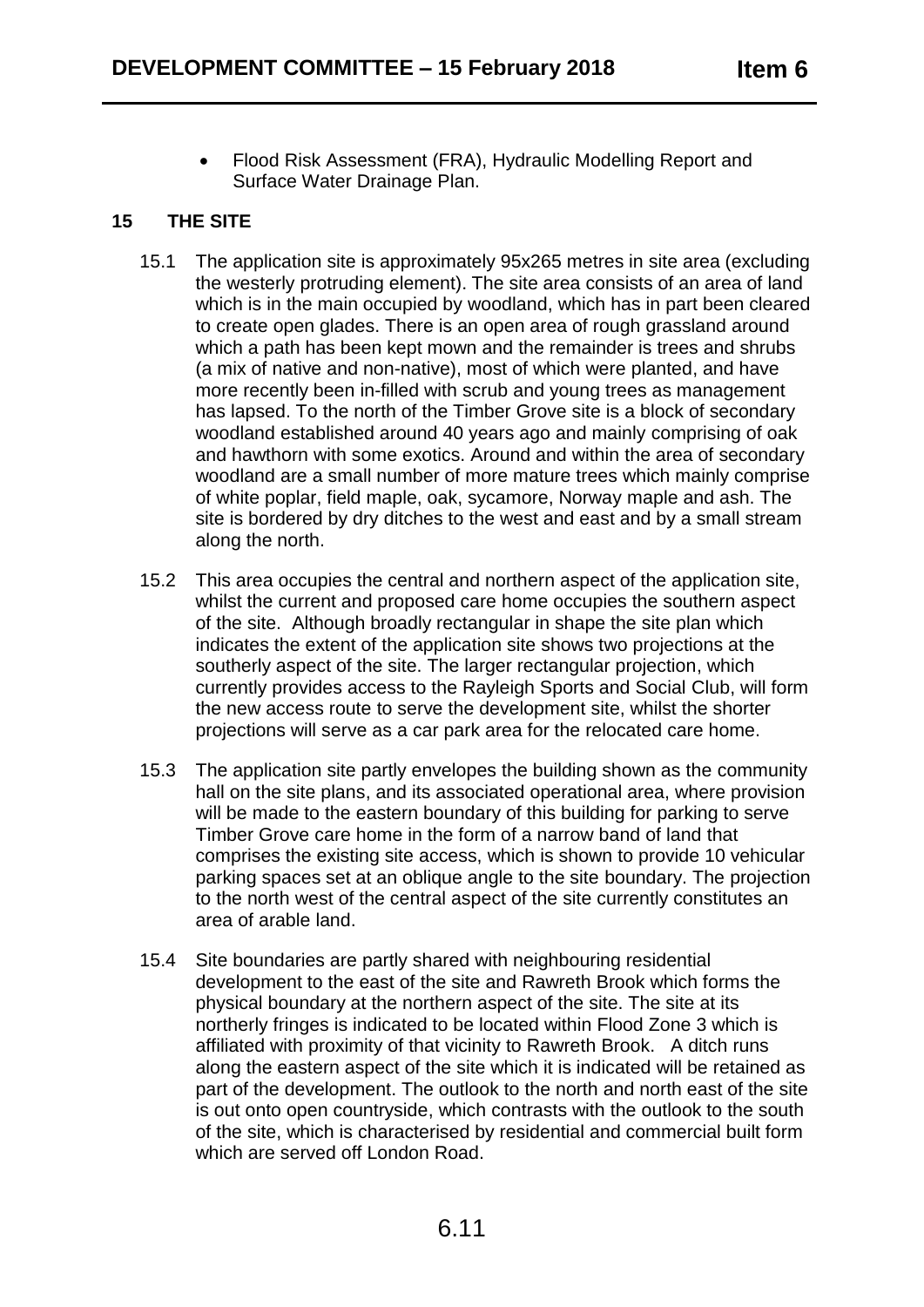- Flood Risk Assessment (FRA), Hydraulic Modelling Report and Surface Water Drainage Plan.

## 15 THE SITE

15.1 The application site is approximately 95x265 metres in site area (excluding the westerly protruding element). The site area consists of an area of land which is in the main occupied by woodland, which has in part been cleared to create open glades. There is an open area of rough grassland around which a path has been kept mown and the remainder is trees and shrubs (a mix of native and non-native), most of which were planted, and have more recently been in-filled with scrub and young trees as management has lapsed. To the north of the Timber Grove site is a block of secondary woodland established around 40 years ago and mainly comprising of oak and hawthorn with some exotics. Around and within the area of secondary woodland are a small number of more mature trees which mainly comprise of white poplar, field maple, oak, sycamore, Norway maple and ash. The site is bordered by dry ditches to the west and east and by a small stream along the north.

15.2 This area occupies the central and northern aspect of the application site, whilst the current and proposed care home occupies the southern aspect of the site. Although broadly rectangular in shape the site plan which indicates the extent of the application site shows two projections at the southerly aspect of the site. The larger rectangular projection, which currently provides access to the Rayleigh Sports and Social Club, will form the new access route to serve the development site, whilst the shorter projections will serve as a car park area for the relocated care home.

15.3 The application site partly envelopes the building shown as the community hall on the site plans, and its associated operational area, where provision will be made to the eastern boundary of this building for parking to serve Timber Grove care home in the form of a narrow band of land that comprises the existing site access, which is shown to provide 10 vehicular parking spaces set at an oblique angle to the site boundary. The projection to the north west of the central aspect of the site currently constitutes an area of arable land.

15.4 Site boundaries are partly shared with neighbouring residential development to the east of the site and Rawreth Brook which forms the physical boundary at the northern aspect of the site. The site at its northerly fringes is indicated to be located within Flood Zone 3 which is affiliated with proximity of that vicinity to Rawreth Brook. A ditch runs along the eastern aspect of the site which it is indicated will be retained as part of the development. The outlook to the north and north east of the site is out onto open countryside, which contrasts with the outlook to the south of the site, which is characterised by residential and commercial built form which are served off London Road.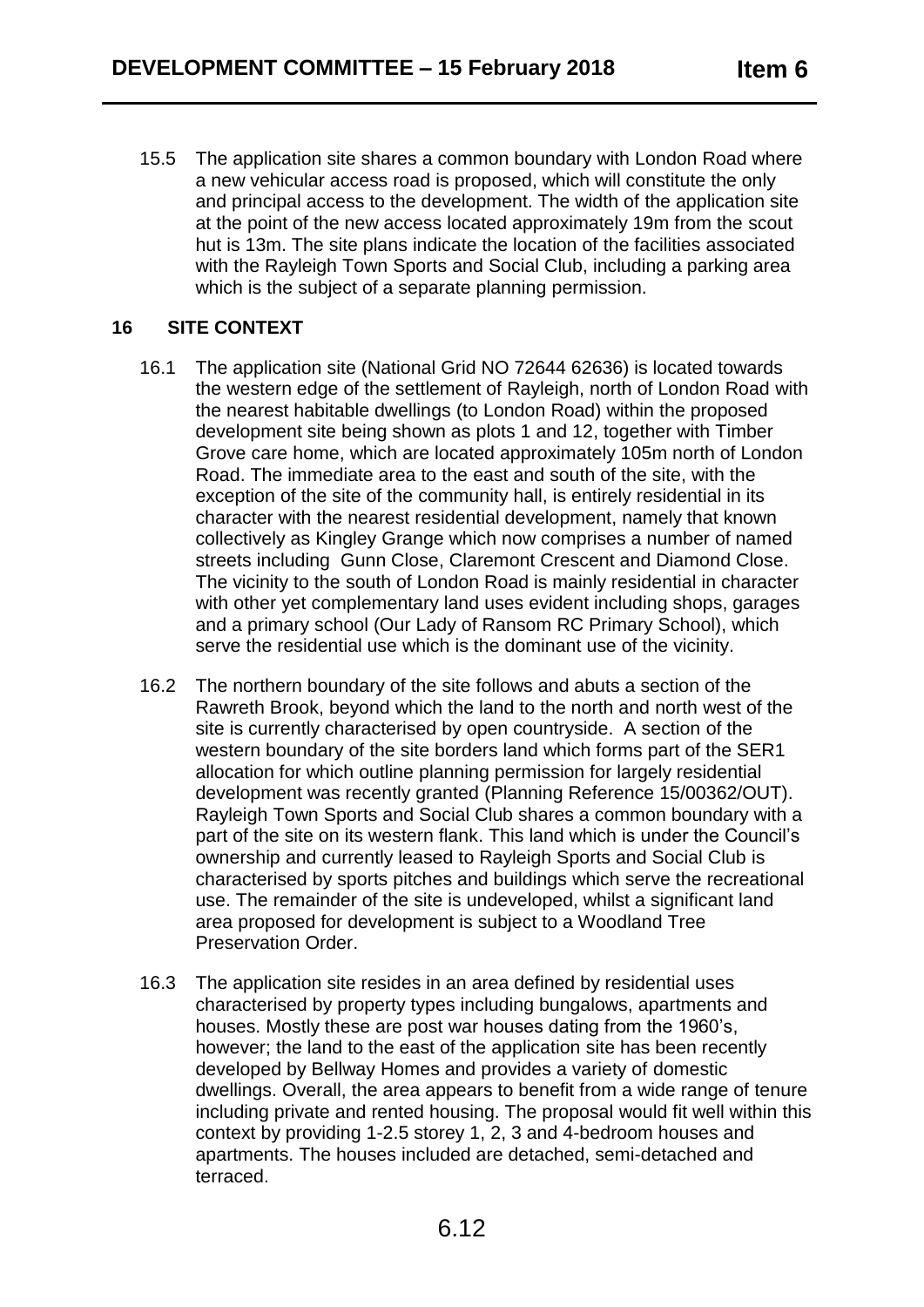15.5 The application site shares a common boundary with London Road where a new vehicular access road is proposed, which will constitute the only and principal access to the development. The width of the application site at the point of the new access located approximately 19m from the scout hut is 13m. The site plans indicate the location of the facilities associated with the Rayleigh Town Sports and Social Club, including a parking area which is the subject of a separate planning permission.

## 16 SITE CONTEXT

16.1 The application site (National Grid NO 72644 62636) is located towards the western edge of the settlement of Rayleigh, north of London Road with the nearest habitable dwellings (to London Road) within the proposed development site being shown as plots 1 and 12, together with Timber Grove care home, which are located approximately 105m north of London Road. The immediate area to the east and south of the site, with the exception of the site of the community hall, is entirely residential in its character with the nearest residential development, namely that known collectively as Kingley Grange which now comprises a number of named streets including Gunn Close, Claremont Crescent and Diamond Close. The vicinity to the south of London Road is mainly residential in character with other yet complementary land uses evident including shops, garages and a primary school (Our Lady of Ransom RC Primary School), which serve the residential use which is the dominant use of the vicinity.

16.2 The northern boundary of the site follows and abuts a section of the Rawreth Brook, beyond which the land to the north and north west of the site is currently characterised by open countryside. A section of the western boundary of the site borders land which forms part of the SER1 allocation for which outline planning permission for largely residential development was recently granted (Planning Reference 15/00362/OUT). Rayleigh Town Sports and Social Club shares a common boundary with a part of the site on its western flank. This land which is under the Council's ownership and currently leased to Rayleigh Sports and Social Club is characterised by sports pitches and buildings which serve the recreational use. The remainder of the site is undeveloped, whilst a significant land area proposed for development is subject to a Woodland Tree Preservation Order.

16.3 The application site resides in an area defined by residential uses characterised by property types including bungalows, apartments and houses. Mostly these are post war houses dating from the 1960's, however; the land to the east of the application site has been recently developed by Bellway Homes and provides a variety of domestic dwellings. Overall, the area appears to benefit from a wide range of tenure including private and rented housing. The proposal would fit well within this context by providing 1-2.5 storey 1, 2, 3 and 4-bedroom houses and apartments. The houses included are detached, semi-detached and terraced.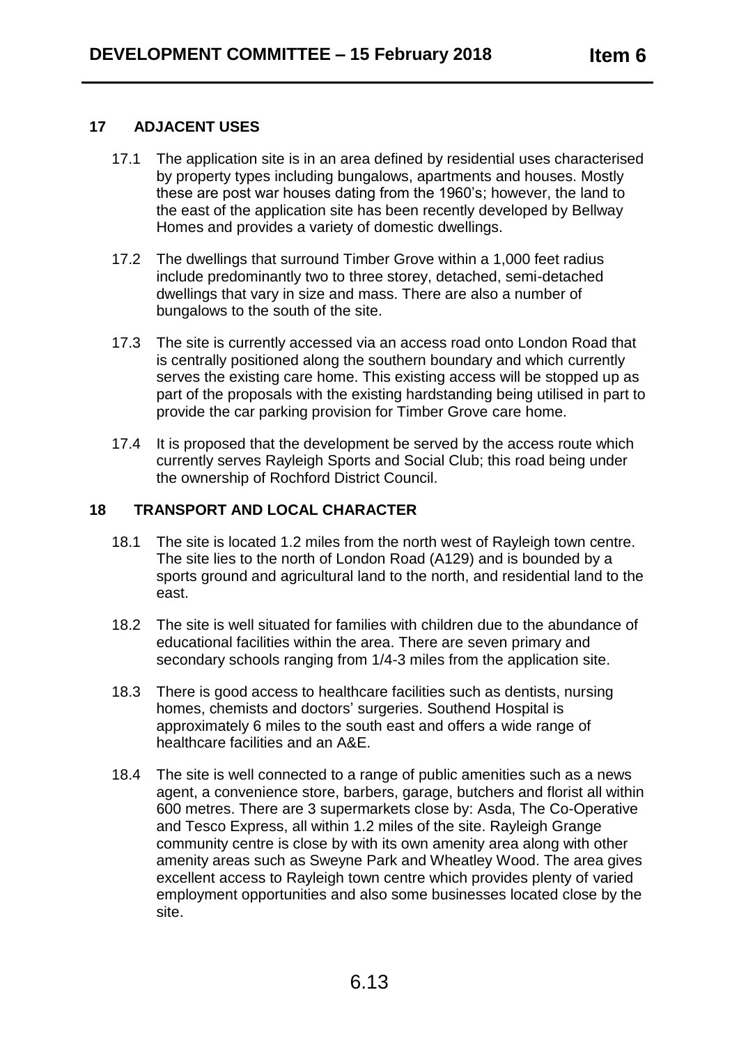## 17 ADJACENT USES

17.1 The application site is in an area defined by residential uses characterised by property types including bungalows, apartments and houses. Mostly these are post war houses dating from the 1960's; however, the land to the east of the application site has been recently developed by Bellway Homes and provides a variety of domestic dwellings.

17.2 The dwellings that surround Timber Grove within a 1,000 feet radius include predominantly two to three storey, detached, semi-detached dwellings that vary in size and mass. There are also a number of bungalows to the south of the site.

17.3 The site is currently accessed via an access road onto London Road that is centrally positioned along the southern boundary and which currently serves the existing care home. This existing access will be stopped up as part of the proposals with the existing hardstanding being utilised in part to provide the car parking provision for Timber Grove care home.

17.4 It is proposed that the development be served by the access route which currently serves Rayleigh Sports and Social Club; this road being under the ownership of Rochford District Council.

## 18 TRANSPORT AND LOCAL CHARACTER

18.1 The site is located 1.2 miles from the north west of Rayleigh town centre. The site lies to the north of London Road (A129) and is bounded by a sports ground and agricultural land to the north, and residential land to the east.

18.2 The site is well situated for families with children due to the abundance of educational facilities within the area. There are seven primary and secondary schools ranging from 1/4-3 miles from the application site.

18.3 There is good access to healthcare facilities such as dentists, nursing homes, chemists and doctors' surgeries. Southend Hospital is approximately 6 miles to the south east and offers a wide range of healthcare facilities and an A&E.

18.4 The site is well connected to a range of public amenities such as a news agent, a convenience store, barbers, garage, butchers and florist all within 600 metres. There are 3 supermarkets close by: Asda, The Co-Operative and Tesco Express, all within 1.2 miles of the site. Rayleigh Grange community centre is close by with its own amenity area along with other amenity areas such as Sweyne Park and Wheatley Wood. The area gives excellent access to Rayleigh town centre which provides plenty of varied employment opportunities and also some businesses located close by the site.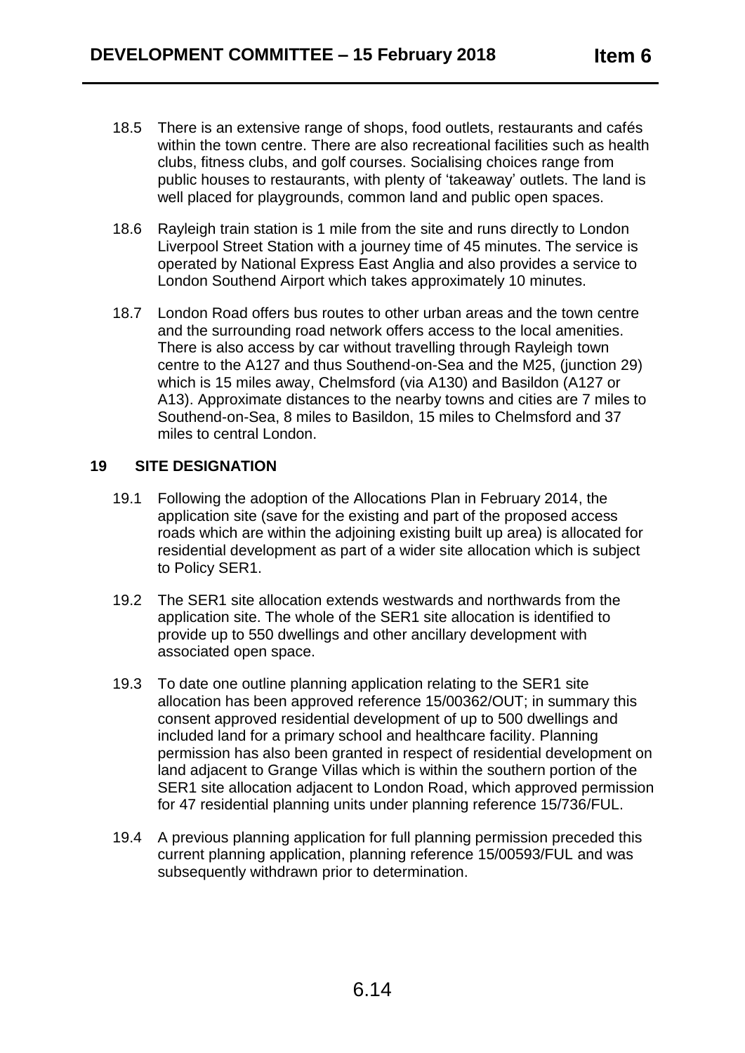18.5 There is an extensive range of shops, food outlets, restaurants and cafés within the town centre. There are also recreational facilities such as health clubs, fitness clubs, and golf courses. Socialising choices range from public houses to restaurants, with plenty of 'takeaway' outlets. The land is well placed for playgrounds, common land and public open spaces.

18.6 Rayleigh train station is 1 mile from the site and runs directly to London Liverpool Street Station with a journey time of 45 minutes. The service is operated by National Express East Anglia and also provides a service to London Southend Airport which takes approximately 10 minutes.

18.7 London Road offers bus routes to other urban areas and the town centre and the surrounding road network offers access to the local amenities. There is also access by car without travelling through Rayleigh town centre to the A127 and thus Southend-on-Sea and the M25, (junction 29) which is 15 miles away, Chelmsford (via A130) and Basildon (A127 or A13). Approximate distances to the nearby towns and cities are 7 miles to Southend-on-Sea, 8 miles to Basildon, 15 miles to Chelmsford and 37 miles to central London.

## 19 SITE DESIGNATION

19.1 Following the adoption of the Allocations Plan in February 2014, the application site (save for the existing and part of the proposed access roads which are within the adjoining existing built up area) is allocated for residential development as part of a wider site allocation which is subject to Policy SER1.

19.2 The SER1 site allocation extends westwards and northwards from the application site. The whole of the SER1 site allocation is identified to provide up to 550 dwellings and other ancillary development with associated open space.

19.3 To date one outline planning application relating to the SER1 site allocation has been approved reference 15/00362/OUT; in summary this consent approved residential development of up to 500 dwellings and included land for a primary school and healthcare facility. Planning permission has also been granted in respect of residential development on land adjacent to Grange Villas which is within the southern portion of the SER1 site allocation adjacent to London Road, which approved permission for 47 residential planning units under planning reference 15/736/FUL.

19.4 A previous planning application for full planning permission preceded this current planning application, planning reference 15/00593/FUL and was subsequently withdrawn prior to determination.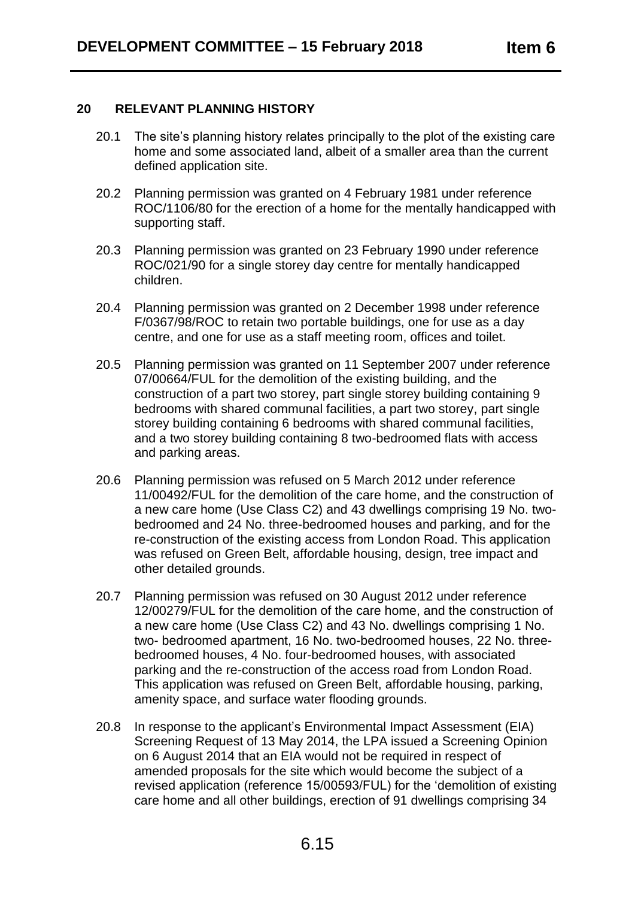## 20 RELEVANT PLANNING HISTORY

20.1 The site's planning history relates principally to the plot of the existing care home and some associated land, albeit of a smaller area than the current defined application site.

20.2 Planning permission was granted on 4 February 1981 under reference ROC/1106/80 for the erection of a home for the mentally handicapped with supporting staff.

20.3 Planning permission was granted on 23 February 1990 under reference ROC/021/90 for a single storey day centre for mentally handicapped children.

20.4 Planning permission was granted on 2 December 1998 under reference F/0367/98/ROC to retain two portable buildings, one for use as a day centre, and one for use as a staff meeting room, offices and toilet.

20.5 Planning permission was granted on 11 September 2007 under reference 07/00664/FUL for the demolition of the existing building, and the construction of a part two storey, part single storey building containing 9 bedrooms with shared communal facilities, a part two storey, part single storey building containing 6 bedrooms with shared communal facilities, and a two storey building containing 8 two-bedroomed flats with access and parking areas.

20.6 Planning permission was refused on 5 March 2012 under reference 11/00492/FUL for the demolition of the care home, and the construction of a new care home (Use Class C2) and 43 dwellings comprising 19 No. two-bedroomed and 24 No. three-bedroomed houses and parking, and for the re-construction of the existing access from London Road. This application was refused on Green Belt, affordable housing, design, tree impact and other detailed grounds.

20.7 Planning permission was refused on 30 August 2012 under reference 12/00279/FUL for the demolition of the care home, and the construction of a new care home (Use Class C2) and 43 No. dwellings comprising 1 No. two- bedroomed apartment, 16 No. two-bedroomed houses, 22 No. three-bedroomed houses, 4 No. four-bedroomed houses, with associated parking and the re-construction of the access road from London Road. This application was refused on Green Belt, affordable housing, parking, amenity space, and surface water flooding grounds.

20.8 In response to the applicant's Environmental Impact Assessment (EIA) Screening Request of 13 May 2014, the LPA issued a Screening Opinion on 6 August 2014 that an EIA would not be required in respect of amended proposals for the site which would become the subject of a revised application (reference 15/00593/FUL) for the 'demolition of existing care home and all other buildings, erection of 91 dwellings comprising 34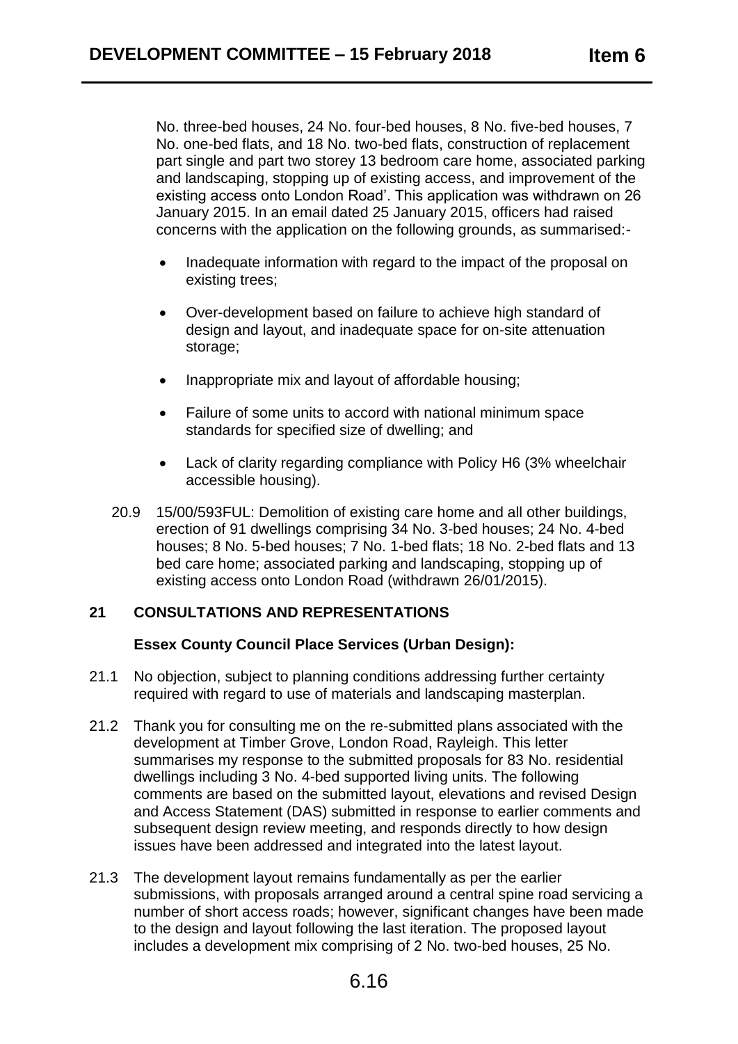No. three-bed houses, 24 No. four-bed houses, 8 No. five-bed houses, 7 No. one-bed flats, and 18 No. two-bed flats, construction of replacement part single and part two storey 13 bedroom care home, associated parking and landscaping, stopping up of existing access, and improvement of the existing access onto London Road'. This application was withdrawn on 26 January 2015. In an email dated 25 January 2015, officers had raised concerns with the application on the following grounds, as summarised:-

- Inadequate information with regard to the impact of the proposal on existing trees;
- Over-development based on failure to achieve high standard of design and layout, and inadequate space for on-site attenuation storage;
- Inappropriate mix and layout of affordable housing;
- Failure of some units to accord with national minimum space standards for specified size of dwelling; and
- Lack of clarity regarding compliance with Policy H6 (3% wheelchair accessible housing).

20.9 15/00/593FUL: Demolition of existing care home and all other buildings, erection of 91 dwellings comprising 34 No. 3-bed houses; 24 No. 4-bed houses; 8 No. 5-bed houses; 7 No. 1-bed flats; 18 No. 2-bed flats and 13 bed care home; associated parking and landscaping, stopping up of existing access onto London Road (withdrawn 26/01/2015).

## 21 CONSULTATIONS AND REPRESENTATIONS

**Essex County Council Place Services (Urban Design):**

21.1 No objection, subject to planning conditions addressing further certainty required with regard to use of materials and landscaping masterplan.

21.2 Thank you for consulting me on the re-submitted plans associated with the development at Timber Grove, London Road, Rayleigh. This letter summarises my response to the submitted proposals for 83 No. residential dwellings including 3 No. 4-bed supported living units. The following comments are based on the submitted layout, elevations and revised Design and Access Statement (DAS) submitted in response to earlier comments and subsequent design review meeting, and responds directly to how design issues have been addressed and integrated into the latest layout.

21.3 The development layout remains fundamentally as per the earlier submissions, with proposals arranged around a central spine road servicing a number of short access roads; however, significant changes have been made to the design and layout following the last iteration. The proposed layout includes a development mix comprising of 2 No. two-bed houses, 25 No.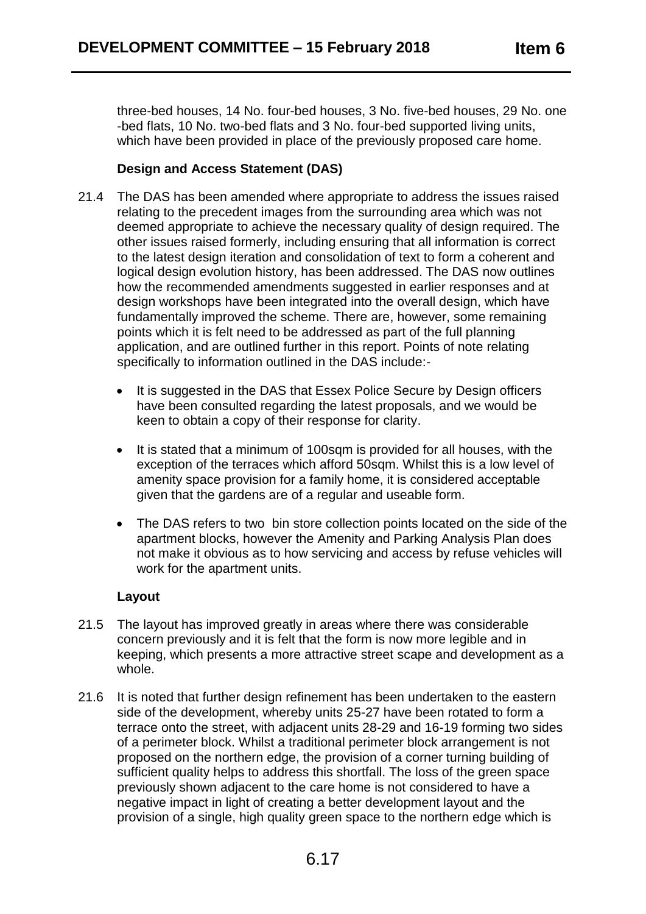three-bed houses, 14 No. four-bed houses, 3 No. five-bed houses, 29 No. one -bed flats, 10 No. two-bed flats and 3 No. four-bed supported living units, which have been provided in place of the previously proposed care home.

**Design and Access Statement (DAS)**

21.4 The DAS has been amended where appropriate to address the issues raised relating to the precedent images from the surrounding area which was not deemed appropriate to achieve the necessary quality of design required. The other issues raised formerly, including ensuring that all information is correct to the latest design iteration and consolidation of text to form a coherent and logical design evolution history, has been addressed. The DAS now outlines how the recommended amendments suggested in earlier responses and at design workshops have been integrated into the overall design, which have fundamentally improved the scheme. There are, however, some remaining points which it is felt need to be addressed as part of the full planning application, and are outlined further in this report. Points of note relating specifically to information outlined in the DAS include:-

- It is suggested in the DAS that Essex Police Secure by Design officers have been consulted regarding the latest proposals, and we would be keen to obtain a copy of their response for clarity.
- It is stated that a minimum of 100sqm is provided for all houses, with the exception of the terraces which afford 50sqm. Whilst this is a low level of amenity space provision for a family home, it is considered acceptable given that the gardens are of a regular and useable form.
- The DAS refers to two bin store collection points located on the side of the apartment blocks, however the Amenity and Parking Analysis Plan does not make it obvious as to how servicing and access by refuse vehicles will work for the apartment units.

**Layout**

21.5 The layout has improved greatly in areas where there was considerable concern previously and it is felt that the form is now more legible and in keeping, which presents a more attractive street scape and development as a whole.

21.6 It is noted that further design refinement has been undertaken to the eastern side of the development, whereby units 25-27 have been rotated to form a terrace onto the street, with adjacent units 28-29 and 16-19 forming two sides of a perimeter block. Whilst a traditional perimeter block arrangement is not proposed on the northern edge, the provision of a corner turning building of sufficient quality helps to address this shortfall. The loss of the green space previously shown adjacent to the care home is not considered to have a negative impact in light of creating a better development layout and the provision of a single, high quality green space to the northern edge which is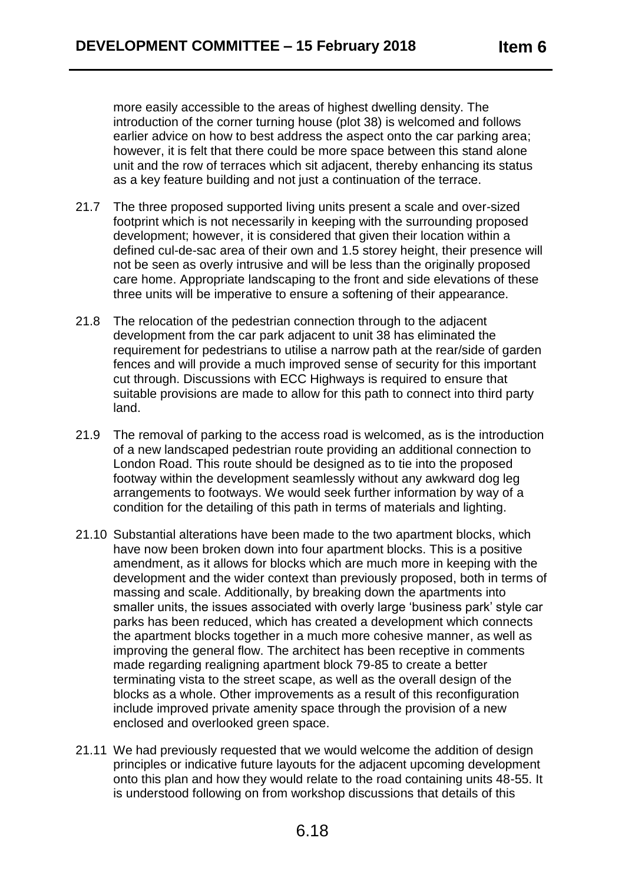more easily accessible to the areas of highest dwelling density. The introduction of the corner turning house (plot 38) is welcomed and follows earlier advice on how to best address the aspect onto the car parking area; however, it is felt that there could be more space between this stand alone unit and the row of terraces which sit adjacent, thereby enhancing its status as a key feature building and not just a continuation of the terrace.

21.7 The three proposed supported living units present a scale and over-sized footprint which is not necessarily in keeping with the surrounding proposed development; however, it is considered that given their location within a defined cul-de-sac area of their own and 1.5 storey height, their presence will not be seen as overly intrusive and will be less than the originally proposed care home. Appropriate landscaping to the front and side elevations of these three units will be imperative to ensure a softening of their appearance.

21.8 The relocation of the pedestrian connection through to the adjacent development from the car park adjacent to unit 38 has eliminated the requirement for pedestrians to utilise a narrow path at the rear/side of garden fences and will provide a much improved sense of security for this important cut through. Discussions with ECC Highways is required to ensure that suitable provisions are made to allow for this path to connect into third party land.

21.9 The removal of parking to the access road is welcomed, as is the introduction of a new landscaped pedestrian route providing an additional connection to London Road. This route should be designed as to tie into the proposed footway within the development seamlessly without any awkward dog leg arrangements to footways. We would seek further information by way of a condition for the detailing of this path in terms of materials and lighting.

21.10 Substantial alterations have been made to the two apartment blocks, which have now been broken down into four apartment blocks. This is a positive amendment, as it allows for blocks which are much more in keeping with the development and the wider context than previously proposed, both in terms of massing and scale. Additionally, by breaking down the apartments into smaller units, the issues associated with overly large 'business park' style car parks has been reduced, which has created a development which connects the apartment blocks together in a much more cohesive manner, as well as improving the general flow. The architect has been receptive in comments made regarding realigning apartment block 79-85 to create a better terminating vista to the street scape, as well as the overall design of the blocks as a whole. Other improvements as a result of this reconfiguration include improved private amenity space through the provision of a new enclosed and overlooked green space.

21.11 We had previously requested that we would welcome the addition of design principles or indicative future layouts for the adjacent upcoming development onto this plan and how they would relate to the road containing units 48-55. It is understood following on from workshop discussions that details of this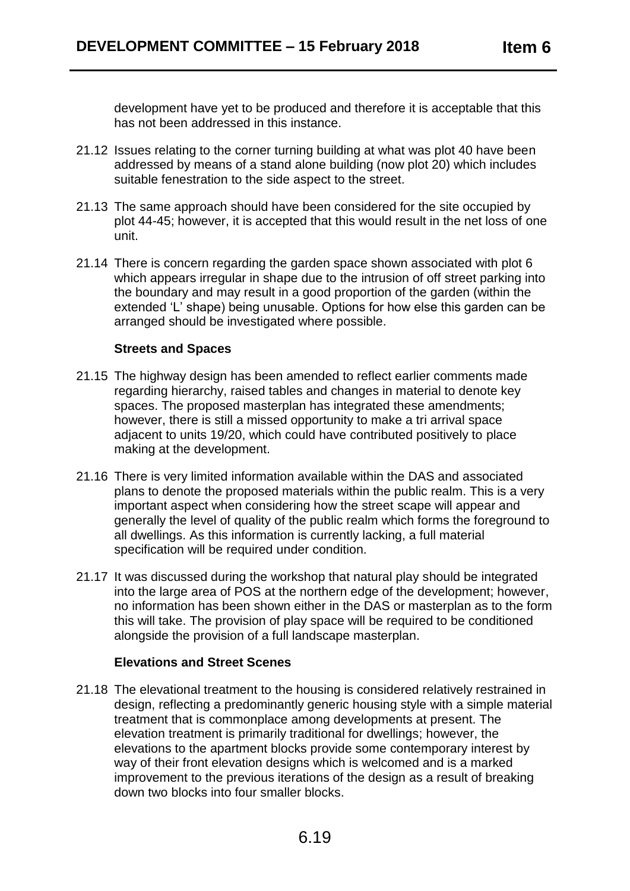development have yet to be produced and therefore it is acceptable that this has not been addressed in this instance.

21.12 Issues relating to the corner turning building at what was plot 40 have been addressed by means of a stand alone building (now plot 20) which includes suitable fenestration to the side aspect to the street.

21.13 The same approach should have been considered for the site occupied by plot 44-45; however, it is accepted that this would result in the net loss of one unit.

21.14 There is concern regarding the garden space shown associated with plot 6 which appears irregular in shape due to the intrusion of off street parking into the boundary and may result in a good proportion of the garden (within the extended 'L' shape) being unusable. Options for how else this garden can be arranged should be investigated where possible.

**Streets and Spaces**

21.15 The highway design has been amended to reflect earlier comments made regarding hierarchy, raised tables and changes in material to denote key spaces. The proposed masterplan has integrated these amendments; however, there is still a missed opportunity to make a tri arrival space adjacent to units 19/20, which could have contributed positively to place making at the development.

21.16 There is very limited information available within the DAS and associated plans to denote the proposed materials within the public realm. This is a very important aspect when considering how the street scape will appear and generally the level of quality of the public realm which forms the foreground to all dwellings. As this information is currently lacking, a full material specification will be required under condition.

21.17 It was discussed during the workshop that natural play should be integrated into the large area of POS at the northern edge of the development; however, no information has been shown either in the DAS or masterplan as to the form this will take. The provision of play space will be required to be conditioned alongside the provision of a full landscape masterplan.

**Elevations and Street Scenes**

21.18 The elevational treatment to the housing is considered relatively restrained in design, reflecting a predominantly generic housing style with a simple material treatment that is commonplace among developments at present. The elevation treatment is primarily traditional for dwellings; however, the elevations to the apartment blocks provide some contemporary interest by way of their front elevation designs which is welcomed and is a marked improvement to the previous iterations of the design as a result of breaking down two blocks into four smaller blocks.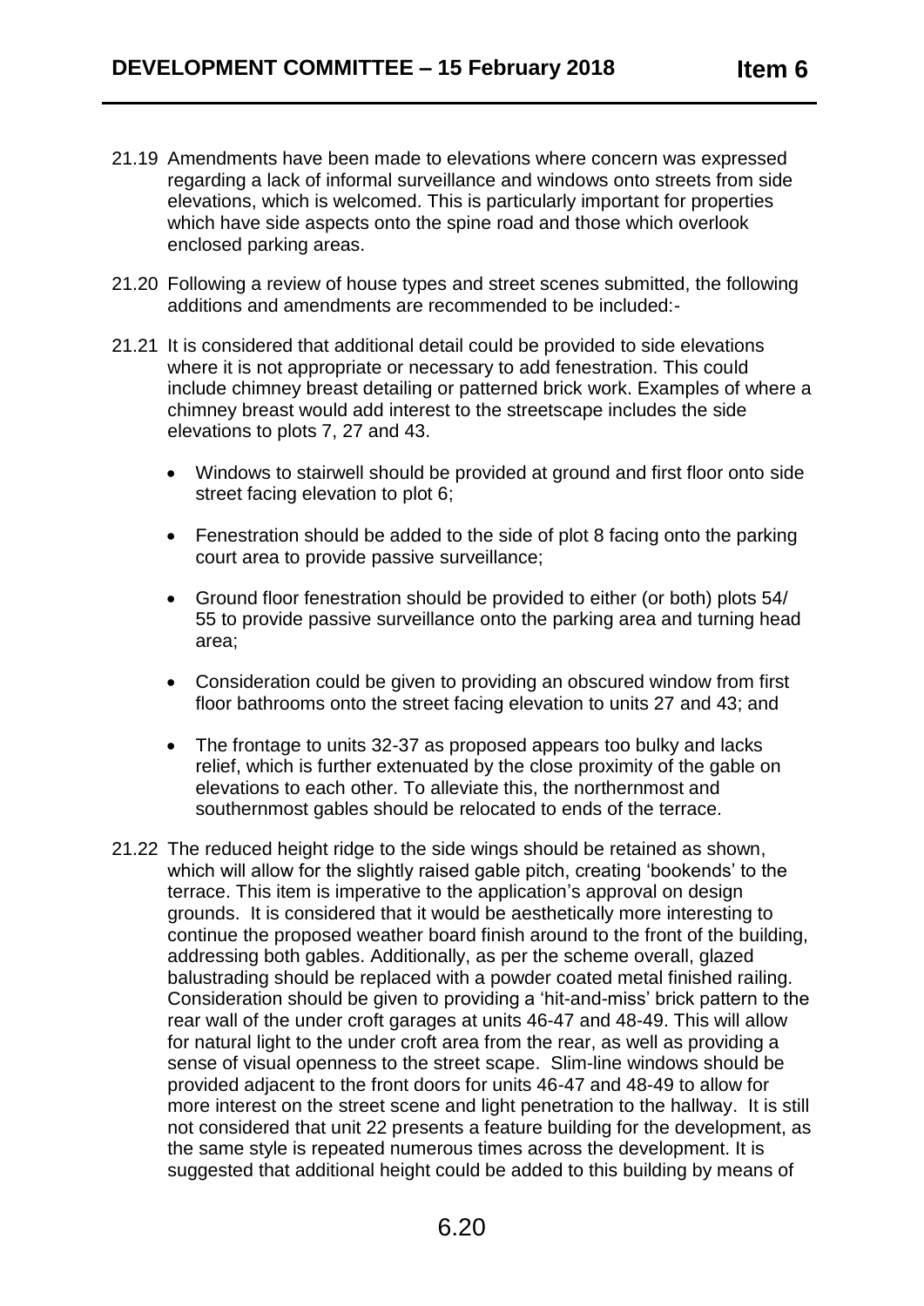21.19 Amendments have been made to elevations where concern was expressed regarding a lack of informal surveillance and windows onto streets from side elevations, which is welcomed. This is particularly important for properties which have side aspects onto the spine road and those which overlook enclosed parking areas.

21.20 Following a review of house types and street scenes submitted, the following additions and amendments are recommended to be included:-

21.21 It is considered that additional detail could be provided to side elevations where it is not appropriate or necessary to add fenestration. This could include chimney breast detailing or patterned brick work. Examples of where a chimney breast would add interest to the streetscape includes the side elevations to plots 7, 27 and 43.

- Windows to stairwell should be provided at ground and first floor onto side street facing elevation to plot 6;
- Fenestration should be added to the side of plot 8 facing onto the parking court area to provide passive surveillance;
- Ground floor fenestration should be provided to either (or both) plots 54/ 55 to provide passive surveillance onto the parking area and turning head area;
- Consideration could be given to providing an obscured window from first floor bathrooms onto the street facing elevation to units 27 and 43; and
- The frontage to units 32-37 as proposed appears too bulky and lacks relief, which is further extenuated by the close proximity of the gable on elevations to each other. To alleviate this, the northernmost and southernmost gables should be relocated to ends of the terrace.

21.22 The reduced height ridge to the side wings should be retained as shown, which will allow for the slightly raised gable pitch, creating 'bookends' to the terrace. This item is imperative to the application's approval on design grounds. It is considered that it would be aesthetically more interesting to continue the proposed weather board finish around to the front of the building, addressing both gables. Additionally, as per the scheme overall, glazed balustrading should be replaced with a powder coated metal finished railing. Consideration should be given to providing a 'hit-and-miss' brick pattern to the rear wall of the under croft garages at units 46-47 and 48-49. This will allow for natural light to the under croft area from the rear, as well as providing a sense of visual openness to the street scape. Slim-line windows should be provided adjacent to the front doors for units 46-47 and 48-49 to allow for more interest on the street scene and light penetration to the hallway. It is still not considered that unit 22 presents a feature building for the development, as the same style is repeated numerous times across the development. It is suggested that additional height could be added to this building by means of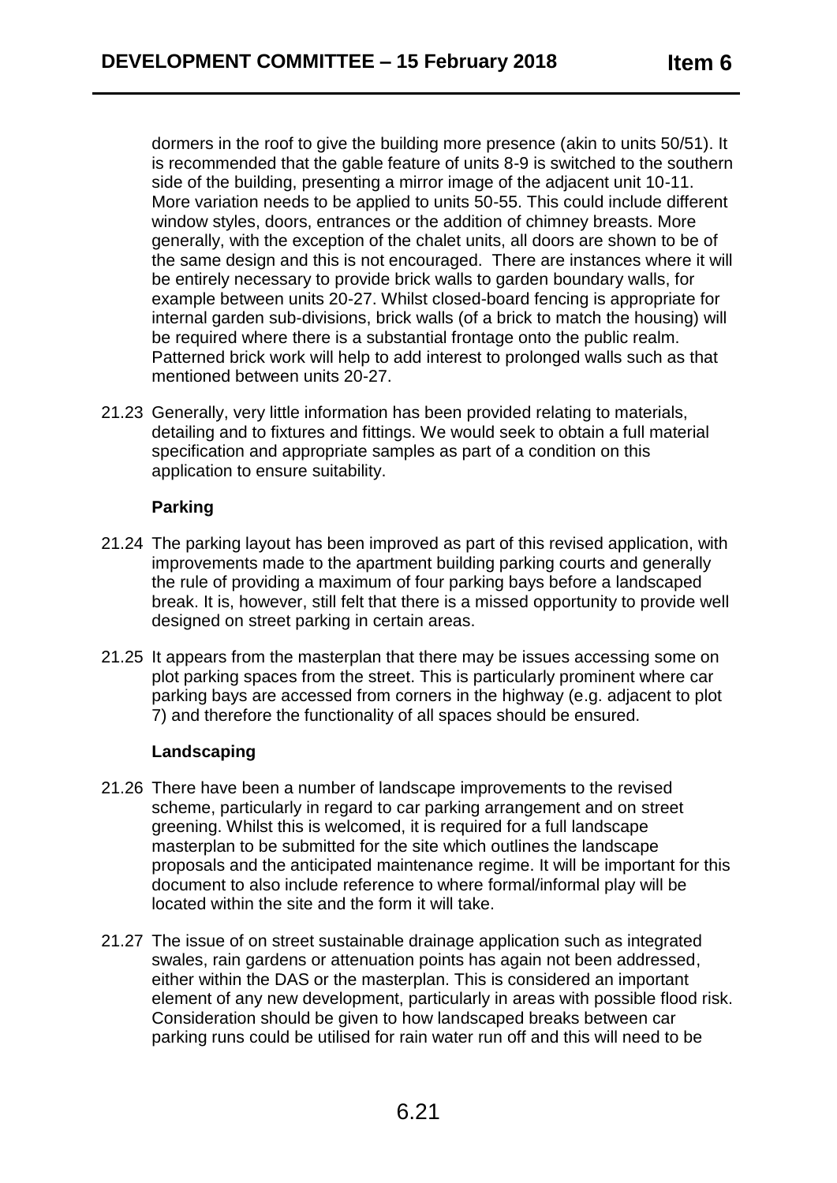dormers in the roof to give the building more presence (akin to units 50/51). It is recommended that the gable feature of units 8-9 is switched to the southern side of the building, presenting a mirror image of the adjacent unit 10-11. More variation needs to be applied to units 50-55. This could include different window styles, doors, entrances or the addition of chimney breasts. More generally, with the exception of the chalet units, all doors are shown to be of the same design and this is not encouraged. There are instances where it will be entirely necessary to provide brick walls to garden boundary walls, for example between units 20-27. Whilst closed-board fencing is appropriate for internal garden sub-divisions, brick walls (of a brick to match the housing) will be required where there is a substantial frontage onto the public realm. Patterned brick work will help to add interest to prolonged walls such as that mentioned between units 20-27.

21.23 Generally, very little information has been provided relating to materials, detailing and to fixtures and fittings. We would seek to obtain a full material specification and appropriate samples as part of a condition on this application to ensure suitability.

**Parking**

21.24 The parking layout has been improved as part of this revised application, with improvements made to the apartment building parking courts and generally the rule of providing a maximum of four parking bays before a landscaped break. It is, however, still felt that there is a missed opportunity to provide well designed on street parking in certain areas.

21.25 It appears from the masterplan that there may be issues accessing some on plot parking spaces from the street. This is particularly prominent where car parking bays are accessed from corners in the highway (e.g. adjacent to plot 7) and therefore the functionality of all spaces should be ensured.

**Landscaping**

21.26 There have been a number of landscape improvements to the revised scheme, particularly in regard to car parking arrangement and on street greening. Whilst this is welcomed, it is required for a full landscape masterplan to be submitted for the site which outlines the landscape proposals and the anticipated maintenance regime. It will be important for this document to also include reference to where formal/informal play will be located within the site and the form it will take.

21.27 The issue of on street sustainable drainage application such as integrated swales, rain gardens or attenuation points has again not been addressed, either within the DAS or the masterplan. This is considered an important element of any new development, particularly in areas with possible flood risk. Consideration should be given to how landscaped breaks between car parking runs could be utilised for rain water run off and this will need to be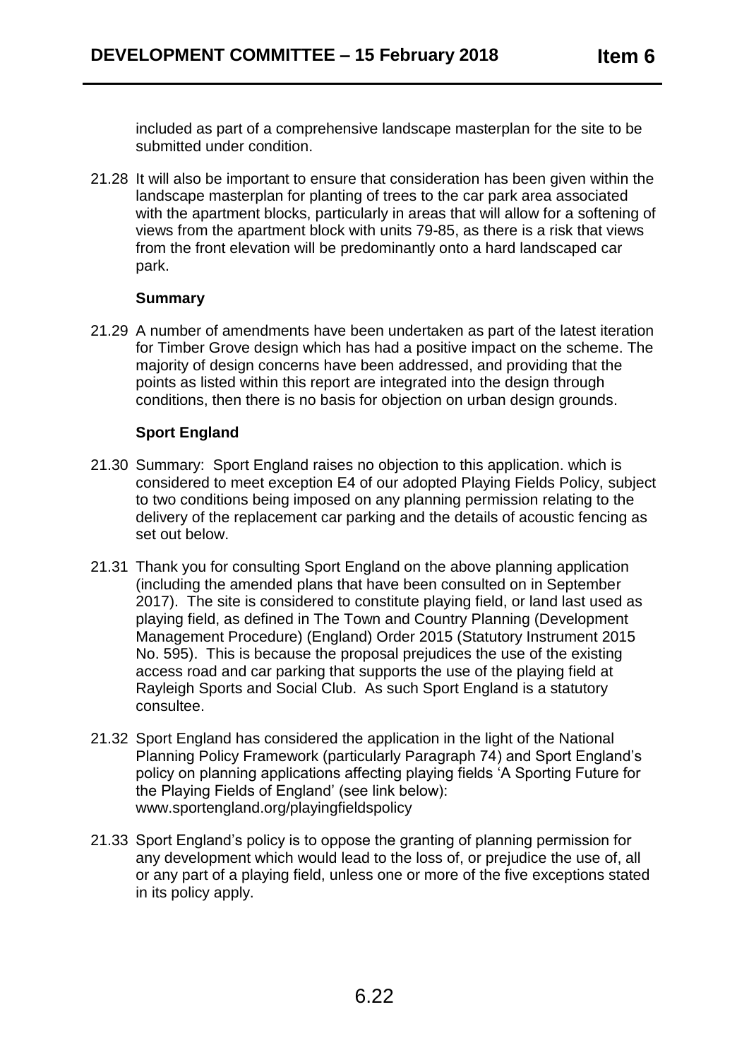included as part of a comprehensive landscape masterplan for the site to be submitted under condition.

21.28 It will also be important to ensure that consideration has been given within the landscape masterplan for planting of trees to the car park area associated with the apartment blocks, particularly in areas that will allow for a softening of views from the apartment block with units 79-85, as there is a risk that views from the front elevation will be predominantly onto a hard landscaped car park.

**Summary**

21.29 A number of amendments have been undertaken as part of the latest iteration for Timber Grove design which has had a positive impact on the scheme. The majority of design concerns have been addressed, and providing that the points as listed within this report are integrated into the design through conditions, then there is no basis for objection on urban design grounds.

**Sport England**

21.30 Summary: Sport England raises no objection to this application. which is considered to meet exception E4 of our adopted Playing Fields Policy, subject to two conditions being imposed on any planning permission relating to the delivery of the replacement car parking and the details of acoustic fencing as set out below.

21.31 Thank you for consulting Sport England on the above planning application (including the amended plans that have been consulted on in September 2017). The site is considered to constitute playing field, or land last used as playing field, as defined in The Town and Country Planning (Development Management Procedure) (England) Order 2015 (Statutory Instrument 2015 No. 595). This is because the proposal prejudices the use of the existing access road and car parking that supports the use of the playing field at Rayleigh Sports and Social Club. As such Sport England is a statutory consultee.

21.32 Sport England has considered the application in the light of the National Planning Policy Framework (particularly Paragraph 74) and Sport England's policy on planning applications affecting playing fields 'A Sporting Future for the Playing Fields of England' (see link below): www.sportengland.org/playingfieldspolicy

21.33 Sport England's policy is to oppose the granting of planning permission for any development which would lead to the loss of, or prejudice the use of, all or any part of a playing field, unless one or more of the five exceptions stated in its policy apply.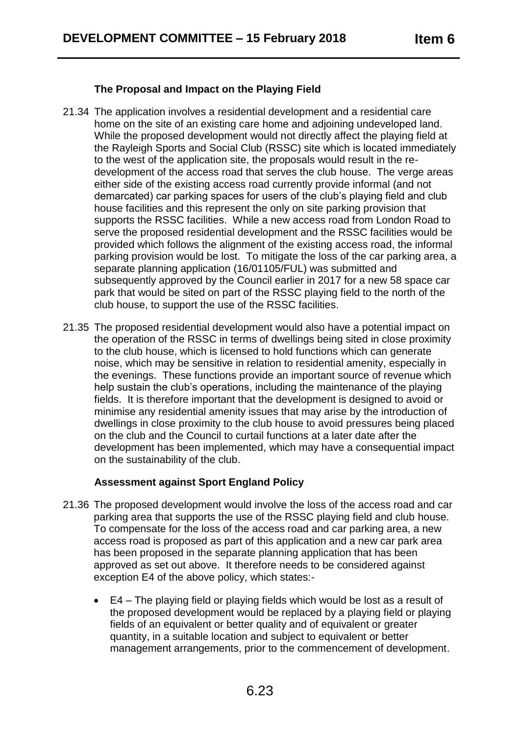### The Proposal and Impact on the Playing Field

21.34 The application involves a residential development and a residential care home on the site of an existing care home and adjoining undeveloped land. While the proposed development would not directly affect the playing field at the Rayleigh Sports and Social Club (RSSC) site which is located immediately to the west of the application site, the proposals would result in the re-development of the access road that serves the club house. The verge areas either side of the existing access road currently provide informal (and not demarcated) car parking spaces for users of the club's playing field and club house facilities and this represent the only on site parking provision that supports the RSSC facilities. While a new access road from London Road to serve the proposed residential development and the RSSC facilities would be provided which follows the alignment of the existing access road, the informal parking provision would be lost. To mitigate the loss of the car parking area, a separate planning application (16/01105/FUL) was submitted and subsequently approved by the Council earlier in 2017 for a new 58 space car park that would be sited on part of the RSSC playing field to the north of the club house, to support the use of the RSSC facilities.

21.35 The proposed residential development would also have a potential impact on the operation of the RSSC in terms of dwellings being sited in close proximity to the club house, which is licensed to hold functions which can generate noise, which may be sensitive in relation to residential amenity, especially in the evenings. These functions provide an important source of revenue which help sustain the club's operations, including the maintenance of the playing fields. It is therefore important that the development is designed to avoid or minimise any residential amenity issues that may arise by the introduction of dwellings in close proximity to the club house to avoid pressures being placed on the club and the Council to curtail functions at a later date after the development has been implemented, which may have a consequential impact on the sustainability of the club.

### Assessment against Sport England Policy

21.36 The proposed development would involve the loss of the access road and car parking area that supports the use of the RSSC playing field and club house. To compensate for the loss of the access road and car parking area, a new access road is proposed as part of this application and a new car park area has been proposed in the separate planning application that has been approved as set out above. It therefore needs to be considered against exception E4 of the above policy, which states:-

- E4 – The playing field or playing fields which would be lost as a result of the proposed development would be replaced by a playing field or playing fields of an equivalent or better quality and of equivalent or greater quantity, in a suitable location and subject to equivalent or better management arrangements, prior to the commencement of development.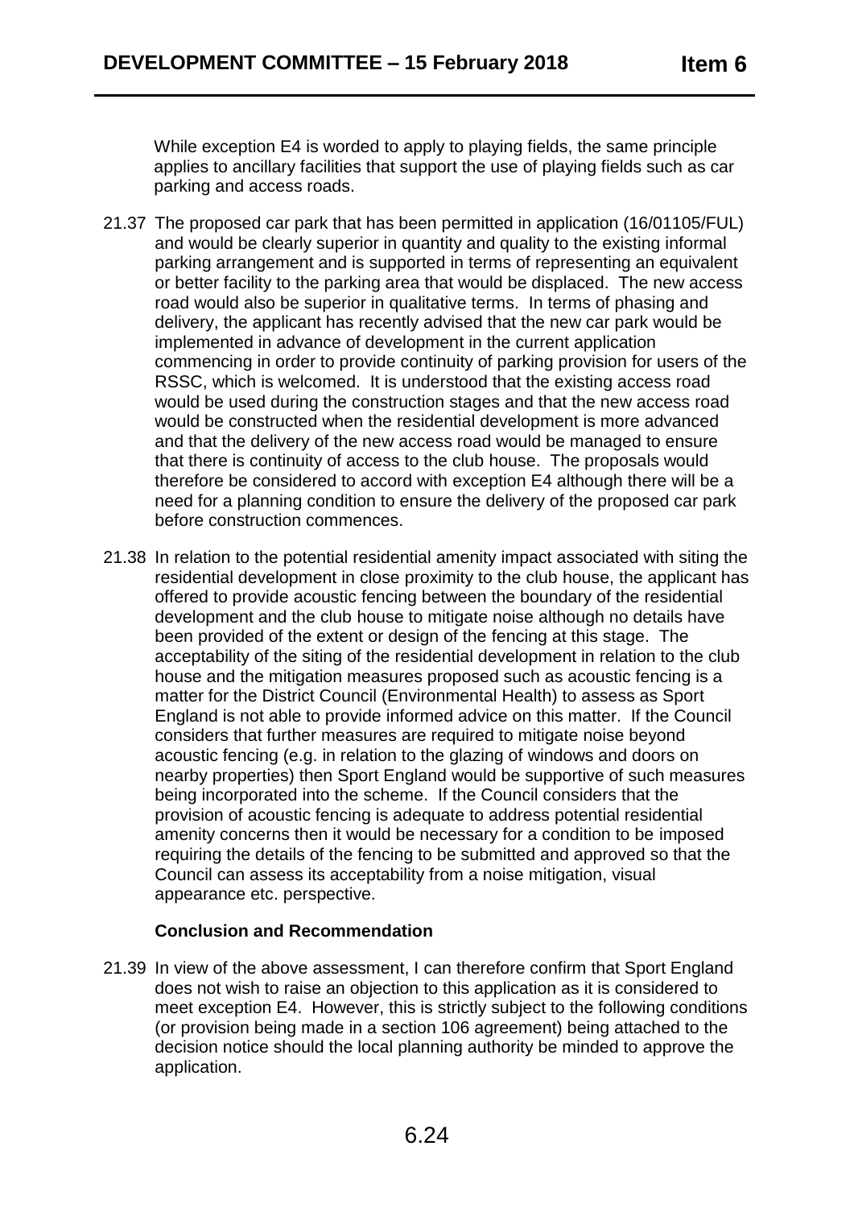While exception E4 is worded to apply to playing fields, the same principle applies to ancillary facilities that support the use of playing fields such as car parking and access roads.

21.37 The proposed car park that has been permitted in application (16/01105/FUL) and would be clearly superior in quantity and quality to the existing informal parking arrangement and is supported in terms of representing an equivalent or better facility to the parking area that would be displaced. The new access road would also be superior in qualitative terms. In terms of phasing and delivery, the applicant has recently advised that the new car park would be implemented in advance of development in the current application commencing in order to provide continuity of parking provision for users of the RSSC, which is welcomed. It is understood that the existing access road would be used during the construction stages and that the new access road would be constructed when the residential development is more advanced and that the delivery of the new access road would be managed to ensure that there is continuity of access to the club house. The proposals would therefore be considered to accord with exception E4 although there will be a need for a planning condition to ensure the delivery of the proposed car park before construction commences.

21.38 In relation to the potential residential amenity impact associated with siting the residential development in close proximity to the club house, the applicant has offered to provide acoustic fencing between the boundary of the residential development and the club house to mitigate noise although no details have been provided of the extent or design of the fencing at this stage. The acceptability of the siting of the residential development in relation to the club house and the mitigation measures proposed such as acoustic fencing is a matter for the District Council (Environmental Health) to assess as Sport England is not able to provide informed advice on this matter. If the Council considers that further measures are required to mitigate noise beyond acoustic fencing (e.g. in relation to the glazing of windows and doors on nearby properties) then Sport England would be supportive of such measures being incorporated into the scheme. If the Council considers that the provision of acoustic fencing is adequate to address potential residential amenity concerns then it would be necessary for a condition to be imposed requiring the details of the fencing to be submitted and approved so that the Council can assess its acceptability from a noise mitigation, visual appearance etc. perspective.

**Conclusion and Recommendation**

21.39 In view of the above assessment, I can therefore confirm that Sport England does not wish to raise an objection to this application as it is considered to meet exception E4. However, this is strictly subject to the following conditions (or provision being made in a section 106 agreement) being attached to the decision notice should the local planning authority be minded to approve the application.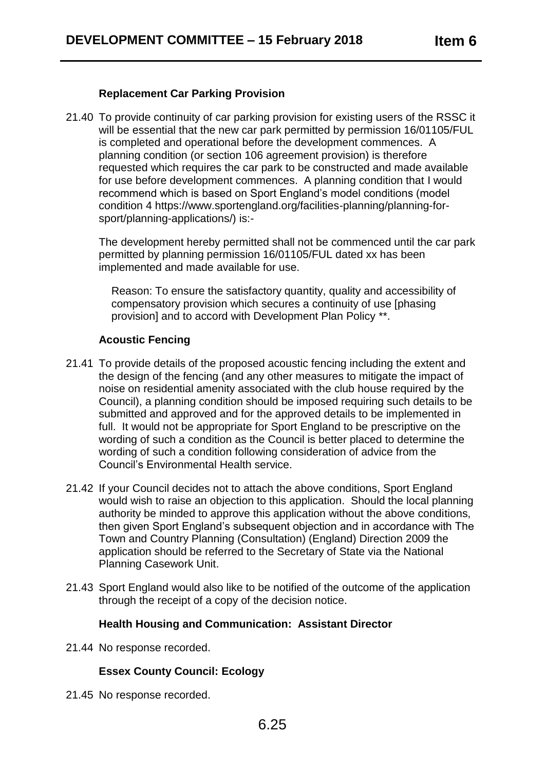### Replacement Car Parking Provision

21.40 To provide continuity of car parking provision for existing users of the RSSC it will be essential that the new car park permitted by permission 16/01105/FUL is completed and operational before the development commences. A planning condition (or section 106 agreement provision) is therefore requested which requires the car park to be constructed and made available for use before development commences. A planning condition that I would recommend which is based on Sport England's model conditions (model condition 4 https://www.sportengland.org/facilities-planning/planning-for-sport/planning-applications/) is:-

The development hereby permitted shall not be commenced until the car park permitted by planning permission 16/01105/FUL dated xx has been implemented and made available for use.

> Reason: To ensure the satisfactory quantity, quality and accessibility of compensatory provision which secures a continuity of use [phasing provision] and to accord with Development Plan Policy **.

### Acoustic Fencing

21.41 To provide details of the proposed acoustic fencing including the extent and the design of the fencing (and any other measures to mitigate the impact of noise on residential amenity associated with the club house required by the Council), a planning condition should be imposed requiring such details to be submitted and approved and for the approved details to be implemented in full. It would not be appropriate for Sport England to be prescriptive on the wording of such a condition as the Council is better placed to determine the wording of such a condition following consideration of advice from the Council's Environmental Health service.

21.42 If your Council decides not to attach the above conditions, Sport England would wish to raise an objection to this application. Should the local planning authority be minded to approve this application without the above conditions, then given Sport England's subsequent objection and in accordance with The Town and Country Planning (Consultation) (England) Direction 2009 the application should be referred to the Secretary of State via the National Planning Casework Unit.

21.43 Sport England would also like to be notified of the outcome of the application through the receipt of a copy of the decision notice.

### Health Housing and Communication: Assistant Director

21.44 No response recorded.

### Essex County Council: Ecology

21.45 No response recorded.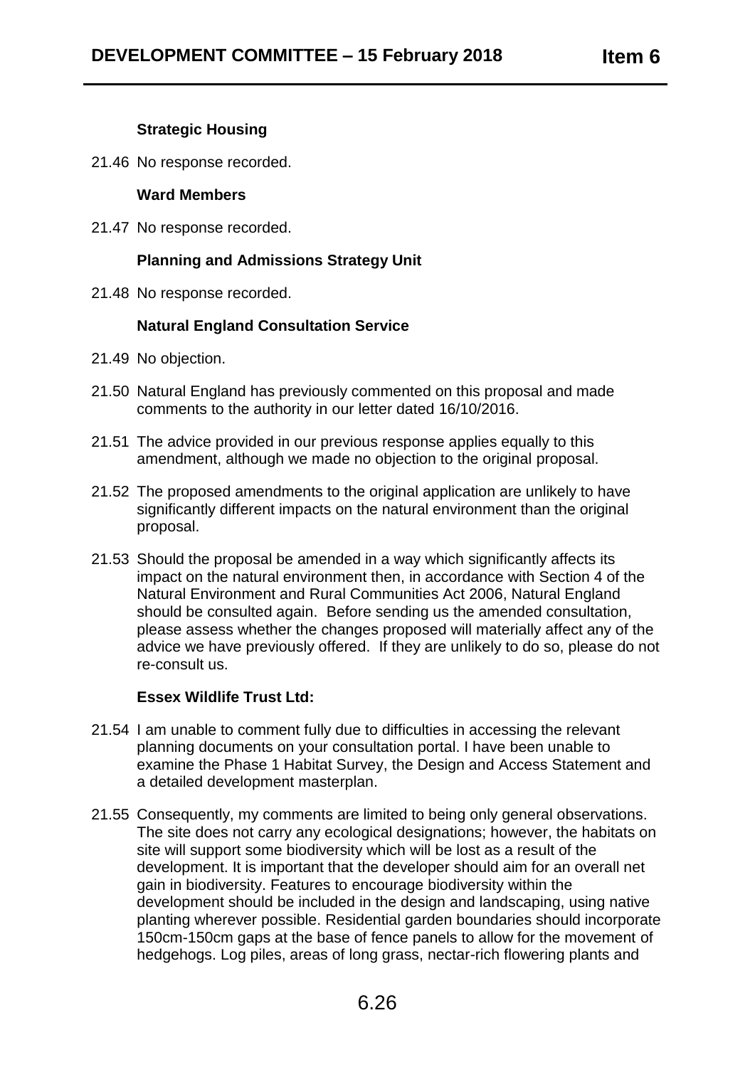**Strategic Housing**

21.46 No response recorded.

**Ward Members**

21.47 No response recorded.

**Planning and Admissions Strategy Unit**

21.48 No response recorded.

**Natural England Consultation Service**

21.49 No objection.

21.50 Natural England has previously commented on this proposal and made comments to the authority in our letter dated 16/10/2016.

21.51 The advice provided in our previous response applies equally to this amendment, although we made no objection to the original proposal.

21.52 The proposed amendments to the original application are unlikely to have significantly different impacts on the natural environment than the original proposal.

21.53 Should the proposal be amended in a way which significantly affects its impact on the natural environment then, in accordance with Section 4 of the Natural Environment and Rural Communities Act 2006, Natural England should be consulted again. Before sending us the amended consultation, please assess whether the changes proposed will materially affect any of the advice we have previously offered. If they are unlikely to do so, please do not re-consult us.

**Essex Wildlife Trust Ltd:**

21.54 I am unable to comment fully due to difficulties in accessing the relevant planning documents on your consultation portal. I have been unable to examine the Phase 1 Habitat Survey, the Design and Access Statement and a detailed development masterplan.

21.55 Consequently, my comments are limited to being only general observations. The site does not carry any ecological designations; however, the habitats on site will support some biodiversity which will be lost as a result of the development. It is important that the developer should aim for an overall net gain in biodiversity. Features to encourage biodiversity within the development should be included in the design and landscaping, using native planting wherever possible. Residential garden boundaries should incorporate 150cm-150cm gaps at the base of fence panels to allow for the movement of hedgehogs. Log piles, areas of long grass, nectar-rich flowering plants and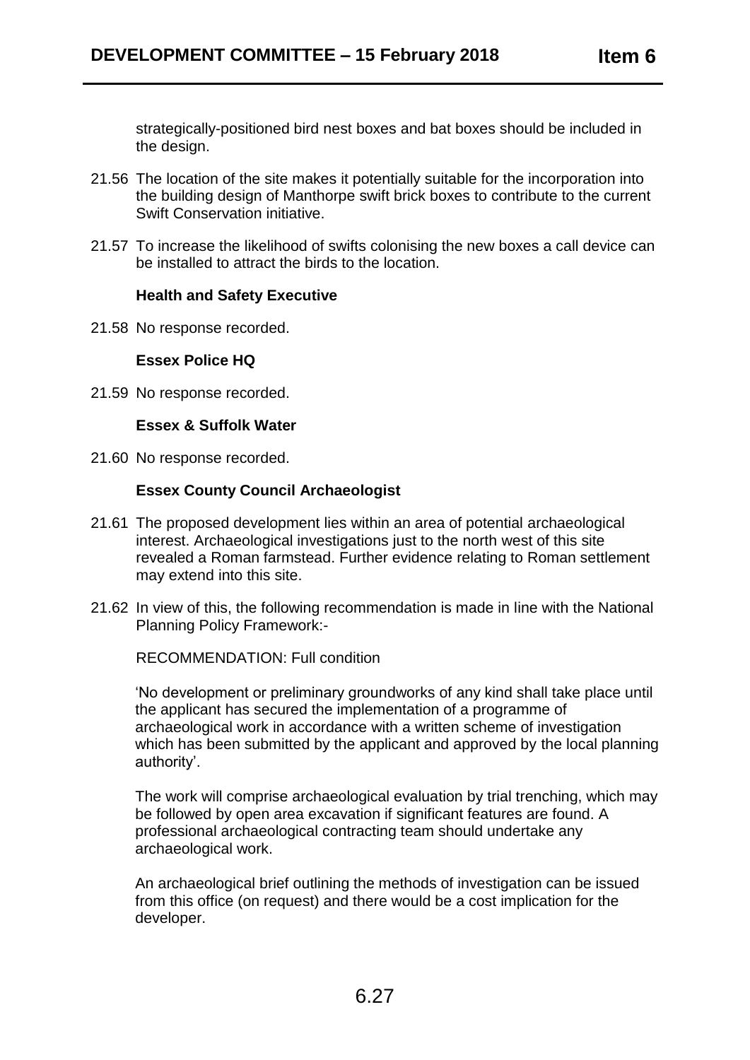strategically-positioned bird nest boxes and bat boxes should be included in the design.

21.56 The location of the site makes it potentially suitable for the incorporation into the building design of Manthorpe swift brick boxes to contribute to the current Swift Conservation initiative.

21.57 To increase the likelihood of swifts colonising the new boxes a call device can be installed to attract the birds to the location.

**Health and Safety Executive**

21.58 No response recorded.

**Essex Police HQ**

21.59 No response recorded.

**Essex & Suffolk Water**

21.60 No response recorded.

**Essex County Council Archaeologist**

21.61 The proposed development lies within an area of potential archaeological interest. Archaeological investigations just to the north west of this site revealed a Roman farmstead. Further evidence relating to Roman settlement may extend into this site.

21.62 In view of this, the following recommendation is made in line with the National Planning Policy Framework:-

RECOMMENDATION: Full condition

'No development or preliminary groundworks of any kind shall take place until the applicant has secured the implementation of a programme of archaeological work in accordance with a written scheme of investigation which has been submitted by the applicant and approved by the local planning authority'.

The work will comprise archaeological evaluation by trial trenching, which may be followed by open area excavation if significant features are found. A professional archaeological contracting team should undertake any archaeological work.

An archaeological brief outlining the methods of investigation can be issued from this office (on request) and there would be a cost implication for the developer.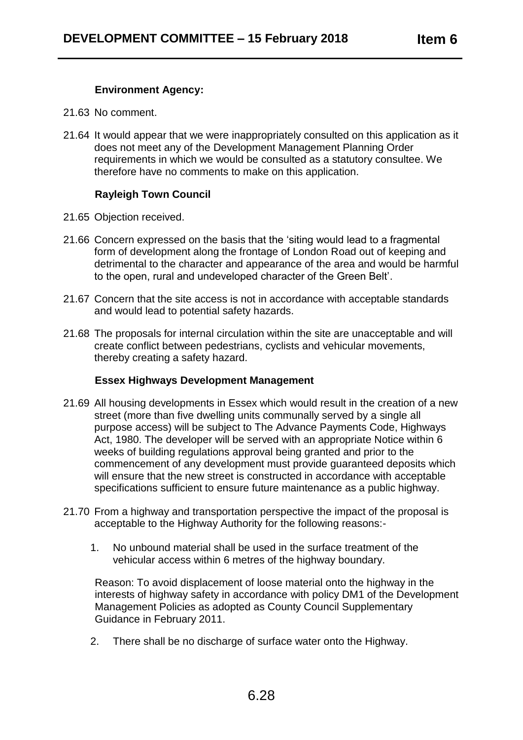**Environment Agency:**

21.63 No comment.

21.64 It would appear that we were inappropriately consulted on this application as it does not meet any of the Development Management Planning Order requirements in which we would be consulted as a statutory consultee. We therefore have no comments to make on this application.

**Rayleigh Town Council**

21.65 Objection received.

21.66 Concern expressed on the basis that the 'siting would lead to a fragmental form of development along the frontage of London Road out of keeping and detrimental to the character and appearance of the area and would be harmful to the open, rural and undeveloped character of the Green Belt'.

21.67 Concern that the site access is not in accordance with acceptable standards and would lead to potential safety hazards.

21.68 The proposals for internal circulation within the site are unacceptable and will create conflict between pedestrians, cyclists and vehicular movements, thereby creating a safety hazard.

**Essex Highways Development Management**

21.69 All housing developments in Essex which would result in the creation of a new street (more than five dwelling units communally served by a single all purpose access) will be subject to The Advance Payments Code, Highways Act, 1980. The developer will be served with an appropriate Notice within 6 weeks of building regulations approval being granted and prior to the commencement of any development must provide guaranteed deposits which will ensure that the new street is constructed in accordance with acceptable specifications sufficient to ensure future maintenance as a public highway.

21.70 From a highway and transportation perspective the impact of the proposal is acceptable to the Highway Authority for the following reasons:-

1. No unbound material shall be used in the surface treatment of the vehicular access within 6 metres of the highway boundary.

   Reason: To avoid displacement of loose material onto the highway in the interests of highway safety in accordance with policy DM1 of the Development Management Policies as adopted as County Council Supplementary Guidance in February 2011.

2. There shall be no discharge of surface water onto the Highway.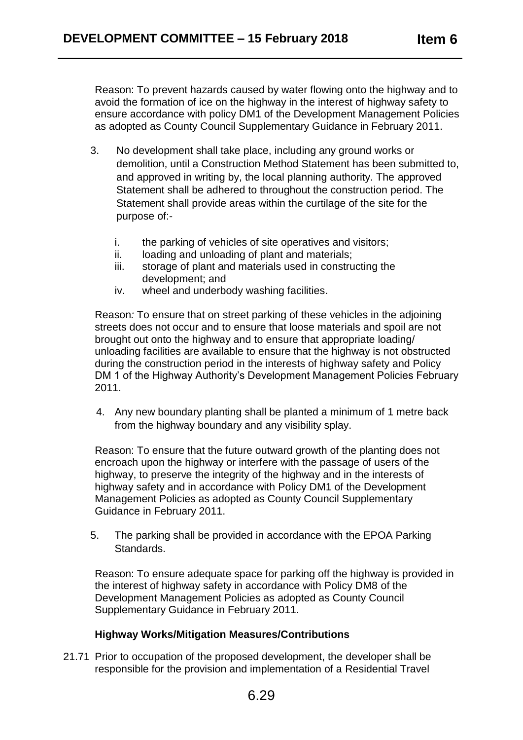Reason: To prevent hazards caused by water flowing onto the highway and to avoid the formation of ice on the highway in the interest of highway safety to ensure accordance with policy DM1 of the Development Management Policies as adopted as County Council Supplementary Guidance in February 2011.

3. No development shall take place, including any ground works or demolition, until a Construction Method Statement has been submitted to, and approved in writing by, the local planning authority. The approved Statement shall be adhered to throughout the construction period. The Statement shall provide areas within the curtilage of the site for the purpose of:-

   i. the parking of vehicles of site operatives and visitors;
   ii. loading and unloading of plant and materials;
   iii. storage of plant and materials used in constructing the development; and
   iv. wheel and underbody washing facilities.

Reason*:* To ensure that on street parking of these vehicles in the adjoining streets does not occur and to ensure that loose materials and spoil are not brought out onto the highway and to ensure that appropriate loading/ unloading facilities are available to ensure that the highway is not obstructed during the construction period in the interests of highway safety and Policy DM 1 of the Highway Authority's Development Management Policies February 2011.

4. Any new boundary planting shall be planted a minimum of 1 metre back from the highway boundary and any visibility splay.

Reason: To ensure that the future outward growth of the planting does not encroach upon the highway or interfere with the passage of users of the highway, to preserve the integrity of the highway and in the interests of highway safety and in accordance with Policy DM1 of the Development Management Policies as adopted as County Council Supplementary Guidance in February 2011.

5. The parking shall be provided in accordance with the EPOA Parking Standards.

Reason: To ensure adequate space for parking off the highway is provided in the interest of highway safety in accordance with Policy DM8 of the Development Management Policies as adopted as County Council Supplementary Guidance in February 2011.

**Highway Works/Mitigation Measures/Contributions**

21.71 Prior to occupation of the proposed development, the developer shall be responsible for the provision and implementation of a Residential Travel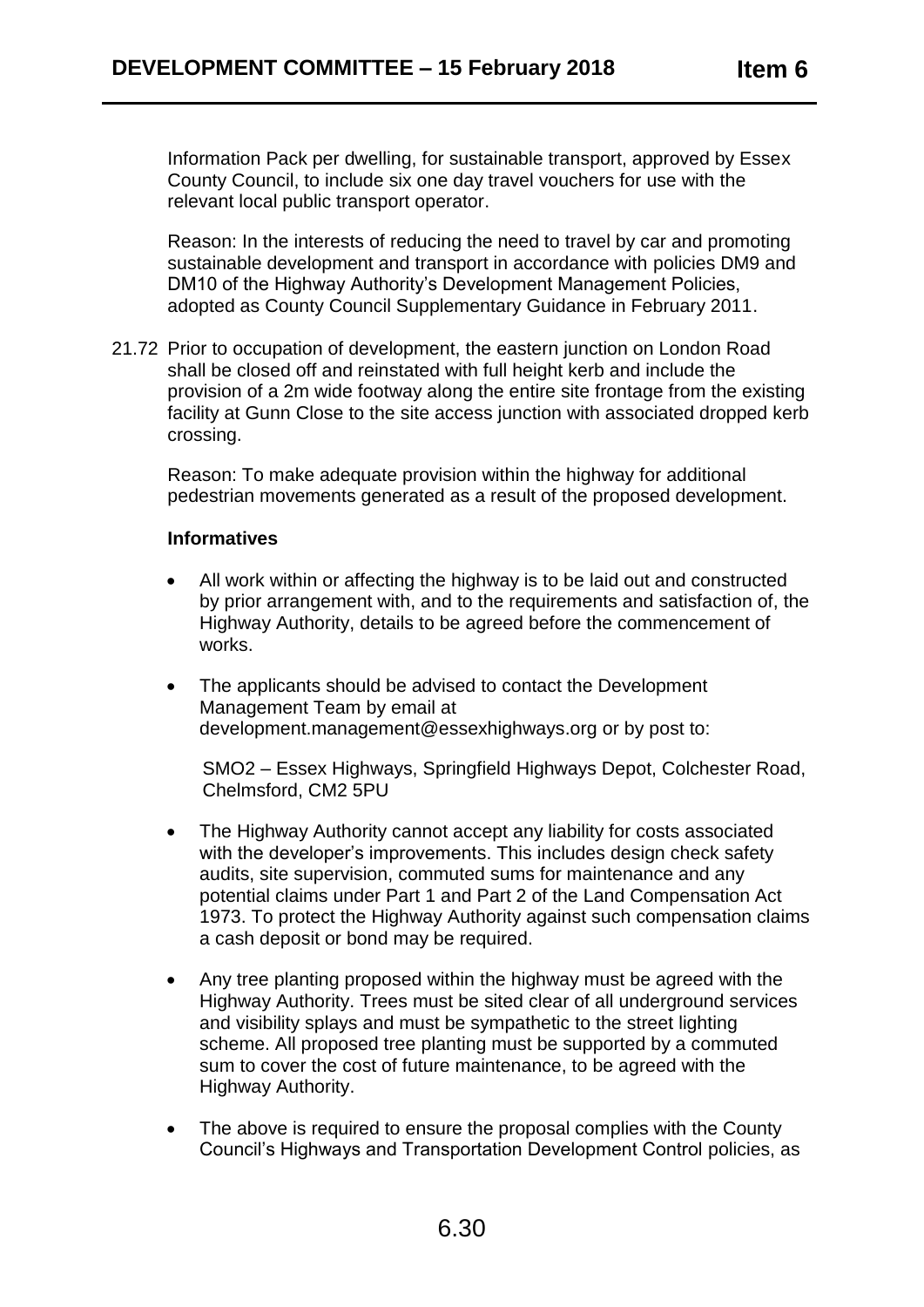Information Pack per dwelling, for sustainable transport, approved by Essex County Council, to include six one day travel vouchers for use with the relevant local public transport operator.

Reason: In the interests of reducing the need to travel by car and promoting sustainable development and transport in accordance with policies DM9 and DM10 of the Highway Authority's Development Management Policies, adopted as County Council Supplementary Guidance in February 2011.

21.72 Prior to occupation of development, the eastern junction on London Road shall be closed off and reinstated with full height kerb and include the provision of a 2m wide footway along the entire site frontage from the existing facility at Gunn Close to the site access junction with associated dropped kerb crossing.

Reason: To make adequate provision within the highway for additional pedestrian movements generated as a result of the proposed development.

**Informatives**

- All work within or affecting the highway is to be laid out and constructed by prior arrangement with, and to the requirements and satisfaction of, the Highway Authority, details to be agreed before the commencement of works.
- The applicants should be advised to contact the Development Management Team by email at development.management@essexhighways.org or by post to:

  SMO2 – Essex Highways, Springfield Highways Depot, Colchester Road, Chelmsford, CM2 5PU
- The Highway Authority cannot accept any liability for costs associated with the developer's improvements. This includes design check safety audits, site supervision, commuted sums for maintenance and any potential claims under Part 1 and Part 2 of the Land Compensation Act 1973. To protect the Highway Authority against such compensation claims a cash deposit or bond may be required.
- Any tree planting proposed within the highway must be agreed with the Highway Authority. Trees must be sited clear of all underground services and visibility splays and must be sympathetic to the street lighting scheme. All proposed tree planting must be supported by a commuted sum to cover the cost of future maintenance, to be agreed with the Highway Authority.
- The above is required to ensure the proposal complies with the County Council's Highways and Transportation Development Control policies, as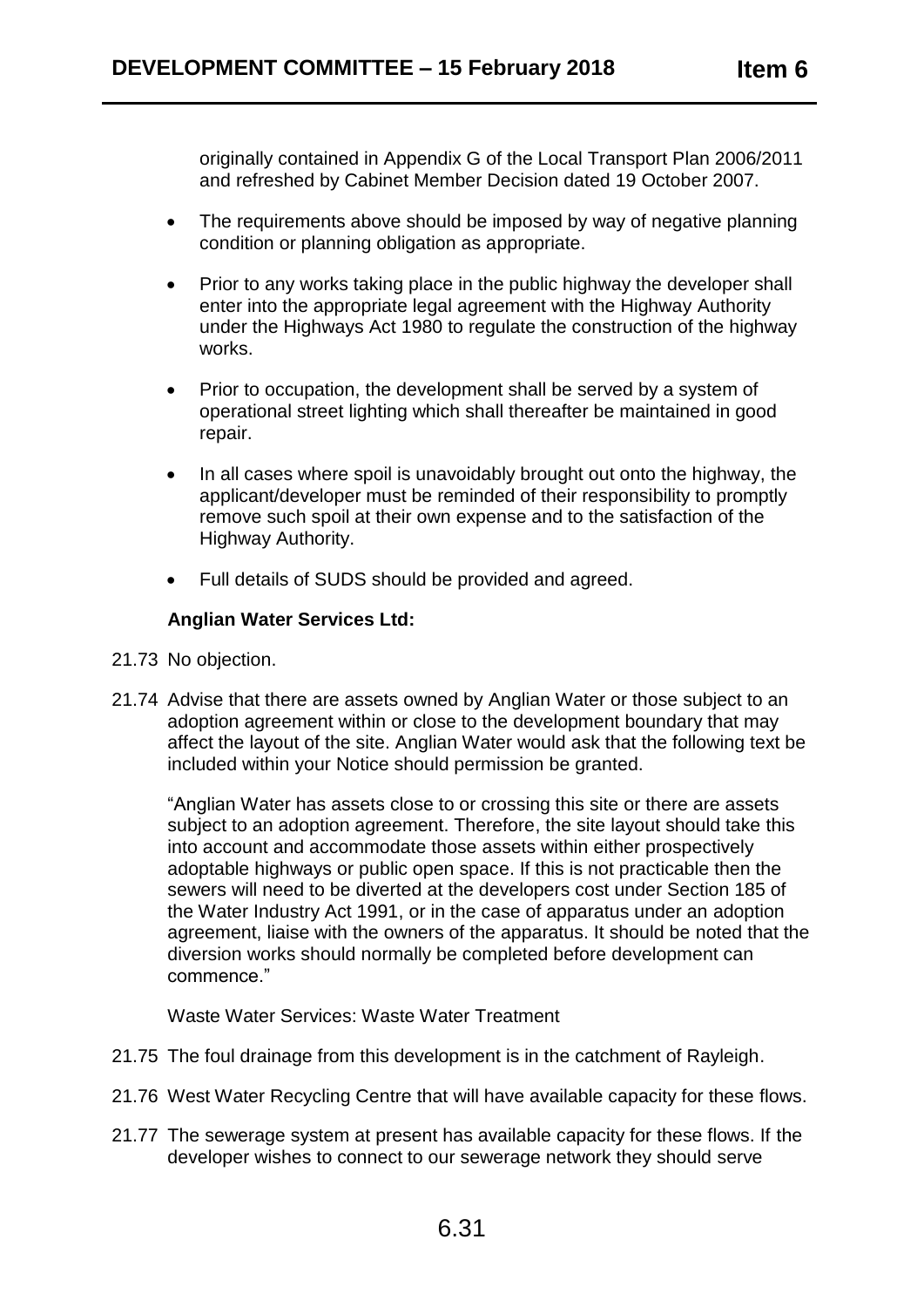originally contained in Appendix G of the Local Transport Plan 2006/2011 and refreshed by Cabinet Member Decision dated 19 October 2007.

- The requirements above should be imposed by way of negative planning condition or planning obligation as appropriate.
- Prior to any works taking place in the public highway the developer shall enter into the appropriate legal agreement with the Highway Authority under the Highways Act 1980 to regulate the construction of the highway works.
- Prior to occupation, the development shall be served by a system of operational street lighting which shall thereafter be maintained in good repair.
- In all cases where spoil is unavoidably brought out onto the highway, the applicant/developer must be reminded of their responsibility to promptly remove such spoil at their own expense and to the satisfaction of the Highway Authority.
- Full details of SUDS should be provided and agreed.

**Anglian Water Services Ltd:**

21.73 No objection.

21.74 Advise that there are assets owned by Anglian Water or those subject to an adoption agreement within or close to the development boundary that may affect the layout of the site. Anglian Water would ask that the following text be included within your Notice should permission be granted.

"Anglian Water has assets close to or crossing this site or there are assets subject to an adoption agreement. Therefore, the site layout should take this into account and accommodate those assets within either prospectively adoptable highways or public open space. If this is not practicable then the sewers will need to be diverted at the developers cost under Section 185 of the Water Industry Act 1991, or in the case of apparatus under an adoption agreement, liaise with the owners of the apparatus. It should be noted that the diversion works should normally be completed before development can commence."

Waste Water Services: Waste Water Treatment

21.75 The foul drainage from this development is in the catchment of Rayleigh.

21.76 West Water Recycling Centre that will have available capacity for these flows.

21.77 The sewerage system at present has available capacity for these flows. If the developer wishes to connect to our sewerage network they should serve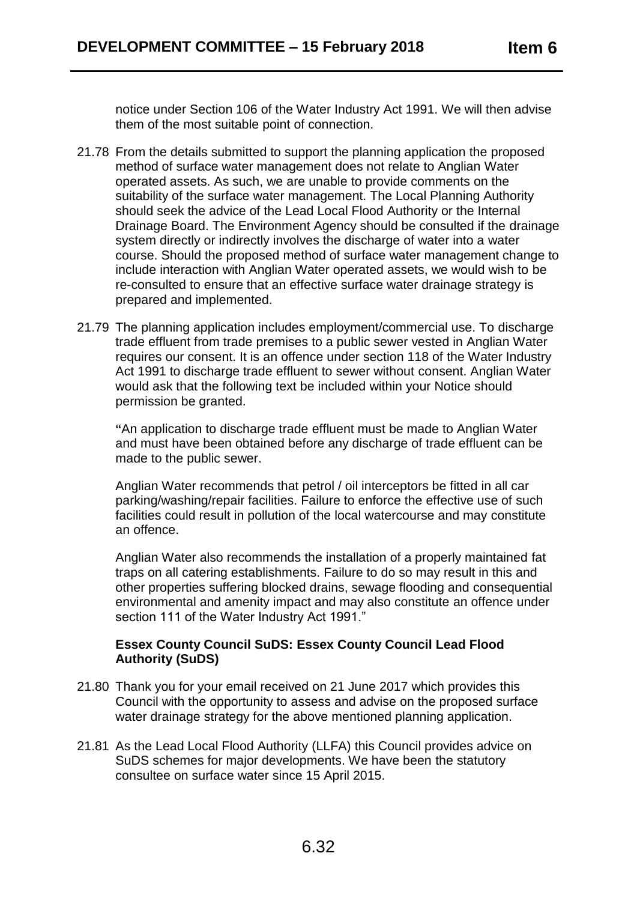notice under Section 106 of the Water Industry Act 1991. We will then advise them of the most suitable point of connection.

21.78 From the details submitted to support the planning application the proposed method of surface water management does not relate to Anglian Water operated assets. As such, we are unable to provide comments on the suitability of the surface water management. The Local Planning Authority should seek the advice of the Lead Local Flood Authority or the Internal Drainage Board. The Environment Agency should be consulted if the drainage system directly or indirectly involves the discharge of water into a water course. Should the proposed method of surface water management change to include interaction with Anglian Water operated assets, we would wish to be re-consulted to ensure that an effective surface water drainage strategy is prepared and implemented.

21.79 The planning application includes employment/commercial use. To discharge trade effluent from trade premises to a public sewer vested in Anglian Water requires our consent. It is an offence under section 118 of the Water Industry Act 1991 to discharge trade effluent to sewer without consent. Anglian Water would ask that the following text be included within your Notice should permission be granted.

"An application to discharge trade effluent must be made to Anglian Water and must have been obtained before any discharge of trade effluent can be made to the public sewer.

Anglian Water recommends that petrol / oil interceptors be fitted in all car parking/washing/repair facilities. Failure to enforce the effective use of such facilities could result in pollution of the local watercourse and may constitute an offence.

Anglian Water also recommends the installation of a properly maintained fat traps on all catering establishments. Failure to do so may result in this and other properties suffering blocked drains, sewage flooding and consequential environmental and amenity impact and may also constitute an offence under section 111 of the Water Industry Act 1991."

**Essex County Council SuDS: Essex County Council Lead Flood Authority (SuDS)**

21.80 Thank you for your email received on 21 June 2017 which provides this Council with the opportunity to assess and advise on the proposed surface water drainage strategy for the above mentioned planning application.

21.81 As the Lead Local Flood Authority (LLFA) this Council provides advice on SuDS schemes for major developments. We have been the statutory consultee on surface water since 15 April 2015.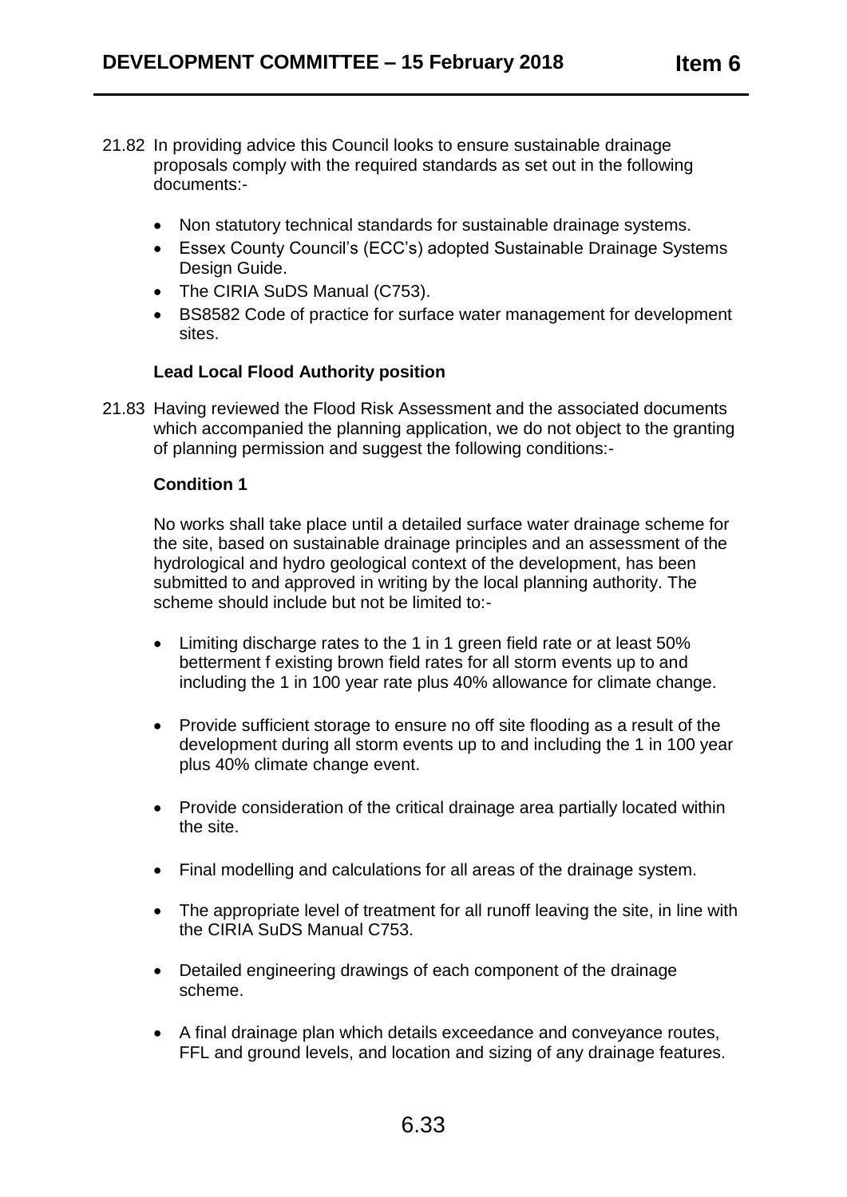21.82 In providing advice this Council looks to ensure sustainable drainage proposals comply with the required standards as set out in the following documents:-

- Non statutory technical standards for sustainable drainage systems.
- Essex County Council's (ECC's) adopted Sustainable Drainage Systems Design Guide.
- The CIRIA SuDS Manual (C753).
- BS8582 Code of practice for surface water management for development sites.

**Lead Local Flood Authority position**

21.83 Having reviewed the Flood Risk Assessment and the associated documents which accompanied the planning application, we do not object to the granting of planning permission and suggest the following conditions:-

**Condition 1**

No works shall take place until a detailed surface water drainage scheme for the site, based on sustainable drainage principles and an assessment of the hydrological and hydro geological context of the development, has been submitted to and approved in writing by the local planning authority. The scheme should include but not be limited to:-

- Limiting discharge rates to the 1 in 1 green field rate or at least 50% betterment f existing brown field rates for all storm events up to and including the 1 in 100 year rate plus 40% allowance for climate change.
- Provide sufficient storage to ensure no off site flooding as a result of the development during all storm events up to and including the 1 in 100 year plus 40% climate change event.
- Provide consideration of the critical drainage area partially located within the site.
- Final modelling and calculations for all areas of the drainage system.
- The appropriate level of treatment for all runoff leaving the site, in line with the CIRIA SuDS Manual C753.
- Detailed engineering drawings of each component of the drainage scheme.
- A final drainage plan which details exceedance and conveyance routes, FFL and ground levels, and location and sizing of any drainage features.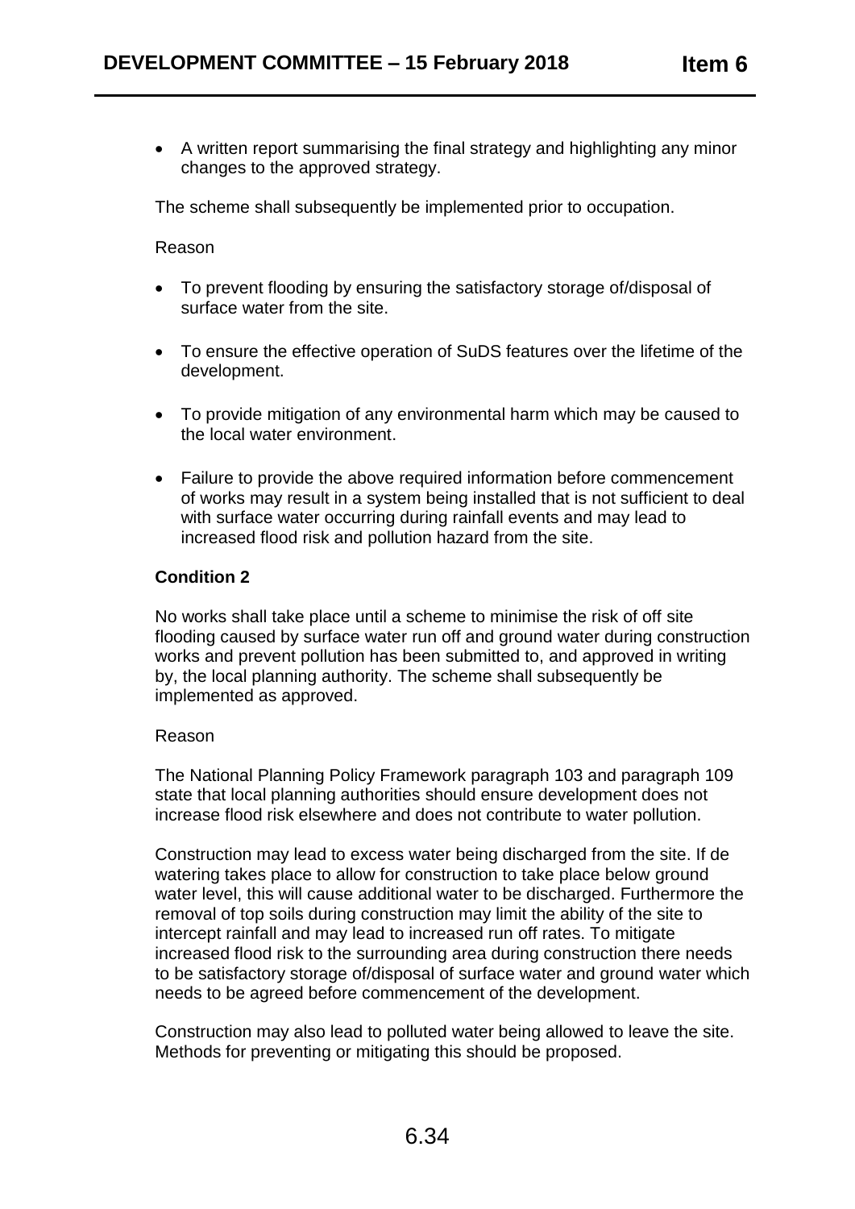- A written report summarising the final strategy and highlighting any minor changes to the approved strategy.

The scheme shall subsequently be implemented prior to occupation.

Reason

- To prevent flooding by ensuring the satisfactory storage of/disposal of surface water from the site.
- To ensure the effective operation of SuDS features over the lifetime of the development.
- To provide mitigation of any environmental harm which may be caused to the local water environment.
- Failure to provide the above required information before commencement of works may result in a system being installed that is not sufficient to deal with surface water occurring during rainfall events and may lead to increased flood risk and pollution hazard from the site.

**Condition 2**

No works shall take place until a scheme to minimise the risk of off site flooding caused by surface water run off and ground water during construction works and prevent pollution has been submitted to, and approved in writing by, the local planning authority. The scheme shall subsequently be implemented as approved.

Reason

The National Planning Policy Framework paragraph 103 and paragraph 109 state that local planning authorities should ensure development does not increase flood risk elsewhere and does not contribute to water pollution.

Construction may lead to excess water being discharged from the site. If de watering takes place to allow for construction to take place below ground water level, this will cause additional water to be discharged. Furthermore the removal of top soils during construction may limit the ability of the site to intercept rainfall and may lead to increased run off rates. To mitigate increased flood risk to the surrounding area during construction there needs to be satisfactory storage of/disposal of surface water and ground water which needs to be agreed before commencement of the development.

Construction may also lead to polluted water being allowed to leave the site. Methods for preventing or mitigating this should be proposed.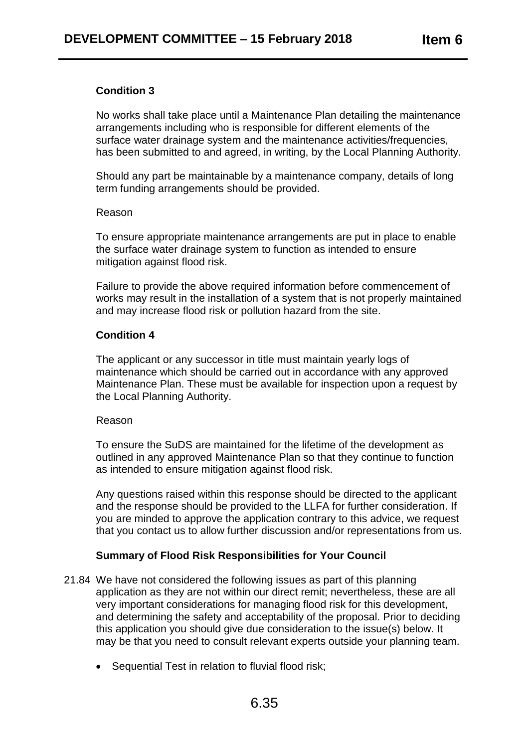**Condition 3**

No works shall take place until a Maintenance Plan detailing the maintenance arrangements including who is responsible for different elements of the surface water drainage system and the maintenance activities/frequencies, has been submitted to and agreed, in writing, by the Local Planning Authority.

Should any part be maintainable by a maintenance company, details of long term funding arrangements should be provided.

Reason

To ensure appropriate maintenance arrangements are put in place to enable the surface water drainage system to function as intended to ensure mitigation against flood risk.

Failure to provide the above required information before commencement of works may result in the installation of a system that is not properly maintained and may increase flood risk or pollution hazard from the site.

**Condition 4**

The applicant or any successor in title must maintain yearly logs of maintenance which should be carried out in accordance with any approved Maintenance Plan. These must be available for inspection upon a request by the Local Planning Authority.

Reason

To ensure the SuDS are maintained for the lifetime of the development as outlined in any approved Maintenance Plan so that they continue to function as intended to ensure mitigation against flood risk.

Any questions raised within this response should be directed to the applicant and the response should be provided to the LLFA for further consideration. If you are minded to approve the application contrary to this advice, we request that you contact us to allow further discussion and/or representations from us.

**Summary of Flood Risk Responsibilities for Your Council**

21.84 We have not considered the following issues as part of this planning application as they are not within our direct remit; nevertheless, these are all very important considerations for managing flood risk for this development, and determining the safety and acceptability of the proposal. Prior to deciding this application you should give due consideration to the issue(s) below. It may be that you need to consult relevant experts outside your planning team.

- Sequential Test in relation to fluvial flood risk;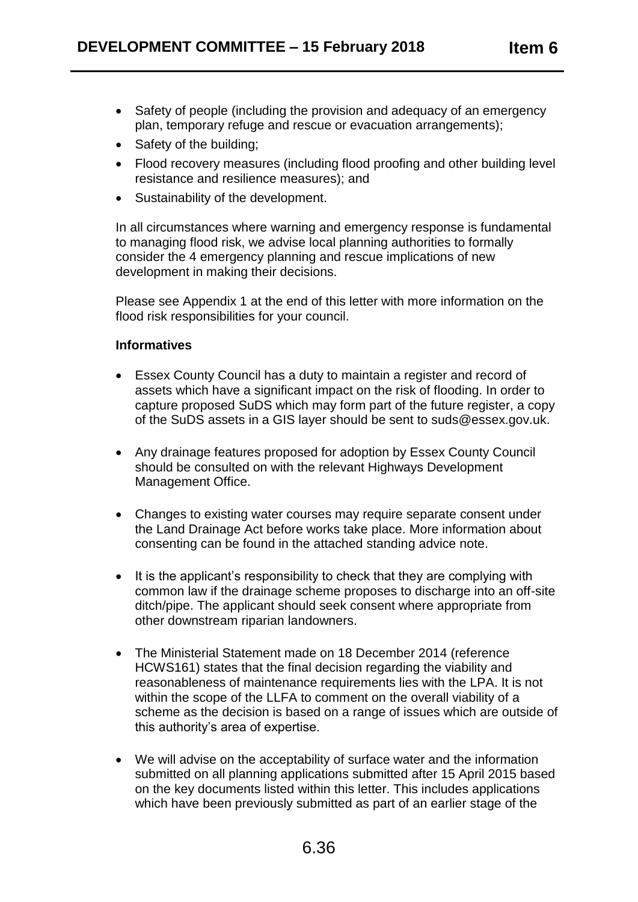- Safety of people (including the provision and adequacy of an emergency plan, temporary refuge and rescue or evacuation arrangements);
- Safety of the building;
- Flood recovery measures (including flood proofing and other building level resistance and resilience measures); and
- Sustainability of the development.

In all circumstances where warning and emergency response is fundamental to managing flood risk, we advise local planning authorities to formally consider the 4 emergency planning and rescue implications of new development in making their decisions.

Please see Appendix 1 at the end of this letter with more information on the flood risk responsibilities for your council.

**Informatives**

- Essex County Council has a duty to maintain a register and record of assets which have a significant impact on the risk of flooding. In order to capture proposed SuDS which may form part of the future register, a copy of the SuDS assets in a GIS layer should be sent to suds@essex.gov.uk.

- Any drainage features proposed for adoption by Essex County Council should be consulted on with the relevant Highways Development Management Office.

- Changes to existing water courses may require separate consent under the Land Drainage Act before works take place. More information about consenting can be found in the attached standing advice note.

- It is the applicant's responsibility to check that they are complying with common law if the drainage scheme proposes to discharge into an off-site ditch/pipe. The applicant should seek consent where appropriate from other downstream riparian landowners.

- The Ministerial Statement made on 18 December 2014 (reference HCWS161) states that the final decision regarding the viability and reasonableness of maintenance requirements lies with the LPA. It is not within the scope of the LLFA to comment on the overall viability of a scheme as the decision is based on a range of issues which are outside of this authority's area of expertise.

- We will advise on the acceptability of surface water and the information submitted on all planning applications submitted after 15 April 2015 based on the key documents listed within this letter. This includes applications which have been previously submitted as part of an earlier stage of the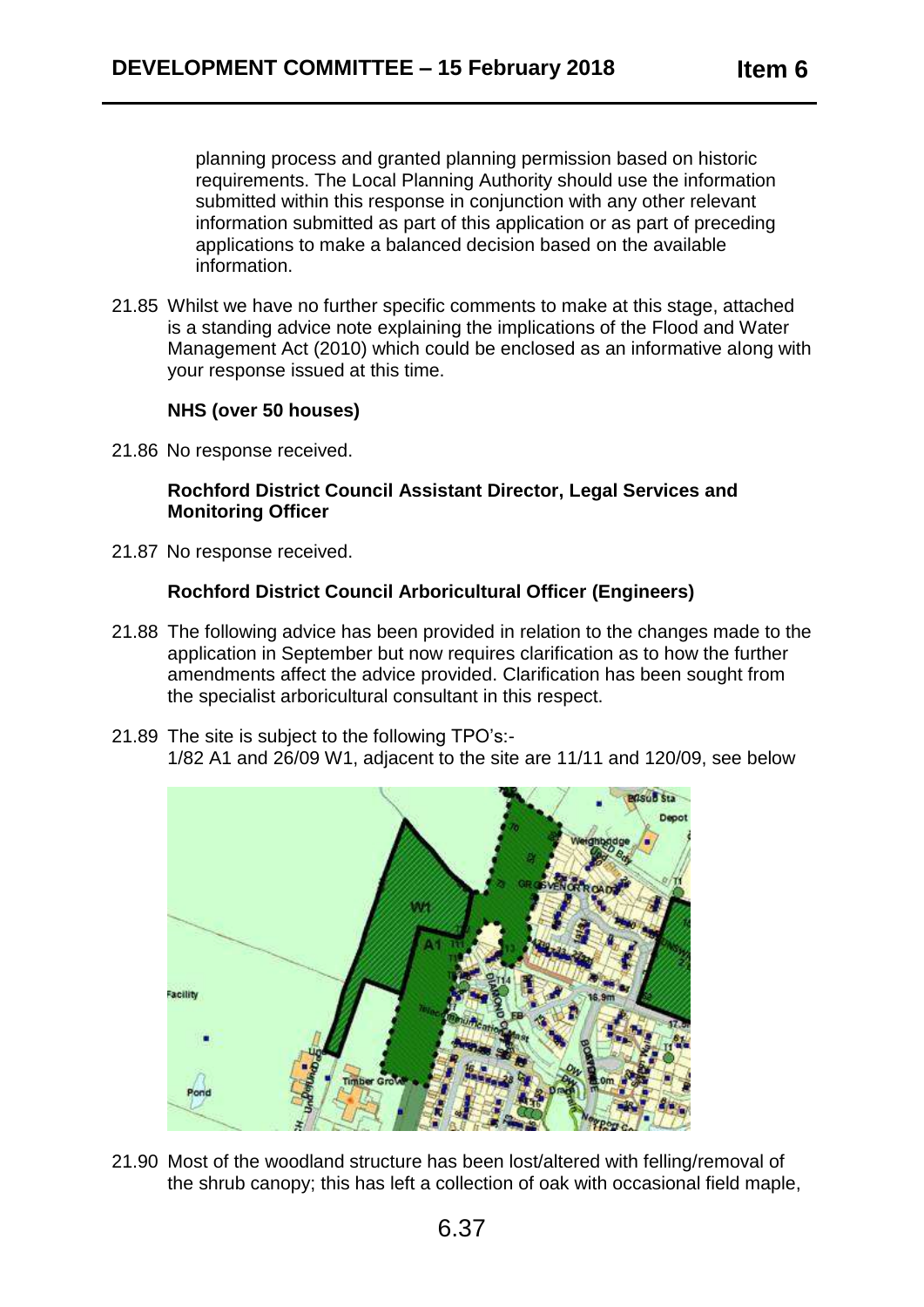planning process and granted planning permission based on historic requirements. The Local Planning Authority should use the information submitted within this response in conjunction with any other relevant information submitted as part of this application or as part of preceding applications to make a balanced decision based on the available information.

21.85 Whilst we have no further specific comments to make at this stage, attached is a standing advice note explaining the implications of the Flood and Water Management Act (2010) which could be enclosed as an informative along with your response issued at this time.

**NHS (over 50 houses)**

21.86 No response received.

**Rochford District Council Assistant Director, Legal Services and Monitoring Officer**

21.87 No response received.

**Rochford District Council Arboricultural Officer (Engineers)**

21.88 The following advice has been provided in relation to the changes made to the application in September but now requires clarification as to how the further amendments affect the advice provided. Clarification has been sought from the specialist arboricultural consultant in this respect.

21.89 The site is subject to the following TPO's:-
1/82 A1 and 26/09 W1, adjacent to the site are 11/11 and 120/09, see below

21.90 Most of the woodland structure has been lost/altered with felling/removal of the shrub canopy; this has left a collection of oak with occasional field maple,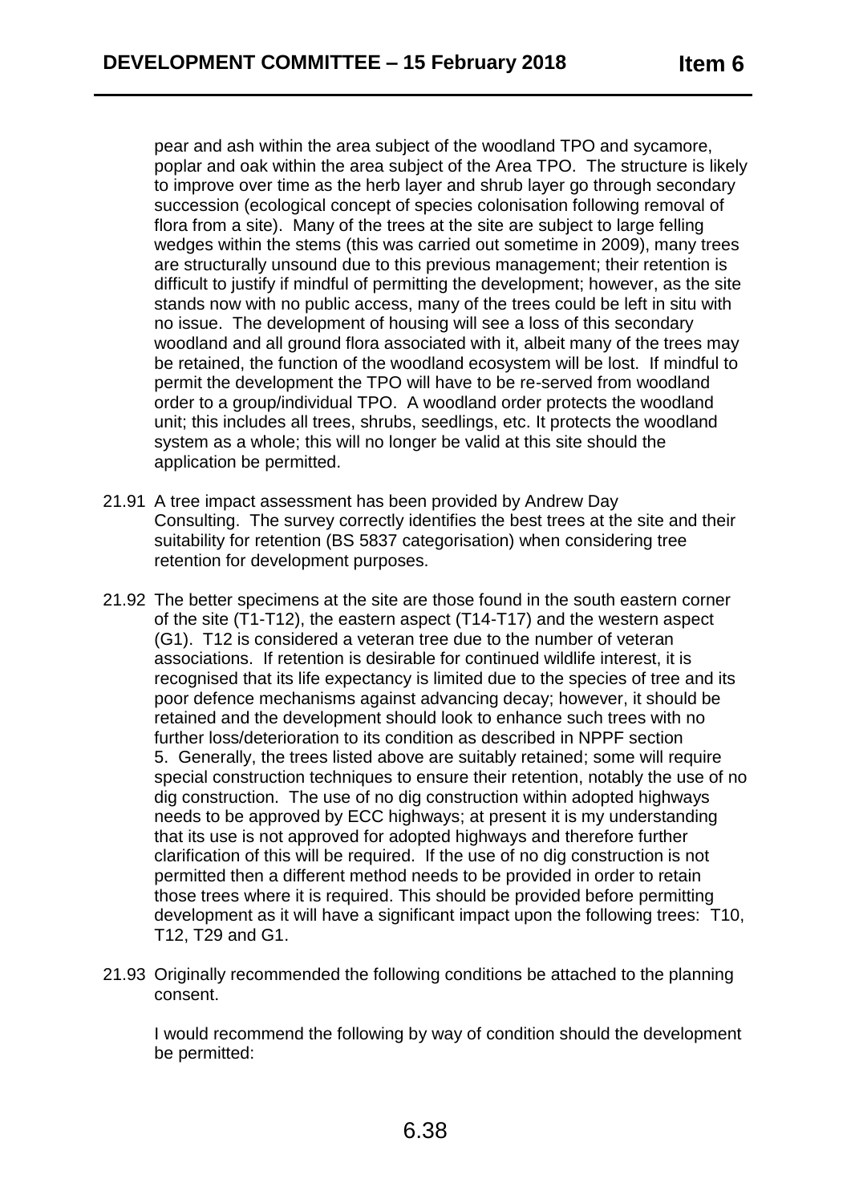pear and ash within the area subject of the woodland TPO and sycamore, poplar and oak within the area subject of the Area TPO. The structure is likely to improve over time as the herb layer and shrub layer go through secondary succession (ecological concept of species colonisation following removal of flora from a site). Many of the trees at the site are subject to large felling wedges within the stems (this was carried out sometime in 2009), many trees are structurally unsound due to this previous management; their retention is difficult to justify if mindful of permitting the development; however, as the site stands now with no public access, many of the trees could be left in situ with no issue. The development of housing will see a loss of this secondary woodland and all ground flora associated with it, albeit many of the trees may be retained, the function of the woodland ecosystem will be lost. If mindful to permit the development the TPO will have to be re-served from woodland order to a group/individual TPO. A woodland order protects the woodland unit; this includes all trees, shrubs, seedlings, etc. It protects the woodland system as a whole; this will no longer be valid at this site should the application be permitted.

21.91 A tree impact assessment has been provided by Andrew Day Consulting. The survey correctly identifies the best trees at the site and their suitability for retention (BS 5837 categorisation) when considering tree retention for development purposes.

21.92 The better specimens at the site are those found in the south eastern corner of the site (T1-T12), the eastern aspect (T14-T17) and the western aspect (G1). T12 is considered a veteran tree due to the number of veteran associations. If retention is desirable for continued wildlife interest, it is recognised that its life expectancy is limited due to the species of tree and its poor defence mechanisms against advancing decay; however, it should be retained and the development should look to enhance such trees with no further loss/deterioration to its condition as described in NPPF section 5. Generally, the trees listed above are suitably retained; some will require special construction techniques to ensure their retention, notably the use of no dig construction. The use of no dig construction within adopted highways needs to be approved by ECC highways; at present it is my understanding that its use is not approved for adopted highways and therefore further clarification of this will be required. If the use of no dig construction is not permitted then a different method needs to be provided in order to retain those trees where it is required. This should be provided before permitting development as it will have a significant impact upon the following trees: T10, T12, T29 and G1.

21.93 Originally recommended the following conditions be attached to the planning consent.

I would recommend the following by way of condition should the development be permitted: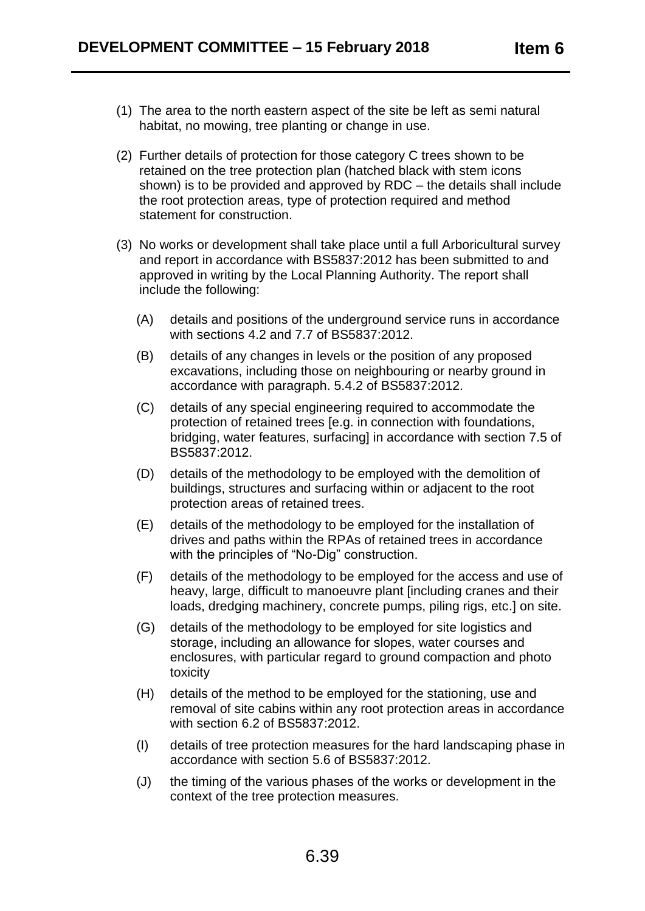(1) The area to the north eastern aspect of the site be left as semi natural habitat, no mowing, tree planting or change in use.

(2) Further details of protection for those category C trees shown to be retained on the tree protection plan (hatched black with stem icons shown) is to be provided and approved by RDC – the details shall include the root protection areas, type of protection required and method statement for construction.

(3) No works or development shall take place until a full Arboricultural survey and report in accordance with BS5837:2012 has been submitted to and approved in writing by the Local Planning Authority. The report shall include the following:

   (A) details and positions of the underground service runs in accordance with sections 4.2 and 7.7 of BS5837:2012.

   (B) details of any changes in levels or the position of any proposed excavations, including those on neighbouring or nearby ground in accordance with paragraph. 5.4.2 of BS5837:2012.

   (C) details of any special engineering required to accommodate the protection of retained trees [e.g. in connection with foundations, bridging, water features, surfacing] in accordance with section 7.5 of BS5837:2012.

   (D) details of the methodology to be employed with the demolition of buildings, structures and surfacing within or adjacent to the root protection areas of retained trees.

   (E) details of the methodology to be employed for the installation of drives and paths within the RPAs of retained trees in accordance with the principles of "No-Dig" construction.

   (F) details of the methodology to be employed for the access and use of heavy, large, difficult to manoeuvre plant [including cranes and their loads, dredging machinery, concrete pumps, piling rigs, etc.] on site.

   (G) details of the methodology to be employed for site logistics and storage, including an allowance for slopes, water courses and enclosures, with particular regard to ground compaction and photo toxicity

   (H) details of the method to be employed for the stationing, use and removal of site cabins within any root protection areas in accordance with section 6.2 of BS5837:2012.

   (I) details of tree protection measures for the hard landscaping phase in accordance with section 5.6 of BS5837:2012.

   (J) the timing of the various phases of the works or development in the context of the tree protection measures.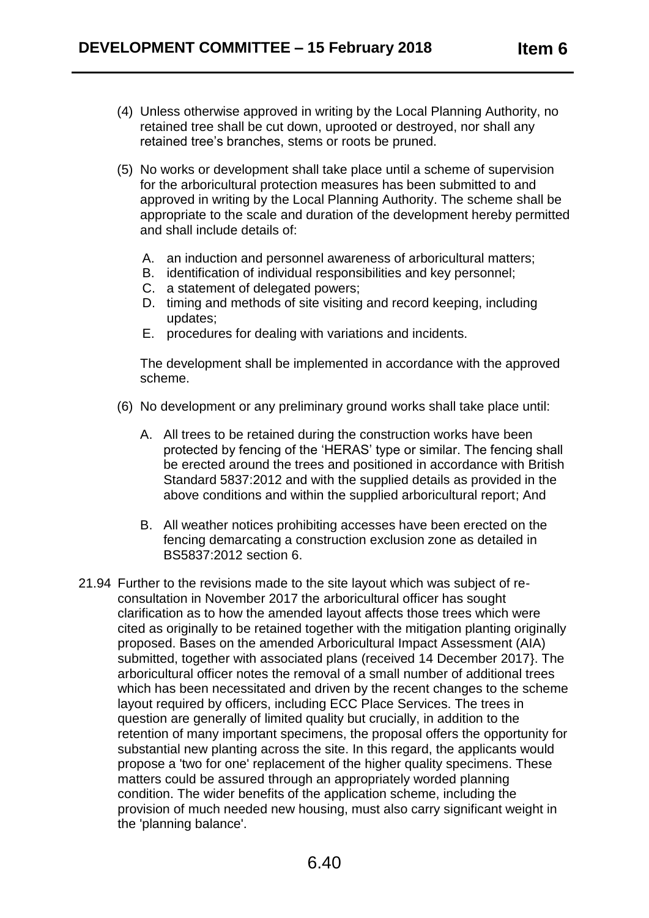(4) Unless otherwise approved in writing by the Local Planning Authority, no retained tree shall be cut down, uprooted or destroyed, nor shall any retained tree's branches, stems or roots be pruned.

(5) No works or development shall take place until a scheme of supervision for the arboricultural protection measures has been submitted to and approved in writing by the Local Planning Authority. The scheme shall be appropriate to the scale and duration of the development hereby permitted and shall include details of:

   A. an induction and personnel awareness of arboricultural matters;
   B. identification of individual responsibilities and key personnel;
   C. a statement of delegated powers;
   D. timing and methods of site visiting and record keeping, including updates;
   E. procedures for dealing with variations and incidents.

   The development shall be implemented in accordance with the approved scheme.

(6) No development or any preliminary ground works shall take place until:

   A. All trees to be retained during the construction works have been protected by fencing of the 'HERAS' type or similar. The fencing shall be erected around the trees and positioned in accordance with British Standard 5837:2012 and with the supplied details as provided in the above conditions and within the supplied arboricultural report; And

   B. All weather notices prohibiting accesses have been erected on the fencing demarcating a construction exclusion zone as detailed in BS5837:2012 section 6.

21.94 Further to the revisions made to the site layout which was subject of re-consultation in November 2017 the arboricultural officer has sought clarification as to how the amended layout affects those trees which were cited as originally to be retained together with the mitigation planting originally proposed. Bases on the amended Arboricultural Impact Assessment (AIA) submitted, together with associated plans (received 14 December 2017}. The arboricultural officer notes the removal of a small number of additional trees which has been necessitated and driven by the recent changes to the scheme layout required by officers, including ECC Place Services. The trees in question are generally of limited quality but crucially, in addition to the retention of many important specimens, the proposal offers the opportunity for substantial new planting across the site. In this regard, the applicants would propose a 'two for one' replacement of the higher quality specimens. These matters could be assured through an appropriately worded planning condition. The wider benefits of the application scheme, including the provision of much needed new housing, must also carry significant weight in the 'planning balance'.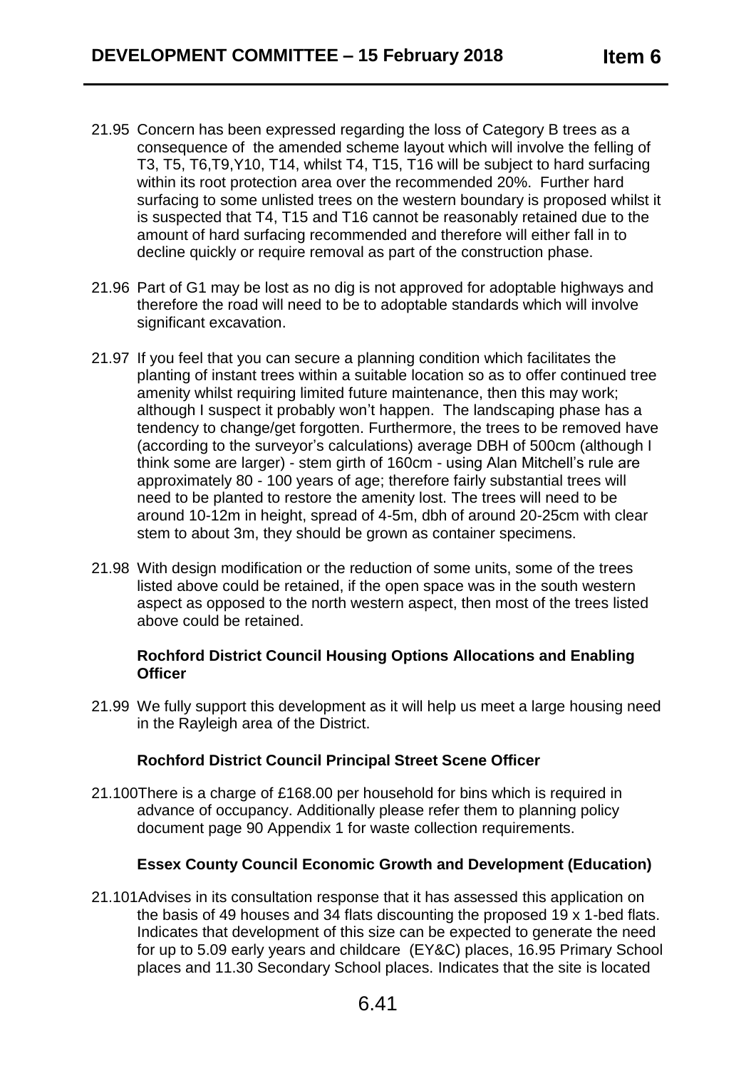21.95 Concern has been expressed regarding the loss of Category B trees as a consequence of the amended scheme layout which will involve the felling of T3, T5, T6,T9,Y10, T14, whilst T4, T15, T16 will be subject to hard surfacing within its root protection area over the recommended 20%. Further hard surfacing to some unlisted trees on the western boundary is proposed whilst it is suspected that T4, T15 and T16 cannot be reasonably retained due to the amount of hard surfacing recommended and therefore will either fall in to decline quickly or require removal as part of the construction phase.

21.96 Part of G1 may be lost as no dig is not approved for adoptable highways and therefore the road will need to be to adoptable standards which will involve significant excavation.

21.97 If you feel that you can secure a planning condition which facilitates the planting of instant trees within a suitable location so as to offer continued tree amenity whilst requiring limited future maintenance, then this may work; although I suspect it probably won't happen. The landscaping phase has a tendency to change/get forgotten. Furthermore, the trees to be removed have (according to the surveyor's calculations) average DBH of 500cm (although I think some are larger) - stem girth of 160cm - using Alan Mitchell's rule are approximately 80 - 100 years of age; therefore fairly substantial trees will need to be planted to restore the amenity lost. The trees will need to be around 10-12m in height, spread of 4-5m, dbh of around 20-25cm with clear stem to about 3m, they should be grown as container specimens.

21.98 With design modification or the reduction of some units, some of the trees listed above could be retained, if the open space was in the south western aspect as opposed to the north western aspect, then most of the trees listed above could be retained.

**Rochford District Council Housing Options Allocations and Enabling Officer**

21.99 We fully support this development as it will help us meet a large housing need in the Rayleigh area of the District.

**Rochford District Council Principal Street Scene Officer**

21.100 There is a charge of £168.00 per household for bins which is required in advance of occupancy. Additionally please refer them to planning policy document page 90 Appendix 1 for waste collection requirements.

**Essex County Council Economic Growth and Development (Education)**

21.101 Advises in its consultation response that it has assessed this application on the basis of 49 houses and 34 flats discounting the proposed 19 x 1-bed flats. Indicates that development of this size can be expected to generate the need for up to 5.09 early years and childcare (EY&C) places, 16.95 Primary School places and 11.30 Secondary School places. Indicates that the site is located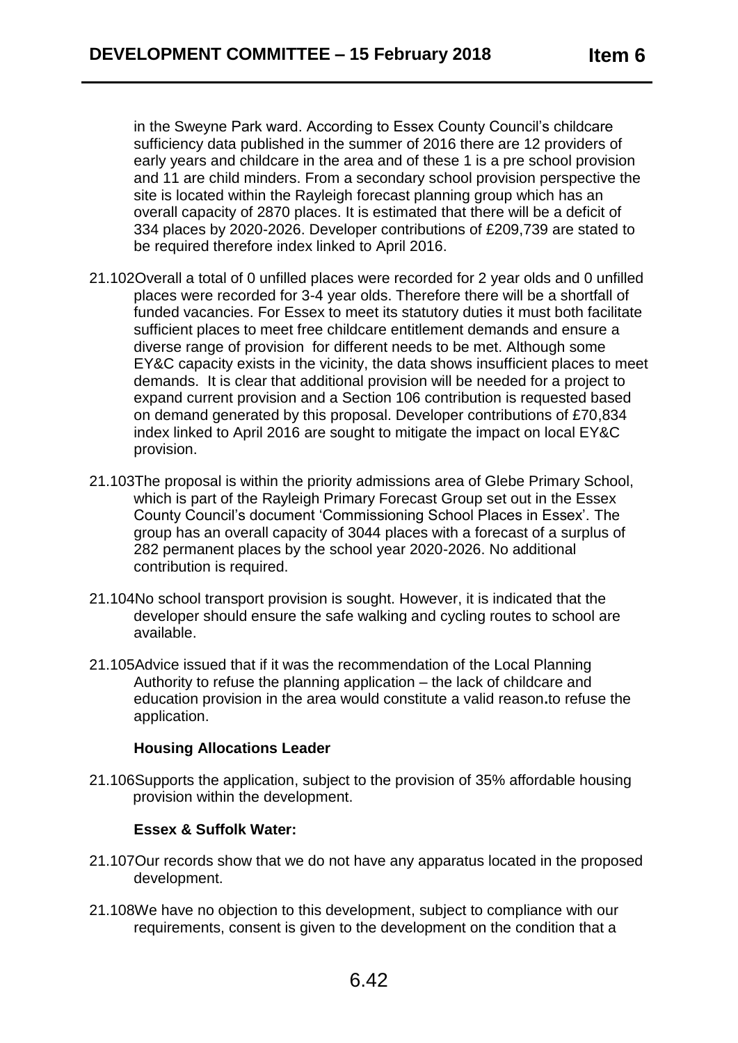in the Sweyne Park ward. According to Essex County Council's childcare sufficiency data published in the summer of 2016 there are 12 providers of early years and childcare in the area and of these 1 is a pre school provision and 11 are child minders. From a secondary school provision perspective the site is located within the Rayleigh forecast planning group which has an overall capacity of 2870 places. It is estimated that there will be a deficit of 334 places by 2020-2026. Developer contributions of £209,739 are stated to be required therefore index linked to April 2016.

21.102 Overall a total of 0 unfilled places were recorded for 2 year olds and 0 unfilled places were recorded for 3-4 year olds. Therefore there will be a shortfall of funded vacancies. For Essex to meet its statutory duties it must both facilitate sufficient places to meet free childcare entitlement demands and ensure a diverse range of provision for different needs to be met. Although some EY&C capacity exists in the vicinity, the data shows insufficient places to meet demands. It is clear that additional provision will be needed for a project to expand current provision and a Section 106 contribution is requested based on demand generated by this proposal. Developer contributions of £70,834 index linked to April 2016 are sought to mitigate the impact on local EY&C provision.

21.103 The proposal is within the priority admissions area of Glebe Primary School, which is part of the Rayleigh Primary Forecast Group set out in the Essex County Council's document 'Commissioning School Places in Essex'. The group has an overall capacity of 3044 places with a forecast of a surplus of 282 permanent places by the school year 2020-2026. No additional contribution is required.

21.104 No school transport provision is sought. However, it is indicated that the developer should ensure the safe walking and cycling routes to school are available.

21.105 Advice issued that if it was the recommendation of the Local Planning Authority to refuse the planning application – the lack of childcare and education provision in the area would constitute a valid reason**.**to refuse the application.

**Housing Allocations Leader**

21.106 Supports the application, subject to the provision of 35% affordable housing provision within the development.

**Essex & Suffolk Water:**

21.107 Our records show that we do not have any apparatus located in the proposed development.

21.108 We have no objection to this development, subject to compliance with our requirements, consent is given to the development on the condition that a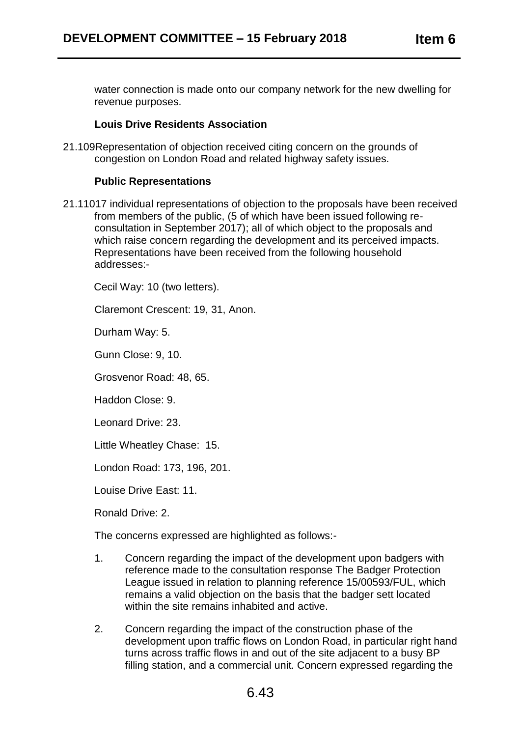water connection is made onto our company network for the new dwelling for revenue purposes.

**Louis Drive Residents Association**

21.109 Representation of objection received citing concern on the grounds of congestion on London Road and related highway safety issues.

**Public Representations**

21.110 17 individual representations of objection to the proposals have been received from members of the public, (5 of which have been issued following re-consultation in September 2017); all of which object to the proposals and which raise concern regarding the development and its perceived impacts. Representations have been received from the following household addresses:-

Cecil Way: 10 (two letters).

Claremont Crescent: 19, 31, Anon.

Durham Way: 5.

Gunn Close: 9, 10.

Grosvenor Road: 48, 65.

Haddon Close: 9.

Leonard Drive: 23.

Little Wheatley Chase: 15.

London Road: 173, 196, 201.

Louise Drive East: 11.

Ronald Drive: 2.

The concerns expressed are highlighted as follows:-

1. Concern regarding the impact of the development upon badgers with reference made to the consultation response The Badger Protection League issued in relation to planning reference 15/00593/FUL, which remains a valid objection on the basis that the badger sett located within the site remains inhabited and active.

2. Concern regarding the impact of the construction phase of the development upon traffic flows on London Road, in particular right hand turns across traffic flows in and out of the site adjacent to a busy BP filling station, and a commercial unit. Concern expressed regarding the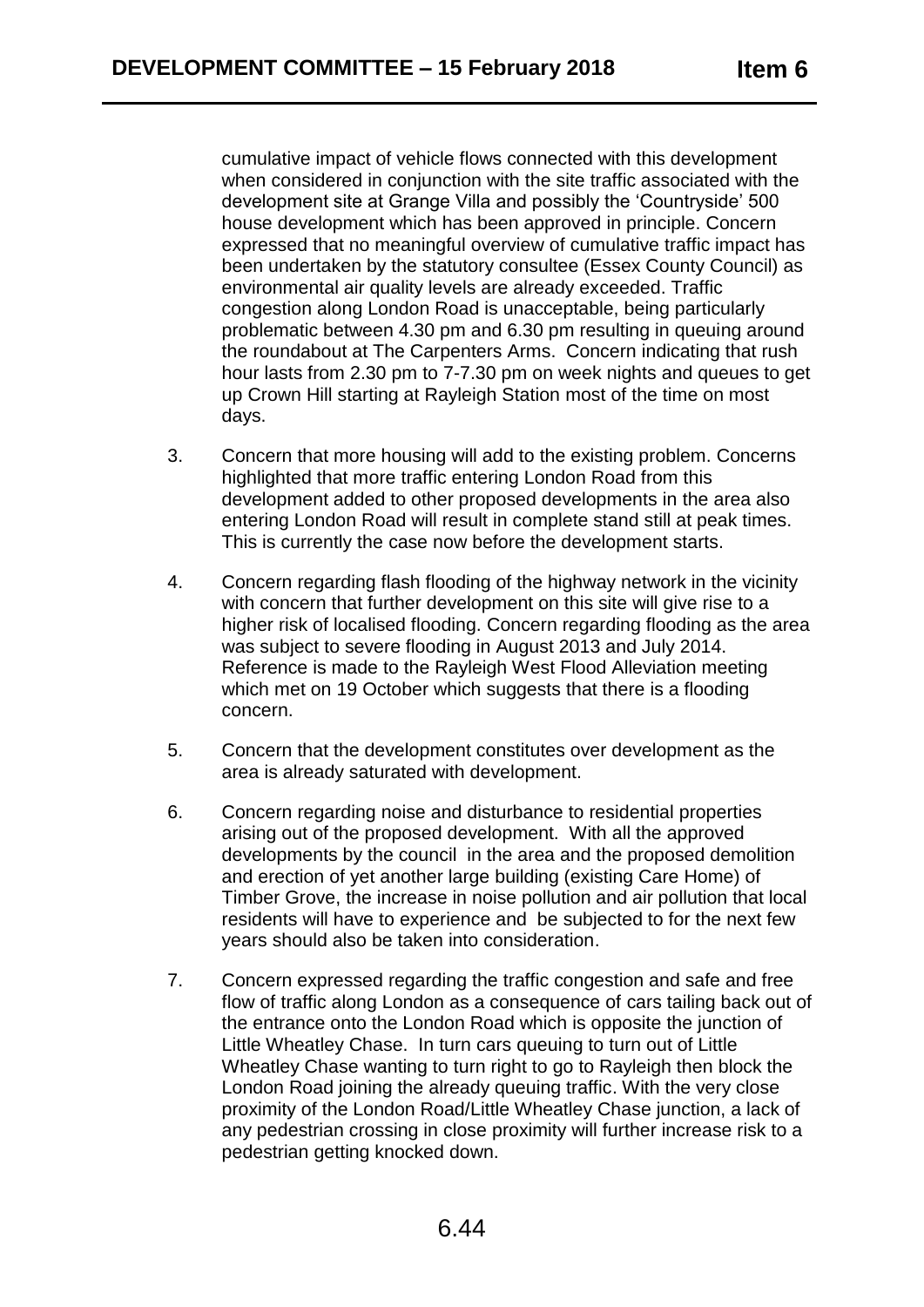cumulative impact of vehicle flows connected with this development when considered in conjunction with the site traffic associated with the development site at Grange Villa and possibly the 'Countryside' 500 house development which has been approved in principle. Concern expressed that no meaningful overview of cumulative traffic impact has been undertaken by the statutory consultee (Essex County Council) as environmental air quality levels are already exceeded. Traffic congestion along London Road is unacceptable, being particularly problematic between 4.30 pm and 6.30 pm resulting in queuing around the roundabout at The Carpenters Arms. Concern indicating that rush hour lasts from 2.30 pm to 7-7.30 pm on week nights and queues to get up Crown Hill starting at Rayleigh Station most of the time on most days.

3. Concern that more housing will add to the existing problem. Concerns highlighted that more traffic entering London Road from this development added to other proposed developments in the area also entering London Road will result in complete stand still at peak times. This is currently the case now before the development starts.

4. Concern regarding flash flooding of the highway network in the vicinity with concern that further development on this site will give rise to a higher risk of localised flooding. Concern regarding flooding as the area was subject to severe flooding in August 2013 and July 2014. Reference is made to the Rayleigh West Flood Alleviation meeting which met on 19 October which suggests that there is a flooding concern.

5. Concern that the development constitutes over development as the area is already saturated with development.

6. Concern regarding noise and disturbance to residential properties arising out of the proposed development. With all the approved developments by the council in the area and the proposed demolition and erection of yet another large building (existing Care Home) of Timber Grove, the increase in noise pollution and air pollution that local residents will have to experience and be subjected to for the next few years should also be taken into consideration.

7. Concern expressed regarding the traffic congestion and safe and free flow of traffic along London as a consequence of cars tailing back out of the entrance onto the London Road which is opposite the junction of Little Wheatley Chase. In turn cars queuing to turn out of Little Wheatley Chase wanting to turn right to go to Rayleigh then block the London Road joining the already queuing traffic. With the very close proximity of the London Road/Little Wheatley Chase junction, a lack of any pedestrian crossing in close proximity will further increase risk to a pedestrian getting knocked down.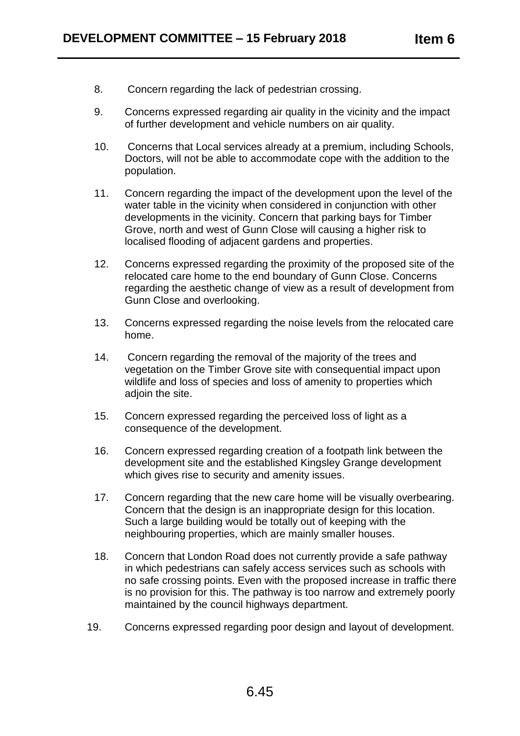8. Concern regarding the lack of pedestrian crossing.

9. Concerns expressed regarding air quality in the vicinity and the impact of further development and vehicle numbers on air quality.

10. Concerns that Local services already at a premium, including Schools, Doctors, will not be able to accommodate cope with the addition to the population.

11. Concern regarding the impact of the development upon the level of the water table in the vicinity when considered in conjunction with other developments in the vicinity. Concern that parking bays for Timber Grove, north and west of Gunn Close will causing a higher risk to localised flooding of adjacent gardens and properties.

12. Concerns expressed regarding the proximity of the proposed site of the relocated care home to the end boundary of Gunn Close. Concerns regarding the aesthetic change of view as a result of development from Gunn Close and overlooking.

13. Concerns expressed regarding the noise levels from the relocated care home.

14. Concern regarding the removal of the majority of the trees and vegetation on the Timber Grove site with consequential impact upon wildlife and loss of species and loss of amenity to properties which adjoin the site.

15. Concern expressed regarding the perceived loss of light as a consequence of the development.

16. Concern expressed regarding creation of a footpath link between the development site and the established Kingsley Grange development which gives rise to security and amenity issues.

17. Concern regarding that the new care home will be visually overbearing. Concern that the design is an inappropriate design for this location. Such a large building would be totally out of keeping with the neighbouring properties, which are mainly smaller houses.

18. Concern that London Road does not currently provide a safe pathway in which pedestrians can safely access services such as schools with no safe crossing points. Even with the proposed increase in traffic there is no provision for this. The pathway is too narrow and extremely poorly maintained by the council highways department.

19. Concerns expressed regarding poor design and layout of development.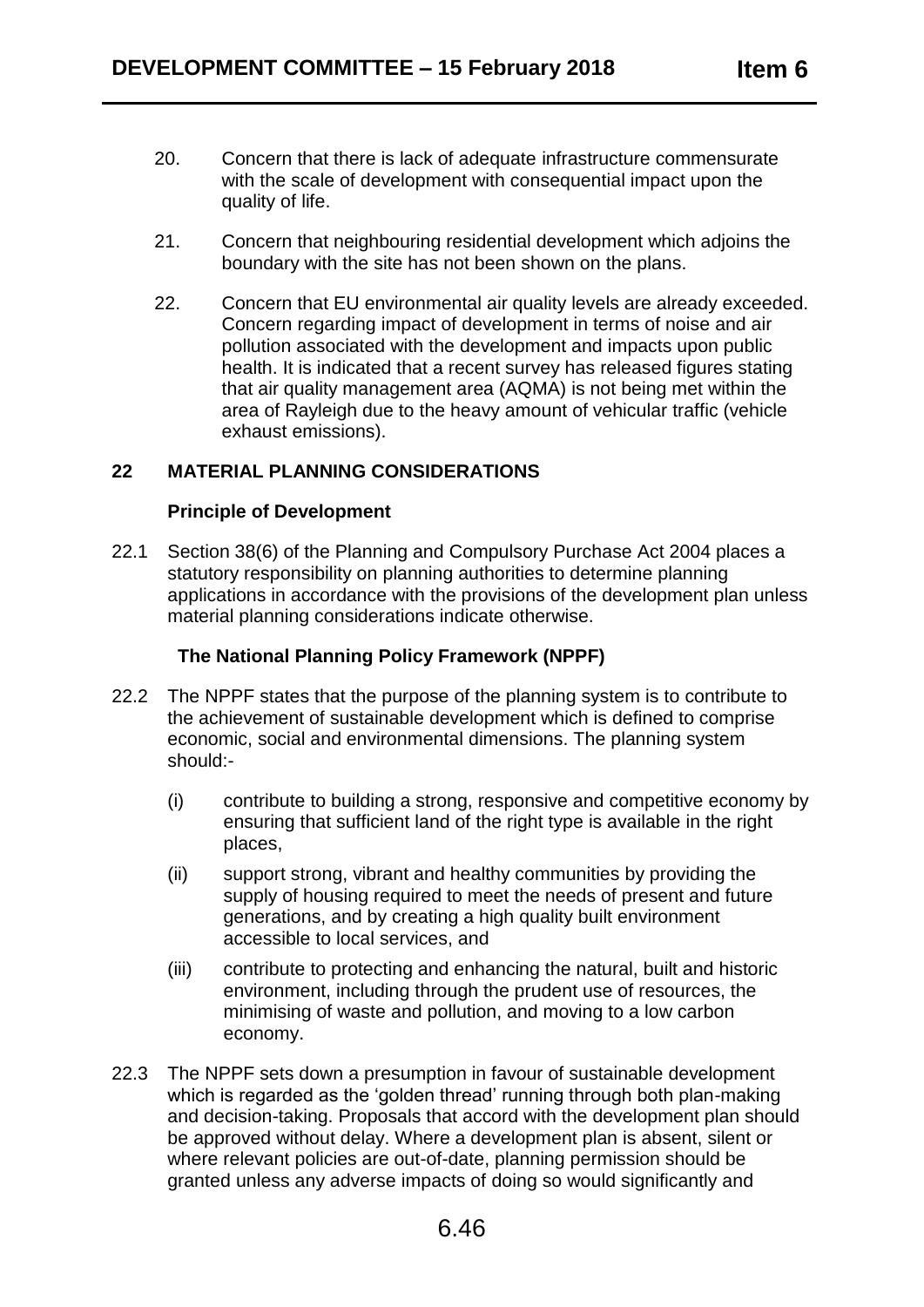20. Concern that there is lack of adequate infrastructure commensurate with the scale of development with consequential impact upon the quality of life.

21. Concern that neighbouring residential development which adjoins the boundary with the site has not been shown on the plans.

22. Concern that EU environmental air quality levels are already exceeded. Concern regarding impact of development in terms of noise and air pollution associated with the development and impacts upon public health. It is indicated that a recent survey has released figures stating that air quality management area (AQMA) is not being met within the area of Rayleigh due to the heavy amount of vehicular traffic (vehicle exhaust emissions).

## 22 MATERIAL PLANNING CONSIDERATIONS

### Principle of Development

22.1 Section 38(6) of the Planning and Compulsory Purchase Act 2004 places a statutory responsibility on planning authorities to determine planning applications in accordance with the provisions of the development plan unless material planning considerations indicate otherwise.

### The National Planning Policy Framework (NPPF)

22.2 The NPPF states that the purpose of the planning system is to contribute to the achievement of sustainable development which is defined to comprise economic, social and environmental dimensions. The planning system should:-

(i) contribute to building a strong, responsive and competitive economy by ensuring that sufficient land of the right type is available in the right places,

(ii) support strong, vibrant and healthy communities by providing the supply of housing required to meet the needs of present and future generations, and by creating a high quality built environment accessible to local services, and

(iii) contribute to protecting and enhancing the natural, built and historic environment, including through the prudent use of resources, the minimising of waste and pollution, and moving to a low carbon economy.

22.3 The NPPF sets down a presumption in favour of sustainable development which is regarded as the 'golden thread' running through both plan-making and decision-taking. Proposals that accord with the development plan should be approved without delay. Where a development plan is absent, silent or where relevant policies are out-of-date, planning permission should be granted unless any adverse impacts of doing so would significantly and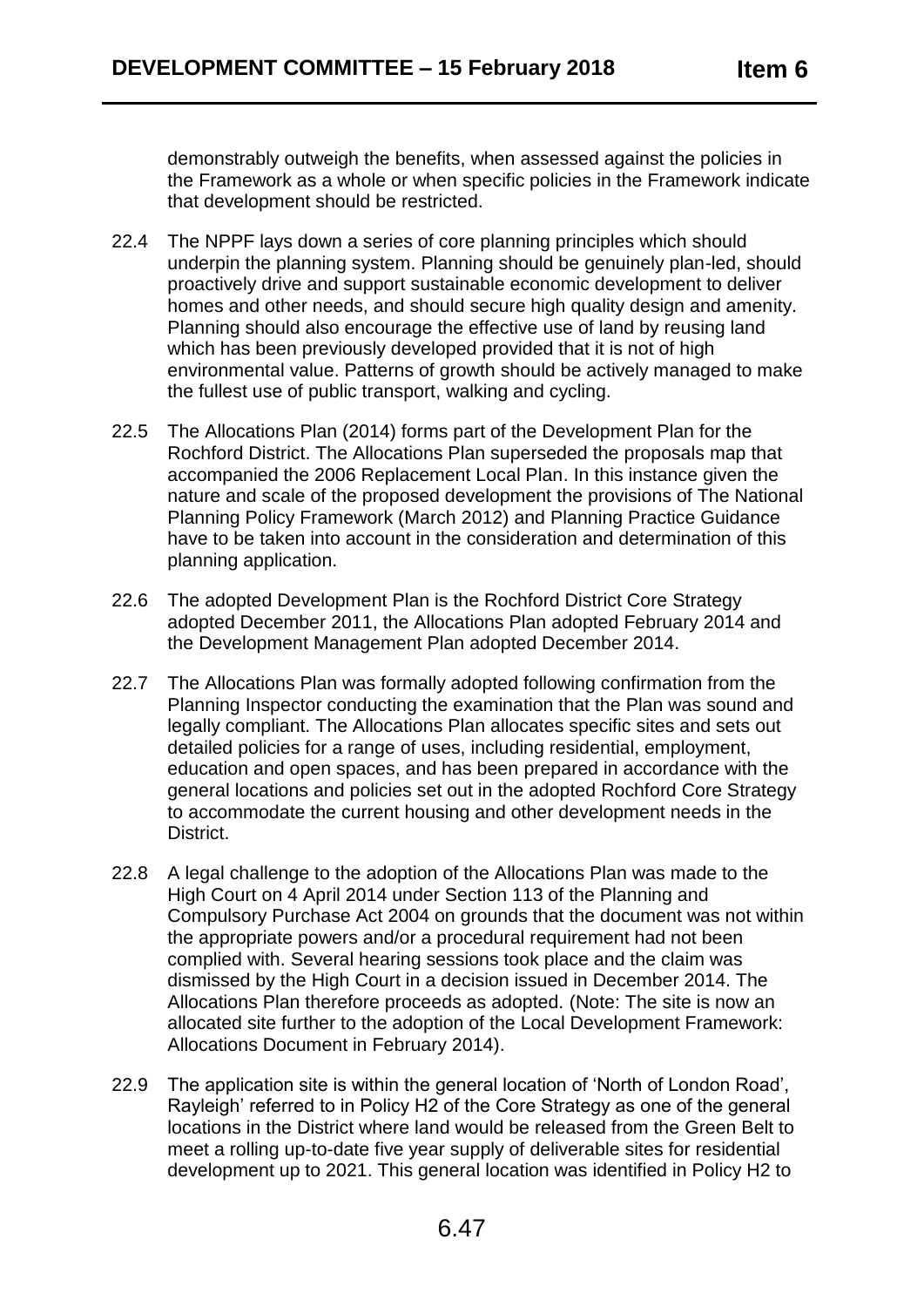demonstrably outweigh the benefits, when assessed against the policies in the Framework as a whole or when specific policies in the Framework indicate that development should be restricted.

22.4 The NPPF lays down a series of core planning principles which should underpin the planning system. Planning should be genuinely plan-led, should proactively drive and support sustainable economic development to deliver homes and other needs, and should secure high quality design and amenity. Planning should also encourage the effective use of land by reusing land which has been previously developed provided that it is not of high environmental value. Patterns of growth should be actively managed to make the fullest use of public transport, walking and cycling.

22.5 The Allocations Plan (2014) forms part of the Development Plan for the Rochford District. The Allocations Plan superseded the proposals map that accompanied the 2006 Replacement Local Plan. In this instance given the nature and scale of the proposed development the provisions of The National Planning Policy Framework (March 2012) and Planning Practice Guidance have to be taken into account in the consideration and determination of this planning application.

22.6 The adopted Development Plan is the Rochford District Core Strategy adopted December 2011, the Allocations Plan adopted February 2014 and the Development Management Plan adopted December 2014.

22.7 The Allocations Plan was formally adopted following confirmation from the Planning Inspector conducting the examination that the Plan was sound and legally compliant. The Allocations Plan allocates specific sites and sets out detailed policies for a range of uses, including residential, employment, education and open spaces, and has been prepared in accordance with the general locations and policies set out in the adopted Rochford Core Strategy to accommodate the current housing and other development needs in the District.

22.8 A legal challenge to the adoption of the Allocations Plan was made to the High Court on 4 April 2014 under Section 113 of the Planning and Compulsory Purchase Act 2004 on grounds that the document was not within the appropriate powers and/or a procedural requirement had not been complied with. Several hearing sessions took place and the claim was dismissed by the High Court in a decision issued in December 2014. The Allocations Plan therefore proceeds as adopted. (Note: The site is now an allocated site further to the adoption of the Local Development Framework: Allocations Document in February 2014).

22.9 The application site is within the general location of 'North of London Road', Rayleigh' referred to in Policy H2 of the Core Strategy as one of the general locations in the District where land would be released from the Green Belt to meet a rolling up-to-date five year supply of deliverable sites for residential development up to 2021. This general location was identified in Policy H2 to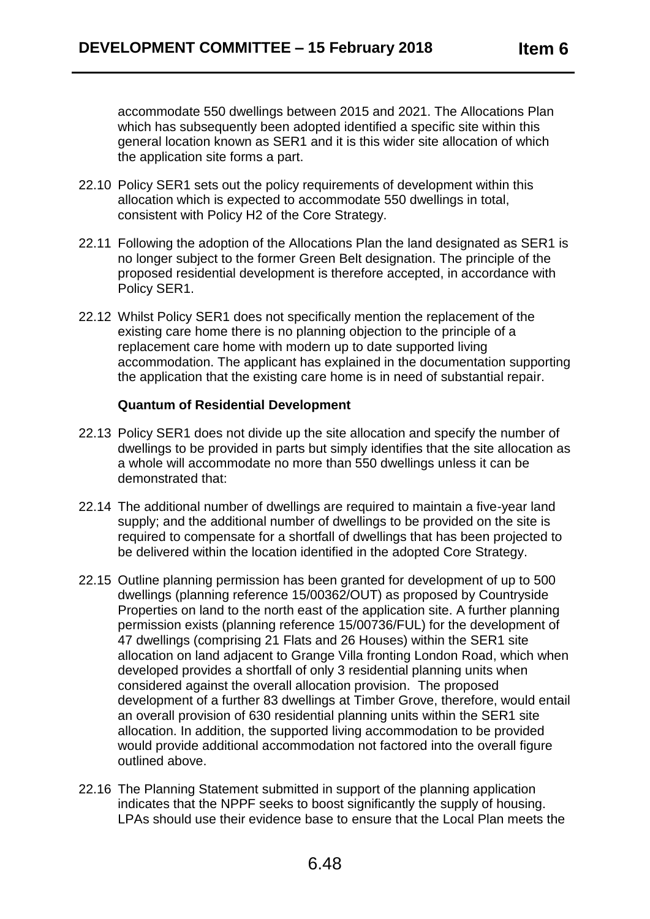accommodate 550 dwellings between 2015 and 2021. The Allocations Plan which has subsequently been adopted identified a specific site within this general location known as SER1 and it is this wider site allocation of which the application site forms a part.

22.10 Policy SER1 sets out the policy requirements of development within this allocation which is expected to accommodate 550 dwellings in total, consistent with Policy H2 of the Core Strategy.

22.11 Following the adoption of the Allocations Plan the land designated as SER1 is no longer subject to the former Green Belt designation. The principle of the proposed residential development is therefore accepted, in accordance with Policy SER1.

22.12 Whilst Policy SER1 does not specifically mention the replacement of the existing care home there is no planning objection to the principle of a replacement care home with modern up to date supported living accommodation. The applicant has explained in the documentation supporting the application that the existing care home is in need of substantial repair.

**Quantum of Residential Development**

22.13 Policy SER1 does not divide up the site allocation and specify the number of dwellings to be provided in parts but simply identifies that the site allocation as a whole will accommodate no more than 550 dwellings unless it can be demonstrated that:

22.14 The additional number of dwellings are required to maintain a five-year land supply; and the additional number of dwellings to be provided on the site is required to compensate for a shortfall of dwellings that has been projected to be delivered within the location identified in the adopted Core Strategy.

22.15 Outline planning permission has been granted for development of up to 500 dwellings (planning reference 15/00362/OUT) as proposed by Countryside Properties on land to the north east of the application site. A further planning permission exists (planning reference 15/00736/FUL) for the development of 47 dwellings (comprising 21 Flats and 26 Houses) within the SER1 site allocation on land adjacent to Grange Villa fronting London Road, which when developed provides a shortfall of only 3 residential planning units when considered against the overall allocation provision. The proposed development of a further 83 dwellings at Timber Grove, therefore, would entail an overall provision of 630 residential planning units within the SER1 site allocation. In addition, the supported living accommodation to be provided would provide additional accommodation not factored into the overall figure outlined above.

22.16 The Planning Statement submitted in support of the planning application indicates that the NPPF seeks to boost significantly the supply of housing. LPAs should use their evidence base to ensure that the Local Plan meets the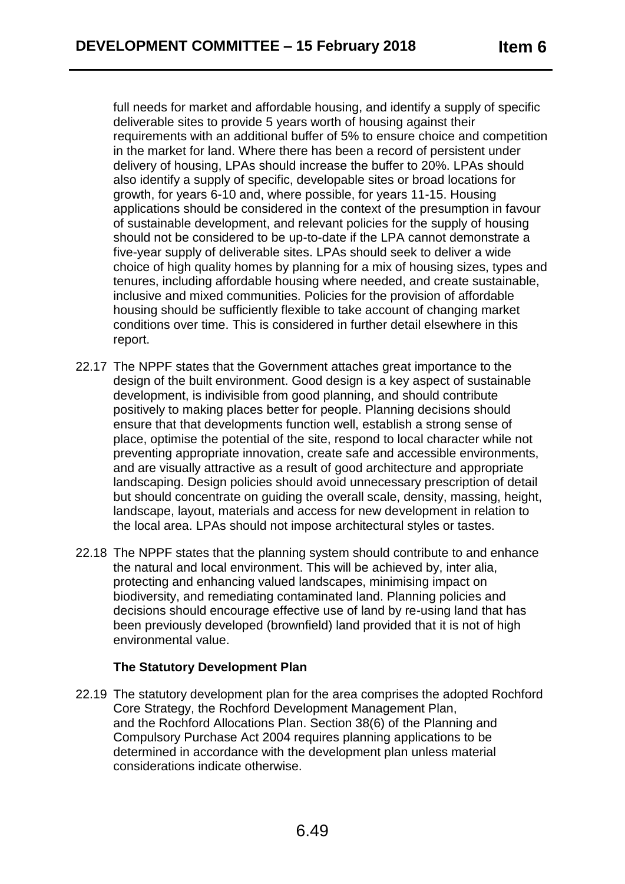full needs for market and affordable housing, and identify a supply of specific deliverable sites to provide 5 years worth of housing against their requirements with an additional buffer of 5% to ensure choice and competition in the market for land. Where there has been a record of persistent under delivery of housing, LPAs should increase the buffer to 20%. LPAs should also identify a supply of specific, developable sites or broad locations for growth, for years 6-10 and, where possible, for years 11-15. Housing applications should be considered in the context of the presumption in favour of sustainable development, and relevant policies for the supply of housing should not be considered to be up-to-date if the LPA cannot demonstrate a five-year supply of deliverable sites. LPAs should seek to deliver a wide choice of high quality homes by planning for a mix of housing sizes, types and tenures, including affordable housing where needed, and create sustainable, inclusive and mixed communities. Policies for the provision of affordable housing should be sufficiently flexible to take account of changing market conditions over time. This is considered in further detail elsewhere in this report.

22.17 The NPPF states that the Government attaches great importance to the design of the built environment. Good design is a key aspect of sustainable development, is indivisible from good planning, and should contribute positively to making places better for people. Planning decisions should ensure that that developments function well, establish a strong sense of place, optimise the potential of the site, respond to local character while not preventing appropriate innovation, create safe and accessible environments, and are visually attractive as a result of good architecture and appropriate landscaping. Design policies should avoid unnecessary prescription of detail but should concentrate on guiding the overall scale, density, massing, height, landscape, layout, materials and access for new development in relation to the local area. LPAs should not impose architectural styles or tastes.

22.18 The NPPF states that the planning system should contribute to and enhance the natural and local environment. This will be achieved by, inter alia, protecting and enhancing valued landscapes, minimising impact on biodiversity, and remediating contaminated land. Planning policies and decisions should encourage effective use of land by re-using land that has been previously developed (brownfield) land provided that it is not of high environmental value.

**The Statutory Development Plan**

22.19 The statutory development plan for the area comprises the adopted Rochford Core Strategy, the Rochford Development Management Plan, and the Rochford Allocations Plan. Section 38(6) of the Planning and Compulsory Purchase Act 2004 requires planning applications to be determined in accordance with the development plan unless material considerations indicate otherwise.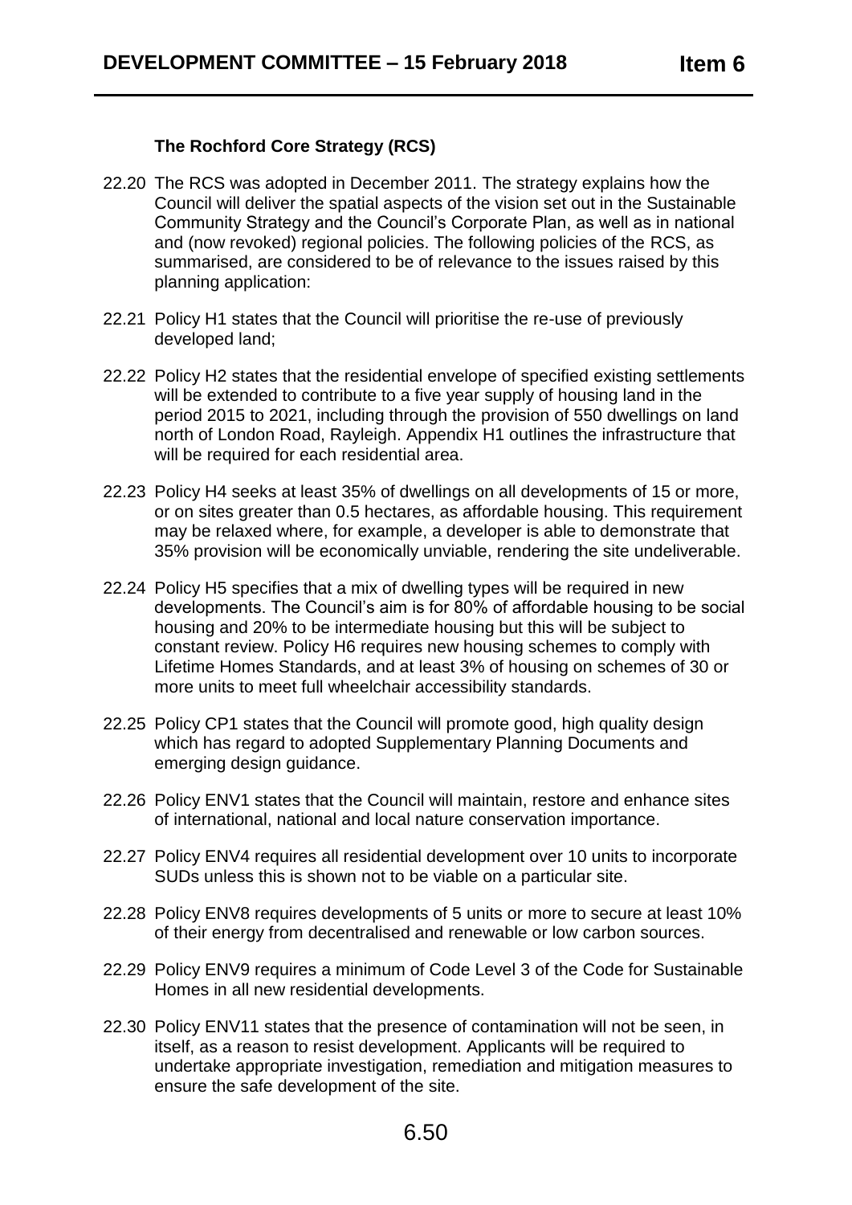### The Rochford Core Strategy (RCS)

22.20 The RCS was adopted in December 2011. The strategy explains how the Council will deliver the spatial aspects of the vision set out in the Sustainable Community Strategy and the Council's Corporate Plan, as well as in national and (now revoked) regional policies. The following policies of the RCS, as summarised, are considered to be of relevance to the issues raised by this planning application:

22.21 Policy H1 states that the Council will prioritise the re-use of previously developed land;

22.22 Policy H2 states that the residential envelope of specified existing settlements will be extended to contribute to a five year supply of housing land in the period 2015 to 2021, including through the provision of 550 dwellings on land north of London Road, Rayleigh. Appendix H1 outlines the infrastructure that will be required for each residential area.

22.23 Policy H4 seeks at least 35% of dwellings on all developments of 15 or more, or on sites greater than 0.5 hectares, as affordable housing. This requirement may be relaxed where, for example, a developer is able to demonstrate that 35% provision will be economically unviable, rendering the site undeliverable.

22.24 Policy H5 specifies that a mix of dwelling types will be required in new developments. The Council's aim is for 80% of affordable housing to be social housing and 20% to be intermediate housing but this will be subject to constant review. Policy H6 requires new housing schemes to comply with Lifetime Homes Standards, and at least 3% of housing on schemes of 30 or more units to meet full wheelchair accessibility standards.

22.25 Policy CP1 states that the Council will promote good, high quality design which has regard to adopted Supplementary Planning Documents and emerging design guidance.

22.26 Policy ENV1 states that the Council will maintain, restore and enhance sites of international, national and local nature conservation importance.

22.27 Policy ENV4 requires all residential development over 10 units to incorporate SUDs unless this is shown not to be viable on a particular site.

22.28 Policy ENV8 requires developments of 5 units or more to secure at least 10% of their energy from decentralised and renewable or low carbon sources.

22.29 Policy ENV9 requires a minimum of Code Level 3 of the Code for Sustainable Homes in all new residential developments.

22.30 Policy ENV11 states that the presence of contamination will not be seen, in itself, as a reason to resist development. Applicants will be required to undertake appropriate investigation, remediation and mitigation measures to ensure the safe development of the site.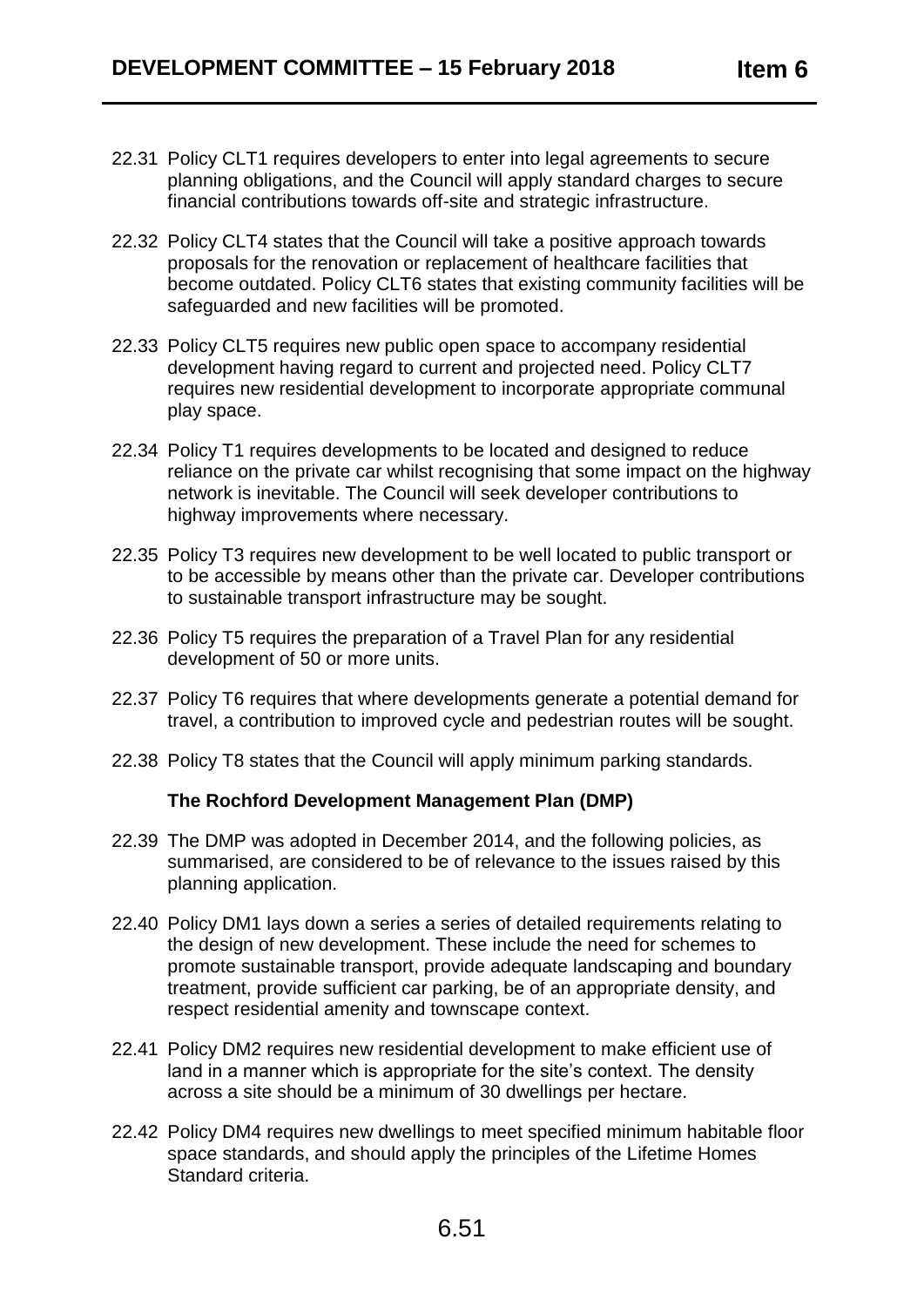22.31 Policy CLT1 requires developers to enter into legal agreements to secure planning obligations, and the Council will apply standard charges to secure financial contributions towards off-site and strategic infrastructure.

22.32 Policy CLT4 states that the Council will take a positive approach towards proposals for the renovation or replacement of healthcare facilities that become outdated. Policy CLT6 states that existing community facilities will be safeguarded and new facilities will be promoted.

22.33 Policy CLT5 requires new public open space to accompany residential development having regard to current and projected need. Policy CLT7 requires new residential development to incorporate appropriate communal play space.

22.34 Policy T1 requires developments to be located and designed to reduce reliance on the private car whilst recognising that some impact on the highway network is inevitable. The Council will seek developer contributions to highway improvements where necessary.

22.35 Policy T3 requires new development to be well located to public transport or to be accessible by means other than the private car. Developer contributions to sustainable transport infrastructure may be sought.

22.36 Policy T5 requires the preparation of a Travel Plan for any residential development of 50 or more units.

22.37 Policy T6 requires that where developments generate a potential demand for travel, a contribution to improved cycle and pedestrian routes will be sought.

22.38 Policy T8 states that the Council will apply minimum parking standards.

**The Rochford Development Management Plan (DMP)**

22.39 The DMP was adopted in December 2014, and the following policies, as summarised, are considered to be of relevance to the issues raised by this planning application.

22.40 Policy DM1 lays down a series a series of detailed requirements relating to the design of new development. These include the need for schemes to promote sustainable transport, provide adequate landscaping and boundary treatment, provide sufficient car parking, be of an appropriate density, and respect residential amenity and townscape context.

22.41 Policy DM2 requires new residential development to make efficient use of land in a manner which is appropriate for the site's context. The density across a site should be a minimum of 30 dwellings per hectare.

22.42 Policy DM4 requires new dwellings to meet specified minimum habitable floor space standards, and should apply the principles of the Lifetime Homes Standard criteria.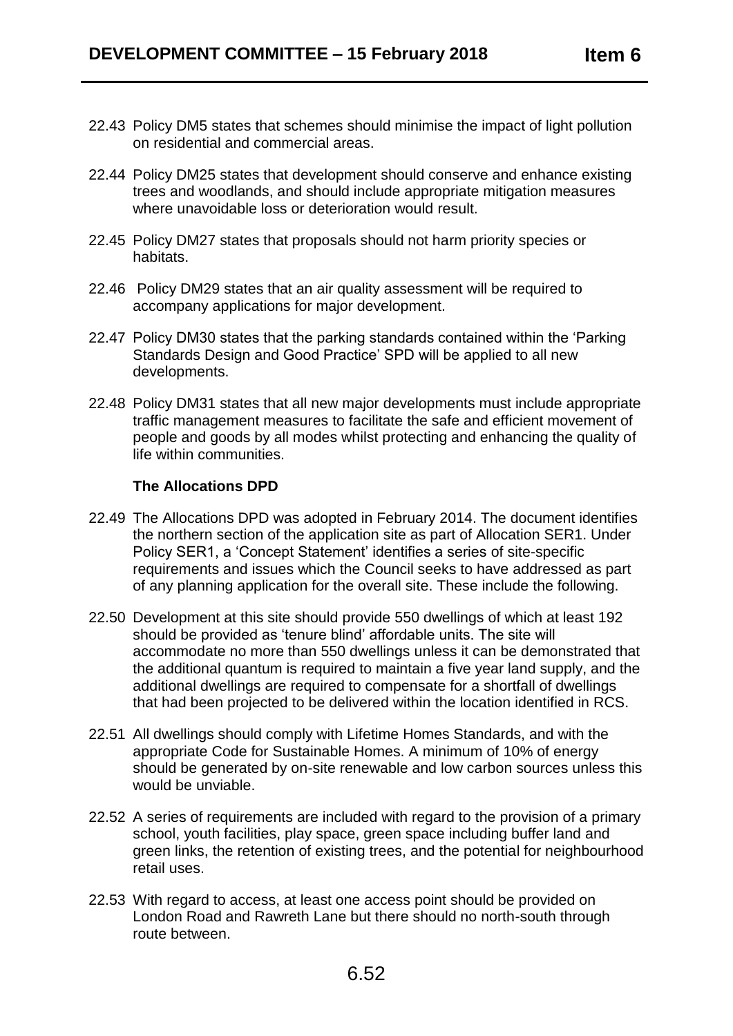22.43 Policy DM5 states that schemes should minimise the impact of light pollution on residential and commercial areas.

22.44 Policy DM25 states that development should conserve and enhance existing trees and woodlands, and should include appropriate mitigation measures where unavoidable loss or deterioration would result.

22.45 Policy DM27 states that proposals should not harm priority species or habitats.

22.46 Policy DM29 states that an air quality assessment will be required to accompany applications for major development.

22.47 Policy DM30 states that the parking standards contained within the 'Parking Standards Design and Good Practice' SPD will be applied to all new developments.

22.48 Policy DM31 states that all new major developments must include appropriate traffic management measures to facilitate the safe and efficient movement of people and goods by all modes whilst protecting and enhancing the quality of life within communities.

**The Allocations DPD**

22.49 The Allocations DPD was adopted in February 2014. The document identifies the northern section of the application site as part of Allocation SER1. Under Policy SER1, a 'Concept Statement' identifies a series of site-specific requirements and issues which the Council seeks to have addressed as part of any planning application for the overall site. These include the following.

22.50 Development at this site should provide 550 dwellings of which at least 192 should be provided as 'tenure blind' affordable units. The site will accommodate no more than 550 dwellings unless it can be demonstrated that the additional quantum is required to maintain a five year land supply, and the additional dwellings are required to compensate for a shortfall of dwellings that had been projected to be delivered within the location identified in RCS.

22.51 All dwellings should comply with Lifetime Homes Standards, and with the appropriate Code for Sustainable Homes. A minimum of 10% of energy should be generated by on-site renewable and low carbon sources unless this would be unviable.

22.52 A series of requirements are included with regard to the provision of a primary school, youth facilities, play space, green space including buffer land and green links, the retention of existing trees, and the potential for neighbourhood retail uses.

22.53 With regard to access, at least one access point should be provided on London Road and Rawreth Lane but there should no north-south through route between.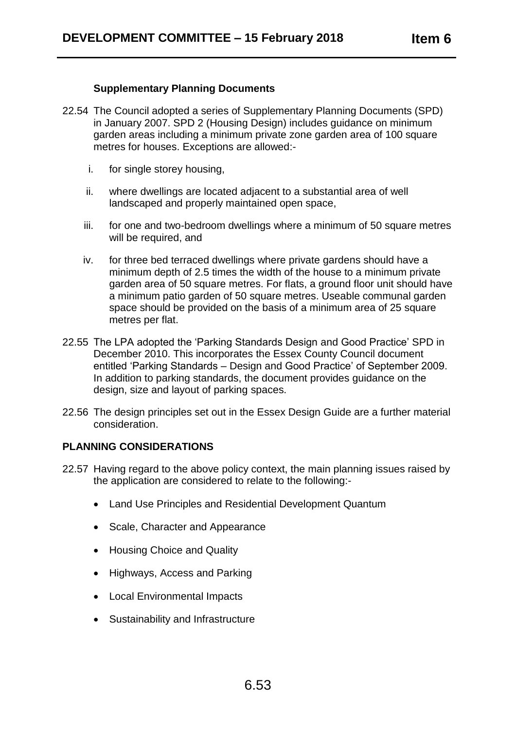### Supplementary Planning Documents

22.54 The Council adopted a series of Supplementary Planning Documents (SPD) in January 2007. SPD 2 (Housing Design) includes guidance on minimum garden areas including a minimum private zone garden area of 100 square metres for houses. Exceptions are allowed:-

i. for single storey housing,

ii. where dwellings are located adjacent to a substantial area of well landscaped and properly maintained open space,

iii. for one and two-bedroom dwellings where a minimum of 50 square metres will be required, and

iv. for three bed terraced dwellings where private gardens should have a minimum depth of 2.5 times the width of the house to a minimum private garden area of 50 square metres. For flats, a ground floor unit should have a minimum patio garden of 50 square metres. Useable communal garden space should be provided on the basis of a minimum area of 25 square metres per flat.

22.55 The LPA adopted the 'Parking Standards Design and Good Practice' SPD in December 2010. This incorporates the Essex County Council document entitled 'Parking Standards – Design and Good Practice' of September 2009. In addition to parking standards, the document provides guidance on the design, size and layout of parking spaces.

22.56 The design principles set out in the Essex Design Guide are a further material consideration.

## PLANNING CONSIDERATIONS

22.57 Having regard to the above policy context, the main planning issues raised by the application are considered to relate to the following:-

- Land Use Principles and Residential Development Quantum
- Scale, Character and Appearance
- Housing Choice and Quality
- Highways, Access and Parking
- Local Environmental Impacts
- Sustainability and Infrastructure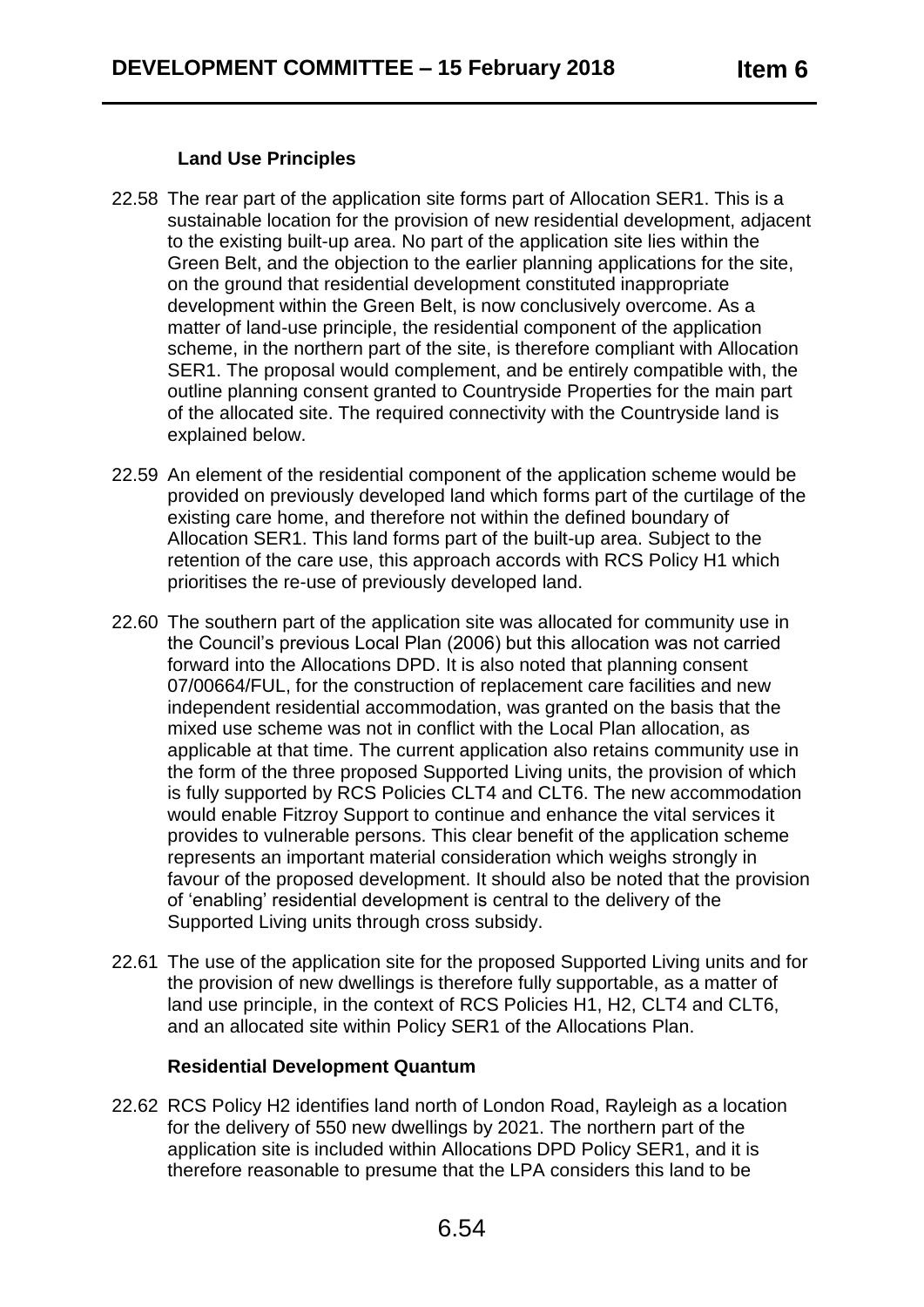### Land Use Principles

22.58 The rear part of the application site forms part of Allocation SER1. This is a sustainable location for the provision of new residential development, adjacent to the existing built-up area. No part of the application site lies within the Green Belt, and the objection to the earlier planning applications for the site, on the ground that residential development constituted inappropriate development within the Green Belt, is now conclusively overcome. As a matter of land-use principle, the residential component of the application scheme, in the northern part of the site, is therefore compliant with Allocation SER1. The proposal would complement, and be entirely compatible with, the outline planning consent granted to Countryside Properties for the main part of the allocated site. The required connectivity with the Countryside land is explained below.

22.59 An element of the residential component of the application scheme would be provided on previously developed land which forms part of the curtilage of the existing care home, and therefore not within the defined boundary of Allocation SER1. This land forms part of the built-up area. Subject to the retention of the care use, this approach accords with RCS Policy H1 which prioritises the re-use of previously developed land.

22.60 The southern part of the application site was allocated for community use in the Council's previous Local Plan (2006) but this allocation was not carried forward into the Allocations DPD. It is also noted that planning consent 07/00664/FUL, for the construction of replacement care facilities and new independent residential accommodation, was granted on the basis that the mixed use scheme was not in conflict with the Local Plan allocation, as applicable at that time. The current application also retains community use in the form of the three proposed Supported Living units, the provision of which is fully supported by RCS Policies CLT4 and CLT6. The new accommodation would enable Fitzroy Support to continue and enhance the vital services it provides to vulnerable persons. This clear benefit of the application scheme represents an important material consideration which weighs strongly in favour of the proposed development. It should also be noted that the provision of 'enabling' residential development is central to the delivery of the Supported Living units through cross subsidy.

22.61 The use of the application site for the proposed Supported Living units and for the provision of new dwellings is therefore fully supportable, as a matter of land use principle, in the context of RCS Policies H1, H2, CLT4 and CLT6, and an allocated site within Policy SER1 of the Allocations Plan.

### Residential Development Quantum

22.62 RCS Policy H2 identifies land north of London Road, Rayleigh as a location for the delivery of 550 new dwellings by 2021. The northern part of the application site is included within Allocations DPD Policy SER1, and it is therefore reasonable to presume that the LPA considers this land to be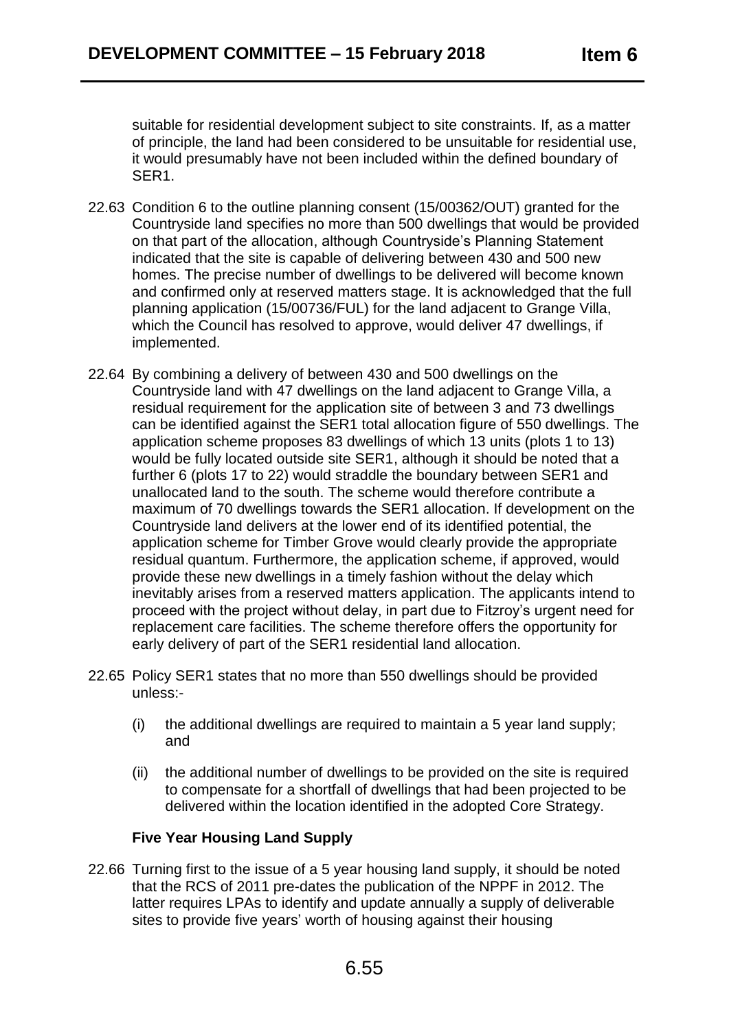suitable for residential development subject to site constraints. If, as a matter of principle, the land had been considered to be unsuitable for residential use, it would presumably have not been included within the defined boundary of SER1.

22.63 Condition 6 to the outline planning consent (15/00362/OUT) granted for the Countryside land specifies no more than 500 dwellings that would be provided on that part of the allocation, although Countryside's Planning Statement indicated that the site is capable of delivering between 430 and 500 new homes. The precise number of dwellings to be delivered will become known and confirmed only at reserved matters stage. It is acknowledged that the full planning application (15/00736/FUL) for the land adjacent to Grange Villa, which the Council has resolved to approve, would deliver 47 dwellings, if implemented.

22.64 By combining a delivery of between 430 and 500 dwellings on the Countryside land with 47 dwellings on the land adjacent to Grange Villa, a residual requirement for the application site of between 3 and 73 dwellings can be identified against the SER1 total allocation figure of 550 dwellings. The application scheme proposes 83 dwellings of which 13 units (plots 1 to 13) would be fully located outside site SER1, although it should be noted that a further 6 (plots 17 to 22) would straddle the boundary between SER1 and unallocated land to the south. The scheme would therefore contribute a maximum of 70 dwellings towards the SER1 allocation. If development on the Countryside land delivers at the lower end of its identified potential, the application scheme for Timber Grove would clearly provide the appropriate residual quantum. Furthermore, the application scheme, if approved, would provide these new dwellings in a timely fashion without the delay which inevitably arises from a reserved matters application. The applicants intend to proceed with the project without delay, in part due to Fitzroy's urgent need for replacement care facilities. The scheme therefore offers the opportunity for early delivery of part of the SER1 residential land allocation.

22.65 Policy SER1 states that no more than 550 dwellings should be provided unless:-

(i) the additional dwellings are required to maintain a 5 year land supply; and

(ii) the additional number of dwellings to be provided on the site is required to compensate for a shortfall of dwellings that had been projected to be delivered within the location identified in the adopted Core Strategy.

**Five Year Housing Land Supply**

22.66 Turning first to the issue of a 5 year housing land supply, it should be noted that the RCS of 2011 pre-dates the publication of the NPPF in 2012. The latter requires LPAs to identify and update annually a supply of deliverable sites to provide five years' worth of housing against their housing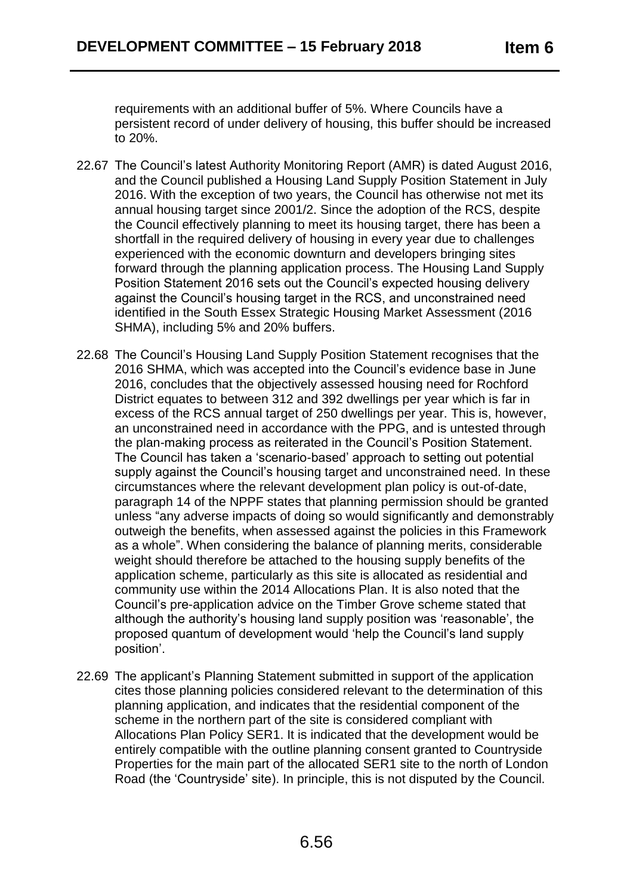requirements with an additional buffer of 5%. Where Councils have a persistent record of under delivery of housing, this buffer should be increased to 20%.

22.67 The Council's latest Authority Monitoring Report (AMR) is dated August 2016, and the Council published a Housing Land Supply Position Statement in July 2016. With the exception of two years, the Council has otherwise not met its annual housing target since 2001/2. Since the adoption of the RCS, despite the Council effectively planning to meet its housing target, there has been a shortfall in the required delivery of housing in every year due to challenges experienced with the economic downturn and developers bringing sites forward through the planning application process. The Housing Land Supply Position Statement 2016 sets out the Council's expected housing delivery against the Council's housing target in the RCS, and unconstrained need identified in the South Essex Strategic Housing Market Assessment (2016 SHMA), including 5% and 20% buffers.

22.68 The Council's Housing Land Supply Position Statement recognises that the 2016 SHMA, which was accepted into the Council's evidence base in June 2016, concludes that the objectively assessed housing need for Rochford District equates to between 312 and 392 dwellings per year which is far in excess of the RCS annual target of 250 dwellings per year. This is, however, an unconstrained need in accordance with the PPG, and is untested through the plan-making process as reiterated in the Council's Position Statement. The Council has taken a 'scenario-based' approach to setting out potential supply against the Council's housing target and unconstrained need. In these circumstances where the relevant development plan policy is out-of-date, paragraph 14 of the NPPF states that planning permission should be granted unless "any adverse impacts of doing so would significantly and demonstrably outweigh the benefits, when assessed against the policies in this Framework as a whole". When considering the balance of planning merits, considerable weight should therefore be attached to the housing supply benefits of the application scheme, particularly as this site is allocated as residential and community use within the 2014 Allocations Plan. It is also noted that the Council's pre-application advice on the Timber Grove scheme stated that although the authority's housing land supply position was 'reasonable', the proposed quantum of development would 'help the Council's land supply position'.

22.69 The applicant's Planning Statement submitted in support of the application cites those planning policies considered relevant to the determination of this planning application, and indicates that the residential component of the scheme in the northern part of the site is considered compliant with Allocations Plan Policy SER1. It is indicated that the development would be entirely compatible with the outline planning consent granted to Countryside Properties for the main part of the allocated SER1 site to the north of London Road (the 'Countryside' site). In principle, this is not disputed by the Council.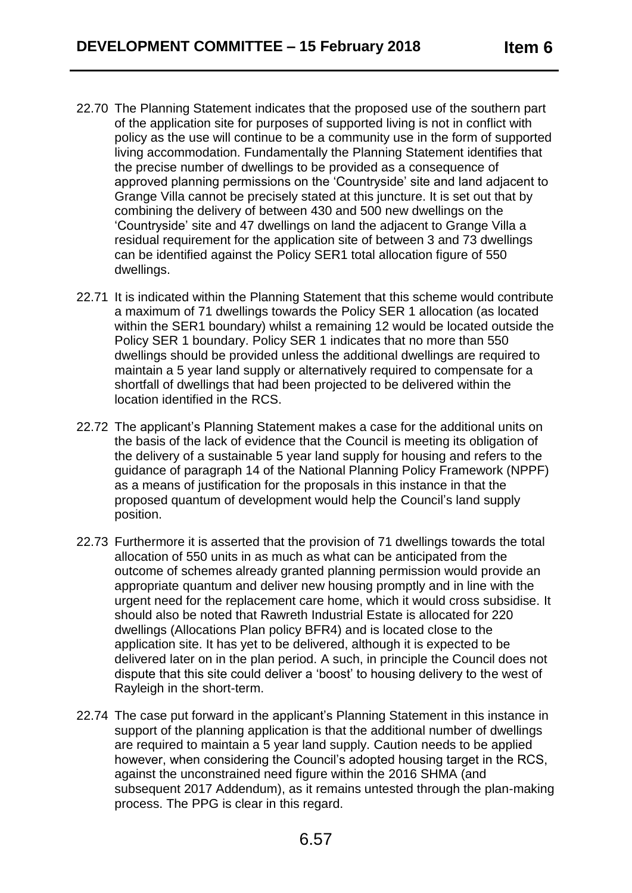22.70 The Planning Statement indicates that the proposed use of the southern part of the application site for purposes of supported living is not in conflict with policy as the use will continue to be a community use in the form of supported living accommodation. Fundamentally the Planning Statement identifies that the precise number of dwellings to be provided as a consequence of approved planning permissions on the 'Countryside' site and land adjacent to Grange Villa cannot be precisely stated at this juncture. It is set out that by combining the delivery of between 430 and 500 new dwellings on the 'Countryside' site and 47 dwellings on land the adjacent to Grange Villa a residual requirement for the application site of between 3 and 73 dwellings can be identified against the Policy SER1 total allocation figure of 550 dwellings.

22.71 It is indicated within the Planning Statement that this scheme would contribute a maximum of 71 dwellings towards the Policy SER 1 allocation (as located within the SER1 boundary) whilst a remaining 12 would be located outside the Policy SER 1 boundary. Policy SER 1 indicates that no more than 550 dwellings should be provided unless the additional dwellings are required to maintain a 5 year land supply or alternatively required to compensate for a shortfall of dwellings that had been projected to be delivered within the location identified in the RCS.

22.72 The applicant's Planning Statement makes a case for the additional units on the basis of the lack of evidence that the Council is meeting its obligation of the delivery of a sustainable 5 year land supply for housing and refers to the guidance of paragraph 14 of the National Planning Policy Framework (NPPF) as a means of justification for the proposals in this instance in that the proposed quantum of development would help the Council's land supply position.

22.73 Furthermore it is asserted that the provision of 71 dwellings towards the total allocation of 550 units in as much as what can be anticipated from the outcome of schemes already granted planning permission would provide an appropriate quantum and deliver new housing promptly and in line with the urgent need for the replacement care home, which it would cross subsidise. It should also be noted that Rawreth Industrial Estate is allocated for 220 dwellings (Allocations Plan policy BFR4) and is located close to the application site. It has yet to be delivered, although it is expected to be delivered later on in the plan period. A such, in principle the Council does not dispute that this site could deliver a 'boost' to housing delivery to the west of Rayleigh in the short-term.

22.74 The case put forward in the applicant's Planning Statement in this instance in support of the planning application is that the additional number of dwellings are required to maintain a 5 year land supply. Caution needs to be applied however, when considering the Council's adopted housing target in the RCS, against the unconstrained need figure within the 2016 SHMA (and subsequent 2017 Addendum), as it remains untested through the plan-making process. The PPG is clear in this regard.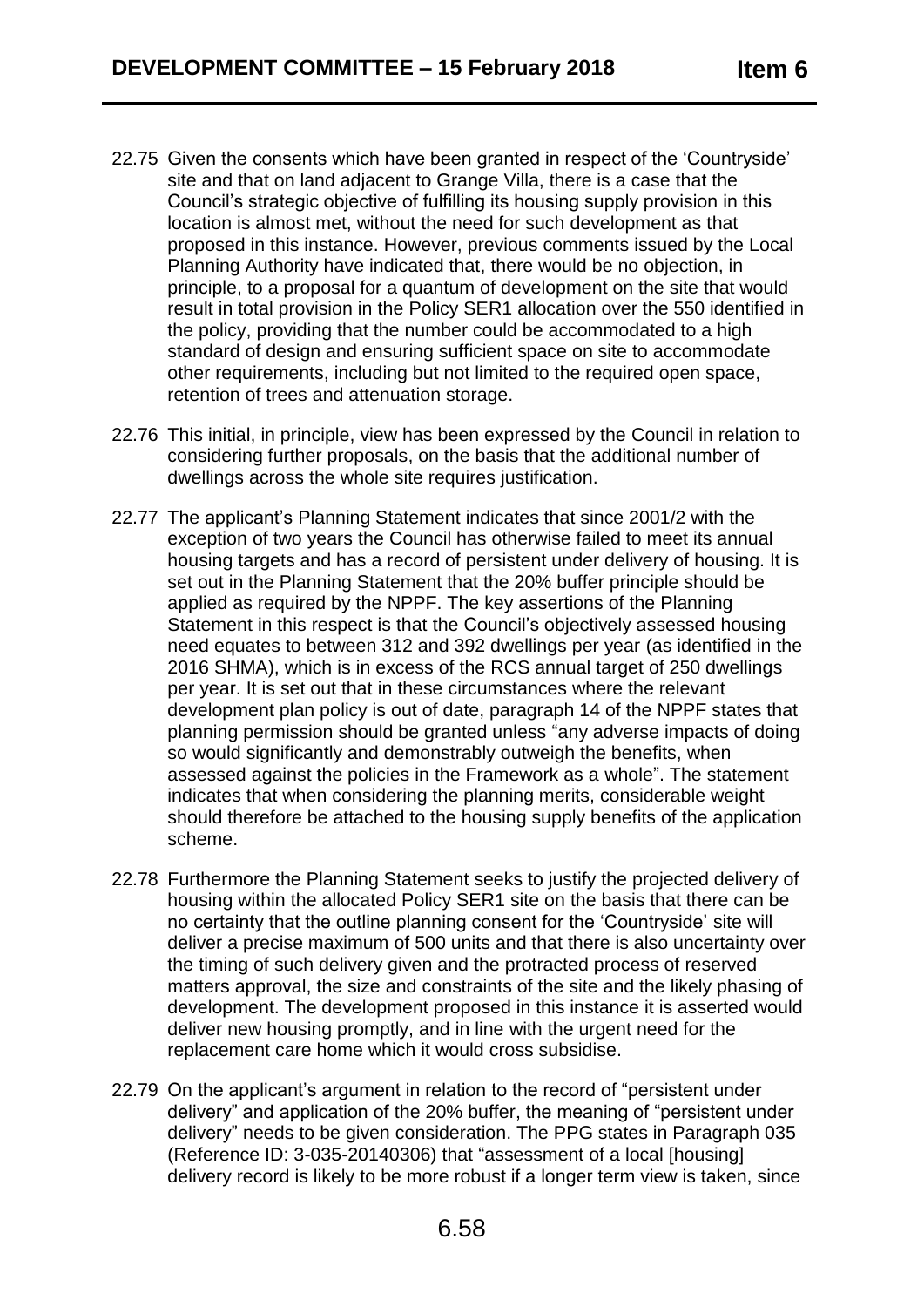22.75 Given the consents which have been granted in respect of the 'Countryside' site and that on land adjacent to Grange Villa, there is a case that the Council's strategic objective of fulfilling its housing supply provision in this location is almost met, without the need for such development as that proposed in this instance. However, previous comments issued by the Local Planning Authority have indicated that, there would be no objection, in principle, to a proposal for a quantum of development on the site that would result in total provision in the Policy SER1 allocation over the 550 identified in the policy, providing that the number could be accommodated to a high standard of design and ensuring sufficient space on site to accommodate other requirements, including but not limited to the required open space, retention of trees and attenuation storage.

22.76 This initial, in principle, view has been expressed by the Council in relation to considering further proposals, on the basis that the additional number of dwellings across the whole site requires justification.

22.77 The applicant's Planning Statement indicates that since 2001/2 with the exception of two years the Council has otherwise failed to meet its annual housing targets and has a record of persistent under delivery of housing. It is set out in the Planning Statement that the 20% buffer principle should be applied as required by the NPPF. The key assertions of the Planning Statement in this respect is that the Council's objectively assessed housing need equates to between 312 and 392 dwellings per year (as identified in the 2016 SHMA), which is in excess of the RCS annual target of 250 dwellings per year. It is set out that in these circumstances where the relevant development plan policy is out of date, paragraph 14 of the NPPF states that planning permission should be granted unless "any adverse impacts of doing so would significantly and demonstrably outweigh the benefits, when assessed against the policies in the Framework as a whole". The statement indicates that when considering the planning merits, considerable weight should therefore be attached to the housing supply benefits of the application scheme.

22.78 Furthermore the Planning Statement seeks to justify the projected delivery of housing within the allocated Policy SER1 site on the basis that there can be no certainty that the outline planning consent for the 'Countryside' site will deliver a precise maximum of 500 units and that there is also uncertainty over the timing of such delivery given and the protracted process of reserved matters approval, the size and constraints of the site and the likely phasing of development. The development proposed in this instance it is asserted would deliver new housing promptly, and in line with the urgent need for the replacement care home which it would cross subsidise.

22.79 On the applicant's argument in relation to the record of "persistent under delivery" and application of the 20% buffer, the meaning of "persistent under delivery" needs to be given consideration. The PPG states in Paragraph 035 (Reference ID: 3-035-20140306) that "assessment of a local [housing] delivery record is likely to be more robust if a longer term view is taken, since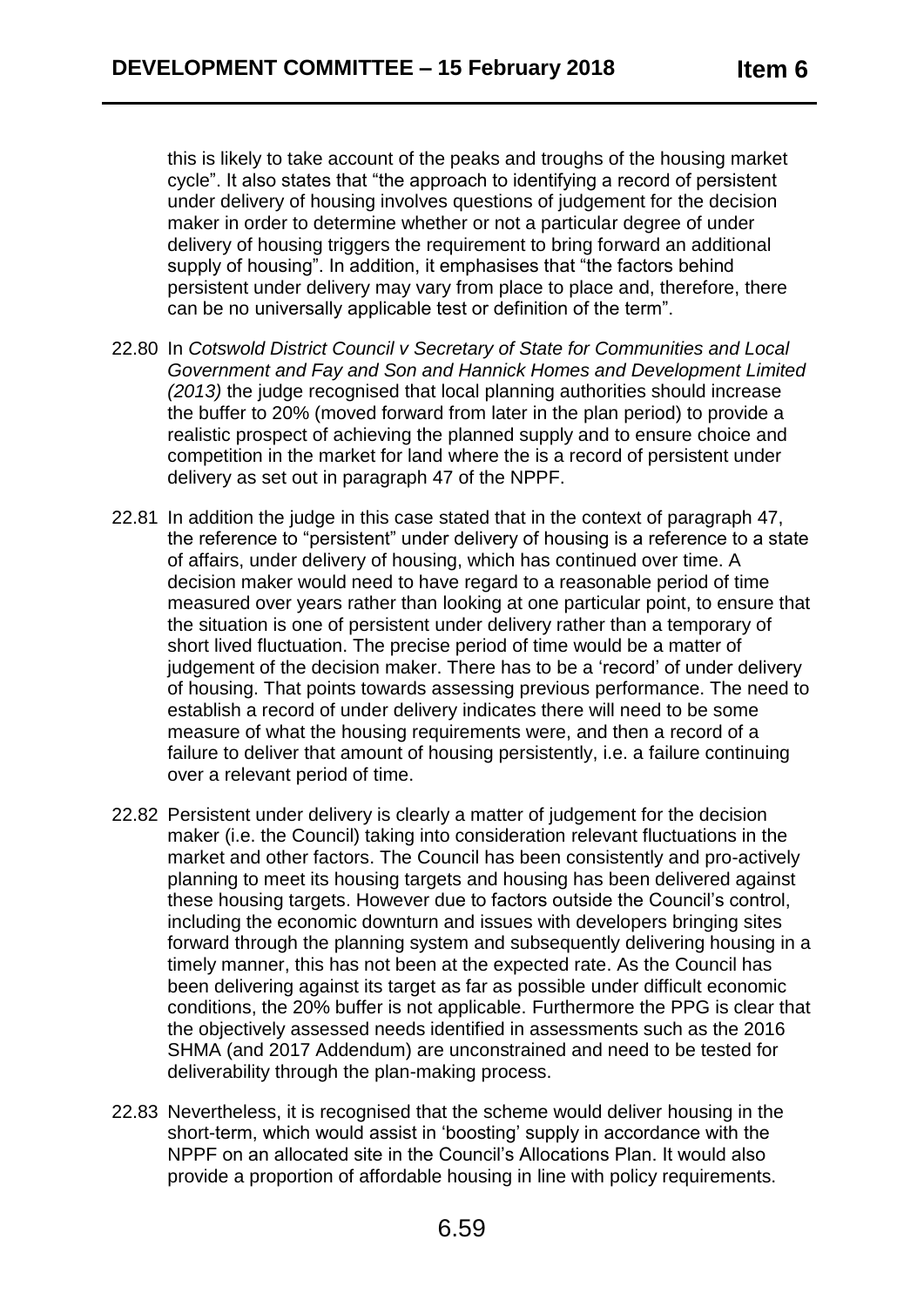this is likely to take account of the peaks and troughs of the housing market cycle". It also states that "the approach to identifying a record of persistent under delivery of housing involves questions of judgement for the decision maker in order to determine whether or not a particular degree of under delivery of housing triggers the requirement to bring forward an additional supply of housing". In addition, it emphasises that "the factors behind persistent under delivery may vary from place to place and, therefore, there can be no universally applicable test or definition of the term".

22.80 In *Cotswold District Council v Secretary of State for Communities and Local Government and Fay and Son and Hannick Homes and Development Limited (2013)* the judge recognised that local planning authorities should increase the buffer to 20% (moved forward from later in the plan period) to provide a realistic prospect of achieving the planned supply and to ensure choice and competition in the market for land where the is a record of persistent under delivery as set out in paragraph 47 of the NPPF.

22.81 In addition the judge in this case stated that in the context of paragraph 47, the reference to "persistent" under delivery of housing is a reference to a state of affairs, under delivery of housing, which has continued over time. A decision maker would need to have regard to a reasonable period of time measured over years rather than looking at one particular point, to ensure that the situation is one of persistent under delivery rather than a temporary of short lived fluctuation. The precise period of time would be a matter of judgement of the decision maker. There has to be a 'record' of under delivery of housing. That points towards assessing previous performance. The need to establish a record of under delivery indicates there will need to be some measure of what the housing requirements were, and then a record of a failure to deliver that amount of housing persistently, i.e. a failure continuing over a relevant period of time.

22.82 Persistent under delivery is clearly a matter of judgement for the decision maker (i.e. the Council) taking into consideration relevant fluctuations in the market and other factors. The Council has been consistently and pro-actively planning to meet its housing targets and housing has been delivered against these housing targets. However due to factors outside the Council's control, including the economic downturn and issues with developers bringing sites forward through the planning system and subsequently delivering housing in a timely manner, this has not been at the expected rate. As the Council has been delivering against its target as far as possible under difficult economic conditions, the 20% buffer is not applicable. Furthermore the PPG is clear that the objectively assessed needs identified in assessments such as the 2016 SHMA (and 2017 Addendum) are unconstrained and need to be tested for deliverability through the plan-making process.

22.83 Nevertheless, it is recognised that the scheme would deliver housing in the short-term, which would assist in 'boosting' supply in accordance with the NPPF on an allocated site in the Council's Allocations Plan. It would also provide a proportion of affordable housing in line with policy requirements.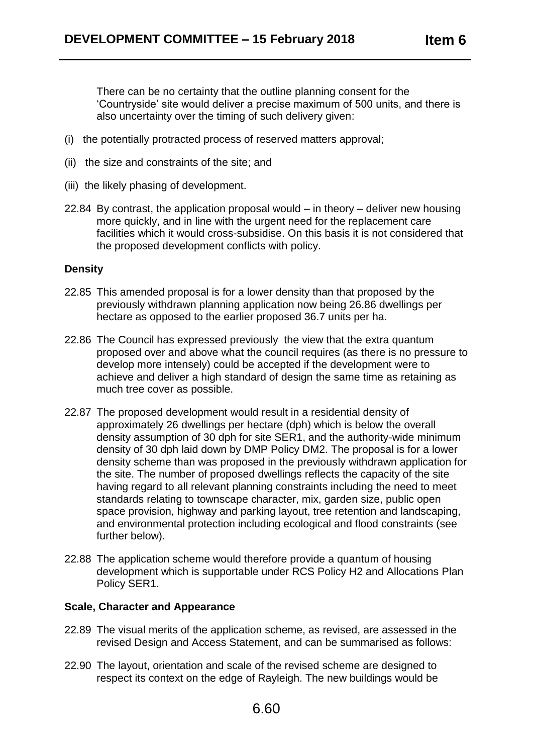There can be no certainty that the outline planning consent for the 'Countryside' site would deliver a precise maximum of 500 units, and there is also uncertainty over the timing of such delivery given:

(i) the potentially protracted process of reserved matters approval;

(ii) the size and constraints of the site; and

(iii) the likely phasing of development.

22.84 By contrast, the application proposal would – in theory – deliver new housing more quickly, and in line with the urgent need for the replacement care facilities which it would cross-subsidise. On this basis it is not considered that the proposed development conflicts with policy.

**Density**

22.85 This amended proposal is for a lower density than that proposed by the previously withdrawn planning application now being 26.86 dwellings per hectare as opposed to the earlier proposed 36.7 units per ha.

22.86 The Council has expressed previously the view that the extra quantum proposed over and above what the council requires (as there is no pressure to develop more intensely) could be accepted if the development were to achieve and deliver a high standard of design the same time as retaining as much tree cover as possible.

22.87 The proposed development would result in a residential density of approximately 26 dwellings per hectare (dph) which is below the overall density assumption of 30 dph for site SER1, and the authority-wide minimum density of 30 dph laid down by DMP Policy DM2. The proposal is for a lower density scheme than was proposed in the previously withdrawn application for the site. The number of proposed dwellings reflects the capacity of the site having regard to all relevant planning constraints including the need to meet standards relating to townscape character, mix, garden size, public open space provision, highway and parking layout, tree retention and landscaping, and environmental protection including ecological and flood constraints (see further below).

22.88 The application scheme would therefore provide a quantum of housing development which is supportable under RCS Policy H2 and Allocations Plan Policy SER1.

**Scale, Character and Appearance**

22.89 The visual merits of the application scheme, as revised, are assessed in the revised Design and Access Statement, and can be summarised as follows:

22.90 The layout, orientation and scale of the revised scheme are designed to respect its context on the edge of Rayleigh. The new buildings would be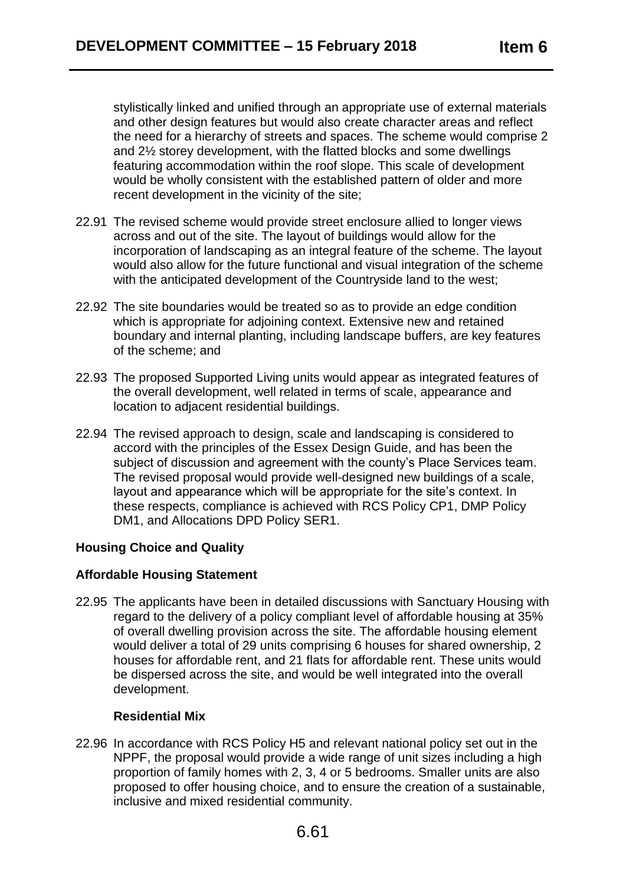stylistically linked and unified through an appropriate use of external materials and other design features but would also create character areas and reflect the need for a hierarchy of streets and spaces. The scheme would comprise 2 and 2½ storey development, with the flatted blocks and some dwellings featuring accommodation within the roof slope. This scale of development would be wholly consistent with the established pattern of older and more recent development in the vicinity of the site;

22.91 The revised scheme would provide street enclosure allied to longer views across and out of the site. The layout of buildings would allow for the incorporation of landscaping as an integral feature of the scheme. The layout would also allow for the future functional and visual integration of the scheme with the anticipated development of the Countryside land to the west;

22.92 The site boundaries would be treated so as to provide an edge condition which is appropriate for adjoining context. Extensive new and retained boundary and internal planting, including landscape buffers, are key features of the scheme; and

22.93 The proposed Supported Living units would appear as integrated features of the overall development, well related in terms of scale, appearance and location to adjacent residential buildings.

22.94 The revised approach to design, scale and landscaping is considered to accord with the principles of the Essex Design Guide, and has been the subject of discussion and agreement with the county's Place Services team. The revised proposal would provide well-designed new buildings of a scale, layout and appearance which will be appropriate for the site's context. In these respects, compliance is achieved with RCS Policy CP1, DMP Policy DM1, and Allocations DPD Policy SER1.

**Housing Choice and Quality**

**Affordable Housing Statement**

22.95 The applicants have been in detailed discussions with Sanctuary Housing with regard to the delivery of a policy compliant level of affordable housing at 35% of overall dwelling provision across the site. The affordable housing element would deliver a total of 29 units comprising 6 houses for shared ownership, 2 houses for affordable rent, and 21 flats for affordable rent. These units would be dispersed across the site, and would be well integrated into the overall development.

**Residential Mix**

22.96 In accordance with RCS Policy H5 and relevant national policy set out in the NPPF, the proposal would provide a wide range of unit sizes including a high proportion of family homes with 2, 3, 4 or 5 bedrooms. Smaller units are also proposed to offer housing choice, and to ensure the creation of a sustainable, inclusive and mixed residential community.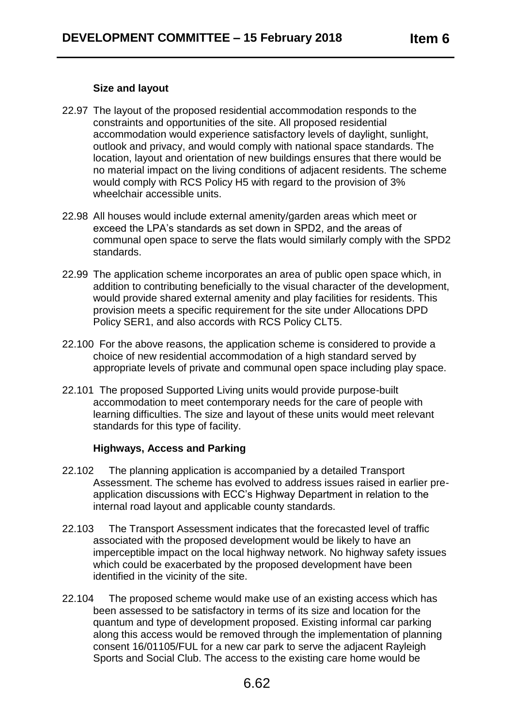**Size and layout**

22.97 The layout of the proposed residential accommodation responds to the constraints and opportunities of the site. All proposed residential accommodation would experience satisfactory levels of daylight, sunlight, outlook and privacy, and would comply with national space standards. The location, layout and orientation of new buildings ensures that there would be no material impact on the living conditions of adjacent residents. The scheme would comply with RCS Policy H5 with regard to the provision of 3% wheelchair accessible units.

22.98 All houses would include external amenity/garden areas which meet or exceed the LPA's standards as set down in SPD2, and the areas of communal open space to serve the flats would similarly comply with the SPD2 standards.

22.99 The application scheme incorporates an area of public open space which, in addition to contributing beneficially to the visual character of the development, would provide shared external amenity and play facilities for residents. This provision meets a specific requirement for the site under Allocations DPD Policy SER1, and also accords with RCS Policy CLT5.

22.100 For the above reasons, the application scheme is considered to provide a choice of new residential accommodation of a high standard served by appropriate levels of private and communal open space including play space.

22.101 The proposed Supported Living units would provide purpose-built accommodation to meet contemporary needs for the care of people with learning difficulties. The size and layout of these units would meet relevant standards for this type of facility.

**Highways, Access and Parking**

22.102 The planning application is accompanied by a detailed Transport Assessment. The scheme has evolved to address issues raised in earlier pre-application discussions with ECC's Highway Department in relation to the internal road layout and applicable county standards.

22.103 The Transport Assessment indicates that the forecasted level of traffic associated with the proposed development would be likely to have an imperceptible impact on the local highway network. No highway safety issues which could be exacerbated by the proposed development have been identified in the vicinity of the site.

22.104 The proposed scheme would make use of an existing access which has been assessed to be satisfactory in terms of its size and location for the quantum and type of development proposed. Existing informal car parking along this access would be removed through the implementation of planning consent 16/01105/FUL for a new car park to serve the adjacent Rayleigh Sports and Social Club. The access to the existing care home would be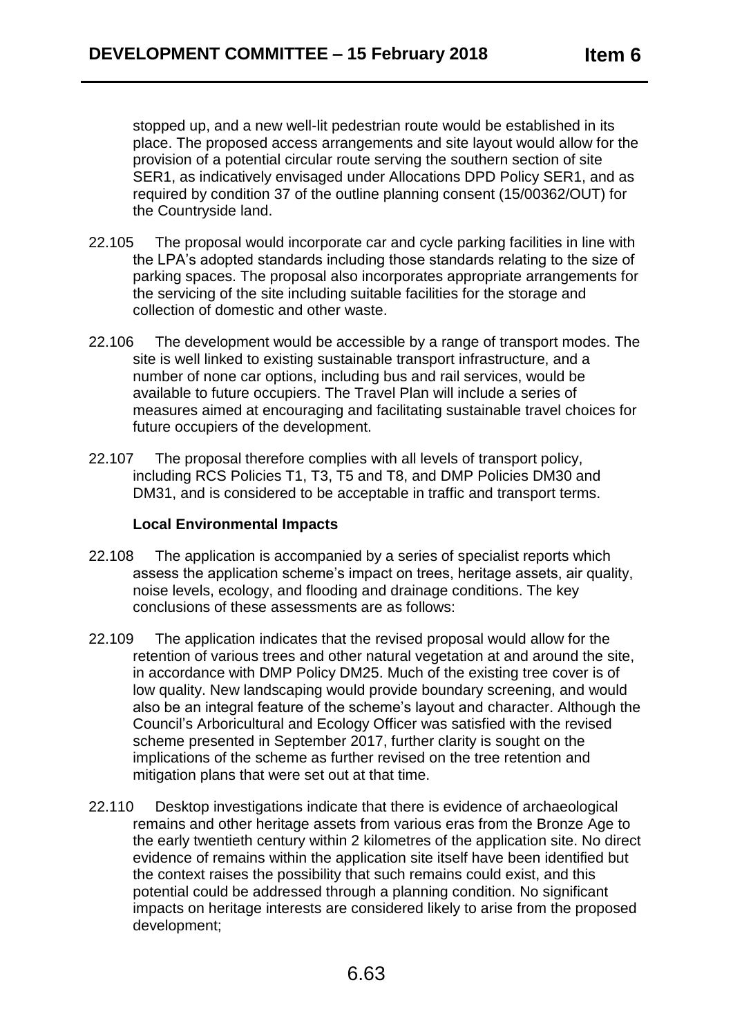stopped up, and a new well-lit pedestrian route would be established in its place. The proposed access arrangements and site layout would allow for the provision of a potential circular route serving the southern section of site SER1, as indicatively envisaged under Allocations DPD Policy SER1, and as required by condition 37 of the outline planning consent (15/00362/OUT) for the Countryside land.

22.105 The proposal would incorporate car and cycle parking facilities in line with the LPA's adopted standards including those standards relating to the size of parking spaces. The proposal also incorporates appropriate arrangements for the servicing of the site including suitable facilities for the storage and collection of domestic and other waste.

22.106 The development would be accessible by a range of transport modes. The site is well linked to existing sustainable transport infrastructure, and a number of none car options, including bus and rail services, would be available to future occupiers. The Travel Plan will include a series of measures aimed at encouraging and facilitating sustainable travel choices for future occupiers of the development.

22.107 The proposal therefore complies with all levels of transport policy, including RCS Policies T1, T3, T5 and T8, and DMP Policies DM30 and DM31, and is considered to be acceptable in traffic and transport terms.

**Local Environmental Impacts**

22.108 The application is accompanied by a series of specialist reports which assess the application scheme's impact on trees, heritage assets, air quality, noise levels, ecology, and flooding and drainage conditions. The key conclusions of these assessments are as follows:

22.109 The application indicates that the revised proposal would allow for the retention of various trees and other natural vegetation at and around the site, in accordance with DMP Policy DM25. Much of the existing tree cover is of low quality. New landscaping would provide boundary screening, and would also be an integral feature of the scheme's layout and character. Although the Council's Arboricultural and Ecology Officer was satisfied with the revised scheme presented in September 2017, further clarity is sought on the implications of the scheme as further revised on the tree retention and mitigation plans that were set out at that time.

22.110 Desktop investigations indicate that there is evidence of archaeological remains and other heritage assets from various eras from the Bronze Age to the early twentieth century within 2 kilometres of the application site. No direct evidence of remains within the application site itself have been identified but the context raises the possibility that such remains could exist, and this potential could be addressed through a planning condition. No significant impacts on heritage interests are considered likely to arise from the proposed development;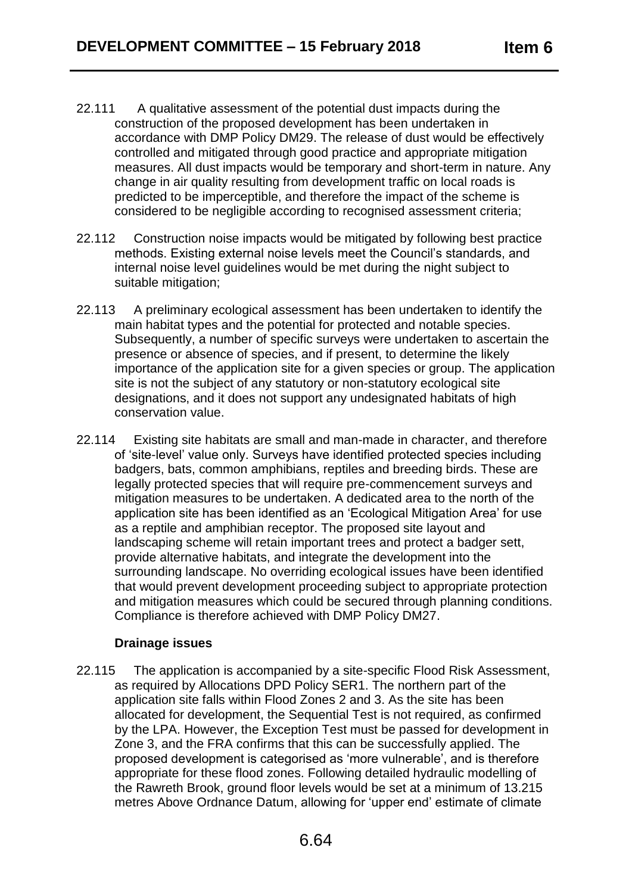22.111 A qualitative assessment of the potential dust impacts during the construction of the proposed development has been undertaken in accordance with DMP Policy DM29. The release of dust would be effectively controlled and mitigated through good practice and appropriate mitigation measures. All dust impacts would be temporary and short-term in nature. Any change in air quality resulting from development traffic on local roads is predicted to be imperceptible, and therefore the impact of the scheme is considered to be negligible according to recognised assessment criteria;

22.112 Construction noise impacts would be mitigated by following best practice methods. Existing external noise levels meet the Council's standards, and internal noise level guidelines would be met during the night subject to suitable mitigation;

22.113 A preliminary ecological assessment has been undertaken to identify the main habitat types and the potential for protected and notable species. Subsequently, a number of specific surveys were undertaken to ascertain the presence or absence of species, and if present, to determine the likely importance of the application site for a given species or group. The application site is not the subject of any statutory or non-statutory ecological site designations, and it does not support any undesignated habitats of high conservation value.

22.114 Existing site habitats are small and man-made in character, and therefore of 'site-level' value only. Surveys have identified protected species including badgers, bats, common amphibians, reptiles and breeding birds. These are legally protected species that will require pre-commencement surveys and mitigation measures to be undertaken. A dedicated area to the north of the application site has been identified as an 'Ecological Mitigation Area' for use as a reptile and amphibian receptor. The proposed site layout and landscaping scheme will retain important trees and protect a badger sett, provide alternative habitats, and integrate the development into the surrounding landscape. No overriding ecological issues have been identified that would prevent development proceeding subject to appropriate protection and mitigation measures which could be secured through planning conditions. Compliance is therefore achieved with DMP Policy DM27.

**Drainage issues**

22.115 The application is accompanied by a site-specific Flood Risk Assessment, as required by Allocations DPD Policy SER1. The northern part of the application site falls within Flood Zones 2 and 3. As the site has been allocated for development, the Sequential Test is not required, as confirmed by the LPA. However, the Exception Test must be passed for development in Zone 3, and the FRA confirms that this can be successfully applied. The proposed development is categorised as 'more vulnerable', and is therefore appropriate for these flood zones. Following detailed hydraulic modelling of the Rawreth Brook, ground floor levels would be set at a minimum of 13.215 metres Above Ordnance Datum, allowing for 'upper end' estimate of climate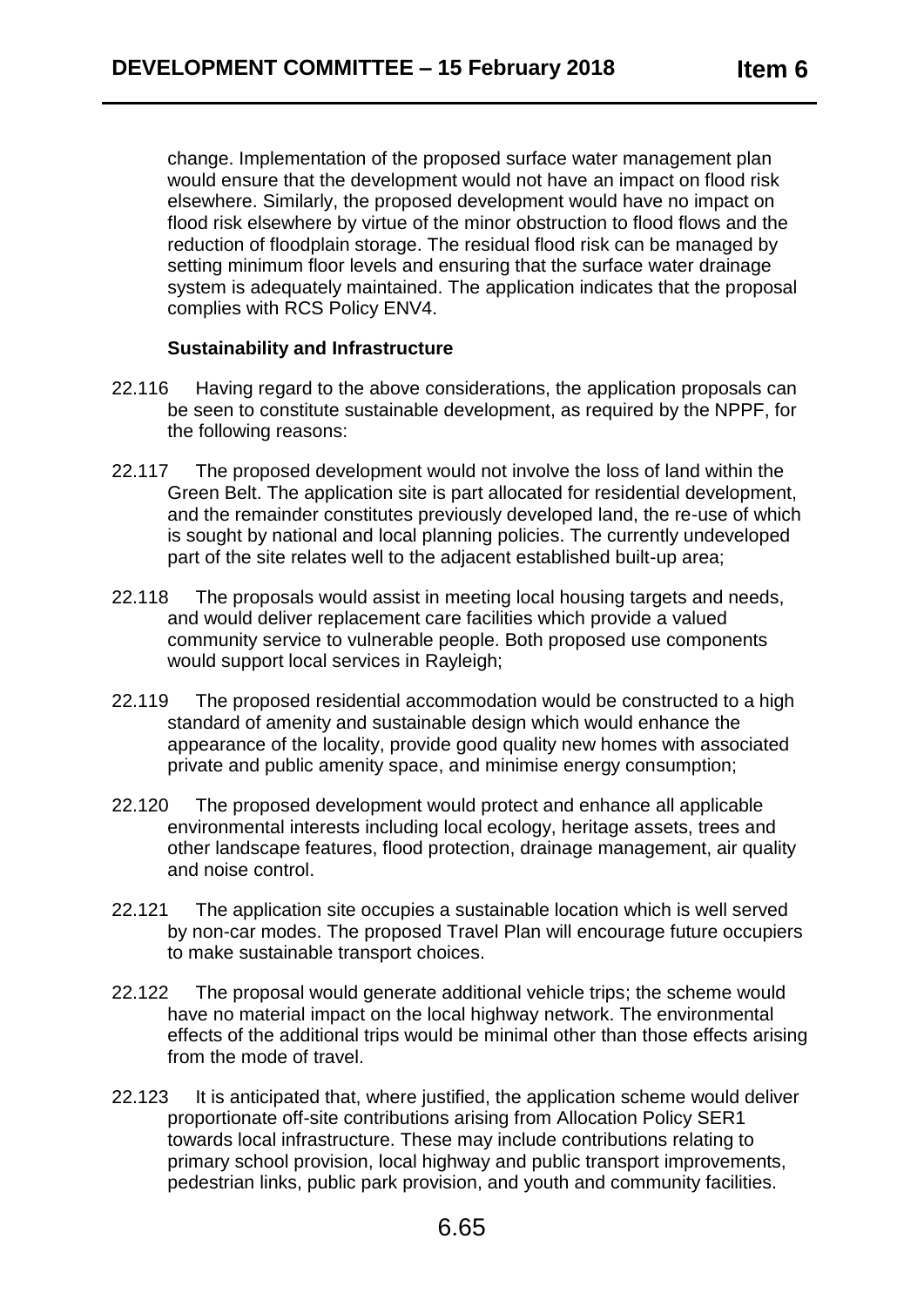change. Implementation of the proposed surface water management plan would ensure that the development would not have an impact on flood risk elsewhere. Similarly, the proposed development would have no impact on flood risk elsewhere by virtue of the minor obstruction to flood flows and the reduction of floodplain storage. The residual flood risk can be managed by setting minimum floor levels and ensuring that the surface water drainage system is adequately maintained. The application indicates that the proposal complies with RCS Policy ENV4.

**Sustainability and Infrastructure**

22.116 Having regard to the above considerations, the application proposals can be seen to constitute sustainable development, as required by the NPPF, for the following reasons:

22.117 The proposed development would not involve the loss of land within the Green Belt. The application site is part allocated for residential development, and the remainder constitutes previously developed land, the re-use of which is sought by national and local planning policies. The currently undeveloped part of the site relates well to the adjacent established built-up area;

22.118 The proposals would assist in meeting local housing targets and needs, and would deliver replacement care facilities which provide a valued community service to vulnerable people. Both proposed use components would support local services in Rayleigh;

22.119 The proposed residential accommodation would be constructed to a high standard of amenity and sustainable design which would enhance the appearance of the locality, provide good quality new homes with associated private and public amenity space, and minimise energy consumption;

22.120 The proposed development would protect and enhance all applicable environmental interests including local ecology, heritage assets, trees and other landscape features, flood protection, drainage management, air quality and noise control.

22.121 The application site occupies a sustainable location which is well served by non-car modes. The proposed Travel Plan will encourage future occupiers to make sustainable transport choices.

22.122 The proposal would generate additional vehicle trips; the scheme would have no material impact on the local highway network. The environmental effects of the additional trips would be minimal other than those effects arising from the mode of travel.

22.123 It is anticipated that, where justified, the application scheme would deliver proportionate off-site contributions arising from Allocation Policy SER1 towards local infrastructure. These may include contributions relating to primary school provision, local highway and public transport improvements, pedestrian links, public park provision, and youth and community facilities.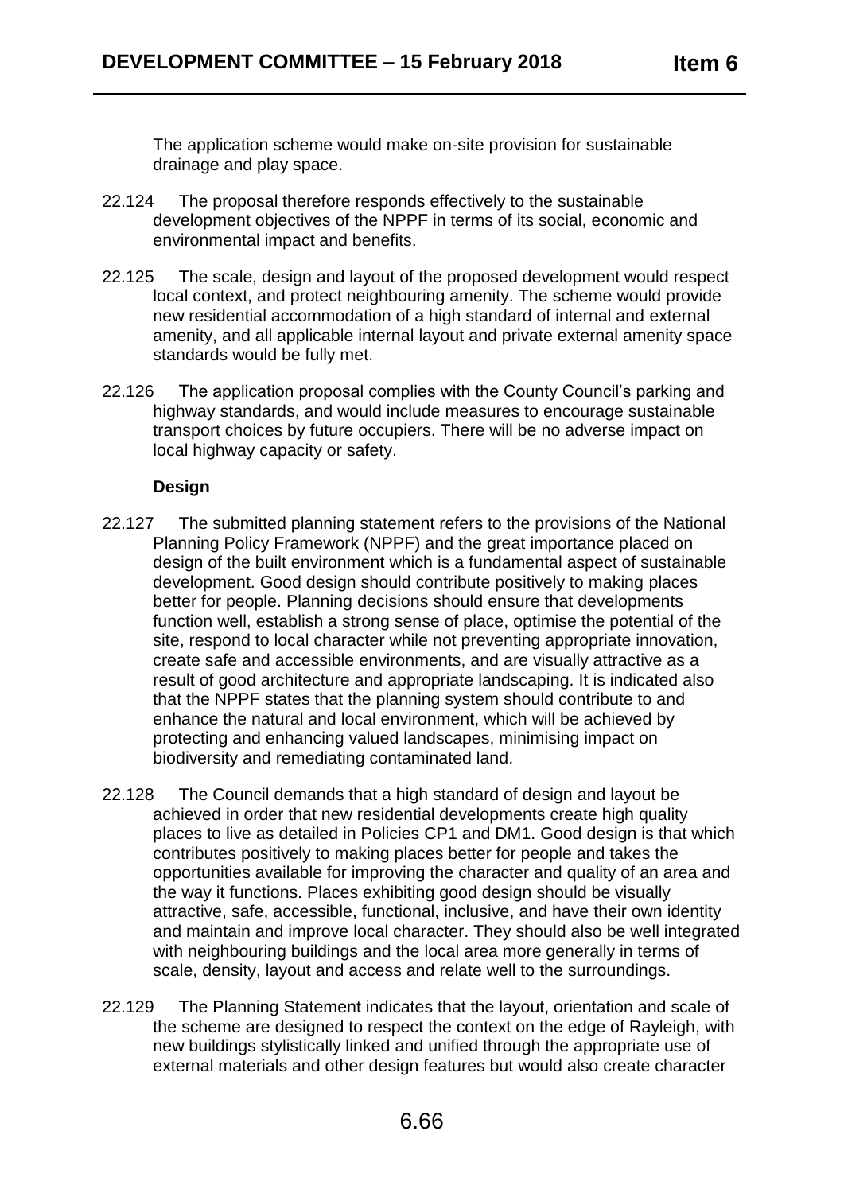The application scheme would make on-site provision for sustainable drainage and play space.

22.124 The proposal therefore responds effectively to the sustainable development objectives of the NPPF in terms of its social, economic and environmental impact and benefits.

22.125 The scale, design and layout of the proposed development would respect local context, and protect neighbouring amenity. The scheme would provide new residential accommodation of a high standard of internal and external amenity, and all applicable internal layout and private external amenity space standards would be fully met.

22.126 The application proposal complies with the County Council's parking and highway standards, and would include measures to encourage sustainable transport choices by future occupiers. There will be no adverse impact on local highway capacity or safety.

**Design**

22.127 The submitted planning statement refers to the provisions of the National Planning Policy Framework (NPPF) and the great importance placed on design of the built environment which is a fundamental aspect of sustainable development. Good design should contribute positively to making places better for people. Planning decisions should ensure that developments function well, establish a strong sense of place, optimise the potential of the site, respond to local character while not preventing appropriate innovation, create safe and accessible environments, and are visually attractive as a result of good architecture and appropriate landscaping. It is indicated also that the NPPF states that the planning system should contribute to and enhance the natural and local environment, which will be achieved by protecting and enhancing valued landscapes, minimising impact on biodiversity and remediating contaminated land.

22.128 The Council demands that a high standard of design and layout be achieved in order that new residential developments create high quality places to live as detailed in Policies CP1 and DM1. Good design is that which contributes positively to making places better for people and takes the opportunities available for improving the character and quality of an area and the way it functions. Places exhibiting good design should be visually attractive, safe, accessible, functional, inclusive, and have their own identity and maintain and improve local character. They should also be well integrated with neighbouring buildings and the local area more generally in terms of scale, density, layout and access and relate well to the surroundings.

22.129 The Planning Statement indicates that the layout, orientation and scale of the scheme are designed to respect the context on the edge of Rayleigh, with new buildings stylistically linked and unified through the appropriate use of external materials and other design features but would also create character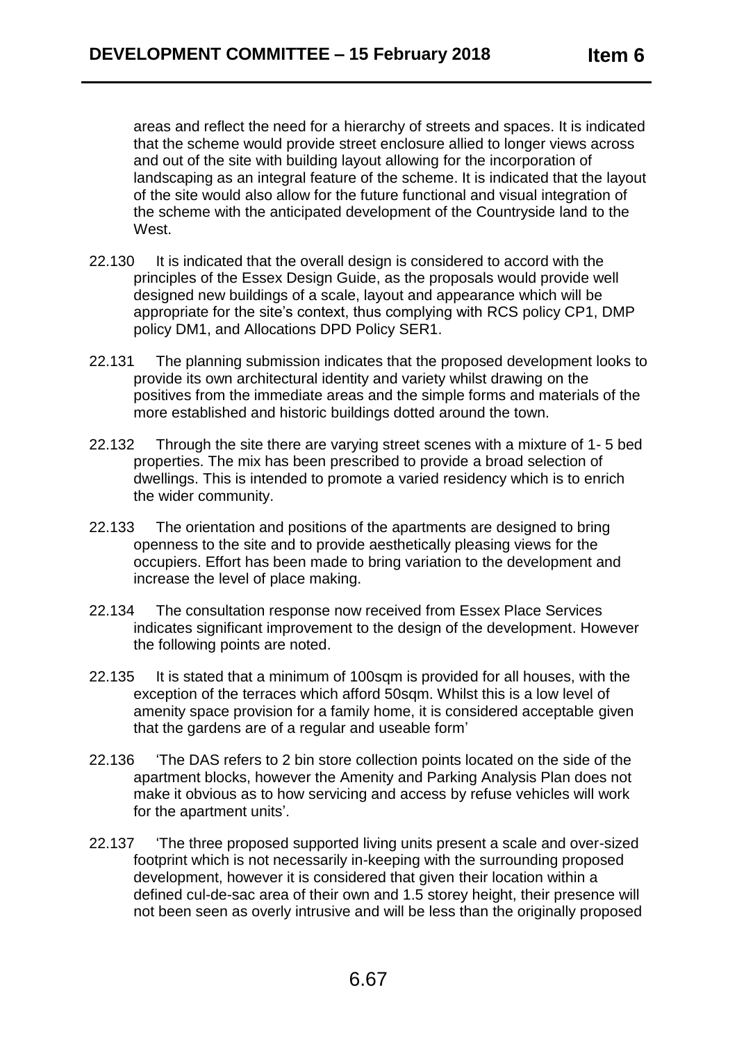areas and reflect the need for a hierarchy of streets and spaces. It is indicated that the scheme would provide street enclosure allied to longer views across and out of the site with building layout allowing for the incorporation of landscaping as an integral feature of the scheme. It is indicated that the layout of the site would also allow for the future functional and visual integration of the scheme with the anticipated development of the Countryside land to the West.

22.130 It is indicated that the overall design is considered to accord with the principles of the Essex Design Guide, as the proposals would provide well designed new buildings of a scale, layout and appearance which will be appropriate for the site's context, thus complying with RCS policy CP1, DMP policy DM1, and Allocations DPD Policy SER1.

22.131 The planning submission indicates that the proposed development looks to provide its own architectural identity and variety whilst drawing on the positives from the immediate areas and the simple forms and materials of the more established and historic buildings dotted around the town.

22.132 Through the site there are varying street scenes with a mixture of 1- 5 bed properties. The mix has been prescribed to provide a broad selection of dwellings. This is intended to promote a varied residency which is to enrich the wider community.

22.133 The orientation and positions of the apartments are designed to bring openness to the site and to provide aesthetically pleasing views for the occupiers. Effort has been made to bring variation to the development and increase the level of place making.

22.134 The consultation response now received from Essex Place Services indicates significant improvement to the design of the development. However the following points are noted.

22.135 It is stated that a minimum of 100sqm is provided for all houses, with the exception of the terraces which afford 50sqm. Whilst this is a low level of amenity space provision for a family home, it is considered acceptable given that the gardens are of a regular and useable form'

22.136 'The DAS refers to 2 bin store collection points located on the side of the apartment blocks, however the Amenity and Parking Analysis Plan does not make it obvious as to how servicing and access by refuse vehicles will work for the apartment units'.

22.137 'The three proposed supported living units present a scale and over-sized footprint which is not necessarily in-keeping with the surrounding proposed development, however it is considered that given their location within a defined cul-de-sac area of their own and 1.5 storey height, their presence will not been seen as overly intrusive and will be less than the originally proposed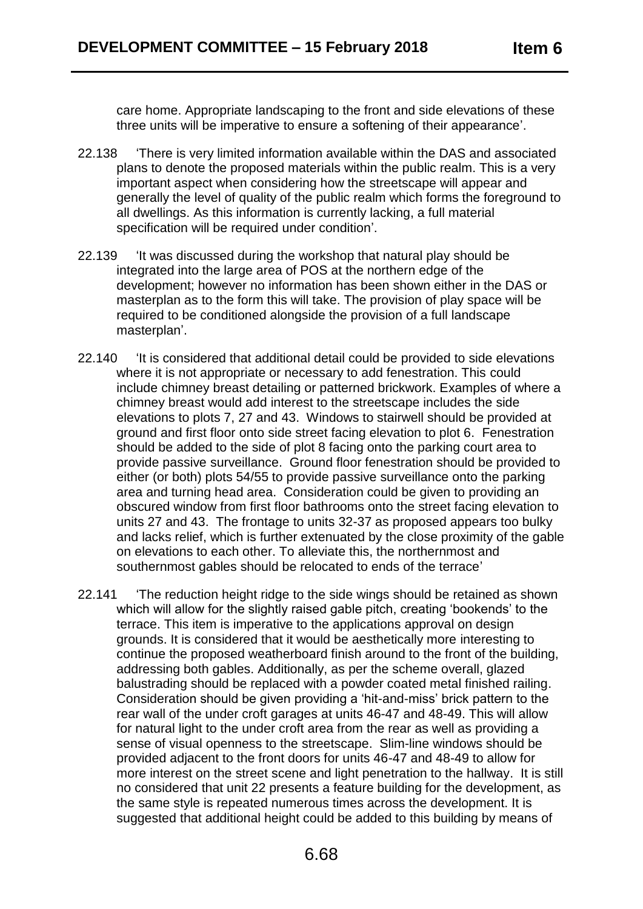care home. Appropriate landscaping to the front and side elevations of these three units will be imperative to ensure a softening of their appearance'.

22.138 'There is very limited information available within the DAS and associated plans to denote the proposed materials within the public realm. This is a very important aspect when considering how the streetscape will appear and generally the level of quality of the public realm which forms the foreground to all dwellings. As this information is currently lacking, a full material specification will be required under condition'.

22.139 'It was discussed during the workshop that natural play should be integrated into the large area of POS at the northern edge of the development; however no information has been shown either in the DAS or masterplan as to the form this will take. The provision of play space will be required to be conditioned alongside the provision of a full landscape masterplan'.

22.140 'It is considered that additional detail could be provided to side elevations where it is not appropriate or necessary to add fenestration. This could include chimney breast detailing or patterned brickwork. Examples of where a chimney breast would add interest to the streetscape includes the side elevations to plots 7, 27 and 43. Windows to stairwell should be provided at ground and first floor onto side street facing elevation to plot 6. Fenestration should be added to the side of plot 8 facing onto the parking court area to provide passive surveillance. Ground floor fenestration should be provided to either (or both) plots 54/55 to provide passive surveillance onto the parking area and turning head area. Consideration could be given to providing an obscured window from first floor bathrooms onto the street facing elevation to units 27 and 43. The frontage to units 32-37 as proposed appears too bulky and lacks relief, which is further extenuated by the close proximity of the gable on elevations to each other. To alleviate this, the northernmost and southernmost gables should be relocated to ends of the terrace'

22.141 'The reduction height ridge to the side wings should be retained as shown which will allow for the slightly raised gable pitch, creating 'bookends' to the terrace. This item is imperative to the applications approval on design grounds. It is considered that it would be aesthetically more interesting to continue the proposed weatherboard finish around to the front of the building, addressing both gables. Additionally, as per the scheme overall, glazed balustrading should be replaced with a powder coated metal finished railing. Consideration should be given providing a 'hit-and-miss' brick pattern to the rear wall of the under croft garages at units 46-47 and 48-49. This will allow for natural light to the under croft area from the rear as well as providing a sense of visual openness to the streetscape. Slim-line windows should be provided adjacent to the front doors for units 46-47 and 48-49 to allow for more interest on the street scene and light penetration to the hallway. It is still no considered that unit 22 presents a feature building for the development, as the same style is repeated numerous times across the development. It is suggested that additional height could be added to this building by means of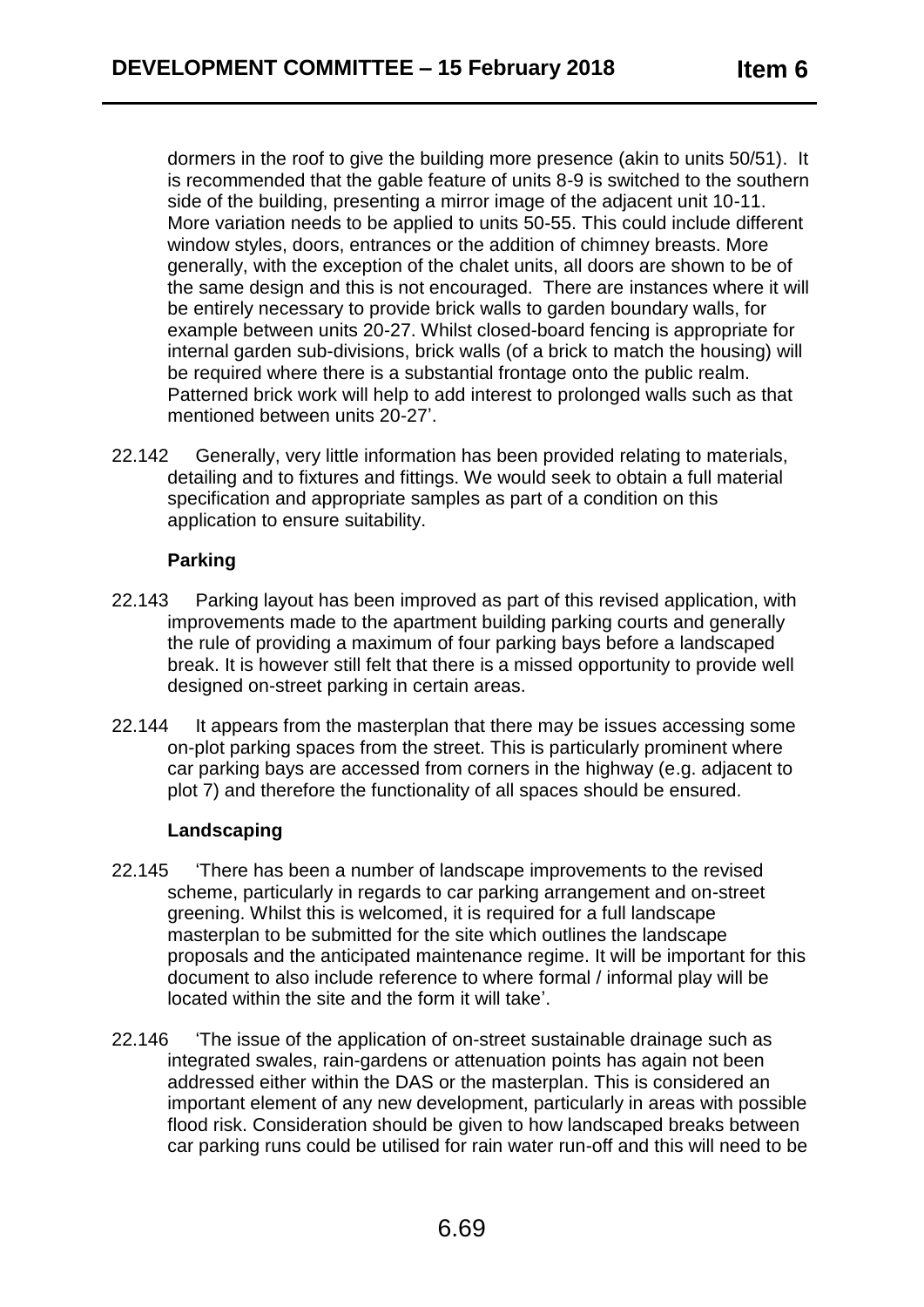dormers in the roof to give the building more presence (akin to units 50/51). It is recommended that the gable feature of units 8-9 is switched to the southern side of the building, presenting a mirror image of the adjacent unit 10-11. More variation needs to be applied to units 50-55. This could include different window styles, doors, entrances or the addition of chimney breasts. More generally, with the exception of the chalet units, all doors are shown to be of the same design and this is not encouraged. There are instances where it will be entirely necessary to provide brick walls to garden boundary walls, for example between units 20-27. Whilst closed-board fencing is appropriate for internal garden sub-divisions, brick walls (of a brick to match the housing) will be required where there is a substantial frontage onto the public realm. Patterned brick work will help to add interest to prolonged walls such as that mentioned between units 20-27'.

22.142 Generally, very little information has been provided relating to materials, detailing and to fixtures and fittings. We would seek to obtain a full material specification and appropriate samples as part of a condition on this application to ensure suitability.

**Parking**

22.143 Parking layout has been improved as part of this revised application, with improvements made to the apartment building parking courts and generally the rule of providing a maximum of four parking bays before a landscaped break. It is however still felt that there is a missed opportunity to provide well designed on-street parking in certain areas.

22.144 It appears from the masterplan that there may be issues accessing some on-plot parking spaces from the street. This is particularly prominent where car parking bays are accessed from corners in the highway (e.g. adjacent to plot 7) and therefore the functionality of all spaces should be ensured.

**Landscaping**

22.145 'There has been a number of landscape improvements to the revised scheme, particularly in regards to car parking arrangement and on-street greening. Whilst this is welcomed, it is required for a full landscape masterplan to be submitted for the site which outlines the landscape proposals and the anticipated maintenance regime. It will be important for this document to also include reference to where formal / informal play will be located within the site and the form it will take'.

22.146 'The issue of the application of on-street sustainable drainage such as integrated swales, rain-gardens or attenuation points has again not been addressed either within the DAS or the masterplan. This is considered an important element of any new development, particularly in areas with possible flood risk. Consideration should be given to how landscaped breaks between car parking runs could be utilised for rain water run-off and this will need to be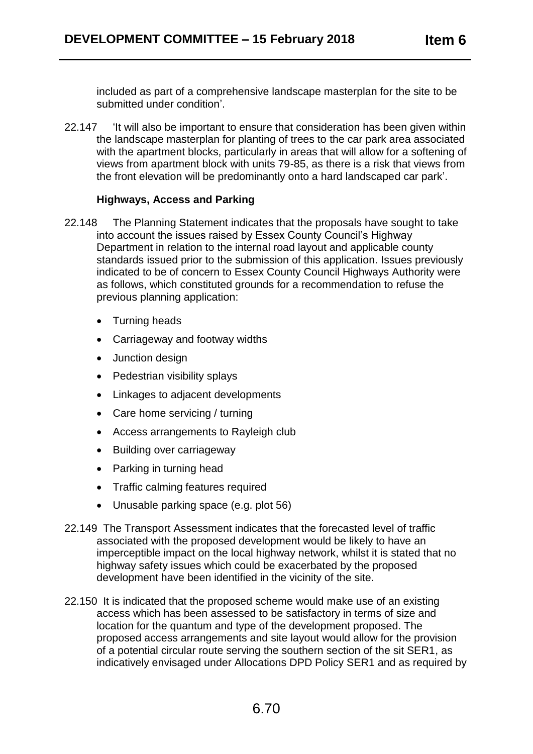included as part of a comprehensive landscape masterplan for the site to be submitted under condition'.

22.147 'It will also be important to ensure that consideration has been given within the landscape masterplan for planting of trees to the car park area associated with the apartment blocks, particularly in areas that will allow for a softening of views from apartment block with units 79-85, as there is a risk that views from the front elevation will be predominantly onto a hard landscaped car park'.

**Highways, Access and Parking**

22.148 The Planning Statement indicates that the proposals have sought to take into account the issues raised by Essex County Council's Highway Department in relation to the internal road layout and applicable county standards issued prior to the submission of this application. Issues previously indicated to be of concern to Essex County Council Highways Authority were as follows, which constituted grounds for a recommendation to refuse the previous planning application:

- Turning heads
- Carriageway and footway widths
- Junction design
- Pedestrian visibility splays
- Linkages to adjacent developments
- Care home servicing / turning
- Access arrangements to Rayleigh club
- Building over carriageway
- Parking in turning head
- Traffic calming features required
- Unusable parking space (e.g. plot 56)

22.149 The Transport Assessment indicates that the forecasted level of traffic associated with the proposed development would be likely to have an imperceptible impact on the local highway network, whilst it is stated that no highway safety issues which could be exacerbated by the proposed development have been identified in the vicinity of the site.

22.150 It is indicated that the proposed scheme would make use of an existing access which has been assessed to be satisfactory in terms of size and location for the quantum and type of the development proposed. The proposed access arrangements and site layout would allow for the provision of a potential circular route serving the southern section of the sit SER1, as indicatively envisaged under Allocations DPD Policy SER1 and as required by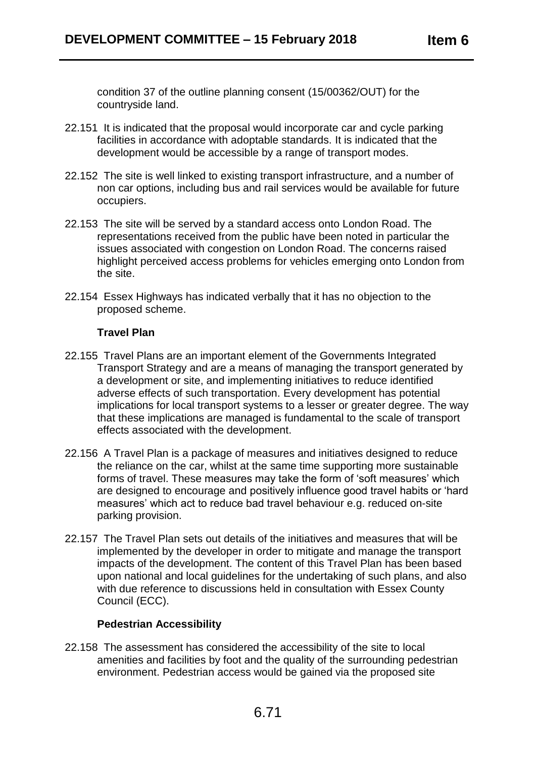condition 37 of the outline planning consent (15/00362/OUT) for the countryside land.

22.151 It is indicated that the proposal would incorporate car and cycle parking facilities in accordance with adoptable standards. It is indicated that the development would be accessible by a range of transport modes.

22.152 The site is well linked to existing transport infrastructure, and a number of non car options, including bus and rail services would be available for future occupiers.

22.153 The site will be served by a standard access onto London Road. The representations received from the public have been noted in particular the issues associated with congestion on London Road. The concerns raised highlight perceived access problems for vehicles emerging onto London from the site.

22.154 Essex Highways has indicated verbally that it has no objection to the proposed scheme.

**Travel Plan**

22.155 Travel Plans are an important element of the Governments Integrated Transport Strategy and are a means of managing the transport generated by a development or site, and implementing initiatives to reduce identified adverse effects of such transportation. Every development has potential implications for local transport systems to a lesser or greater degree. The way that these implications are managed is fundamental to the scale of transport effects associated with the development.

22.156 A Travel Plan is a package of measures and initiatives designed to reduce the reliance on the car, whilst at the same time supporting more sustainable forms of travel. These measures may take the form of 'soft measures' which are designed to encourage and positively influence good travel habits or 'hard measures' which act to reduce bad travel behaviour e.g. reduced on-site parking provision.

22.157 The Travel Plan sets out details of the initiatives and measures that will be implemented by the developer in order to mitigate and manage the transport impacts of the development. The content of this Travel Plan has been based upon national and local guidelines for the undertaking of such plans, and also with due reference to discussions held in consultation with Essex County Council (ECC).

**Pedestrian Accessibility**

22.158 The assessment has considered the accessibility of the site to local amenities and facilities by foot and the quality of the surrounding pedestrian environment. Pedestrian access would be gained via the proposed site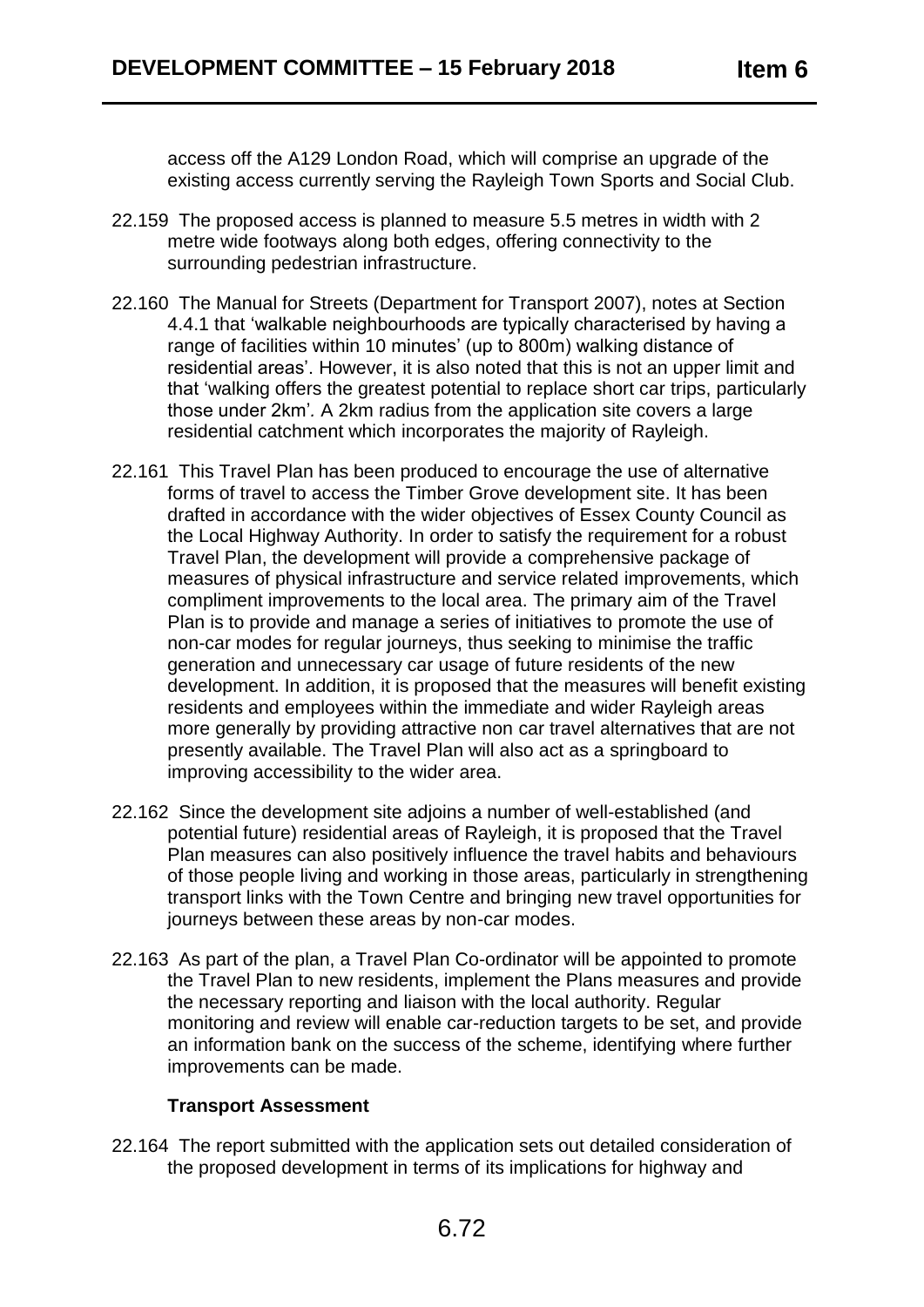access off the A129 London Road, which will comprise an upgrade of the existing access currently serving the Rayleigh Town Sports and Social Club.

22.159 The proposed access is planned to measure 5.5 metres in width with 2 metre wide footways along both edges, offering connectivity to the surrounding pedestrian infrastructure.

22.160 The Manual for Streets (Department for Transport 2007), notes at Section 4.4.1 that 'walkable neighbourhoods are typically characterised by having a range of facilities within 10 minutes' (up to 800m) walking distance of residential areas'. However, it is also noted that this is not an upper limit and that 'walking offers the greatest potential to replace short car trips, particularly those under 2km'. A 2km radius from the application site covers a large residential catchment which incorporates the majority of Rayleigh.

22.161 This Travel Plan has been produced to encourage the use of alternative forms of travel to access the Timber Grove development site. It has been drafted in accordance with the wider objectives of Essex County Council as the Local Highway Authority. In order to satisfy the requirement for a robust Travel Plan, the development will provide a comprehensive package of measures of physical infrastructure and service related improvements, which compliment improvements to the local area. The primary aim of the Travel Plan is to provide and manage a series of initiatives to promote the use of non-car modes for regular journeys, thus seeking to minimise the traffic generation and unnecessary car usage of future residents of the new development. In addition, it is proposed that the measures will benefit existing residents and employees within the immediate and wider Rayleigh areas more generally by providing attractive non car travel alternatives that are not presently available. The Travel Plan will also act as a springboard to improving accessibility to the wider area.

22.162 Since the development site adjoins a number of well-established (and potential future) residential areas of Rayleigh, it is proposed that the Travel Plan measures can also positively influence the travel habits and behaviours of those people living and working in those areas, particularly in strengthening transport links with the Town Centre and bringing new travel opportunities for journeys between these areas by non-car modes.

22.163 As part of the plan, a Travel Plan Co-ordinator will be appointed to promote the Travel Plan to new residents, implement the Plans measures and provide the necessary reporting and liaison with the local authority. Regular monitoring and review will enable car-reduction targets to be set, and provide an information bank on the success of the scheme, identifying where further improvements can be made.

**Transport Assessment**

22.164 The report submitted with the application sets out detailed consideration of the proposed development in terms of its implications for highway and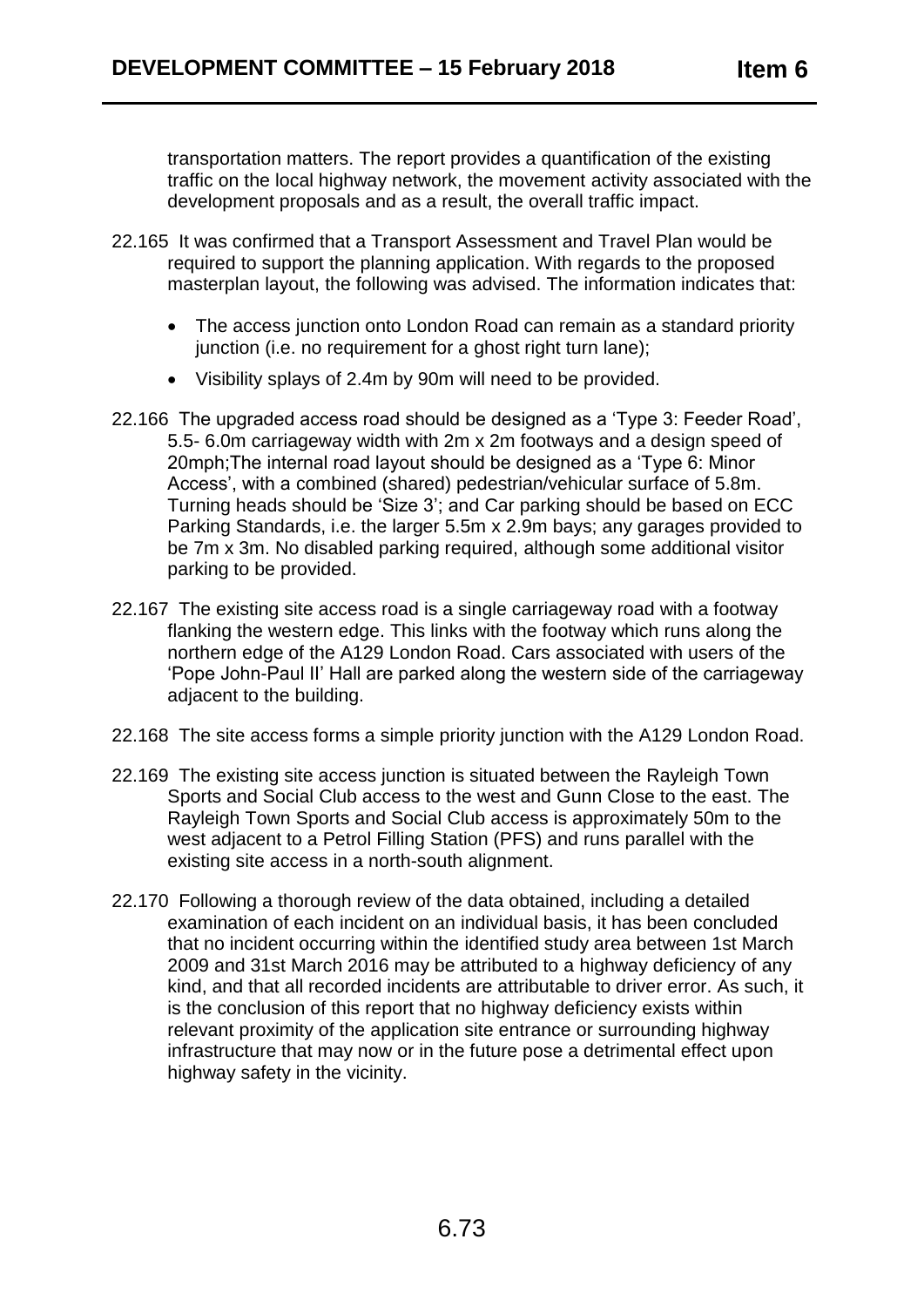transportation matters. The report provides a quantification of the existing traffic on the local highway network, the movement activity associated with the development proposals and as a result, the overall traffic impact.

22.165 It was confirmed that a Transport Assessment and Travel Plan would be required to support the planning application. With regards to the proposed masterplan layout, the following was advised. The information indicates that:

- The access junction onto London Road can remain as a standard priority junction (i.e. no requirement for a ghost right turn lane);
- Visibility splays of 2.4m by 90m will need to be provided.

22.166 The upgraded access road should be designed as a 'Type 3: Feeder Road', 5.5- 6.0m carriageway width with 2m x 2m footways and a design speed of 20mph;The internal road layout should be designed as a 'Type 6: Minor Access', with a combined (shared) pedestrian/vehicular surface of 5.8m. Turning heads should be 'Size 3'; and Car parking should be based on ECC Parking Standards, i.e. the larger 5.5m x 2.9m bays; any garages provided to be 7m x 3m. No disabled parking required, although some additional visitor parking to be provided.

22.167 The existing site access road is a single carriageway road with a footway flanking the western edge. This links with the footway which runs along the northern edge of the A129 London Road. Cars associated with users of the 'Pope John-Paul II' Hall are parked along the western side of the carriageway adjacent to the building.

22.168 The site access forms a simple priority junction with the A129 London Road.

22.169 The existing site access junction is situated between the Rayleigh Town Sports and Social Club access to the west and Gunn Close to the east. The Rayleigh Town Sports and Social Club access is approximately 50m to the west adjacent to a Petrol Filling Station (PFS) and runs parallel with the existing site access in a north-south alignment.

22.170 Following a thorough review of the data obtained, including a detailed examination of each incident on an individual basis, it has been concluded that no incident occurring within the identified study area between 1st March 2009 and 31st March 2016 may be attributed to a highway deficiency of any kind, and that all recorded incidents are attributable to driver error. As such, it is the conclusion of this report that no highway deficiency exists within relevant proximity of the application site entrance or surrounding highway infrastructure that may now or in the future pose a detrimental effect upon highway safety in the vicinity.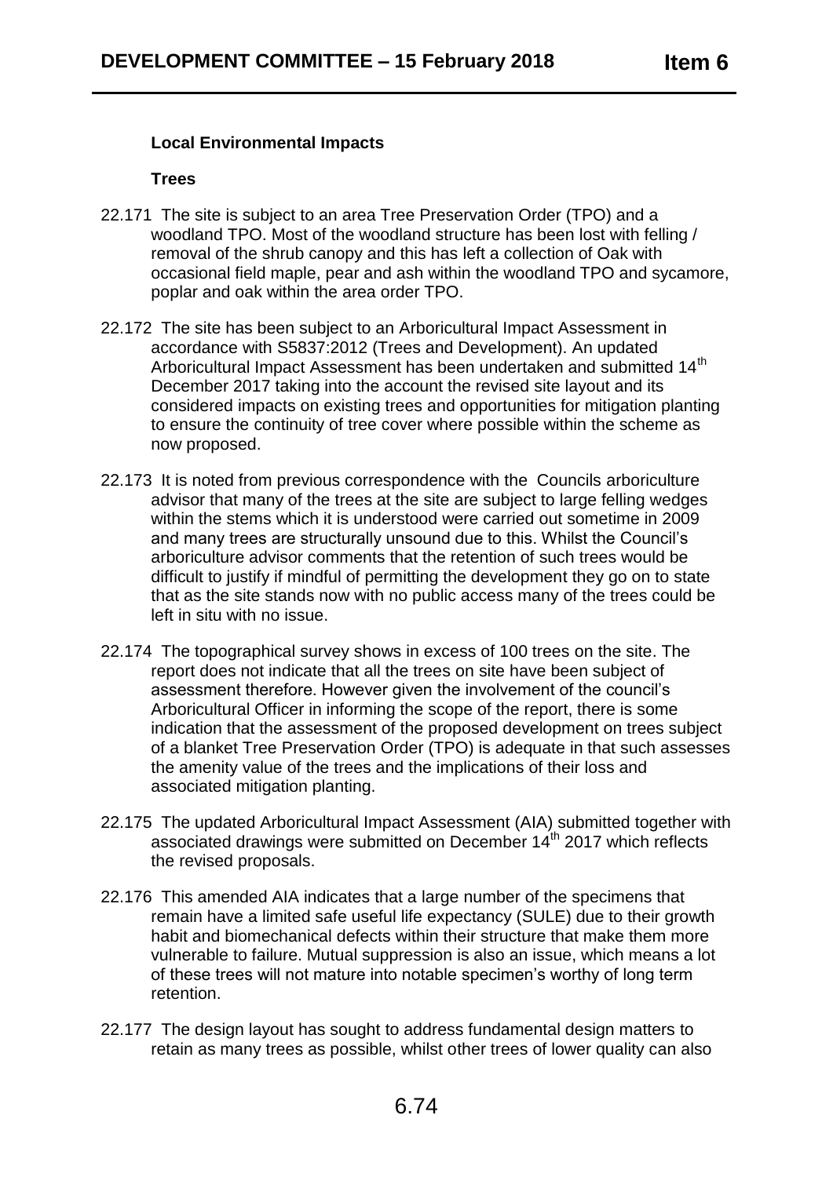### Local Environmental Impacts

### Trees

22.171 The site is subject to an area Tree Preservation Order (TPO) and a woodland TPO. Most of the woodland structure has been lost with felling / removal of the shrub canopy and this has left a collection of Oak with occasional field maple, pear and ash within the woodland TPO and sycamore, poplar and oak within the area order TPO.

22.172 The site has been subject to an Arboricultural Impact Assessment in accordance with S5837:2012 (Trees and Development). An updated Arboricultural Impact Assessment has been undertaken and submitted 14th December 2017 taking into the account the revised site layout and its considered impacts on existing trees and opportunities for mitigation planting to ensure the continuity of tree cover where possible within the scheme as now proposed.

22.173 It is noted from previous correspondence with the Councils arboriculture advisor that many of the trees at the site are subject to large felling wedges within the stems which it is understood were carried out sometime in 2009 and many trees are structurally unsound due to this. Whilst the Council's arboriculture advisor comments that the retention of such trees would be difficult to justify if mindful of permitting the development they go on to state that as the site stands now with no public access many of the trees could be left in situ with no issue.

22.174 The topographical survey shows in excess of 100 trees on the site. The report does not indicate that all the trees on site have been subject of assessment therefore. However given the involvement of the council's Arboricultural Officer in informing the scope of the report, there is some indication that the assessment of the proposed development on trees subject of a blanket Tree Preservation Order (TPO) is adequate in that such assesses the amenity value of the trees and the implications of their loss and associated mitigation planting.

22.175 The updated Arboricultural Impact Assessment (AIA) submitted together with associated drawings were submitted on December 14th 2017 which reflects the revised proposals.

22.176 This amended AIA indicates that a large number of the specimens that remain have a limited safe useful life expectancy (SULE) due to their growth habit and biomechanical defects within their structure that make them more vulnerable to failure. Mutual suppression is also an issue, which means a lot of these trees will not mature into notable specimen's worthy of long term retention.

22.177 The design layout has sought to address fundamental design matters to retain as many trees as possible, whilst other trees of lower quality can also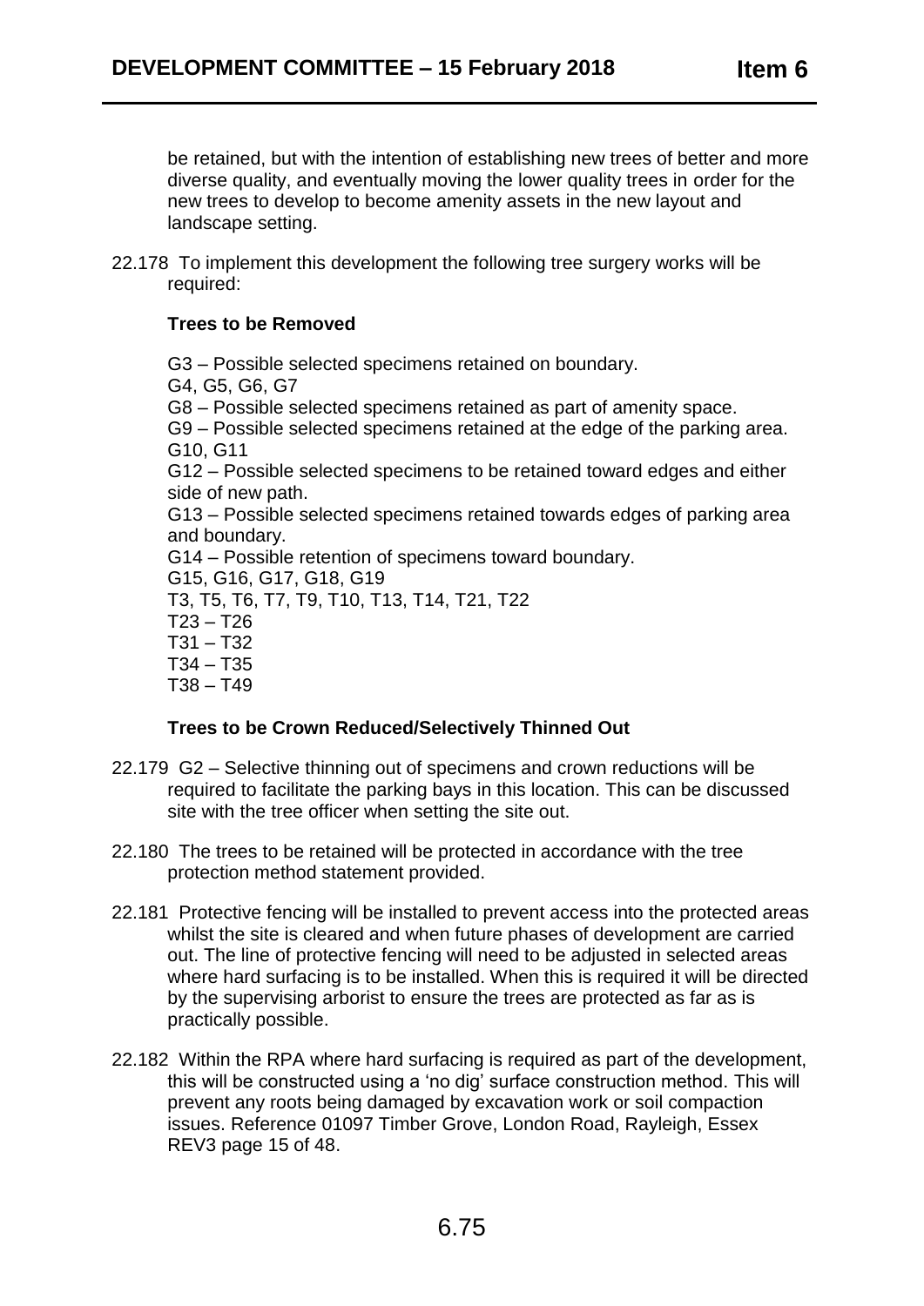be retained, but with the intention of establishing new trees of better and more diverse quality, and eventually moving the lower quality trees in order for the new trees to develop to become amenity assets in the new layout and landscape setting.

22.178 To implement this development the following tree surgery works will be required:

**Trees to be Removed**

G3 – Possible selected specimens retained on boundary.
G4, G5, G6, G7
G8 – Possible selected specimens retained as part of amenity space.
G9 – Possible selected specimens retained at the edge of the parking area.
G10, G11
G12 – Possible selected specimens to be retained toward edges and either side of new path.
G13 – Possible selected specimens retained towards edges of parking area and boundary.
G14 – Possible retention of specimens toward boundary.
G15, G16, G17, G18, G19
T3, T5, T6, T7, T9, T10, T13, T14, T21, T22
T23 – T26
T31 – T32
T34 – T35
T38 – T49

**Trees to be Crown Reduced/Selectively Thinned Out**

22.179 G2 – Selective thinning out of specimens and crown reductions will be required to facilitate the parking bays in this location. This can be discussed site with the tree officer when setting the site out.

22.180 The trees to be retained will be protected in accordance with the tree protection method statement provided.

22.181 Protective fencing will be installed to prevent access into the protected areas whilst the site is cleared and when future phases of development are carried out. The line of protective fencing will need to be adjusted in selected areas where hard surfacing is to be installed. When this is required it will be directed by the supervising arborist to ensure the trees are protected as far as is practically possible.

22.182 Within the RPA where hard surfacing is required as part of the development, this will be constructed using a 'no dig' surface construction method. This will prevent any roots being damaged by excavation work or soil compaction issues. Reference 01097 Timber Grove, London Road, Rayleigh, Essex REV3 page 15 of 48.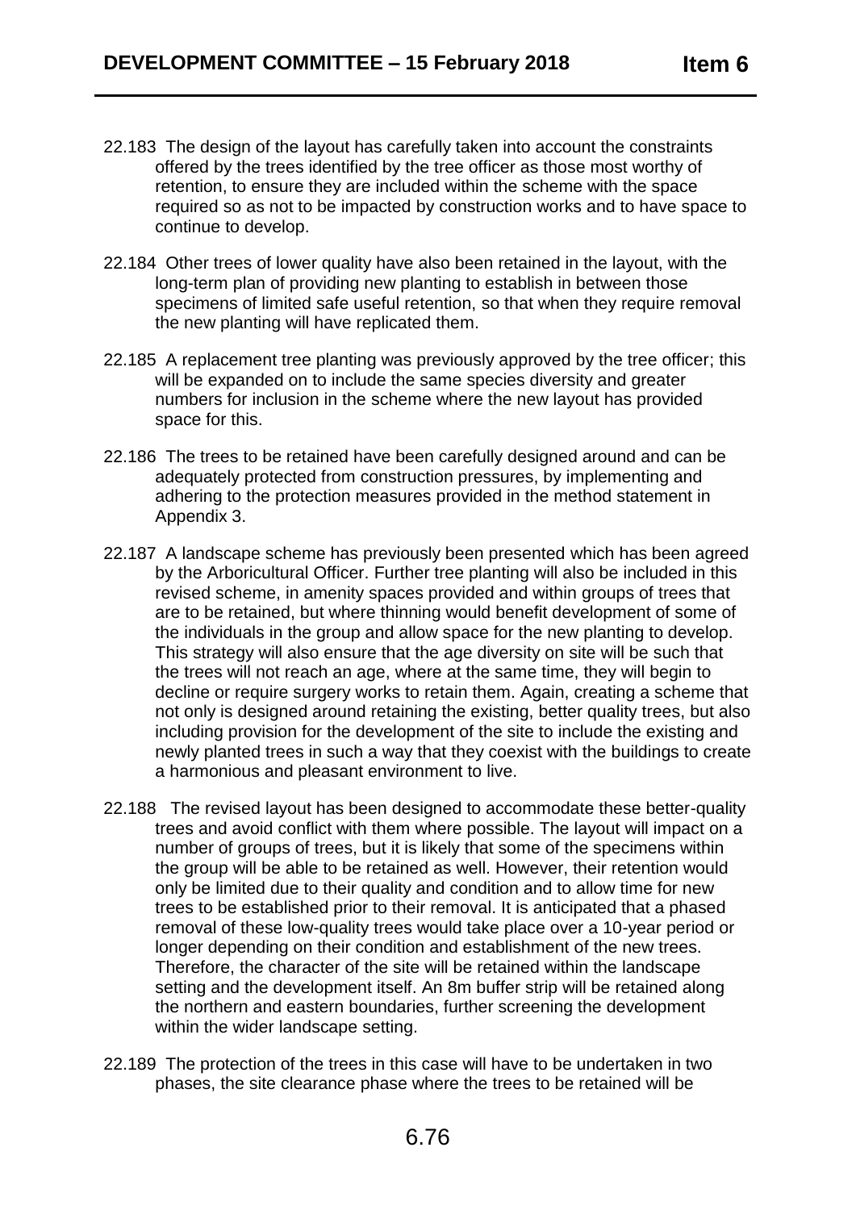22.183 The design of the layout has carefully taken into account the constraints offered by the trees identified by the tree officer as those most worthy of retention, to ensure they are included within the scheme with the space required so as not to be impacted by construction works and to have space to continue to develop.

22.184 Other trees of lower quality have also been retained in the layout, with the long-term plan of providing new planting to establish in between those specimens of limited safe useful retention, so that when they require removal the new planting will have replicated them.

22.185 A replacement tree planting was previously approved by the tree officer; this will be expanded on to include the same species diversity and greater numbers for inclusion in the scheme where the new layout has provided space for this.

22.186 The trees to be retained have been carefully designed around and can be adequately protected from construction pressures, by implementing and adhering to the protection measures provided in the method statement in Appendix 3.

22.187 A landscape scheme has previously been presented which has been agreed by the Arboricultural Officer. Further tree planting will also be included in this revised scheme, in amenity spaces provided and within groups of trees that are to be retained, but where thinning would benefit development of some of the individuals in the group and allow space for the new planting to develop. This strategy will also ensure that the age diversity on site will be such that the trees will not reach an age, where at the same time, they will begin to decline or require surgery works to retain them. Again, creating a scheme that not only is designed around retaining the existing, better quality trees, but also including provision for the development of the site to include the existing and newly planted trees in such a way that they coexist with the buildings to create a harmonious and pleasant environment to live.

22.188 The revised layout has been designed to accommodate these better-quality trees and avoid conflict with them where possible. The layout will impact on a number of groups of trees, but it is likely that some of the specimens within the group will be able to be retained as well. However, their retention would only be limited due to their quality and condition and to allow time for new trees to be established prior to their removal. It is anticipated that a phased removal of these low-quality trees would take place over a 10-year period or longer depending on their condition and establishment of the new trees. Therefore, the character of the site will be retained within the landscape setting and the development itself. An 8m buffer strip will be retained along the northern and eastern boundaries, further screening the development within the wider landscape setting.

22.189 The protection of the trees in this case will have to be undertaken in two phases, the site clearance phase where the trees to be retained will be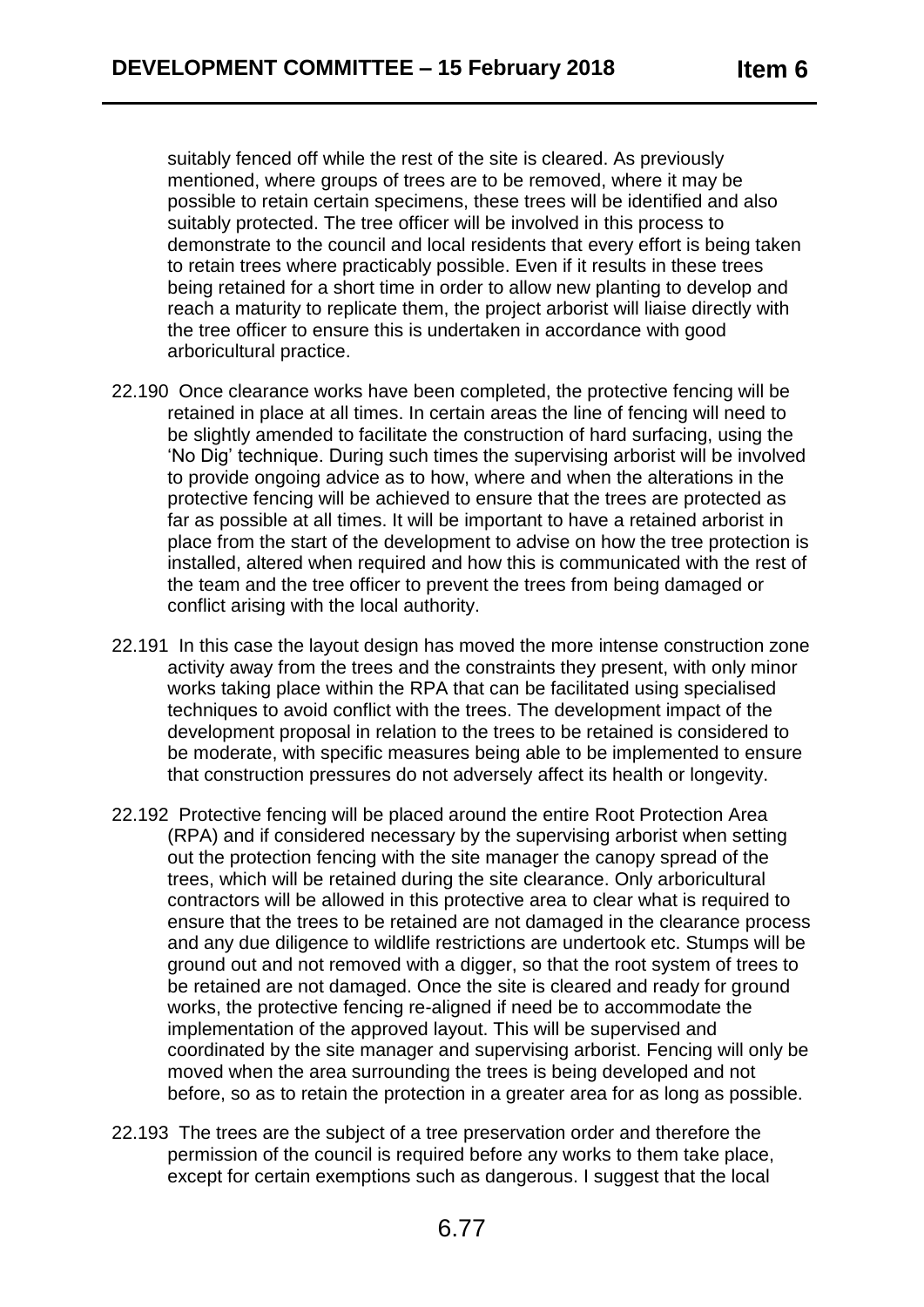suitably fenced off while the rest of the site is cleared. As previously mentioned, where groups of trees are to be removed, where it may be possible to retain certain specimens, these trees will be identified and also suitably protected. The tree officer will be involved in this process to demonstrate to the council and local residents that every effort is being taken to retain trees where practicably possible. Even if it results in these trees being retained for a short time in order to allow new planting to develop and reach a maturity to replicate them, the project arborist will liaise directly with the tree officer to ensure this is undertaken in accordance with good arboricultural practice.

22.190 Once clearance works have been completed, the protective fencing will be retained in place at all times. In certain areas the line of fencing will need to be slightly amended to facilitate the construction of hard surfacing, using the 'No Dig' technique. During such times the supervising arborist will be involved to provide ongoing advice as to how, where and when the alterations in the protective fencing will be achieved to ensure that the trees are protected as far as possible at all times. It will be important to have a retained arborist in place from the start of the development to advise on how the tree protection is installed, altered when required and how this is communicated with the rest of the team and the tree officer to prevent the trees from being damaged or conflict arising with the local authority.

22.191 In this case the layout design has moved the more intense construction zone activity away from the trees and the constraints they present, with only minor works taking place within the RPA that can be facilitated using specialised techniques to avoid conflict with the trees. The development impact of the development proposal in relation to the trees to be retained is considered to be moderate, with specific measures being able to be implemented to ensure that construction pressures do not adversely affect its health or longevity.

22.192 Protective fencing will be placed around the entire Root Protection Area (RPA) and if considered necessary by the supervising arborist when setting out the protection fencing with the site manager the canopy spread of the trees, which will be retained during the site clearance. Only arboricultural contractors will be allowed in this protective area to clear what is required to ensure that the trees to be retained are not damaged in the clearance process and any due diligence to wildlife restrictions are undertook etc. Stumps will be ground out and not removed with a digger, so that the root system of trees to be retained are not damaged. Once the site is cleared and ready for ground works, the protective fencing re-aligned if need be to accommodate the implementation of the approved layout. This will be supervised and coordinated by the site manager and supervising arborist. Fencing will only be moved when the area surrounding the trees is being developed and not before, so as to retain the protection in a greater area for as long as possible.

22.193 The trees are the subject of a tree preservation order and therefore the permission of the council is required before any works to them take place, except for certain exemptions such as dangerous. I suggest that the local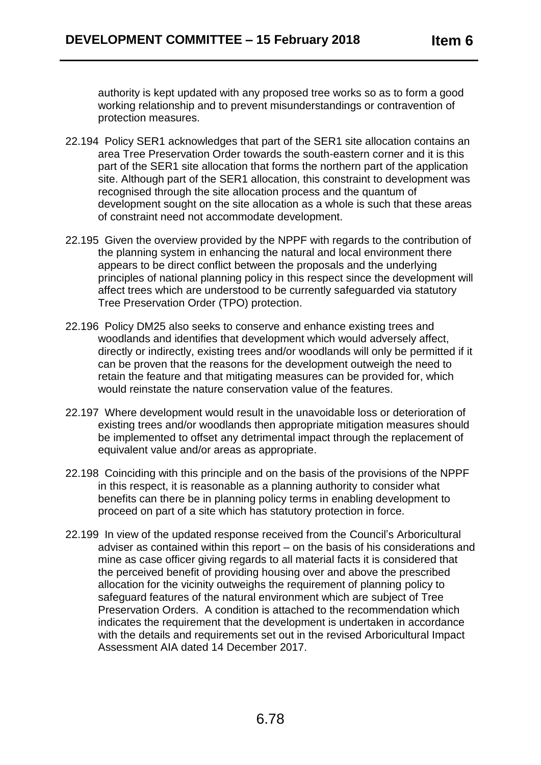authority is kept updated with any proposed tree works so as to form a good working relationship and to prevent misunderstandings or contravention of protection measures.

22.194 Policy SER1 acknowledges that part of the SER1 site allocation contains an area Tree Preservation Order towards the south-eastern corner and it is this part of the SER1 site allocation that forms the northern part of the application site. Although part of the SER1 allocation, this constraint to development was recognised through the site allocation process and the quantum of development sought on the site allocation as a whole is such that these areas of constraint need not accommodate development.

22.195 Given the overview provided by the NPPF with regards to the contribution of the planning system in enhancing the natural and local environment there appears to be direct conflict between the proposals and the underlying principles of national planning policy in this respect since the development will affect trees which are understood to be currently safeguarded via statutory Tree Preservation Order (TPO) protection.

22.196 Policy DM25 also seeks to conserve and enhance existing trees and woodlands and identifies that development which would adversely affect, directly or indirectly, existing trees and/or woodlands will only be permitted if it can be proven that the reasons for the development outweigh the need to retain the feature and that mitigating measures can be provided for, which would reinstate the nature conservation value of the features.

22.197 Where development would result in the unavoidable loss or deterioration of existing trees and/or woodlands then appropriate mitigation measures should be implemented to offset any detrimental impact through the replacement of equivalent value and/or areas as appropriate.

22.198 Coinciding with this principle and on the basis of the provisions of the NPPF in this respect, it is reasonable as a planning authority to consider what benefits can there be in planning policy terms in enabling development to proceed on part of a site which has statutory protection in force.

22.199 In view of the updated response received from the Council's Arboricultural adviser as contained within this report – on the basis of his considerations and mine as case officer giving regards to all material facts it is considered that the perceived benefit of providing housing over and above the prescribed allocation for the vicinity outweighs the requirement of planning policy to safeguard features of the natural environment which are subject of Tree Preservation Orders. A condition is attached to the recommendation which indicates the requirement that the development is undertaken in accordance with the details and requirements set out in the revised Arboricultural Impact Assessment AIA dated 14 December 2017.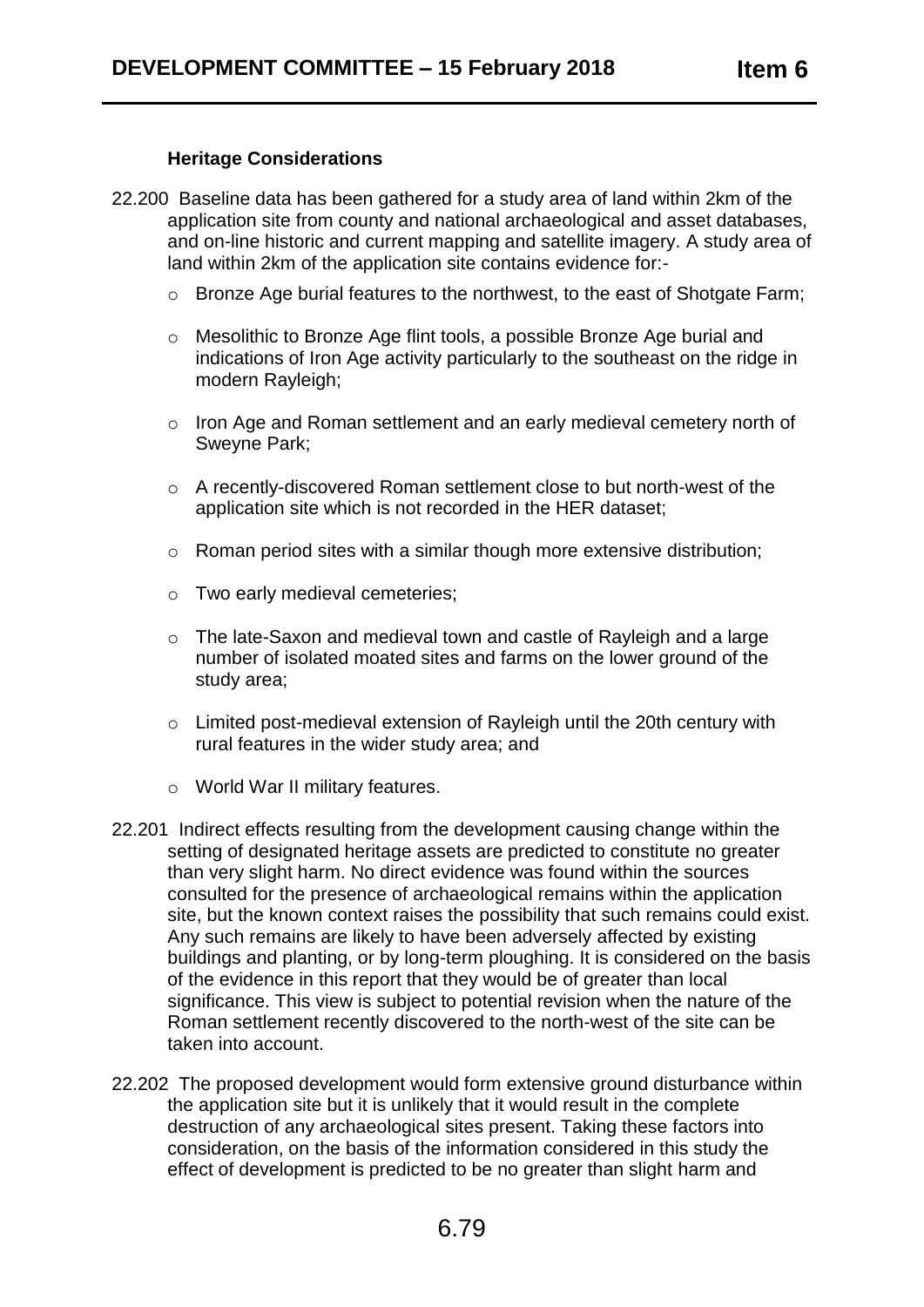### Heritage Considerations

22.200 Baseline data has been gathered for a study area of land within 2km of the application site from county and national archaeological and asset databases, and on-line historic and current mapping and satellite imagery. A study area of land within 2km of the application site contains evidence for:-

- Bronze Age burial features to the northwest, to the east of Shotgate Farm;
- Mesolithic to Bronze Age flint tools, a possible Bronze Age burial and indications of Iron Age activity particularly to the southeast on the ridge in modern Rayleigh;
- Iron Age and Roman settlement and an early medieval cemetery north of Sweyne Park;
- A recently-discovered Roman settlement close to but north-west of the application site which is not recorded in the HER dataset;
- Roman period sites with a similar though more extensive distribution;
- Two early medieval cemeteries;
- The late-Saxon and medieval town and castle of Rayleigh and a large number of isolated moated sites and farms on the lower ground of the study area;
- Limited post-medieval extension of Rayleigh until the 20th century with rural features in the wider study area; and
- World War II military features.

22.201 Indirect effects resulting from the development causing change within the setting of designated heritage assets are predicted to constitute no greater than very slight harm. No direct evidence was found within the sources consulted for the presence of archaeological remains within the application site, but the known context raises the possibility that such remains could exist. Any such remains are likely to have been adversely affected by existing buildings and planting, or by long-term ploughing. It is considered on the basis of the evidence in this report that they would be of greater than local significance. This view is subject to potential revision when the nature of the Roman settlement recently discovered to the north-west of the site can be taken into account.

22.202 The proposed development would form extensive ground disturbance within the application site but it is unlikely that it would result in the complete destruction of any archaeological sites present. Taking these factors into consideration, on the basis of the information considered in this study the effect of development is predicted to be no greater than slight harm and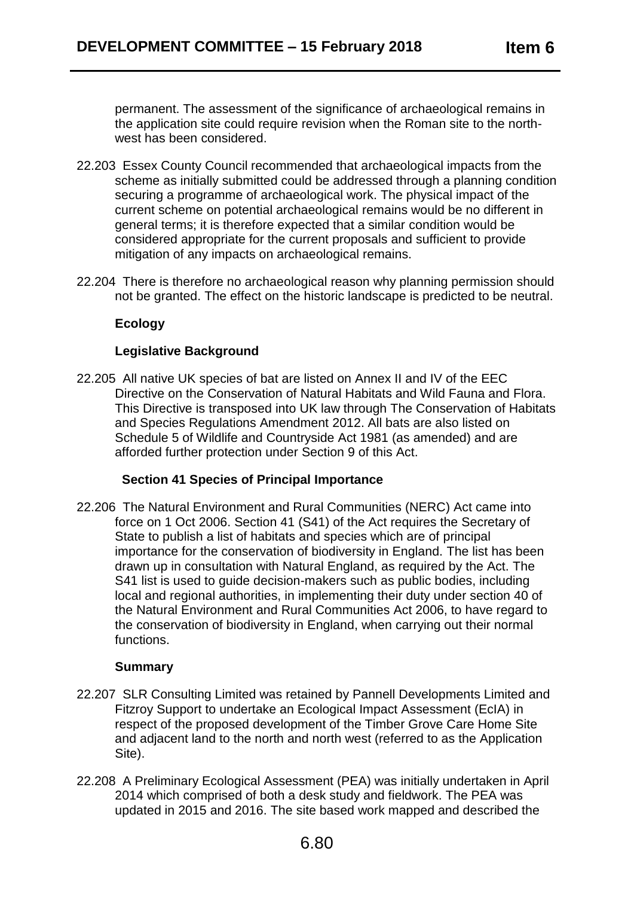permanent. The assessment of the significance of archaeological remains in the application site could require revision when the Roman site to the north-west has been considered.

22.203 Essex County Council recommended that archaeological impacts from the scheme as initially submitted could be addressed through a planning condition securing a programme of archaeological work. The physical impact of the current scheme on potential archaeological remains would be no different in general terms; it is therefore expected that a similar condition would be considered appropriate for the current proposals and sufficient to provide mitigation of any impacts on archaeological remains.

22.204 There is therefore no archaeological reason why planning permission should not be granted. The effect on the historic landscape is predicted to be neutral.

**Ecology**

**Legislative Background**

22.205 All native UK species of bat are listed on Annex II and IV of the EEC Directive on the Conservation of Natural Habitats and Wild Fauna and Flora. This Directive is transposed into UK law through The Conservation of Habitats and Species Regulations Amendment 2012. All bats are also listed on Schedule 5 of Wildlife and Countryside Act 1981 (as amended) and are afforded further protection under Section 9 of this Act.

**Section 41 Species of Principal Importance**

22.206 The Natural Environment and Rural Communities (NERC) Act came into force on 1 Oct 2006. Section 41 (S41) of the Act requires the Secretary of State to publish a list of habitats and species which are of principal importance for the conservation of biodiversity in England. The list has been drawn up in consultation with Natural England, as required by the Act. The S41 list is used to guide decision-makers such as public bodies, including local and regional authorities, in implementing their duty under section 40 of the Natural Environment and Rural Communities Act 2006, to have regard to the conservation of biodiversity in England, when carrying out their normal functions.

**Summary**

22.207 SLR Consulting Limited was retained by Pannell Developments Limited and Fitzroy Support to undertake an Ecological Impact Assessment (EcIA) in respect of the proposed development of the Timber Grove Care Home Site and adjacent land to the north and north west (referred to as the Application Site).

22.208 A Preliminary Ecological Assessment (PEA) was initially undertaken in April 2014 which comprised of both a desk study and fieldwork. The PEA was updated in 2015 and 2016. The site based work mapped and described the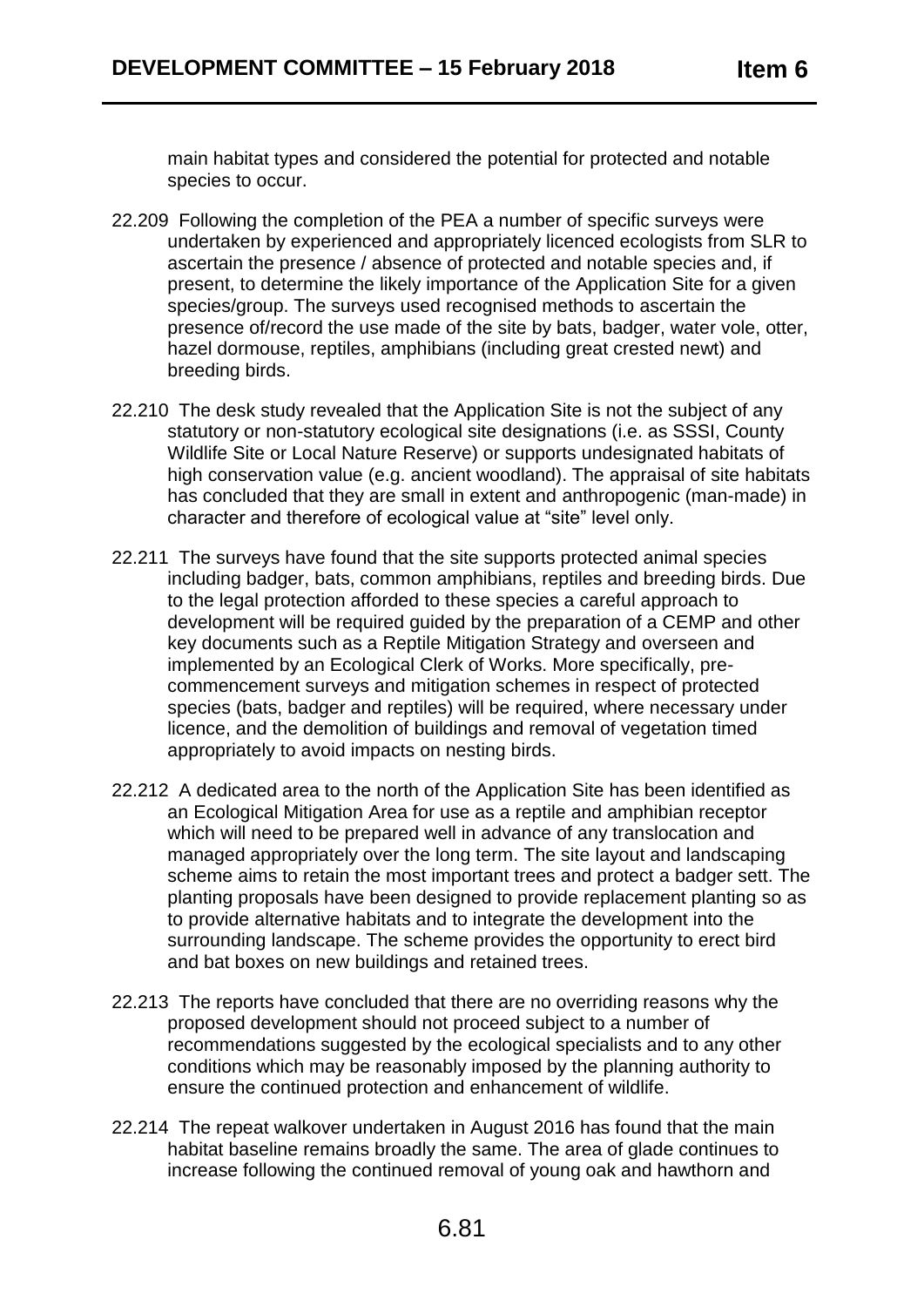main habitat types and considered the potential for protected and notable species to occur.

22.209 Following the completion of the PEA a number of specific surveys were undertaken by experienced and appropriately licenced ecologists from SLR to ascertain the presence / absence of protected and notable species and, if present, to determine the likely importance of the Application Site for a given species/group. The surveys used recognised methods to ascertain the presence of/record the use made of the site by bats, badger, water vole, otter, hazel dormouse, reptiles, amphibians (including great crested newt) and breeding birds.

22.210 The desk study revealed that the Application Site is not the subject of any statutory or non-statutory ecological site designations (i.e. as SSSI, County Wildlife Site or Local Nature Reserve) or supports undesignated habitats of high conservation value (e.g. ancient woodland). The appraisal of site habitats has concluded that they are small in extent and anthropogenic (man-made) in character and therefore of ecological value at "site" level only.

22.211 The surveys have found that the site supports protected animal species including badger, bats, common amphibians, reptiles and breeding birds. Due to the legal protection afforded to these species a careful approach to development will be required guided by the preparation of a CEMP and other key documents such as a Reptile Mitigation Strategy and overseen and implemented by an Ecological Clerk of Works. More specifically, pre-commencement surveys and mitigation schemes in respect of protected species (bats, badger and reptiles) will be required, where necessary under licence, and the demolition of buildings and removal of vegetation timed appropriately to avoid impacts on nesting birds.

22.212 A dedicated area to the north of the Application Site has been identified as an Ecological Mitigation Area for use as a reptile and amphibian receptor which will need to be prepared well in advance of any translocation and managed appropriately over the long term. The site layout and landscaping scheme aims to retain the most important trees and protect a badger sett. The planting proposals have been designed to provide replacement planting so as to provide alternative habitats and to integrate the development into the surrounding landscape. The scheme provides the opportunity to erect bird and bat boxes on new buildings and retained trees.

22.213 The reports have concluded that there are no overriding reasons why the proposed development should not proceed subject to a number of recommendations suggested by the ecological specialists and to any other conditions which may be reasonably imposed by the planning authority to ensure the continued protection and enhancement of wildlife.

22.214 The repeat walkover undertaken in August 2016 has found that the main habitat baseline remains broadly the same. The area of glade continues to increase following the continued removal of young oak and hawthorn and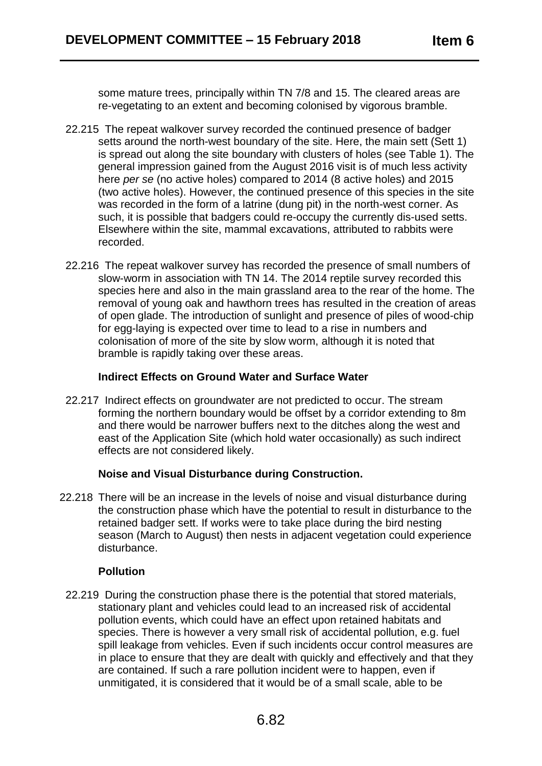some mature trees, principally within TN 7/8 and 15. The cleared areas are re-vegetating to an extent and becoming colonised by vigorous bramble.

22.215 The repeat walkover survey recorded the continued presence of badger setts around the north-west boundary of the site. Here, the main sett (Sett 1) is spread out along the site boundary with clusters of holes (see Table 1). The general impression gained from the August 2016 visit is of much less activity here *per se* (no active holes) compared to 2014 (8 active holes) and 2015 (two active holes). However, the continued presence of this species in the site was recorded in the form of a latrine (dung pit) in the north-west corner. As such, it is possible that badgers could re-occupy the currently dis-used setts. Elsewhere within the site, mammal excavations, attributed to rabbits were recorded.

22.216 The repeat walkover survey has recorded the presence of small numbers of slow-worm in association with TN 14. The 2014 reptile survey recorded this species here and also in the main grassland area to the rear of the home. The removal of young oak and hawthorn trees has resulted in the creation of areas of open glade. The introduction of sunlight and presence of piles of wood-chip for egg-laying is expected over time to lead to a rise in numbers and colonisation of more of the site by slow worm, although it is noted that bramble is rapidly taking over these areas.

**Indirect Effects on Ground Water and Surface Water**

22.217 Indirect effects on groundwater are not predicted to occur. The stream forming the northern boundary would be offset by a corridor extending to 8m and there would be narrower buffers next to the ditches along the west and east of the Application Site (which hold water occasionally) as such indirect effects are not considered likely.

**Noise and Visual Disturbance during Construction.**

22.218 There will be an increase in the levels of noise and visual disturbance during the construction phase which have the potential to result in disturbance to the retained badger sett. If works were to take place during the bird nesting season (March to August) then nests in adjacent vegetation could experience disturbance.

**Pollution**

22.219 During the construction phase there is the potential that stored materials, stationary plant and vehicles could lead to an increased risk of accidental pollution events, which could have an effect upon retained habitats and species. There is however a very small risk of accidental pollution, e.g. fuel spill leakage from vehicles. Even if such incidents occur control measures are in place to ensure that they are dealt with quickly and effectively and that they are contained. If such a rare pollution incident were to happen, even if unmitigated, it is considered that it would be of a small scale, able to be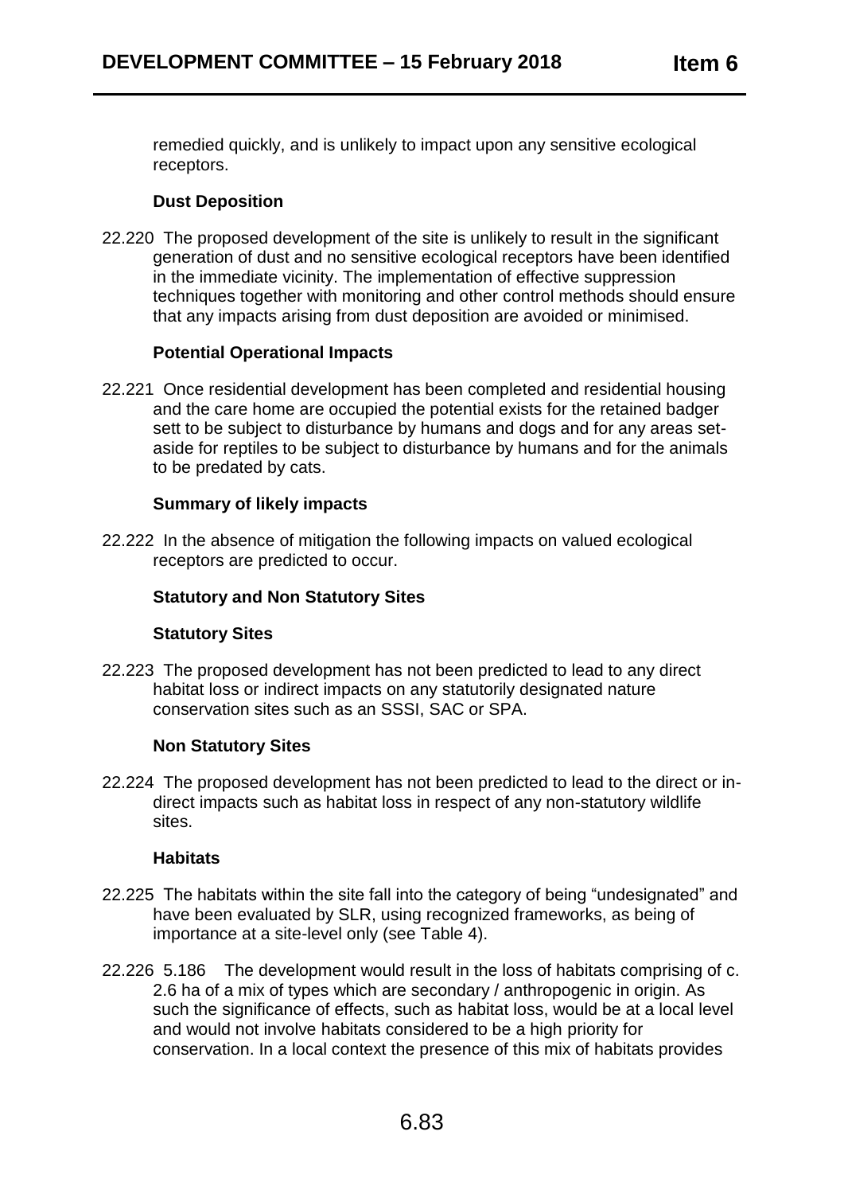remedied quickly, and is unlikely to impact upon any sensitive ecological receptors.

**Dust Deposition**

22.220 The proposed development of the site is unlikely to result in the significant generation of dust and no sensitive ecological receptors have been identified in the immediate vicinity. The implementation of effective suppression techniques together with monitoring and other control methods should ensure that any impacts arising from dust deposition are avoided or minimised.

**Potential Operational Impacts**

22.221 Once residential development has been completed and residential housing and the care home are occupied the potential exists for the retained badger sett to be subject to disturbance by humans and dogs and for any areas set-aside for reptiles to be subject to disturbance by humans and for the animals to be predated by cats.

**Summary of likely impacts**

22.222 In the absence of mitigation the following impacts on valued ecological receptors are predicted to occur.

**Statutory and Non Statutory Sites**

**Statutory Sites**

22.223 The proposed development has not been predicted to lead to any direct habitat loss or indirect impacts on any statutorily designated nature conservation sites such as an SSSI, SAC or SPA.

**Non Statutory Sites**

22.224 The proposed development has not been predicted to lead to the direct or in-direct impacts such as habitat loss in respect of any non-statutory wildlife sites.

**Habitats**

22.225 The habitats within the site fall into the category of being "undesignated" and have been evaluated by SLR, using recognized frameworks, as being of importance at a site-level only (see Table 4).

22.226 5.186 The development would result in the loss of habitats comprising of c. 2.6 ha of a mix of types which are secondary / anthropogenic in origin. As such the significance of effects, such as habitat loss, would be at a local level and would not involve habitats considered to be a high priority for conservation. In a local context the presence of this mix of habitats provides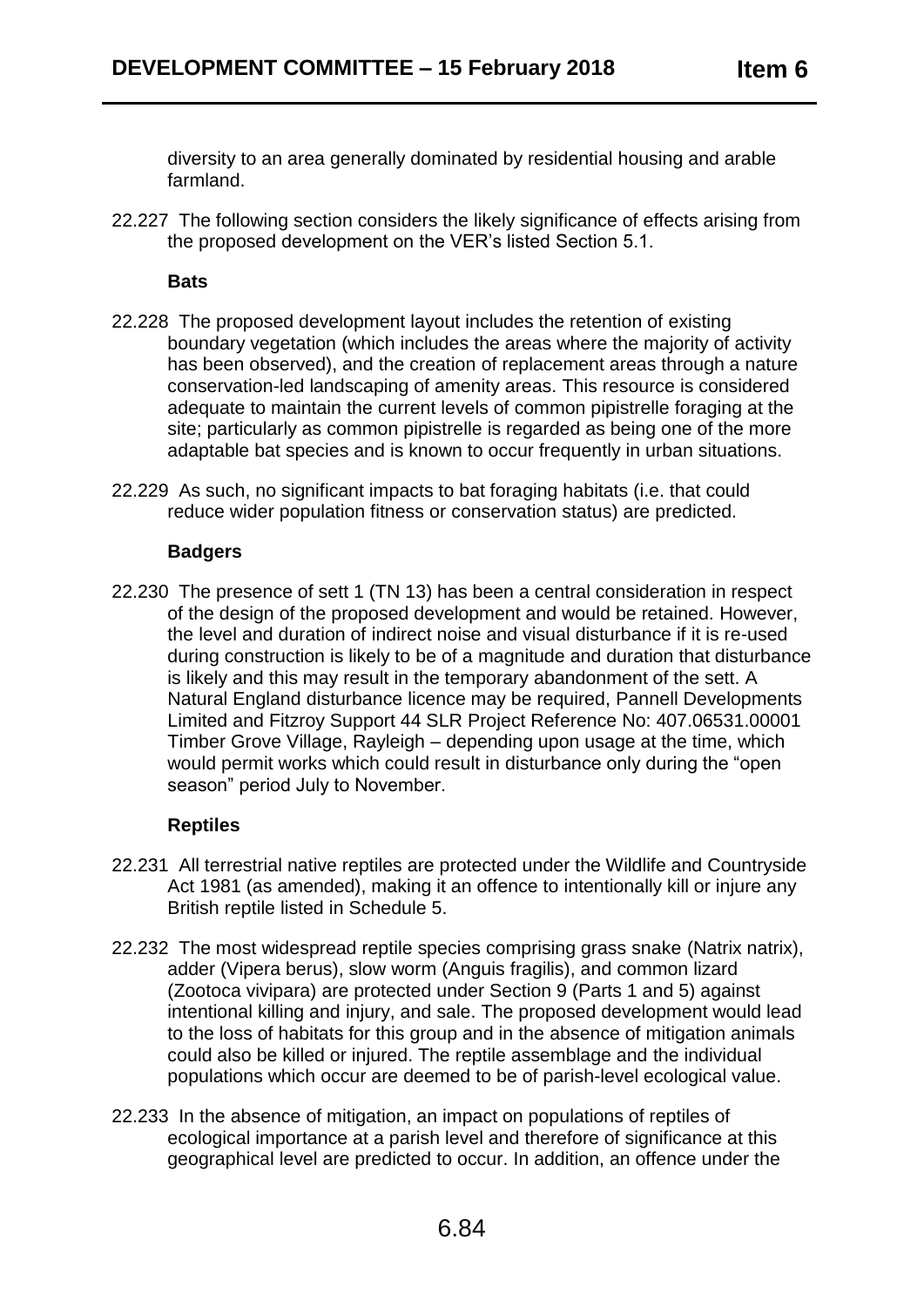diversity to an area generally dominated by residential housing and arable farmland.

22.227 The following section considers the likely significance of effects arising from the proposed development on the VER's listed Section 5.1.

**Bats**

22.228 The proposed development layout includes the retention of existing boundary vegetation (which includes the areas where the majority of activity has been observed), and the creation of replacement areas through a nature conservation-led landscaping of amenity areas. This resource is considered adequate to maintain the current levels of common pipistrelle foraging at the site; particularly as common pipistrelle is regarded as being one of the more adaptable bat species and is known to occur frequently in urban situations.

22.229 As such, no significant impacts to bat foraging habitats (i.e. that could reduce wider population fitness or conservation status) are predicted.

**Badgers**

22.230 The presence of sett 1 (TN 13) has been a central consideration in respect of the design of the proposed development and would be retained. However, the level and duration of indirect noise and visual disturbance if it is re-used during construction is likely to be of a magnitude and duration that disturbance is likely and this may result in the temporary abandonment of the sett. A Natural England disturbance licence may be required, Pannell Developments Limited and Fitzroy Support 44 SLR Project Reference No: 407.06531.00001 Timber Grove Village, Rayleigh – depending upon usage at the time, which would permit works which could result in disturbance only during the "open season" period July to November.

**Reptiles**

22.231 All terrestrial native reptiles are protected under the Wildlife and Countryside Act 1981 (as amended), making it an offence to intentionally kill or injure any British reptile listed in Schedule 5.

22.232 The most widespread reptile species comprising grass snake (Natrix natrix), adder (Vipera berus), slow worm (Anguis fragilis), and common lizard (Zootoca vivipara) are protected under Section 9 (Parts 1 and 5) against intentional killing and injury, and sale. The proposed development would lead to the loss of habitats for this group and in the absence of mitigation animals could also be killed or injured. The reptile assemblage and the individual populations which occur are deemed to be of parish-level ecological value.

22.233 In the absence of mitigation, an impact on populations of reptiles of ecological importance at a parish level and therefore of significance at this geographical level are predicted to occur. In addition, an offence under the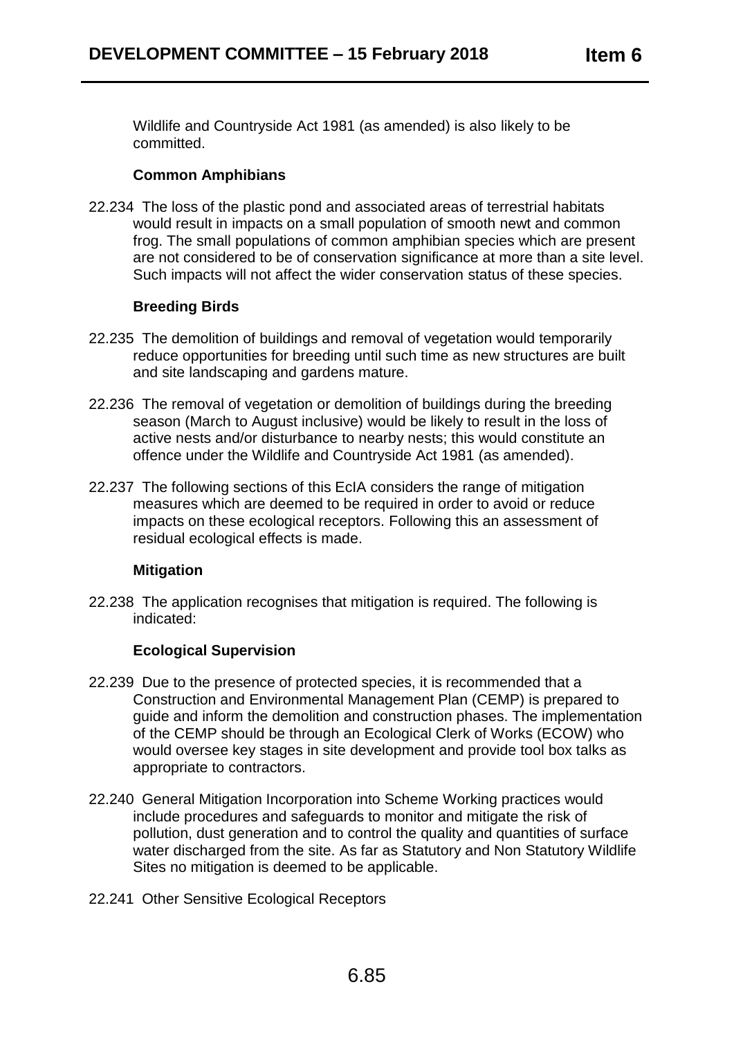Wildlife and Countryside Act 1981 (as amended) is also likely to be committed.

**Common Amphibians**

22.234 The loss of the plastic pond and associated areas of terrestrial habitats would result in impacts on a small population of smooth newt and common frog. The small populations of common amphibian species which are present are not considered to be of conservation significance at more than a site level. Such impacts will not affect the wider conservation status of these species.

**Breeding Birds**

22.235 The demolition of buildings and removal of vegetation would temporarily reduce opportunities for breeding until such time as new structures are built and site landscaping and gardens mature.

22.236 The removal of vegetation or demolition of buildings during the breeding season (March to August inclusive) would be likely to result in the loss of active nests and/or disturbance to nearby nests; this would constitute an offence under the Wildlife and Countryside Act 1981 (as amended).

22.237 The following sections of this EcIA considers the range of mitigation measures which are deemed to be required in order to avoid or reduce impacts on these ecological receptors. Following this an assessment of residual ecological effects is made.

**Mitigation**

22.238 The application recognises that mitigation is required. The following is indicated:

**Ecological Supervision**

22.239 Due to the presence of protected species, it is recommended that a Construction and Environmental Management Plan (CEMP) is prepared to guide and inform the demolition and construction phases. The implementation of the CEMP should be through an Ecological Clerk of Works (ECOW) who would oversee key stages in site development and provide tool box talks as appropriate to contractors.

22.240 General Mitigation Incorporation into Scheme Working practices would include procedures and safeguards to monitor and mitigate the risk of pollution, dust generation and to control the quality and quantities of surface water discharged from the site. As far as Statutory and Non Statutory Wildlife Sites no mitigation is deemed to be applicable.

22.241 Other Sensitive Ecological Receptors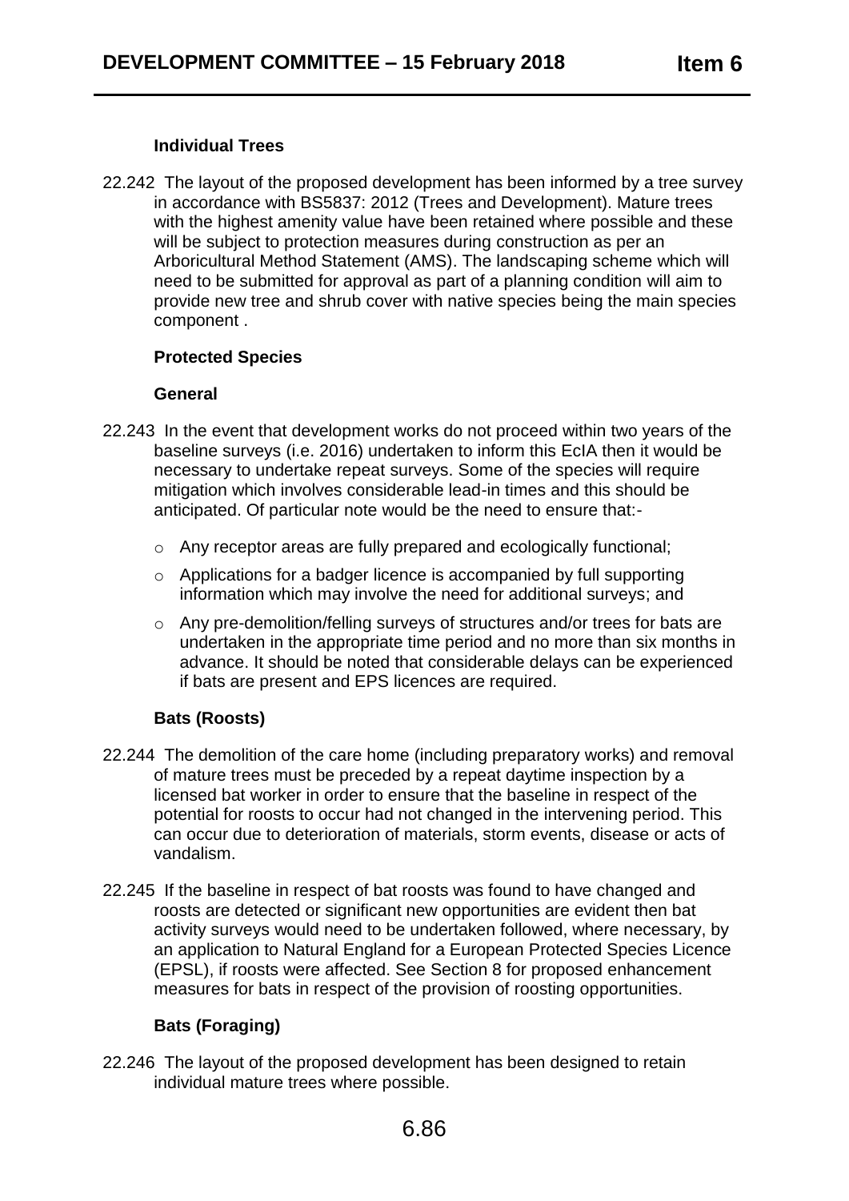**Individual Trees**

22.242 The layout of the proposed development has been informed by a tree survey in accordance with BS5837: 2012 (Trees and Development). Mature trees with the highest amenity value have been retained where possible and these will be subject to protection measures during construction as per an Arboricultural Method Statement (AMS). The landscaping scheme which will need to be submitted for approval as part of a planning condition will aim to provide new tree and shrub cover with native species being the main species component .

**Protected Species**

**General**

22.243 In the event that development works do not proceed within two years of the baseline surveys (i.e. 2016) undertaken to inform this EcIA then it would be necessary to undertake repeat surveys. Some of the species will require mitigation which involves considerable lead-in times and this should be anticipated. Of particular note would be the need to ensure that:-

- Any receptor areas are fully prepared and ecologically functional;
- Applications for a badger licence is accompanied by full supporting information which may involve the need for additional surveys; and
- Any pre-demolition/felling surveys of structures and/or trees for bats are undertaken in the appropriate time period and no more than six months in advance. It should be noted that considerable delays can be experienced if bats are present and EPS licences are required.

**Bats (Roosts)**

22.244 The demolition of the care home (including preparatory works) and removal of mature trees must be preceded by a repeat daytime inspection by a licensed bat worker in order to ensure that the baseline in respect of the potential for roosts to occur had not changed in the intervening period. This can occur due to deterioration of materials, storm events, disease or acts of vandalism.

22.245 If the baseline in respect of bat roosts was found to have changed and roosts are detected or significant new opportunities are evident then bat activity surveys would need to be undertaken followed, where necessary, by an application to Natural England for a European Protected Species Licence (EPSL), if roosts were affected. See Section 8 for proposed enhancement measures for bats in respect of the provision of roosting opportunities.

**Bats (Foraging)**

22.246 The layout of the proposed development has been designed to retain individual mature trees where possible.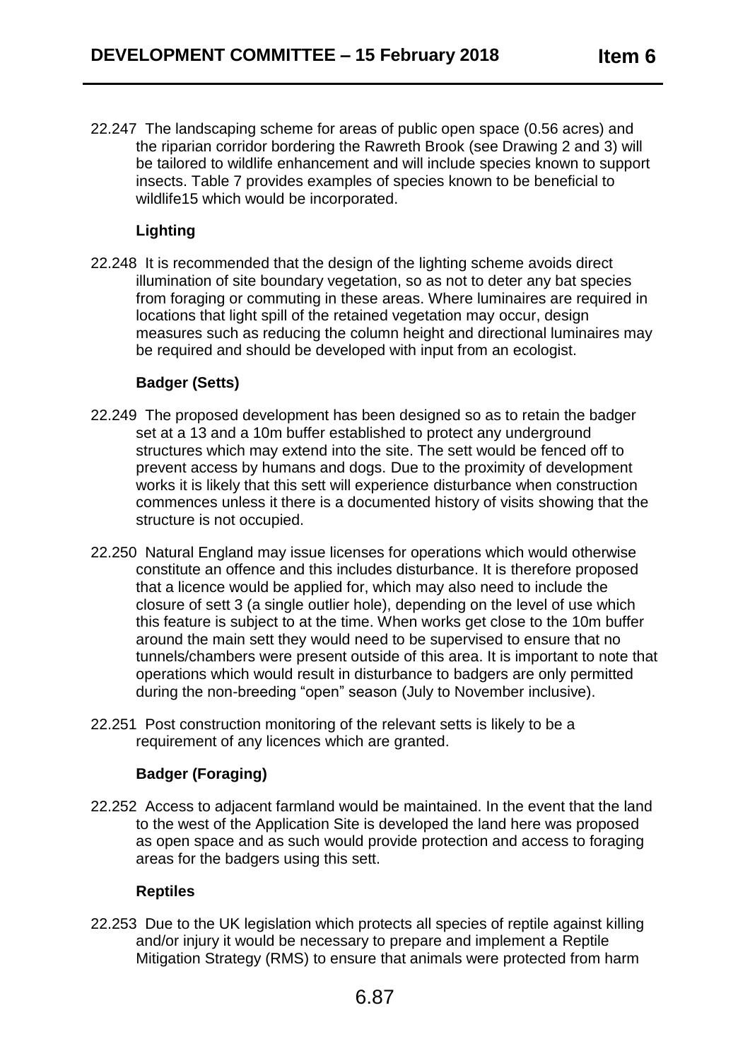22.247 The landscaping scheme for areas of public open space (0.56 acres) and the riparian corridor bordering the Rawreth Brook (see Drawing 2 and 3) will be tailored to wildlife enhancement and will include species known to support insects. Table 7 provides examples of species known to be beneficial to wildlife15 which would be incorporated.

**Lighting**

22.248 It is recommended that the design of the lighting scheme avoids direct illumination of site boundary vegetation, so as not to deter any bat species from foraging or commuting in these areas. Where luminaires are required in locations that light spill of the retained vegetation may occur, design measures such as reducing the column height and directional luminaires may be required and should be developed with input from an ecologist.

**Badger (Setts)**

22.249 The proposed development has been designed so as to retain the badger set at a 13 and a 10m buffer established to protect any underground structures which may extend into the site. The sett would be fenced off to prevent access by humans and dogs. Due to the proximity of development works it is likely that this sett will experience disturbance when construction commences unless it there is a documented history of visits showing that the structure is not occupied.

22.250 Natural England may issue licenses for operations which would otherwise constitute an offence and this includes disturbance. It is therefore proposed that a licence would be applied for, which may also need to include the closure of sett 3 (a single outlier hole), depending on the level of use which this feature is subject to at the time. When works get close to the 10m buffer around the main sett they would need to be supervised to ensure that no tunnels/chambers were present outside of this area. It is important to note that operations which would result in disturbance to badgers are only permitted during the non-breeding "open" season (July to November inclusive).

22.251 Post construction monitoring of the relevant setts is likely to be a requirement of any licences which are granted.

**Badger (Foraging)**

22.252 Access to adjacent farmland would be maintained. In the event that the land to the west of the Application Site is developed the land here was proposed as open space and as such would provide protection and access to foraging areas for the badgers using this sett.

**Reptiles**

22.253 Due to the UK legislation which protects all species of reptile against killing and/or injury it would be necessary to prepare and implement a Reptile Mitigation Strategy (RMS) to ensure that animals were protected from harm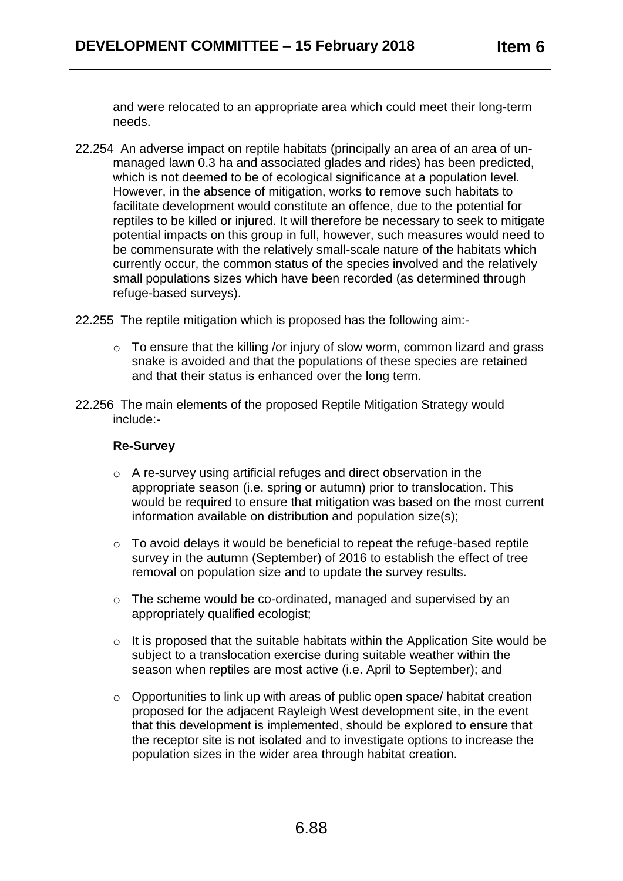and were relocated to an appropriate area which could meet their long-term needs.

22.254 An adverse impact on reptile habitats (principally an area of an area of un-managed lawn 0.3 ha and associated glades and rides) has been predicted, which is not deemed to be of ecological significance at a population level. However, in the absence of mitigation, works to remove such habitats to facilitate development would constitute an offence, due to the potential for reptiles to be killed or injured. It will therefore be necessary to seek to mitigate potential impacts on this group in full, however, such measures would need to be commensurate with the relatively small-scale nature of the habitats which currently occur, the common status of the species involved and the relatively small populations sizes which have been recorded (as determined through refuge-based surveys).

22.255 The reptile mitigation which is proposed has the following aim:-

- To ensure that the killing /or injury of slow worm, common lizard and grass snake is avoided and that the populations of these species are retained and that their status is enhanced over the long term.

22.256 The main elements of the proposed Reptile Mitigation Strategy would include:-

**Re-Survey**

- A re-survey using artificial refuges and direct observation in the appropriate season (i.e. spring or autumn) prior to translocation. This would be required to ensure that mitigation was based on the most current information available on distribution and population size(s);
- To avoid delays it would be beneficial to repeat the refuge-based reptile survey in the autumn (September) of 2016 to establish the effect of tree removal on population size and to update the survey results.
- The scheme would be co-ordinated, managed and supervised by an appropriately qualified ecologist;
- It is proposed that the suitable habitats within the Application Site would be subject to a translocation exercise during suitable weather within the season when reptiles are most active (i.e. April to September); and
- Opportunities to link up with areas of public open space/ habitat creation proposed for the adjacent Rayleigh West development site, in the event that this development is implemented, should be explored to ensure that the receptor site is not isolated and to investigate options to increase the population sizes in the wider area through habitat creation.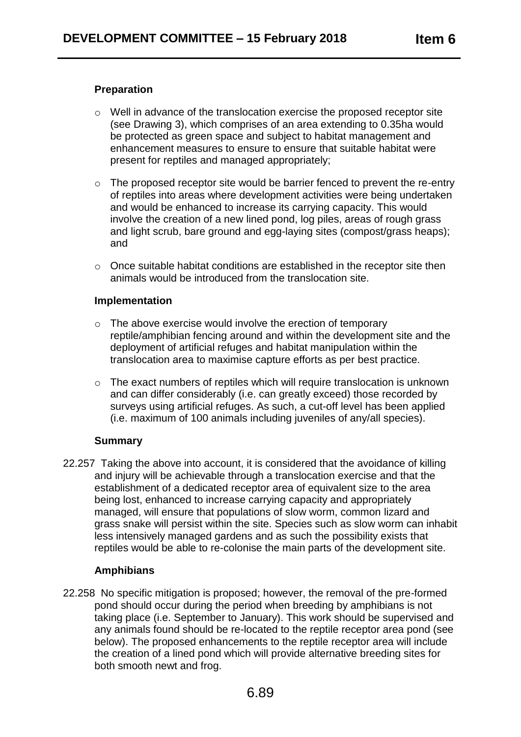### Preparation

- Well in advance of the translocation exercise the proposed receptor site (see Drawing 3), which comprises of an area extending to 0.35ha would be protected as green space and subject to habitat management and enhancement measures to ensure to ensure that suitable habitat were present for reptiles and managed appropriately;

- The proposed receptor site would be barrier fenced to prevent the re-entry of reptiles into areas where development activities were being undertaken and would be enhanced to increase its carrying capacity. This would involve the creation of a new lined pond, log piles, areas of rough grass and light scrub, bare ground and egg-laying sites (compost/grass heaps); and

- Once suitable habitat conditions are established in the receptor site then animals would be introduced from the translocation site.

### Implementation

- The above exercise would involve the erection of temporary reptile/amphibian fencing around and within the development site and the deployment of artificial refuges and habitat manipulation within the translocation area to maximise capture efforts as per best practice.

- The exact numbers of reptiles which will require translocation is unknown and can differ considerably (i.e. can greatly exceed) those recorded by surveys using artificial refuges. As such, a cut-off level has been applied (i.e. maximum of 100 animals including juveniles of any/all species).

### Summary

22.257 Taking the above into account, it is considered that the avoidance of killing and injury will be achievable through a translocation exercise and that the establishment of a dedicated receptor area of equivalent size to the area being lost, enhanced to increase carrying capacity and appropriately managed, will ensure that populations of slow worm, common lizard and grass snake will persist within the site. Species such as slow worm can inhabit less intensively managed gardens and as such the possibility exists that reptiles would be able to re-colonise the main parts of the development site.

### Amphibians

22.258 No specific mitigation is proposed; however, the removal of the pre-formed pond should occur during the period when breeding by amphibians is not taking place (i.e. September to January). This work should be supervised and any animals found should be re-located to the reptile receptor area pond (see below). The proposed enhancements to the reptile receptor area will include the creation of a lined pond which will provide alternative breeding sites for both smooth newt and frog.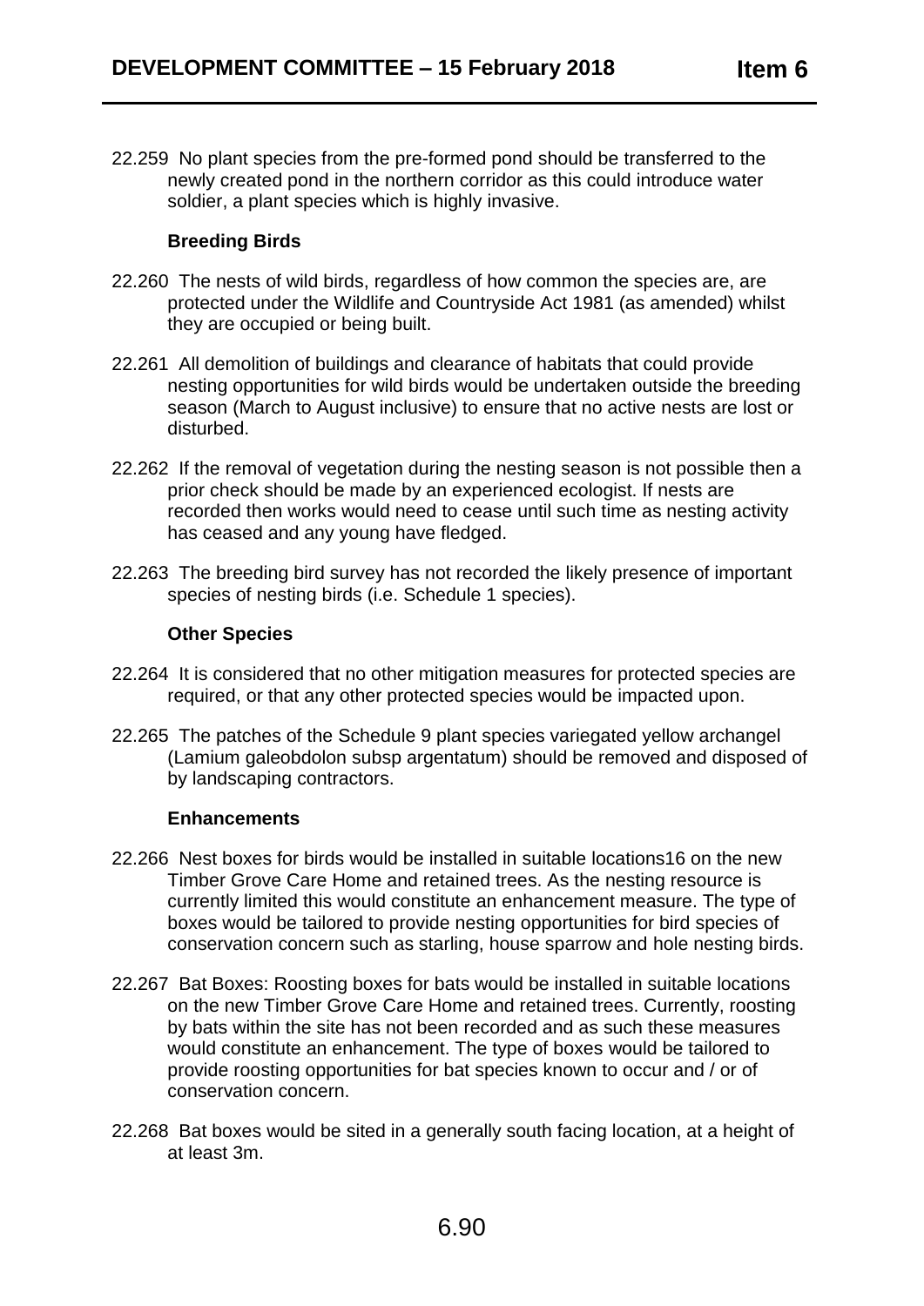22.259 No plant species from the pre-formed pond should be transferred to the newly created pond in the northern corridor as this could introduce water soldier, a plant species which is highly invasive.

**Breeding Birds**

22.260 The nests of wild birds, regardless of how common the species are, are protected under the Wildlife and Countryside Act 1981 (as amended) whilst they are occupied or being built.

22.261 All demolition of buildings and clearance of habitats that could provide nesting opportunities for wild birds would be undertaken outside the breeding season (March to August inclusive) to ensure that no active nests are lost or disturbed.

22.262 If the removal of vegetation during the nesting season is not possible then a prior check should be made by an experienced ecologist. If nests are recorded then works would need to cease until such time as nesting activity has ceased and any young have fledged.

22.263 The breeding bird survey has not recorded the likely presence of important species of nesting birds (i.e. Schedule 1 species).

**Other Species**

22.264 It is considered that no other mitigation measures for protected species are required, or that any other protected species would be impacted upon.

22.265 The patches of the Schedule 9 plant species variegated yellow archangel (Lamium galeobdolon subsp argentatum) should be removed and disposed of by landscaping contractors.

**Enhancements**

22.266 Nest boxes for birds would be installed in suitable locations16 on the new Timber Grove Care Home and retained trees. As the nesting resource is currently limited this would constitute an enhancement measure. The type of boxes would be tailored to provide nesting opportunities for bird species of conservation concern such as starling, house sparrow and hole nesting birds.

22.267 Bat Boxes: Roosting boxes for bats would be installed in suitable locations on the new Timber Grove Care Home and retained trees. Currently, roosting by bats within the site has not been recorded and as such these measures would constitute an enhancement. The type of boxes would be tailored to provide roosting opportunities for bat species known to occur and / or of conservation concern.

22.268 Bat boxes would be sited in a generally south facing location, at a height of at least 3m.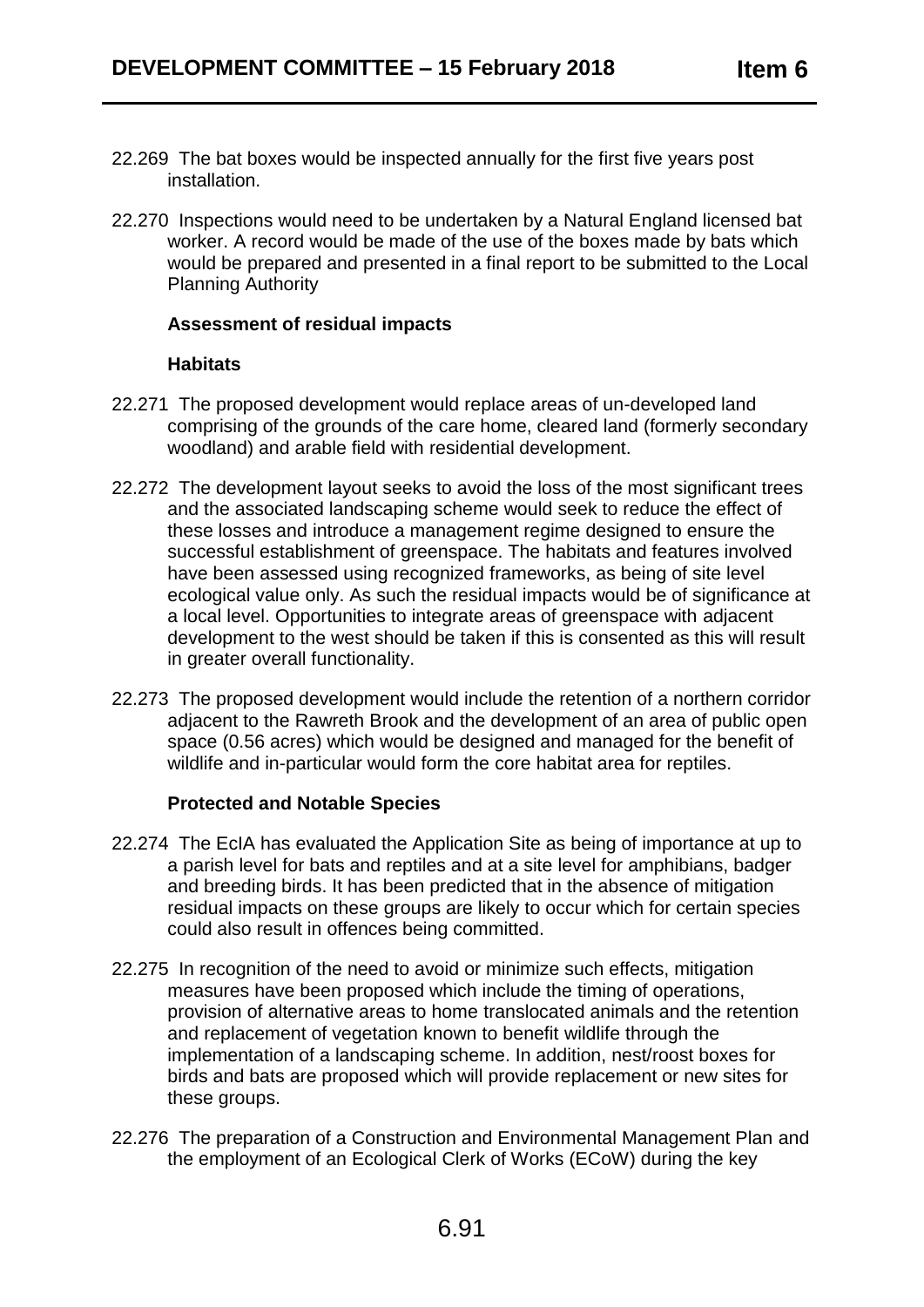22.269 The bat boxes would be inspected annually for the first five years post installation.

22.270 Inspections would need to be undertaken by a Natural England licensed bat worker. A record would be made of the use of the boxes made by bats which would be prepared and presented in a final report to be submitted to the Local Planning Authority

**Assessment of residual impacts**

**Habitats**

22.271 The proposed development would replace areas of un-developed land comprising of the grounds of the care home, cleared land (formerly secondary woodland) and arable field with residential development.

22.272 The development layout seeks to avoid the loss of the most significant trees and the associated landscaping scheme would seek to reduce the effect of these losses and introduce a management regime designed to ensure the successful establishment of greenspace. The habitats and features involved have been assessed using recognized frameworks, as being of site level ecological value only. As such the residual impacts would be of significance at a local level. Opportunities to integrate areas of greenspace with adjacent development to the west should be taken if this is consented as this will result in greater overall functionality.

22.273 The proposed development would include the retention of a northern corridor adjacent to the Rawreth Brook and the development of an area of public open space (0.56 acres) which would be designed and managed for the benefit of wildlife and in-particular would form the core habitat area for reptiles.

**Protected and Notable Species**

22.274 The EcIA has evaluated the Application Site as being of importance at up to a parish level for bats and reptiles and at a site level for amphibians, badger and breeding birds. It has been predicted that in the absence of mitigation residual impacts on these groups are likely to occur which for certain species could also result in offences being committed.

22.275 In recognition of the need to avoid or minimize such effects, mitigation measures have been proposed which include the timing of operations, provision of alternative areas to home translocated animals and the retention and replacement of vegetation known to benefit wildlife through the implementation of a landscaping scheme. In addition, nest/roost boxes for birds and bats are proposed which will provide replacement or new sites for these groups.

22.276 The preparation of a Construction and Environmental Management Plan and the employment of an Ecological Clerk of Works (ECoW) during the key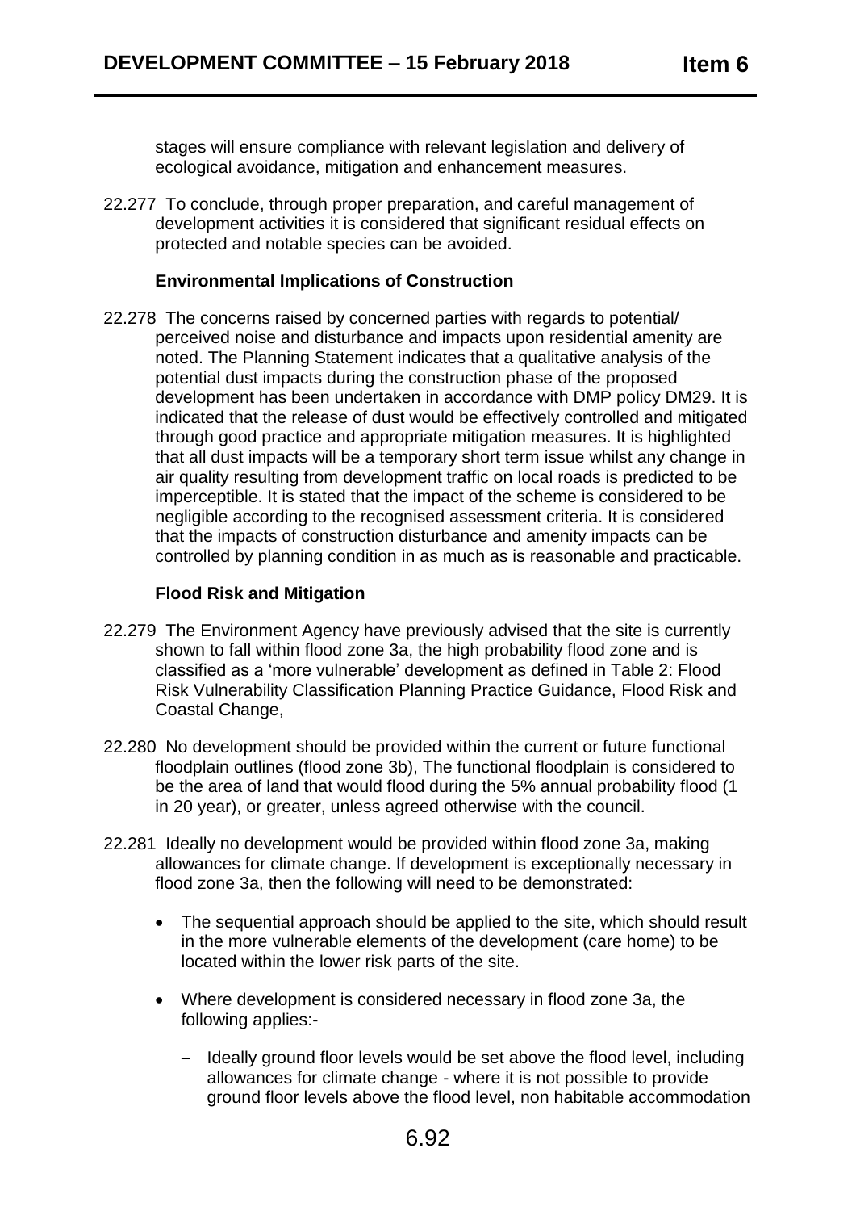stages will ensure compliance with relevant legislation and delivery of ecological avoidance, mitigation and enhancement measures.

22.277 To conclude, through proper preparation, and careful management of development activities it is considered that significant residual effects on protected and notable species can be avoided.

**Environmental Implications of Construction**

22.278 The concerns raised by concerned parties with regards to potential/ perceived noise and disturbance and impacts upon residential amenity are noted. The Planning Statement indicates that a qualitative analysis of the potential dust impacts during the construction phase of the proposed development has been undertaken in accordance with DMP policy DM29. It is indicated that the release of dust would be effectively controlled and mitigated through good practice and appropriate mitigation measures. It is highlighted that all dust impacts will be a temporary short term issue whilst any change in air quality resulting from development traffic on local roads is predicted to be imperceptible. It is stated that the impact of the scheme is considered to be negligible according to the recognised assessment criteria. It is considered that the impacts of construction disturbance and amenity impacts can be controlled by planning condition in as much as is reasonable and practicable.

**Flood Risk and Mitigation**

22.279 The Environment Agency have previously advised that the site is currently shown to fall within flood zone 3a, the high probability flood zone and is classified as a 'more vulnerable' development as defined in Table 2: Flood Risk Vulnerability Classification Planning Practice Guidance, Flood Risk and Coastal Change,

22.280 No development should be provided within the current or future functional floodplain outlines (flood zone 3b), The functional floodplain is considered to be the area of land that would flood during the 5% annual probability flood (1 in 20 year), or greater, unless agreed otherwise with the council.

22.281 Ideally no development would be provided within flood zone 3a, making allowances for climate change. If development is exceptionally necessary in flood zone 3a, then the following will need to be demonstrated:

- The sequential approach should be applied to the site, which should result in the more vulnerable elements of the development (care home) to be located within the lower risk parts of the site.
- Where development is considered necessary in flood zone 3a, the following applies:-
  - Ideally ground floor levels would be set above the flood level, including allowances for climate change - where it is not possible to provide ground floor levels above the flood level, non habitable accommodation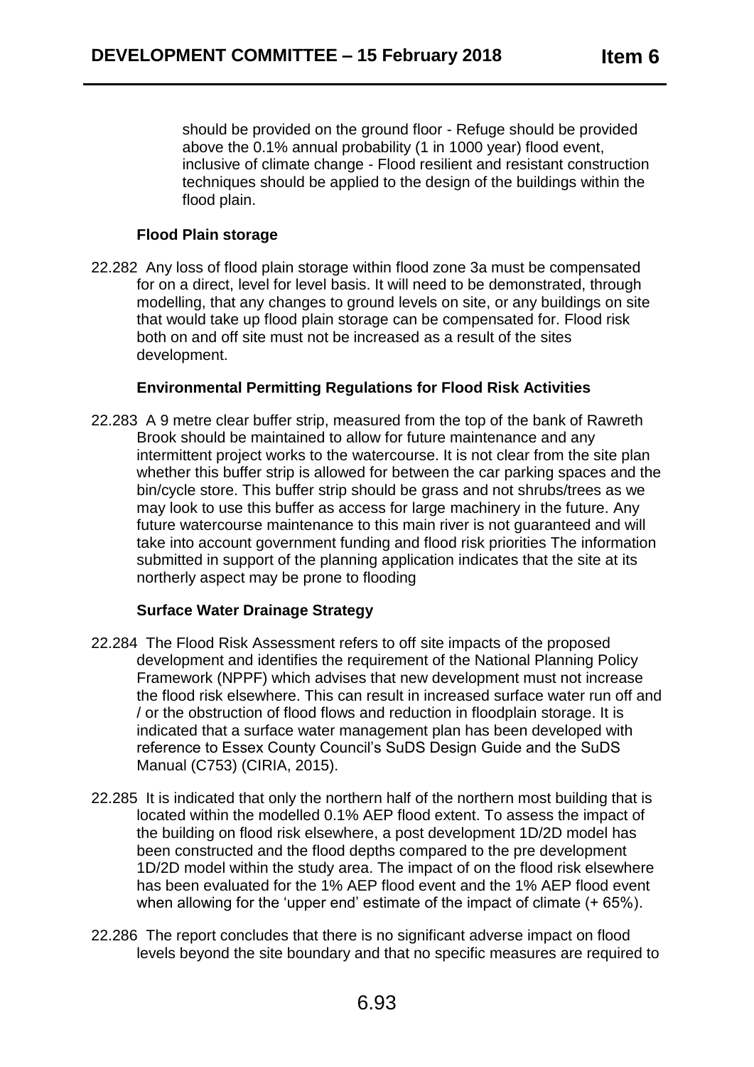should be provided on the ground floor - Refuge should be provided above the 0.1% annual probability (1 in 1000 year) flood event, inclusive of climate change - Flood resilient and resistant construction techniques should be applied to the design of the buildings within the flood plain.

**Flood Plain storage**

22.282 Any loss of flood plain storage within flood zone 3a must be compensated for on a direct, level for level basis. It will need to be demonstrated, through modelling, that any changes to ground levels on site, or any buildings on site that would take up flood plain storage can be compensated for. Flood risk both on and off site must not be increased as a result of the sites development.

**Environmental Permitting Regulations for Flood Risk Activities**

22.283 A 9 metre clear buffer strip, measured from the top of the bank of Rawreth Brook should be maintained to allow for future maintenance and any intermittent project works to the watercourse. It is not clear from the site plan whether this buffer strip is allowed for between the car parking spaces and the bin/cycle store. This buffer strip should be grass and not shrubs/trees as we may look to use this buffer as access for large machinery in the future. Any future watercourse maintenance to this main river is not guaranteed and will take into account government funding and flood risk priorities The information submitted in support of the planning application indicates that the site at its northerly aspect may be prone to flooding

**Surface Water Drainage Strategy**

22.284 The Flood Risk Assessment refers to off site impacts of the proposed development and identifies the requirement of the National Planning Policy Framework (NPPF) which advises that new development must not increase the flood risk elsewhere. This can result in increased surface water run off and / or the obstruction of flood flows and reduction in floodplain storage. It is indicated that a surface water management plan has been developed with reference to Essex County Council's SuDS Design Guide and the SuDS Manual (C753) (CIRIA, 2015).

22.285 It is indicated that only the northern half of the northern most building that is located within the modelled 0.1% AEP flood extent. To assess the impact of the building on flood risk elsewhere, a post development 1D/2D model has been constructed and the flood depths compared to the pre development 1D/2D model within the study area. The impact of on the flood risk elsewhere has been evaluated for the 1% AEP flood event and the 1% AEP flood event when allowing for the 'upper end' estimate of the impact of climate (+ 65%).

22.286 The report concludes that there is no significant adverse impact on flood levels beyond the site boundary and that no specific measures are required to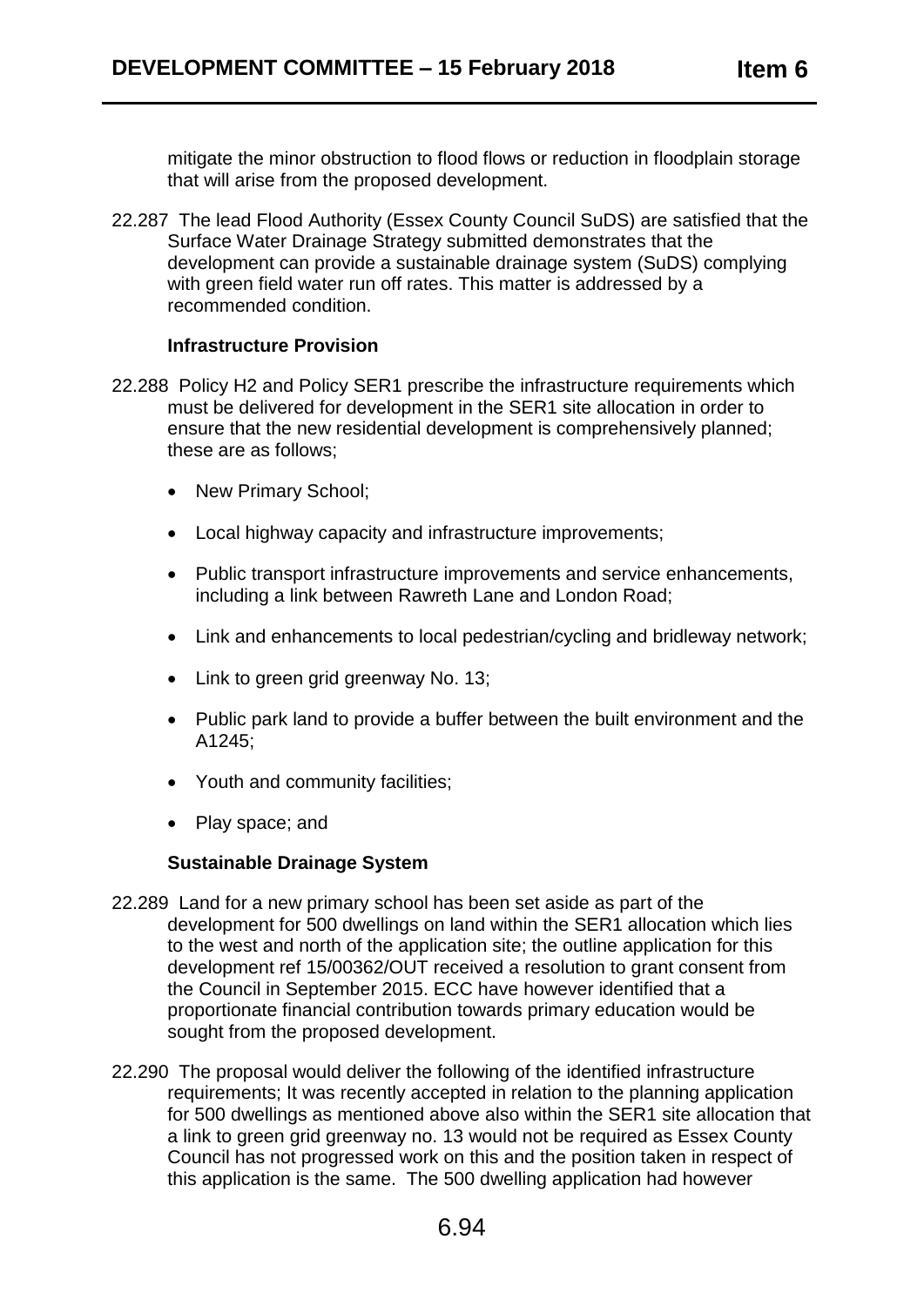mitigate the minor obstruction to flood flows or reduction in floodplain storage that will arise from the proposed development.

22.287 The lead Flood Authority (Essex County Council SuDS) are satisfied that the Surface Water Drainage Strategy submitted demonstrates that the development can provide a sustainable drainage system (SuDS) complying with green field water run off rates. This matter is addressed by a recommended condition.

**Infrastructure Provision**

22.288 Policy H2 and Policy SER1 prescribe the infrastructure requirements which must be delivered for development in the SER1 site allocation in order to ensure that the new residential development is comprehensively planned; these are as follows;

- New Primary School;
- Local highway capacity and infrastructure improvements;
- Public transport infrastructure improvements and service enhancements, including a link between Rawreth Lane and London Road;
- Link and enhancements to local pedestrian/cycling and bridleway network;
- Link to green grid greenway No. 13;
- Public park land to provide a buffer between the built environment and the A1245;
- Youth and community facilities;
- Play space; and

**Sustainable Drainage System**

22.289 Land for a new primary school has been set aside as part of the development for 500 dwellings on land within the SER1 allocation which lies to the west and north of the application site; the outline application for this development ref 15/00362/OUT received a resolution to grant consent from the Council in September 2015. ECC have however identified that a proportionate financial contribution towards primary education would be sought from the proposed development.

22.290 The proposal would deliver the following of the identified infrastructure requirements; It was recently accepted in relation to the planning application for 500 dwellings as mentioned above also within the SER1 site allocation that a link to green grid greenway no. 13 would not be required as Essex County Council has not progressed work on this and the position taken in respect of this application is the same. The 500 dwelling application had however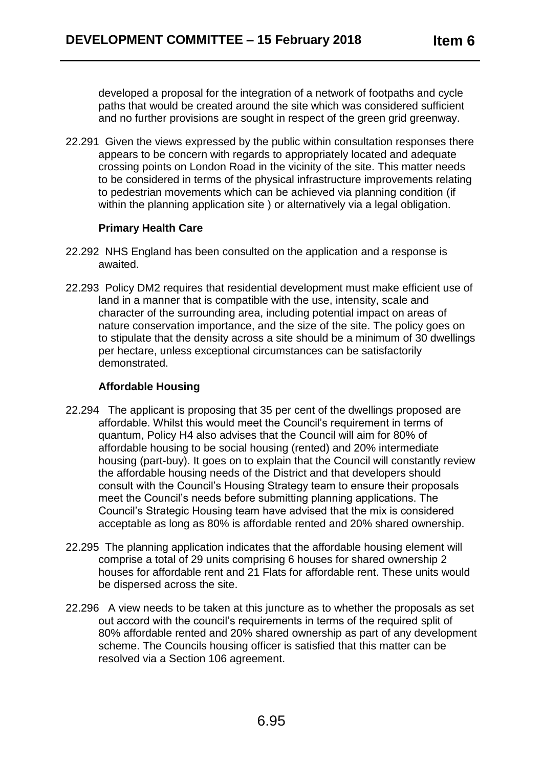developed a proposal for the integration of a network of footpaths and cycle paths that would be created around the site which was considered sufficient and no further provisions are sought in respect of the green grid greenway.

22.291 Given the views expressed by the public within consultation responses there appears to be concern with regards to appropriately located and adequate crossing points on London Road in the vicinity of the site. This matter needs to be considered in terms of the physical infrastructure improvements relating to pedestrian movements which can be achieved via planning condition (if within the planning application site ) or alternatively via a legal obligation.

**Primary Health Care**

22.292 NHS England has been consulted on the application and a response is awaited.

22.293 Policy DM2 requires that residential development must make efficient use of land in a manner that is compatible with the use, intensity, scale and character of the surrounding area, including potential impact on areas of nature conservation importance, and the size of the site. The policy goes on to stipulate that the density across a site should be a minimum of 30 dwellings per hectare, unless exceptional circumstances can be satisfactorily demonstrated.

**Affordable Housing**

22.294 The applicant is proposing that 35 per cent of the dwellings proposed are affordable. Whilst this would meet the Council's requirement in terms of quantum, Policy H4 also advises that the Council will aim for 80% of affordable housing to be social housing (rented) and 20% intermediate housing (part-buy). It goes on to explain that the Council will constantly review the affordable housing needs of the District and that developers should consult with the Council's Housing Strategy team to ensure their proposals meet the Council's needs before submitting planning applications. The Council's Strategic Housing team have advised that the mix is considered acceptable as long as 80% is affordable rented and 20% shared ownership.

22.295 The planning application indicates that the affordable housing element will comprise a total of 29 units comprising 6 houses for shared ownership 2 houses for affordable rent and 21 Flats for affordable rent. These units would be dispersed across the site.

22.296 A view needs to be taken at this juncture as to whether the proposals as set out accord with the council's requirements in terms of the required split of 80% affordable rented and 20% shared ownership as part of any development scheme. The Councils housing officer is satisfied that this matter can be resolved via a Section 106 agreement.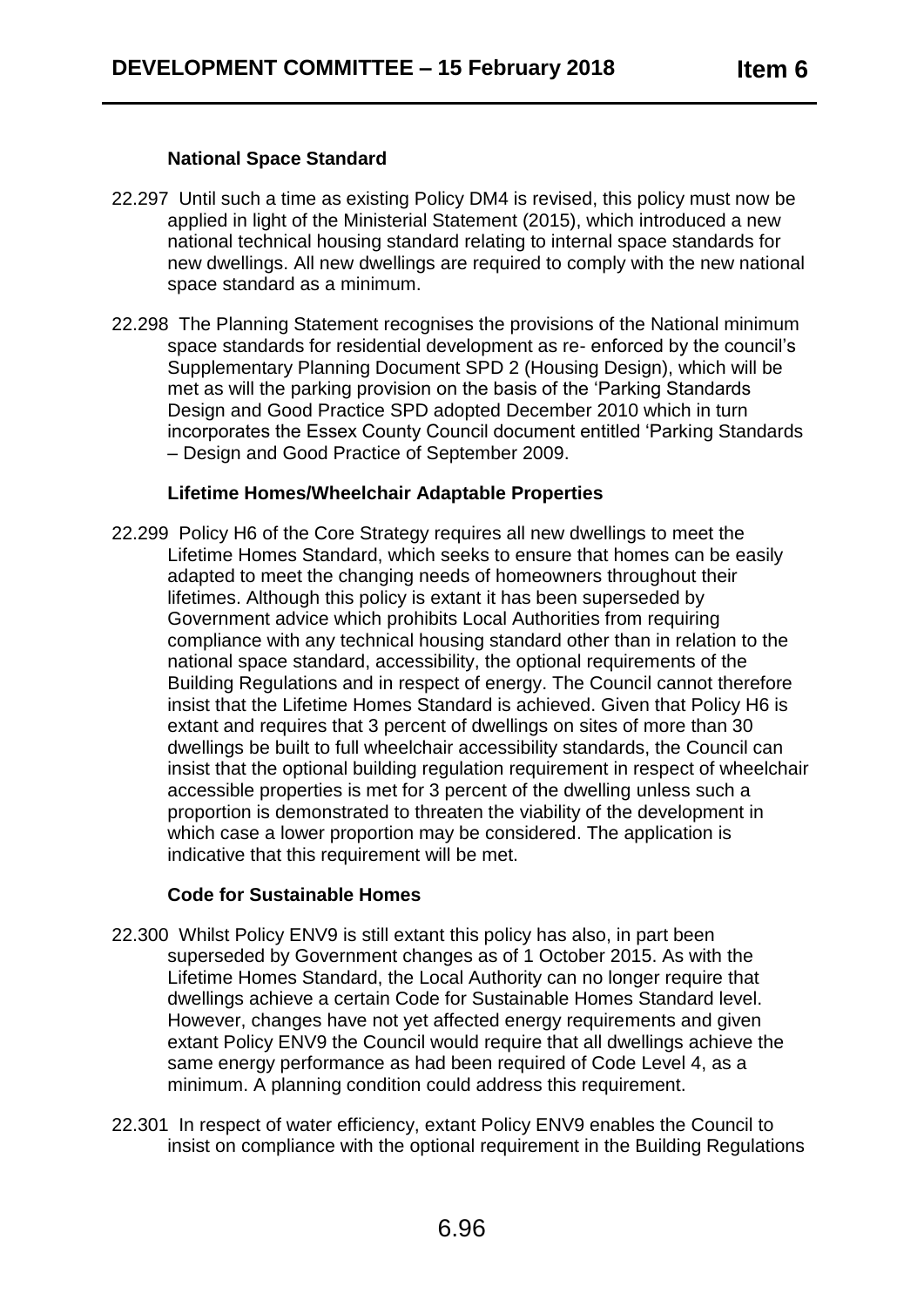### National Space Standard

22.297 Until such a time as existing Policy DM4 is revised, this policy must now be applied in light of the Ministerial Statement (2015), which introduced a new national technical housing standard relating to internal space standards for new dwellings. All new dwellings are required to comply with the new national space standard as a minimum.

22.298 The Planning Statement recognises the provisions of the National minimum space standards for residential development as re- enforced by the council's Supplementary Planning Document SPD 2 (Housing Design), which will be met as will the parking provision on the basis of the 'Parking Standards Design and Good Practice SPD adopted December 2010 which in turn incorporates the Essex County Council document entitled 'Parking Standards – Design and Good Practice of September 2009.

### Lifetime Homes/Wheelchair Adaptable Properties

22.299 Policy H6 of the Core Strategy requires all new dwellings to meet the Lifetime Homes Standard, which seeks to ensure that homes can be easily adapted to meet the changing needs of homeowners throughout their lifetimes. Although this policy is extant it has been superseded by Government advice which prohibits Local Authorities from requiring compliance with any technical housing standard other than in relation to the national space standard, accessibility, the optional requirements of the Building Regulations and in respect of energy. The Council cannot therefore insist that the Lifetime Homes Standard is achieved. Given that Policy H6 is extant and requires that 3 percent of dwellings on sites of more than 30 dwellings be built to full wheelchair accessibility standards, the Council can insist that the optional building regulation requirement in respect of wheelchair accessible properties is met for 3 percent of the dwelling unless such a proportion is demonstrated to threaten the viability of the development in which case a lower proportion may be considered. The application is indicative that this requirement will be met.

### Code for Sustainable Homes

22.300 Whilst Policy ENV9 is still extant this policy has also, in part been superseded by Government changes as of 1 October 2015. As with the Lifetime Homes Standard, the Local Authority can no longer require that dwellings achieve a certain Code for Sustainable Homes Standard level. However, changes have not yet affected energy requirements and given extant Policy ENV9 the Council would require that all dwellings achieve the same energy performance as had been required of Code Level 4, as a minimum. A planning condition could address this requirement.

22.301 In respect of water efficiency, extant Policy ENV9 enables the Council to insist on compliance with the optional requirement in the Building Regulations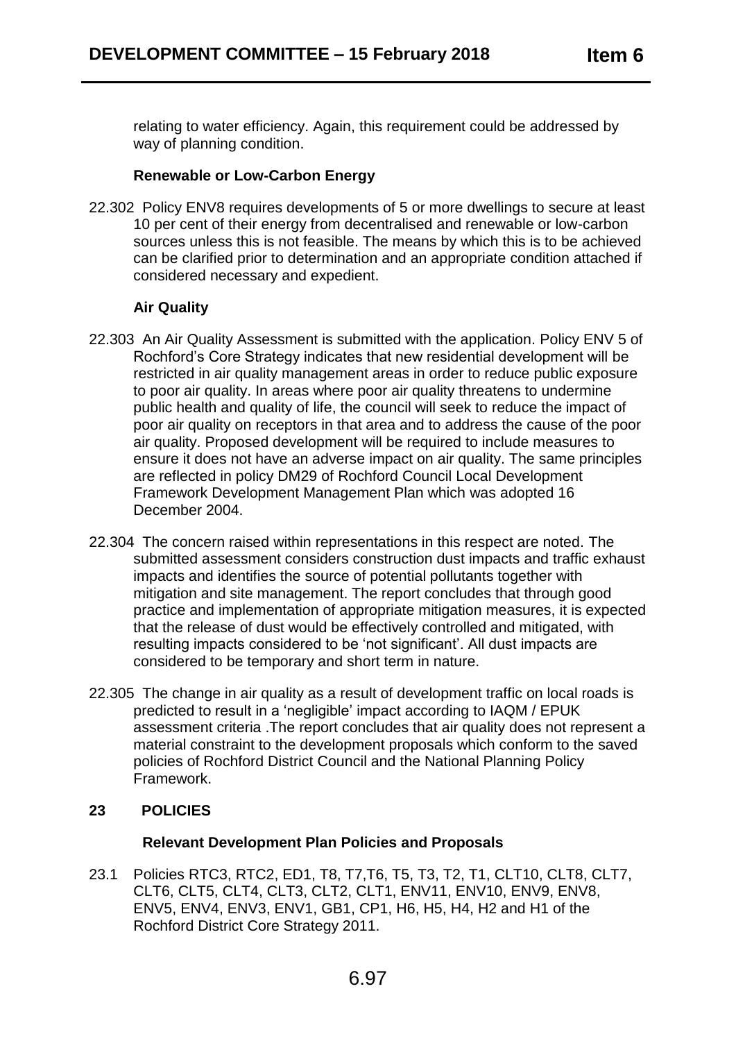relating to water efficiency. Again, this requirement could be addressed by way of planning condition.

**Renewable or Low-Carbon Energy**

22.302 Policy ENV8 requires developments of 5 or more dwellings to secure at least 10 per cent of their energy from decentralised and renewable or low-carbon sources unless this is not feasible. The means by which this is to be achieved can be clarified prior to determination and an appropriate condition attached if considered necessary and expedient.

**Air Quality**

22.303 An Air Quality Assessment is submitted with the application. Policy ENV 5 of Rochford's Core Strategy indicates that new residential development will be restricted in air quality management areas in order to reduce public exposure to poor air quality. In areas where poor air quality threatens to undermine public health and quality of life, the council will seek to reduce the impact of poor air quality on receptors in that area and to address the cause of the poor air quality. Proposed development will be required to include measures to ensure it does not have an adverse impact on air quality. The same principles are reflected in policy DM29 of Rochford Council Local Development Framework Development Management Plan which was adopted 16 December 2004.

22.304 The concern raised within representations in this respect are noted. The submitted assessment considers construction dust impacts and traffic exhaust impacts and identifies the source of potential pollutants together with mitigation and site management. The report concludes that through good practice and implementation of appropriate mitigation measures, it is expected that the release of dust would be effectively controlled and mitigated, with resulting impacts considered to be 'not significant'. All dust impacts are considered to be temporary and short term in nature.

22.305 The change in air quality as a result of development traffic on local roads is predicted to result in a 'negligible' impact according to IAQM / EPUK assessment criteria .The report concludes that air quality does not represent a material constraint to the development proposals which conform to the saved policies of Rochford District Council and the National Planning Policy Framework.

## 23 POLICIES

**Relevant Development Plan Policies and Proposals**

23.1 Policies RTC3, RTC2, ED1, T8, T7,T6, T5, T3, T2, T1, CLT10, CLT8, CLT7, CLT6, CLT5, CLT4, CLT3, CLT2, CLT1, ENV11, ENV10, ENV9, ENV8, ENV5, ENV4, ENV3, ENV1, GB1, CP1, H6, H5, H4, H2 and H1 of the Rochford District Core Strategy 2011.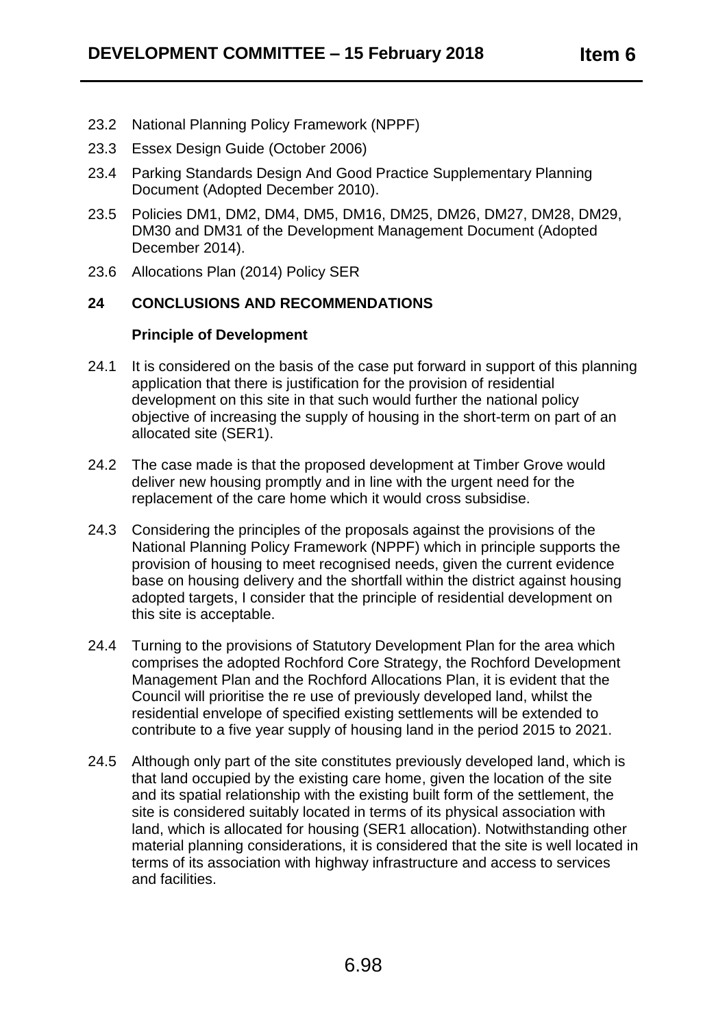23.2 National Planning Policy Framework (NPPF)

23.3 Essex Design Guide (October 2006)

23.4 Parking Standards Design And Good Practice Supplementary Planning Document (Adopted December 2010).

23.5 Policies DM1, DM2, DM4, DM5, DM16, DM25, DM26, DM27, DM28, DM29, DM30 and DM31 of the Development Management Document (Adopted December 2014).

23.6 Allocations Plan (2014) Policy SER

## 24 CONCLUSIONS AND RECOMMENDATIONS

### Principle of Development

24.1 It is considered on the basis of the case put forward in support of this planning application that there is justification for the provision of residential development on this site in that such would further the national policy objective of increasing the supply of housing in the short-term on part of an allocated site (SER1).

24.2 The case made is that the proposed development at Timber Grove would deliver new housing promptly and in line with the urgent need for the replacement of the care home which it would cross subsidise.

24.3 Considering the principles of the proposals against the provisions of the National Planning Policy Framework (NPPF) which in principle supports the provision of housing to meet recognised needs, given the current evidence base on housing delivery and the shortfall within the district against housing adopted targets, I consider that the principle of residential development on this site is acceptable.

24.4 Turning to the provisions of Statutory Development Plan for the area which comprises the adopted Rochford Core Strategy, the Rochford Development Management Plan and the Rochford Allocations Plan, it is evident that the Council will prioritise the re use of previously developed land, whilst the residential envelope of specified existing settlements will be extended to contribute to a five year supply of housing land in the period 2015 to 2021.

24.5 Although only part of the site constitutes previously developed land, which is that land occupied by the existing care home, given the location of the site and its spatial relationship with the existing built form of the settlement, the site is considered suitably located in terms of its physical association with land, which is allocated for housing (SER1 allocation). Notwithstanding other material planning considerations, it is considered that the site is well located in terms of its association with highway infrastructure and access to services and facilities.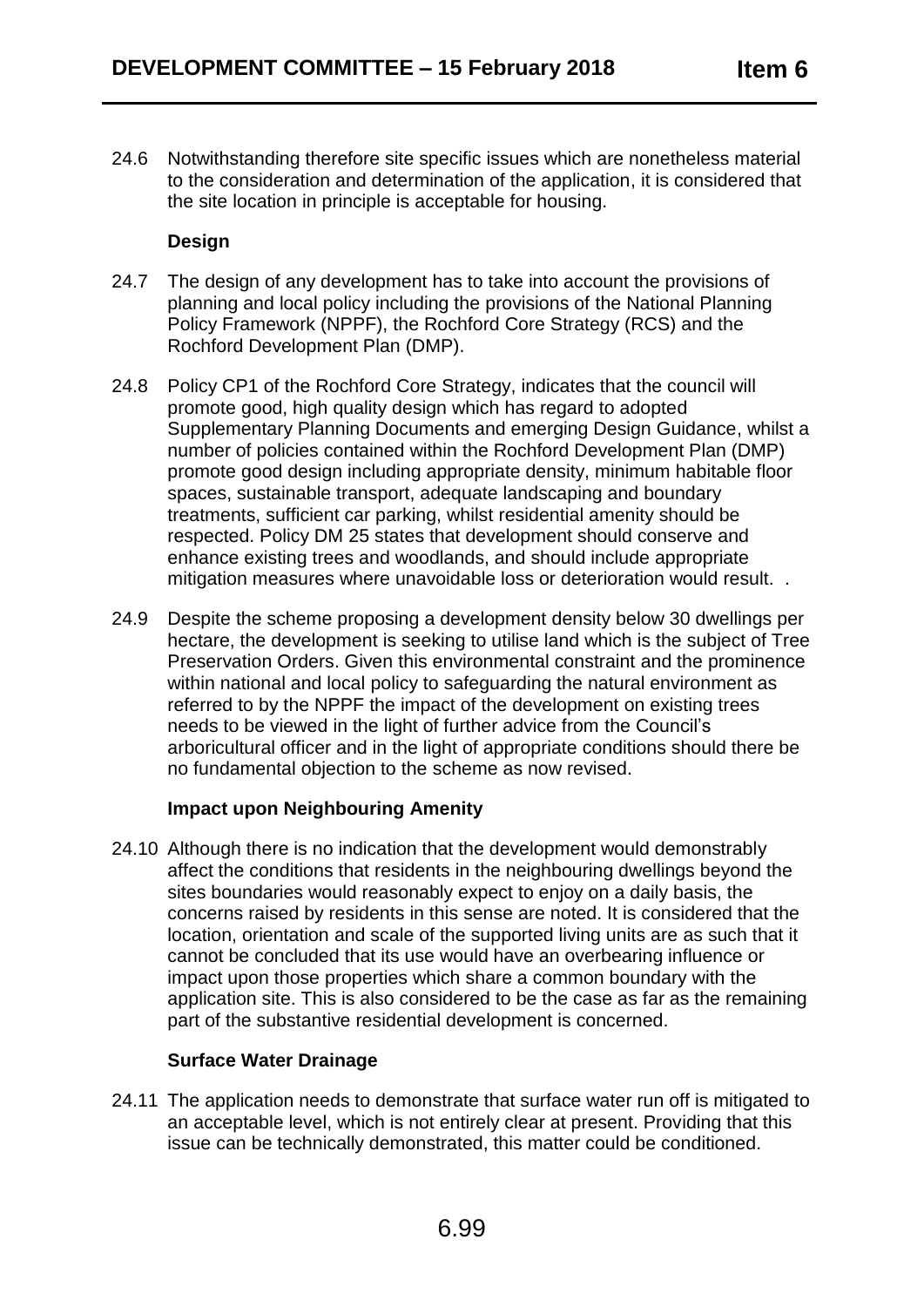24.6 Notwithstanding therefore site specific issues which are nonetheless material to the consideration and determination of the application, it is considered that the site location in principle is acceptable for housing.

**Design**

24.7 The design of any development has to take into account the provisions of planning and local policy including the provisions of the National Planning Policy Framework (NPPF), the Rochford Core Strategy (RCS) and the Rochford Development Plan (DMP).

24.8 Policy CP1 of the Rochford Core Strategy, indicates that the council will promote good, high quality design which has regard to adopted Supplementary Planning Documents and emerging Design Guidance, whilst a number of policies contained within the Rochford Development Plan (DMP) promote good design including appropriate density, minimum habitable floor spaces, sustainable transport, adequate landscaping and boundary treatments, sufficient car parking, whilst residential amenity should be respected. Policy DM 25 states that development should conserve and enhance existing trees and woodlands, and should include appropriate mitigation measures where unavoidable loss or deterioration would result. .

24.9 Despite the scheme proposing a development density below 30 dwellings per hectare, the development is seeking to utilise land which is the subject of Tree Preservation Orders. Given this environmental constraint and the prominence within national and local policy to safeguarding the natural environment as referred to by the NPPF the impact of the development on existing trees needs to be viewed in the light of further advice from the Council's arboricultural officer and in the light of appropriate conditions should there be no fundamental objection to the scheme as now revised.

**Impact upon Neighbouring Amenity**

24.10 Although there is no indication that the development would demonstrably affect the conditions that residents in the neighbouring dwellings beyond the sites boundaries would reasonably expect to enjoy on a daily basis, the concerns raised by residents in this sense are noted. It is considered that the location, orientation and scale of the supported living units are as such that it cannot be concluded that its use would have an overbearing influence or impact upon those properties which share a common boundary with the application site. This is also considered to be the case as far as the remaining part of the substantive residential development is concerned.

**Surface Water Drainage**

24.11 The application needs to demonstrate that surface water run off is mitigated to an acceptable level, which is not entirely clear at present. Providing that this issue can be technically demonstrated, this matter could be conditioned.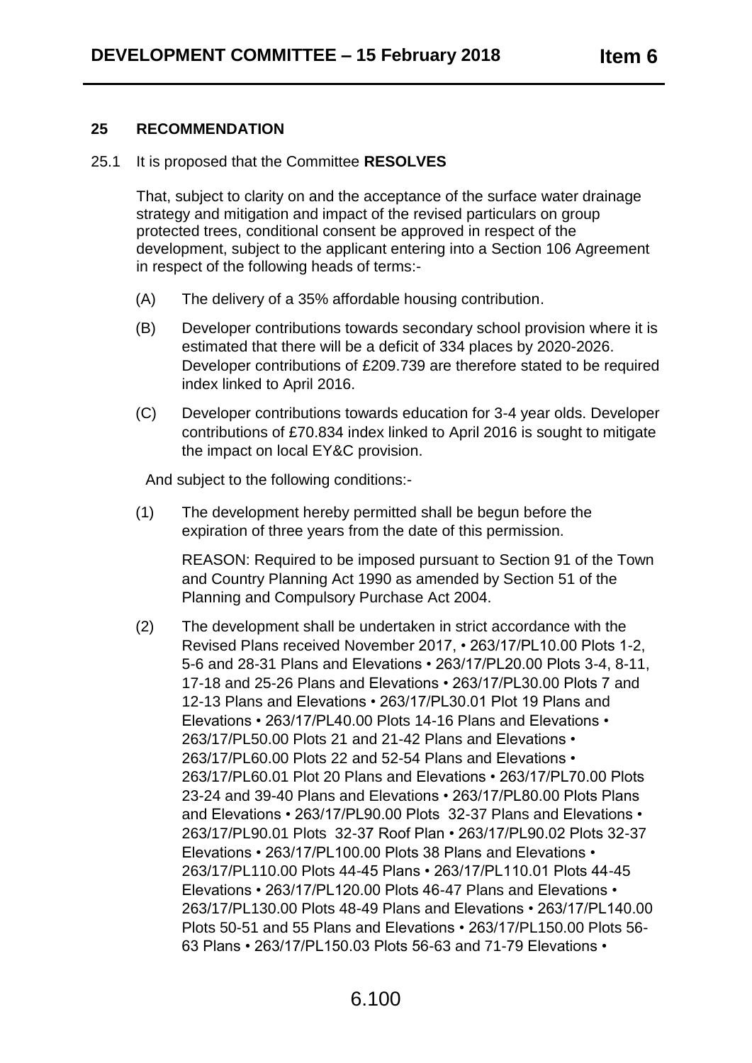## 25 RECOMMENDATION

25.1 It is proposed that the Committee **RESOLVES**

That, subject to clarity on and the acceptance of the surface water drainage strategy and mitigation and impact of the revised particulars on group protected trees, conditional consent be approved in respect of the development, subject to the applicant entering into a Section 106 Agreement in respect of the following heads of terms:-

(A) The delivery of a 35% affordable housing contribution.

(B) Developer contributions towards secondary school provision where it is estimated that there will be a deficit of 334 places by 2020-2026. Developer contributions of £209.739 are therefore stated to be required index linked to April 2016.

(C) Developer contributions towards education for 3-4 year olds. Developer contributions of £70.834 index linked to April 2016 is sought to mitigate the impact on local EY&C provision.

And subject to the following conditions:-

(1) The development hereby permitted shall be begun before the expiration of three years from the date of this permission.

REASON: Required to be imposed pursuant to Section 91 of the Town and Country Planning Act 1990 as amended by Section 51 of the Planning and Compulsory Purchase Act 2004.

(2) The development shall be undertaken in strict accordance with the Revised Plans received November 2017, • 263/17/PL10.00 Plots 1-2, 5-6 and 28-31 Plans and Elevations • 263/17/PL20.00 Plots 3-4, 8-11, 17-18 and 25-26 Plans and Elevations • 263/17/PL30.00 Plots 7 and 12-13 Plans and Elevations • 263/17/PL30.01 Plot 19 Plans and Elevations • 263/17/PL40.00 Plots 14-16 Plans and Elevations • 263/17/PL50.00 Plots 21 and 21-42 Plans and Elevations • 263/17/PL60.00 Plots 22 and 52-54 Plans and Elevations • 263/17/PL60.01 Plot 20 Plans and Elevations • 263/17/PL70.00 Plots 23-24 and 39-40 Plans and Elevations • 263/17/PL80.00 Plots Plans and Elevations • 263/17/PL90.00 Plots 32-37 Plans and Elevations • 263/17/PL90.01 Plots 32-37 Roof Plan • 263/17/PL90.02 Plots 32-37 Elevations • 263/17/PL100.00 Plots 38 Plans and Elevations • 263/17/PL110.00 Plots 44-45 Plans • 263/17/PL110.01 Plots 44-45 Elevations • 263/17/PL120.00 Plots 46-47 Plans and Elevations • 263/17/PL130.00 Plots 48-49 Plans and Elevations • 263/17/PL140.00 Plots 50-51 and 55 Plans and Elevations • 263/17/PL150.00 Plots 56-63 Plans • 263/17/PL150.03 Plots 56-63 and 71-79 Elevations •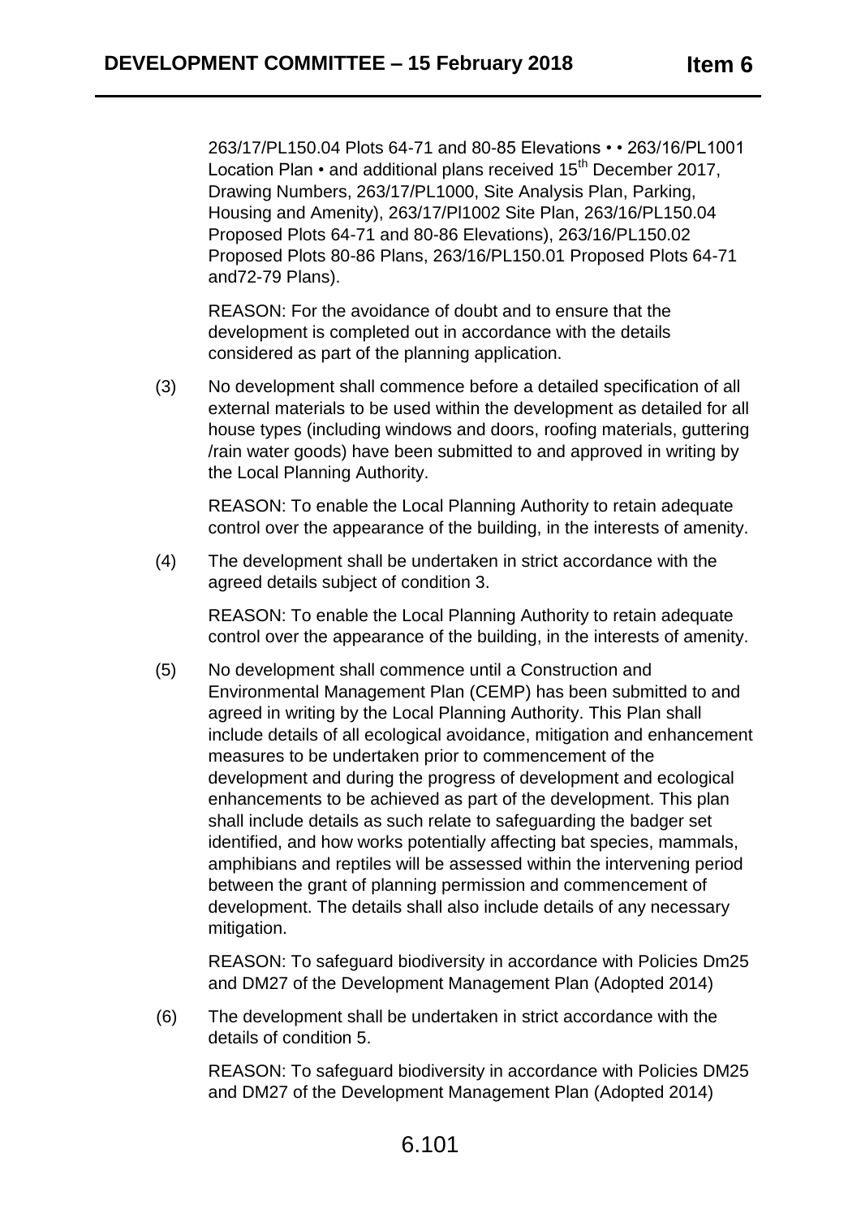263/17/PL150.04 Plots 64-71 and 80-85 Elevations • • 263/16/PL1001 Location Plan • and additional plans received 15th December 2017, Drawing Numbers, 263/17/PL1000, Site Analysis Plan, Parking, Housing and Amenity), 263/17/Pl1002 Site Plan, 263/16/PL150.04 Proposed Plots 64-71 and 80-86 Elevations), 263/16/PL150.02 Proposed Plots 80-86 Plans, 263/16/PL150.01 Proposed Plots 64-71 and72-79 Plans).

REASON: For the avoidance of doubt and to ensure that the development is completed out in accordance with the details considered as part of the planning application.

(3) No development shall commence before a detailed specification of all external materials to be used within the development as detailed for all house types (including windows and doors, roofing materials, guttering /rain water goods) have been submitted to and approved in writing by the Local Planning Authority.

REASON: To enable the Local Planning Authority to retain adequate control over the appearance of the building, in the interests of amenity.

(4) The development shall be undertaken in strict accordance with the agreed details subject of condition 3.

REASON: To enable the Local Planning Authority to retain adequate control over the appearance of the building, in the interests of amenity.

(5) No development shall commence until a Construction and Environmental Management Plan (CEMP) has been submitted to and agreed in writing by the Local Planning Authority. This Plan shall include details of all ecological avoidance, mitigation and enhancement measures to be undertaken prior to commencement of the development and during the progress of development and ecological enhancements to be achieved as part of the development. This plan shall include details as such relate to safeguarding the badger set identified, and how works potentially affecting bat species, mammals, amphibians and reptiles will be assessed within the intervening period between the grant of planning permission and commencement of development. The details shall also include details of any necessary mitigation.

REASON: To safeguard biodiversity in accordance with Policies Dm25 and DM27 of the Development Management Plan (Adopted 2014)

(6) The development shall be undertaken in strict accordance with the details of condition 5.

REASON: To safeguard biodiversity in accordance with Policies DM25 and DM27 of the Development Management Plan (Adopted 2014)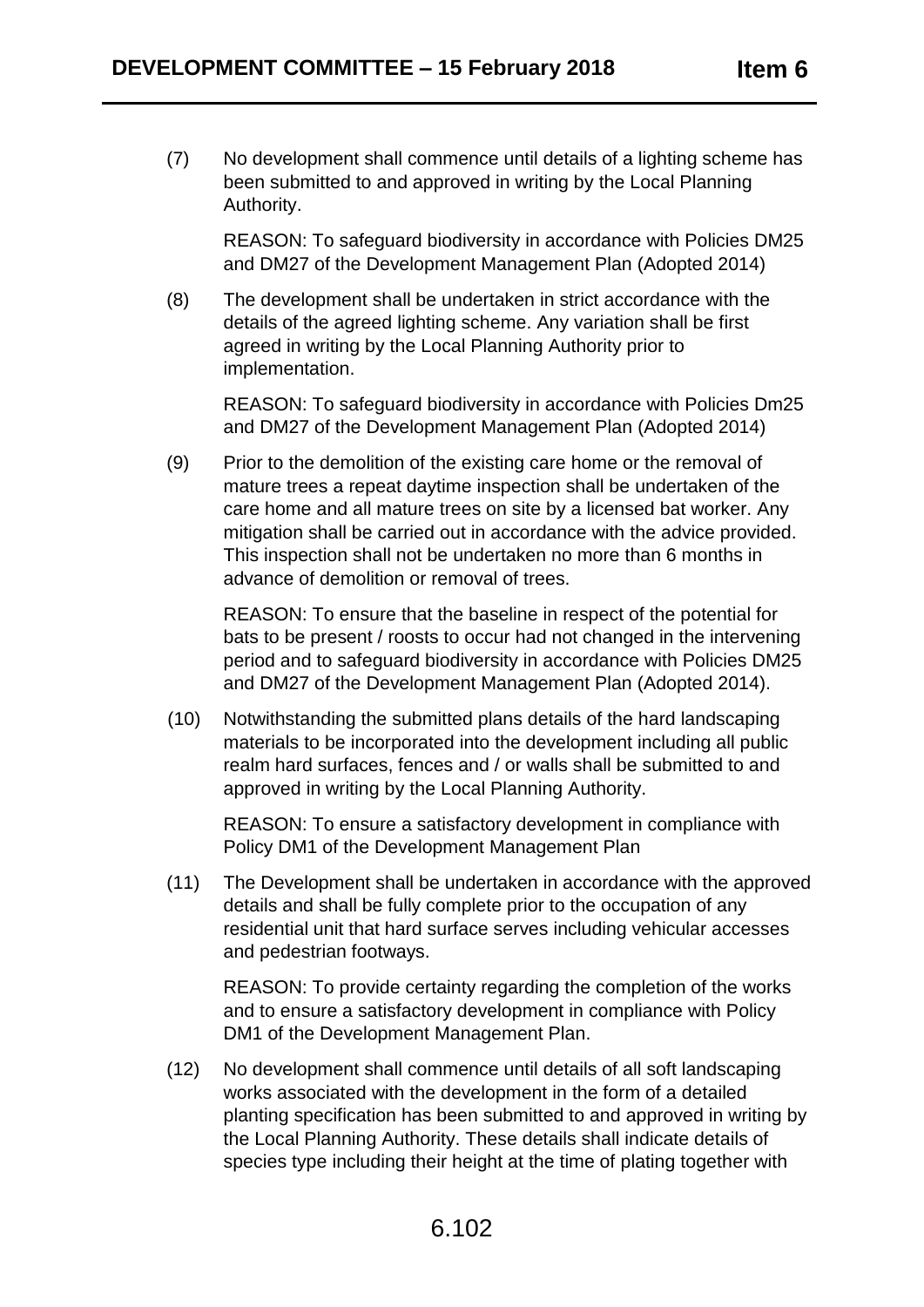(7) No development shall commence until details of a lighting scheme has been submitted to and approved in writing by the Local Planning Authority.

REASON: To safeguard biodiversity in accordance with Policies DM25 and DM27 of the Development Management Plan (Adopted 2014)

(8) The development shall be undertaken in strict accordance with the details of the agreed lighting scheme. Any variation shall be first agreed in writing by the Local Planning Authority prior to implementation.

REASON: To safeguard biodiversity in accordance with Policies Dm25 and DM27 of the Development Management Plan (Adopted 2014)

(9) Prior to the demolition of the existing care home or the removal of mature trees a repeat daytime inspection shall be undertaken of the care home and all mature trees on site by a licensed bat worker. Any mitigation shall be carried out in accordance with the advice provided. This inspection shall not be undertaken no more than 6 months in advance of demolition or removal of trees.

REASON: To ensure that the baseline in respect of the potential for bats to be present / roosts to occur had not changed in the intervening period and to safeguard biodiversity in accordance with Policies DM25 and DM27 of the Development Management Plan (Adopted 2014).

(10) Notwithstanding the submitted plans details of the hard landscaping materials to be incorporated into the development including all public realm hard surfaces, fences and / or walls shall be submitted to and approved in writing by the Local Planning Authority.

REASON: To ensure a satisfactory development in compliance with Policy DM1 of the Development Management Plan

(11) The Development shall be undertaken in accordance with the approved details and shall be fully complete prior to the occupation of any residential unit that hard surface serves including vehicular accesses and pedestrian footways.

REASON: To provide certainty regarding the completion of the works and to ensure a satisfactory development in compliance with Policy DM1 of the Development Management Plan.

(12) No development shall commence until details of all soft landscaping works associated with the development in the form of a detailed planting specification has been submitted to and approved in writing by the Local Planning Authority. These details shall indicate details of species type including their height at the time of plating together with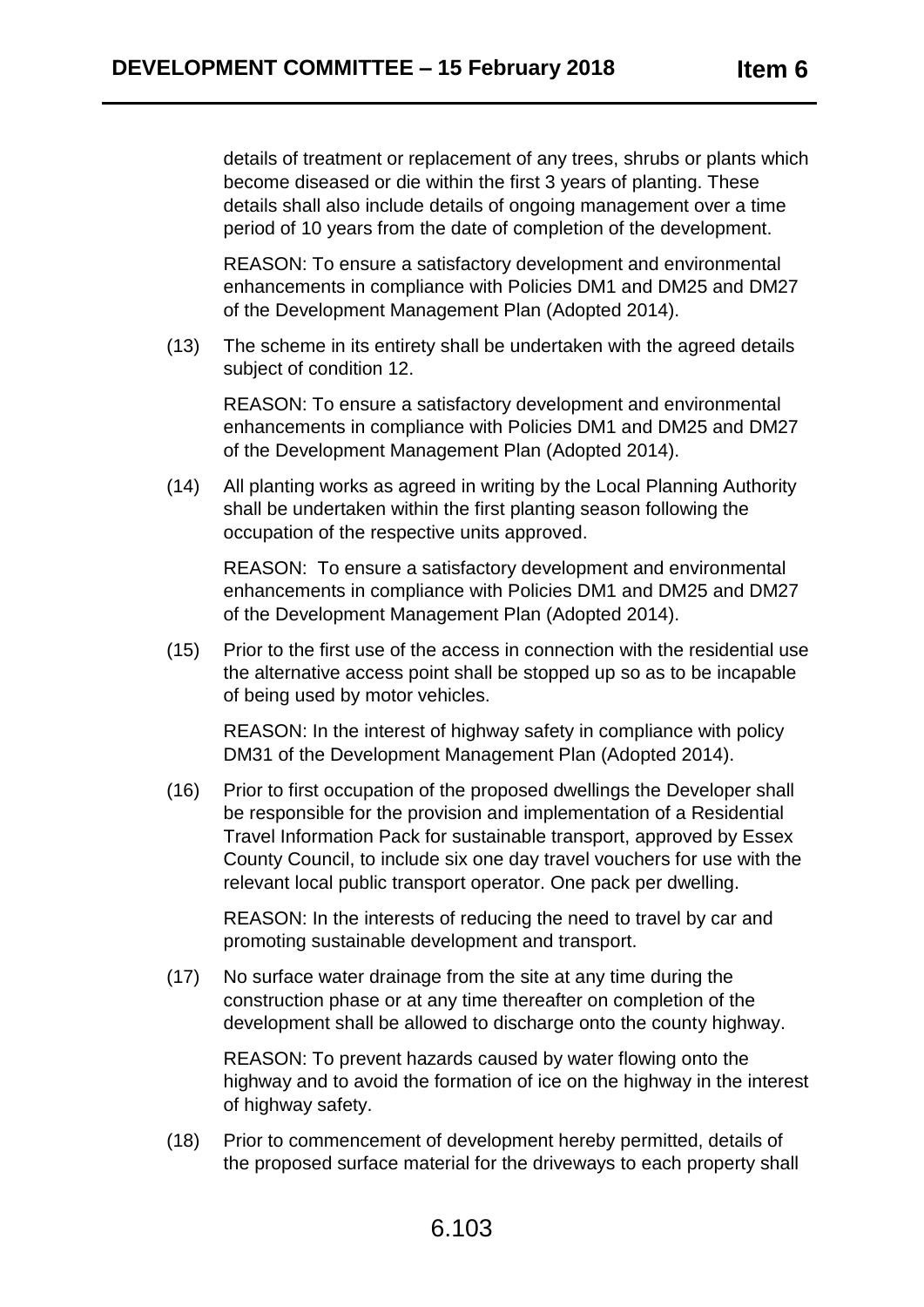details of treatment or replacement of any trees, shrubs or plants which become diseased or die within the first 3 years of planting. These details shall also include details of ongoing management over a time period of 10 years from the date of completion of the development.

REASON: To ensure a satisfactory development and environmental enhancements in compliance with Policies DM1 and DM25 and DM27 of the Development Management Plan (Adopted 2014).

(13) The scheme in its entirety shall be undertaken with the agreed details subject of condition 12.

REASON: To ensure a satisfactory development and environmental enhancements in compliance with Policies DM1 and DM25 and DM27 of the Development Management Plan (Adopted 2014).

(14) All planting works as agreed in writing by the Local Planning Authority shall be undertaken within the first planting season following the occupation of the respective units approved.

REASON: To ensure a satisfactory development and environmental enhancements in compliance with Policies DM1 and DM25 and DM27 of the Development Management Plan (Adopted 2014).

(15) Prior to the first use of the access in connection with the residential use the alternative access point shall be stopped up so as to be incapable of being used by motor vehicles.

REASON: In the interest of highway safety in compliance with policy DM31 of the Development Management Plan (Adopted 2014).

(16) Prior to first occupation of the proposed dwellings the Developer shall be responsible for the provision and implementation of a Residential Travel Information Pack for sustainable transport, approved by Essex County Council, to include six one day travel vouchers for use with the relevant local public transport operator. One pack per dwelling.

REASON: In the interests of reducing the need to travel by car and promoting sustainable development and transport.

(17) No surface water drainage from the site at any time during the construction phase or at any time thereafter on completion of the development shall be allowed to discharge onto the county highway.

REASON: To prevent hazards caused by water flowing onto the highway and to avoid the formation of ice on the highway in the interest of highway safety.

(18) Prior to commencement of development hereby permitted, details of the proposed surface material for the driveways to each property shall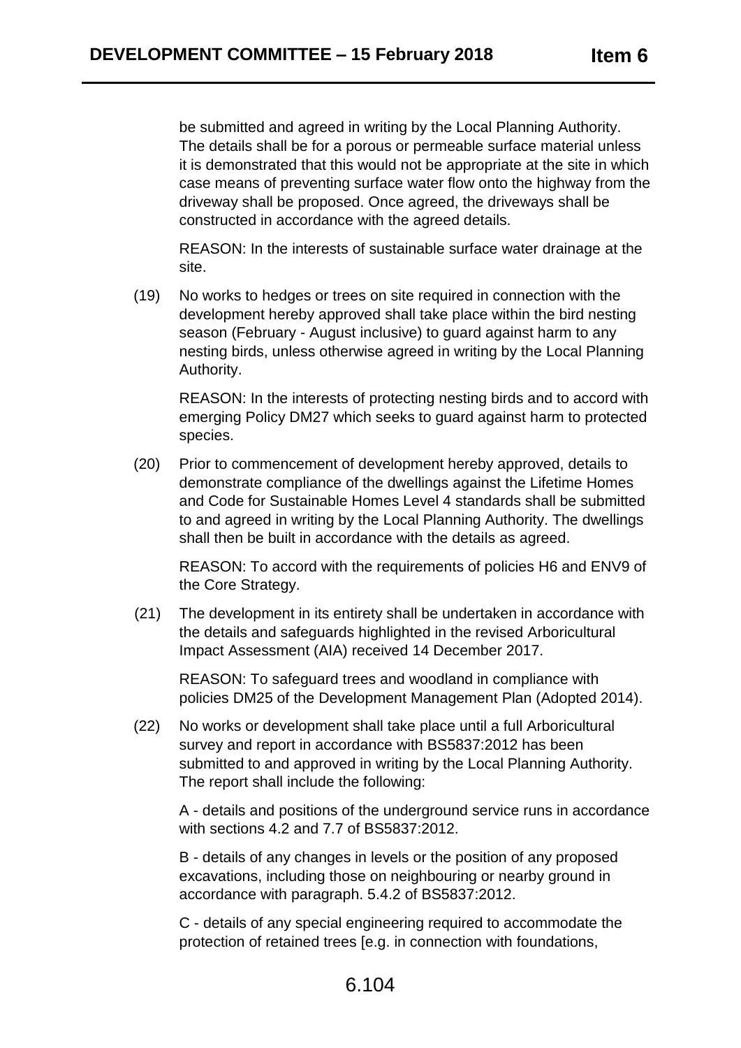be submitted and agreed in writing by the Local Planning Authority. The details shall be for a porous or permeable surface material unless it is demonstrated that this would not be appropriate at the site in which case means of preventing surface water flow onto the highway from the driveway shall be proposed. Once agreed, the driveways shall be constructed in accordance with the agreed details.

REASON: In the interests of sustainable surface water drainage at the site.

(19) No works to hedges or trees on site required in connection with the development hereby approved shall take place within the bird nesting season (February - August inclusive) to guard against harm to any nesting birds, unless otherwise agreed in writing by the Local Planning Authority.

REASON: In the interests of protecting nesting birds and to accord with emerging Policy DM27 which seeks to guard against harm to protected species.

(20) Prior to commencement of development hereby approved, details to demonstrate compliance of the dwellings against the Lifetime Homes and Code for Sustainable Homes Level 4 standards shall be submitted to and agreed in writing by the Local Planning Authority. The dwellings shall then be built in accordance with the details as agreed.

REASON: To accord with the requirements of policies H6 and ENV9 of the Core Strategy.

(21) The development in its entirety shall be undertaken in accordance with the details and safeguards highlighted in the revised Arboricultural Impact Assessment (AIA) received 14 December 2017.

REASON: To safeguard trees and woodland in compliance with policies DM25 of the Development Management Plan (Adopted 2014).

(22) No works or development shall take place until a full Arboricultural survey and report in accordance with BS5837:2012 has been submitted to and approved in writing by the Local Planning Authority. The report shall include the following:

A - details and positions of the underground service runs in accordance with sections 4.2 and 7.7 of BS5837:2012.

B - details of any changes in levels or the position of any proposed excavations, including those on neighbouring or nearby ground in accordance with paragraph. 5.4.2 of BS5837:2012.

C - details of any special engineering required to accommodate the protection of retained trees [e.g. in connection with foundations,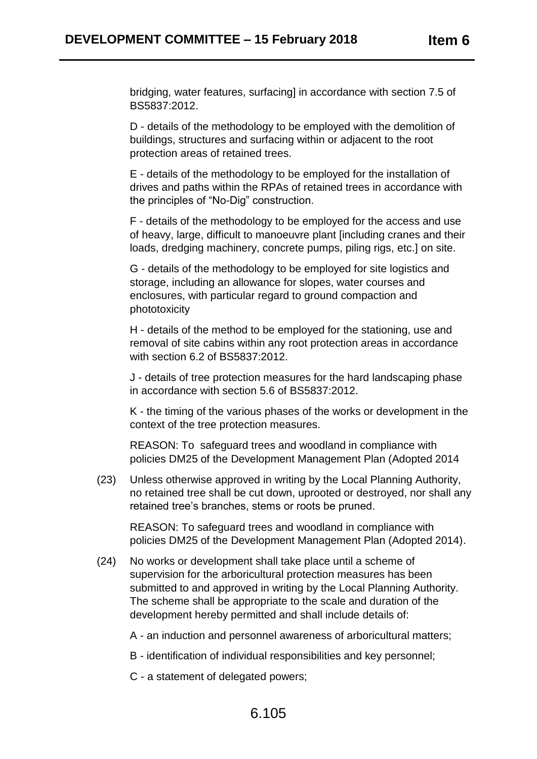bridging, water features, surfacing] in accordance with section 7.5 of BS5837:2012.

D - details of the methodology to be employed with the demolition of buildings, structures and surfacing within or adjacent to the root protection areas of retained trees.

E - details of the methodology to be employed for the installation of drives and paths within the RPAs of retained trees in accordance with the principles of "No-Dig" construction.

F - details of the methodology to be employed for the access and use of heavy, large, difficult to manoeuvre plant [including cranes and their loads, dredging machinery, concrete pumps, piling rigs, etc.] on site.

G - details of the methodology to be employed for site logistics and storage, including an allowance for slopes, water courses and enclosures, with particular regard to ground compaction and phototoxicity

H - details of the method to be employed for the stationing, use and removal of site cabins within any root protection areas in accordance with section 6.2 of BS5837:2012.

J - details of tree protection measures for the hard landscaping phase in accordance with section 5.6 of BS5837:2012.

K - the timing of the various phases of the works or development in the context of the tree protection measures.

REASON: To safeguard trees and woodland in compliance with policies DM25 of the Development Management Plan (Adopted 2014

(23) Unless otherwise approved in writing by the Local Planning Authority, no retained tree shall be cut down, uprooted or destroyed, nor shall any retained tree's branches, stems or roots be pruned.

REASON: To safeguard trees and woodland in compliance with policies DM25 of the Development Management Plan (Adopted 2014).

(24) No works or development shall take place until a scheme of supervision for the arboricultural protection measures has been submitted to and approved in writing by the Local Planning Authority. The scheme shall be appropriate to the scale and duration of the development hereby permitted and shall include details of:

A - an induction and personnel awareness of arboricultural matters;

B - identification of individual responsibilities and key personnel;

C - a statement of delegated powers;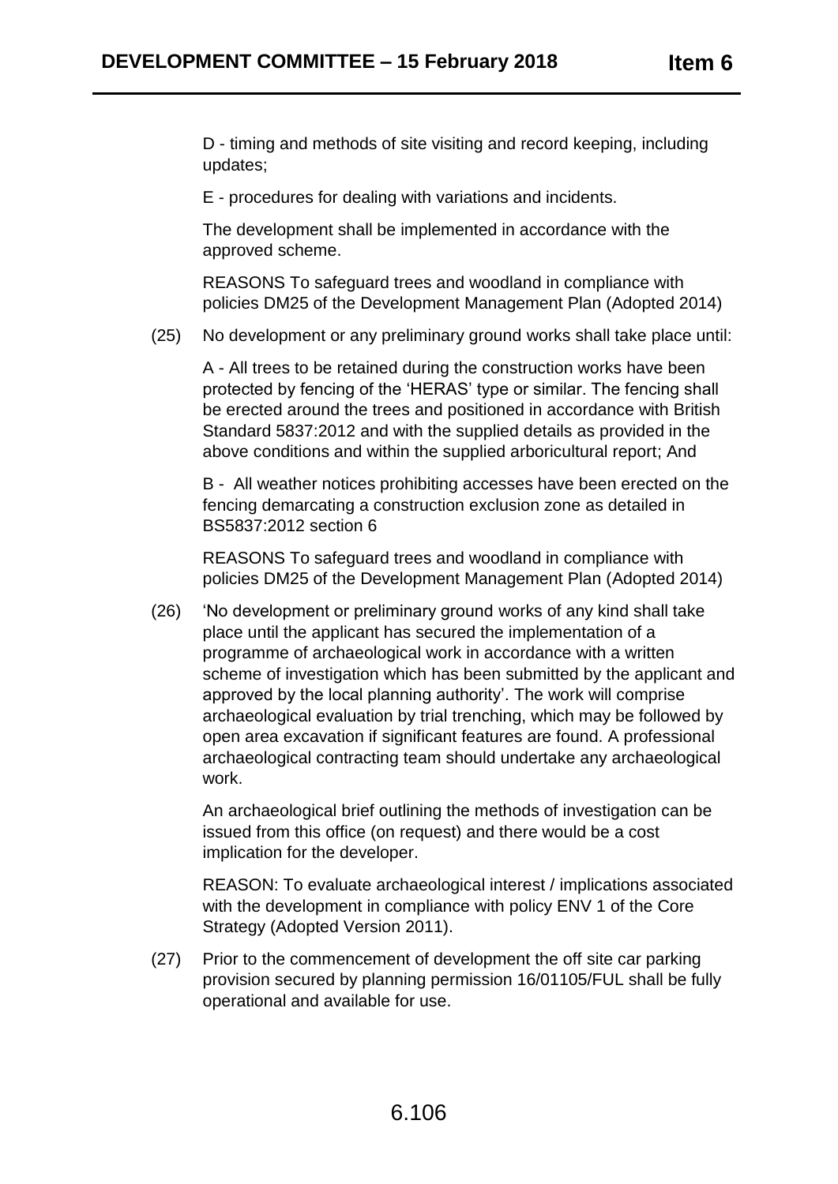D - timing and methods of site visiting and record keeping, including updates;

E - procedures for dealing with variations and incidents.

The development shall be implemented in accordance with the approved scheme.

REASONS To safeguard trees and woodland in compliance with policies DM25 of the Development Management Plan (Adopted 2014)

(25) No development or any preliminary ground works shall take place until:

A - All trees to be retained during the construction works have been protected by fencing of the 'HERAS' type or similar. The fencing shall be erected around the trees and positioned in accordance with British Standard 5837:2012 and with the supplied details as provided in the above conditions and within the supplied arboricultural report; And

B - All weather notices prohibiting accesses have been erected on the fencing demarcating a construction exclusion zone as detailed in BS5837:2012 section 6

REASONS To safeguard trees and woodland in compliance with policies DM25 of the Development Management Plan (Adopted 2014)

(26) 'No development or preliminary ground works of any kind shall take place until the applicant has secured the implementation of a programme of archaeological work in accordance with a written scheme of investigation which has been submitted by the applicant and approved by the local planning authority'. The work will comprise archaeological evaluation by trial trenching, which may be followed by open area excavation if significant features are found. A professional archaeological contracting team should undertake any archaeological work.

An archaeological brief outlining the methods of investigation can be issued from this office (on request) and there would be a cost implication for the developer.

REASON: To evaluate archaeological interest / implications associated with the development in compliance with policy ENV 1 of the Core Strategy (Adopted Version 2011).

(27) Prior to the commencement of development the off site car parking provision secured by planning permission 16/01105/FUL shall be fully operational and available for use.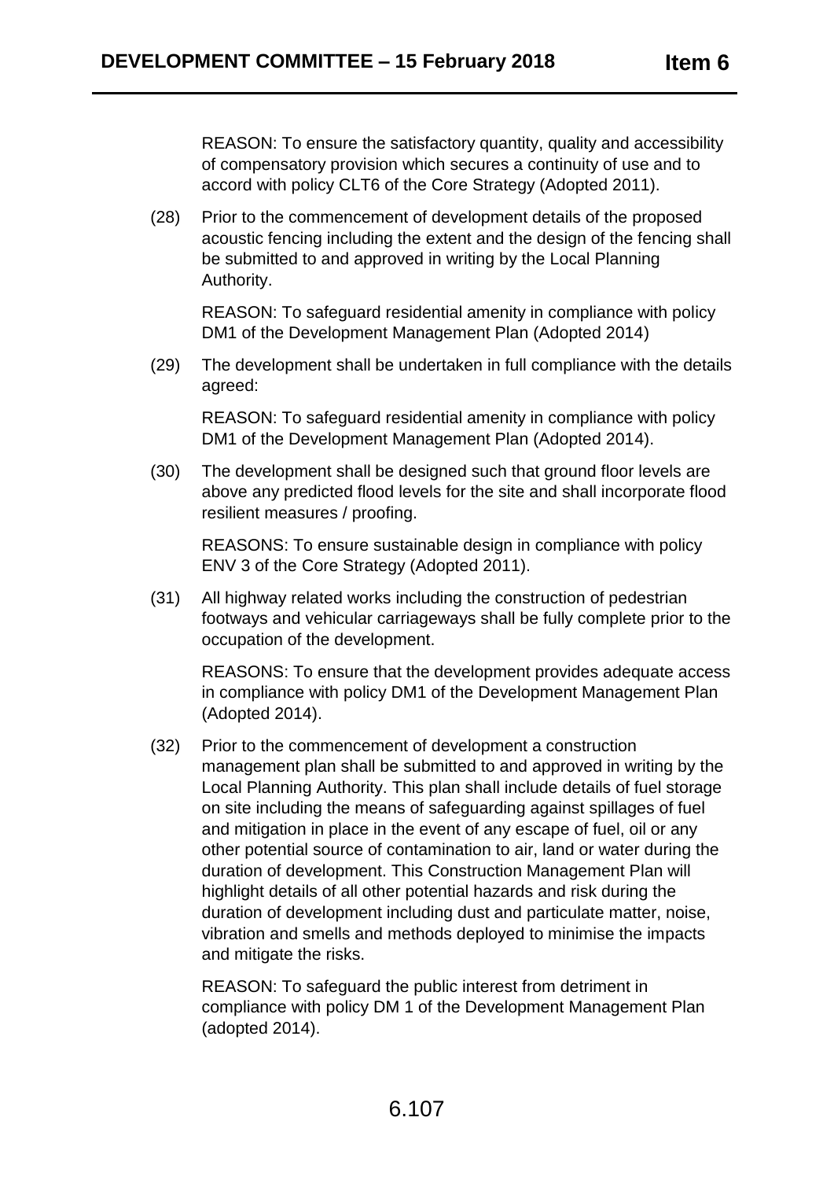REASON: To ensure the satisfactory quantity, quality and accessibility of compensatory provision which secures a continuity of use and to accord with policy CLT6 of the Core Strategy (Adopted 2011).

(28) Prior to the commencement of development details of the proposed acoustic fencing including the extent and the design of the fencing shall be submitted to and approved in writing by the Local Planning Authority.

REASON: To safeguard residential amenity in compliance with policy DM1 of the Development Management Plan (Adopted 2014)

(29) The development shall be undertaken in full compliance with the details agreed:

REASON: To safeguard residential amenity in compliance with policy DM1 of the Development Management Plan (Adopted 2014).

(30) The development shall be designed such that ground floor levels are above any predicted flood levels for the site and shall incorporate flood resilient measures / proofing.

REASONS: To ensure sustainable design in compliance with policy ENV 3 of the Core Strategy (Adopted 2011).

(31) All highway related works including the construction of pedestrian footways and vehicular carriageways shall be fully complete prior to the occupation of the development.

REASONS: To ensure that the development provides adequate access in compliance with policy DM1 of the Development Management Plan (Adopted 2014).

(32) Prior to the commencement of development a construction management plan shall be submitted to and approved in writing by the Local Planning Authority. This plan shall include details of fuel storage on site including the means of safeguarding against spillages of fuel and mitigation in place in the event of any escape of fuel, oil or any other potential source of contamination to air, land or water during the duration of development. This Construction Management Plan will highlight details of all other potential hazards and risk during the duration of development including dust and particulate matter, noise, vibration and smells and methods deployed to minimise the impacts and mitigate the risks.

REASON: To safeguard the public interest from detriment in compliance with policy DM 1 of the Development Management Plan (adopted 2014).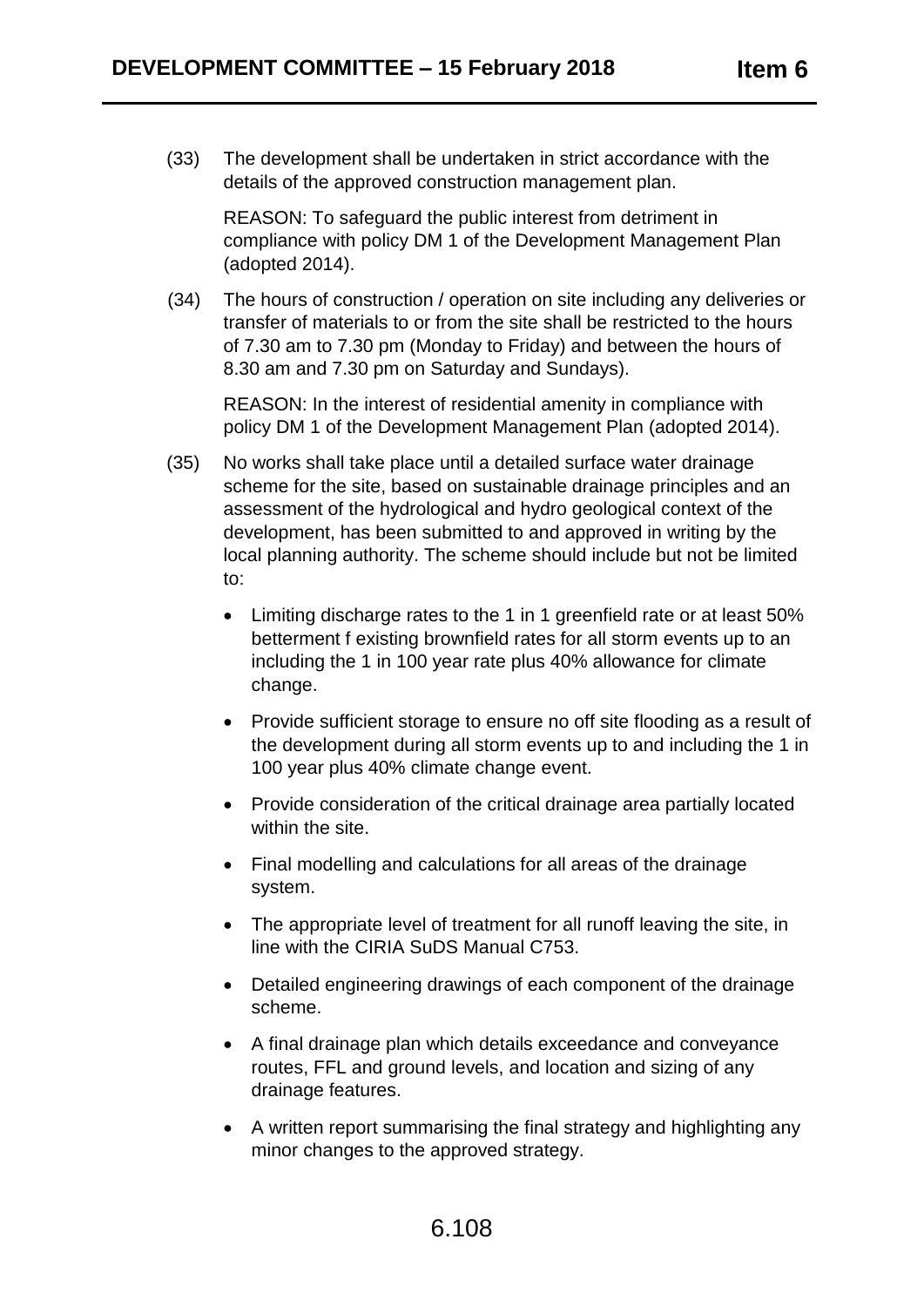(33) The development shall be undertaken in strict accordance with the details of the approved construction management plan.

REASON: To safeguard the public interest from detriment in compliance with policy DM 1 of the Development Management Plan (adopted 2014).

(34) The hours of construction / operation on site including any deliveries or transfer of materials to or from the site shall be restricted to the hours of 7.30 am to 7.30 pm (Monday to Friday) and between the hours of 8.30 am and 7.30 pm on Saturday and Sundays).

REASON: In the interest of residential amenity in compliance with policy DM 1 of the Development Management Plan (adopted 2014).

(35) No works shall take place until a detailed surface water drainage scheme for the site, based on sustainable drainage principles and an assessment of the hydrological and hydro geological context of the development, has been submitted to and approved in writing by the local planning authority. The scheme should include but not be limited to:

- Limiting discharge rates to the 1 in 1 greenfield rate or at least 50% betterment f existing brownfield rates for all storm events up to an including the 1 in 100 year rate plus 40% allowance for climate change.
- Provide sufficient storage to ensure no off site flooding as a result of the development during all storm events up to and including the 1 in 100 year plus 40% climate change event.
- Provide consideration of the critical drainage area partially located within the site.
- Final modelling and calculations for all areas of the drainage system.
- The appropriate level of treatment for all runoff leaving the site, in line with the CIRIA SuDS Manual C753.
- Detailed engineering drawings of each component of the drainage scheme.
- A final drainage plan which details exceedance and conveyance routes, FFL and ground levels, and location and sizing of any drainage features.
- A written report summarising the final strategy and highlighting any minor changes to the approved strategy.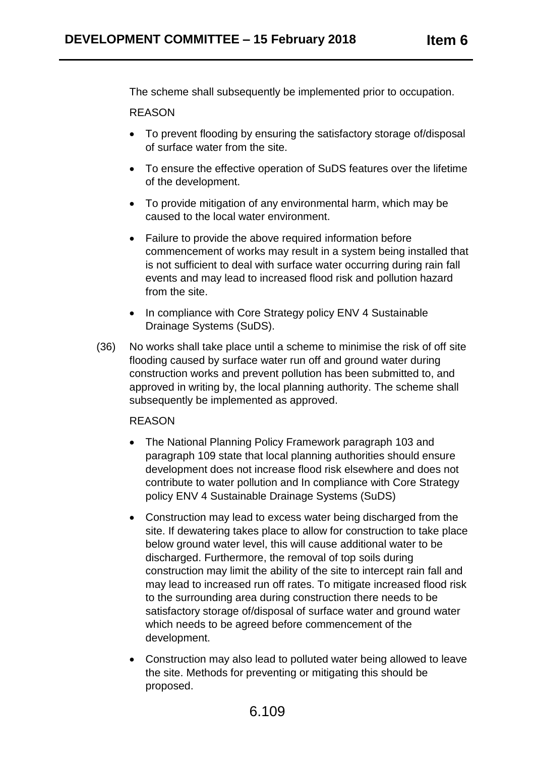The scheme shall subsequently be implemented prior to occupation.

REASON

- To prevent flooding by ensuring the satisfactory storage of/disposal of surface water from the site.
- To ensure the effective operation of SuDS features over the lifetime of the development.
- To provide mitigation of any environmental harm, which may be caused to the local water environment.
- Failure to provide the above required information before commencement of works may result in a system being installed that is not sufficient to deal with surface water occurring during rain fall events and may lead to increased flood risk and pollution hazard from the site.
- In compliance with Core Strategy policy ENV 4 Sustainable Drainage Systems (SuDS).

(36) No works shall take place until a scheme to minimise the risk of off site flooding caused by surface water run off and ground water during construction works and prevent pollution has been submitted to, and approved in writing by, the local planning authority. The scheme shall subsequently be implemented as approved.

REASON

- The National Planning Policy Framework paragraph 103 and paragraph 109 state that local planning authorities should ensure development does not increase flood risk elsewhere and does not contribute to water pollution and In compliance with Core Strategy policy ENV 4 Sustainable Drainage Systems (SuDS)
- Construction may lead to excess water being discharged from the site. If dewatering takes place to allow for construction to take place below ground water level, this will cause additional water to be discharged. Furthermore, the removal of top soils during construction may limit the ability of the site to intercept rain fall and may lead to increased run off rates. To mitigate increased flood risk to the surrounding area during construction there needs to be satisfactory storage of/disposal of surface water and ground water which needs to be agreed before commencement of the development.
- Construction may also lead to polluted water being allowed to leave the site. Methods for preventing or mitigating this should be proposed.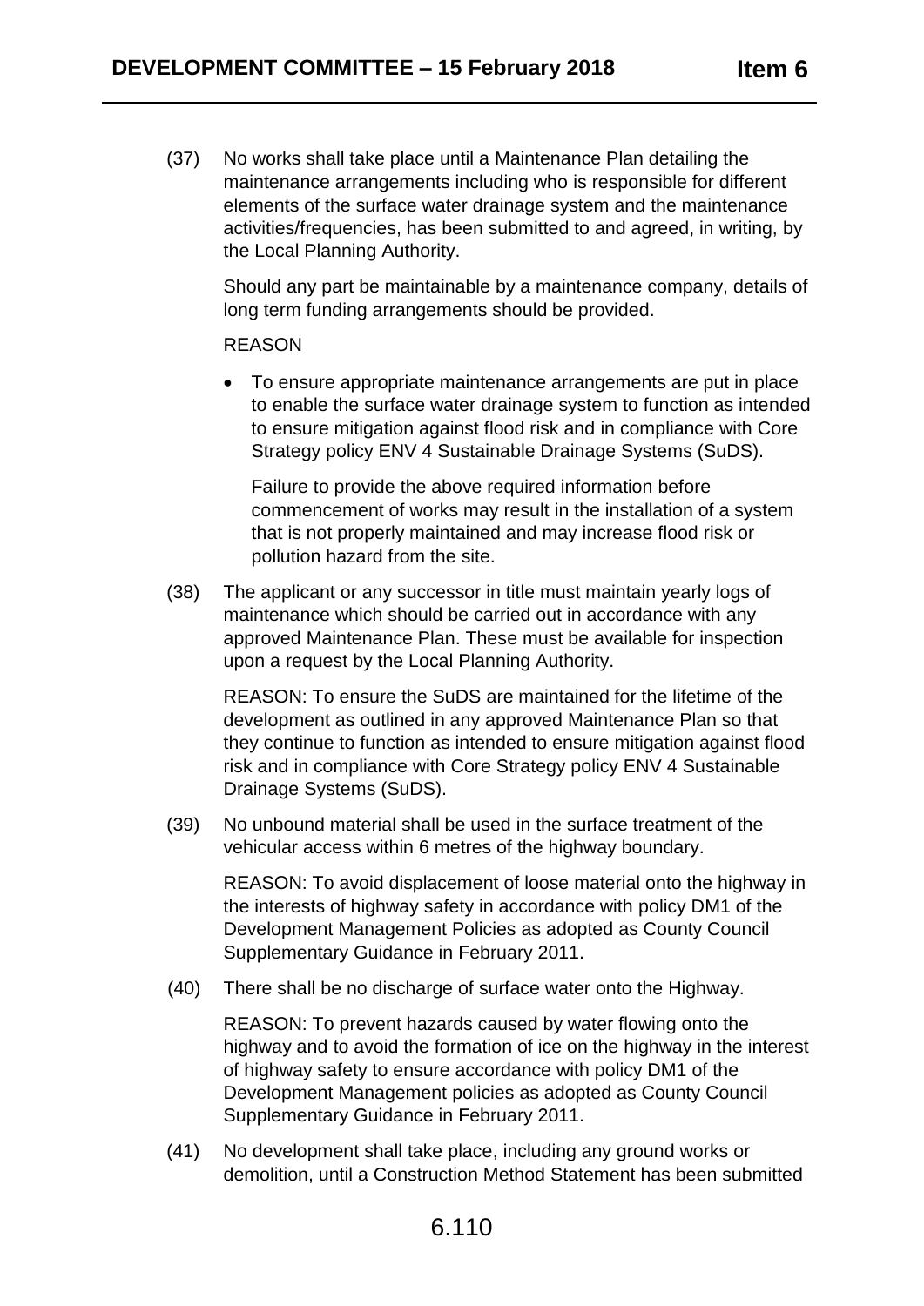(37) No works shall take place until a Maintenance Plan detailing the maintenance arrangements including who is responsible for different elements of the surface water drainage system and the maintenance activities/frequencies, has been submitted to and agreed, in writing, by the Local Planning Authority.

Should any part be maintainable by a maintenance company, details of long term funding arrangements should be provided.

REASON

- To ensure appropriate maintenance arrangements are put in place to enable the surface water drainage system to function as intended to ensure mitigation against flood risk and in compliance with Core Strategy policy ENV 4 Sustainable Drainage Systems (SuDS).

  Failure to provide the above required information before commencement of works may result in the installation of a system that is not properly maintained and may increase flood risk or pollution hazard from the site.

(38) The applicant or any successor in title must maintain yearly logs of maintenance which should be carried out in accordance with any approved Maintenance Plan. These must be available for inspection upon a request by the Local Planning Authority.

REASON: To ensure the SuDS are maintained for the lifetime of the development as outlined in any approved Maintenance Plan so that they continue to function as intended to ensure mitigation against flood risk and in compliance with Core Strategy policy ENV 4 Sustainable Drainage Systems (SuDS).

(39) No unbound material shall be used in the surface treatment of the vehicular access within 6 metres of the highway boundary.

REASON: To avoid displacement of loose material onto the highway in the interests of highway safety in accordance with policy DM1 of the Development Management Policies as adopted as County Council Supplementary Guidance in February 2011.

(40) There shall be no discharge of surface water onto the Highway.

REASON: To prevent hazards caused by water flowing onto the highway and to avoid the formation of ice on the highway in the interest of highway safety to ensure accordance with policy DM1 of the Development Management policies as adopted as County Council Supplementary Guidance in February 2011.

(41) No development shall take place, including any ground works or demolition, until a Construction Method Statement has been submitted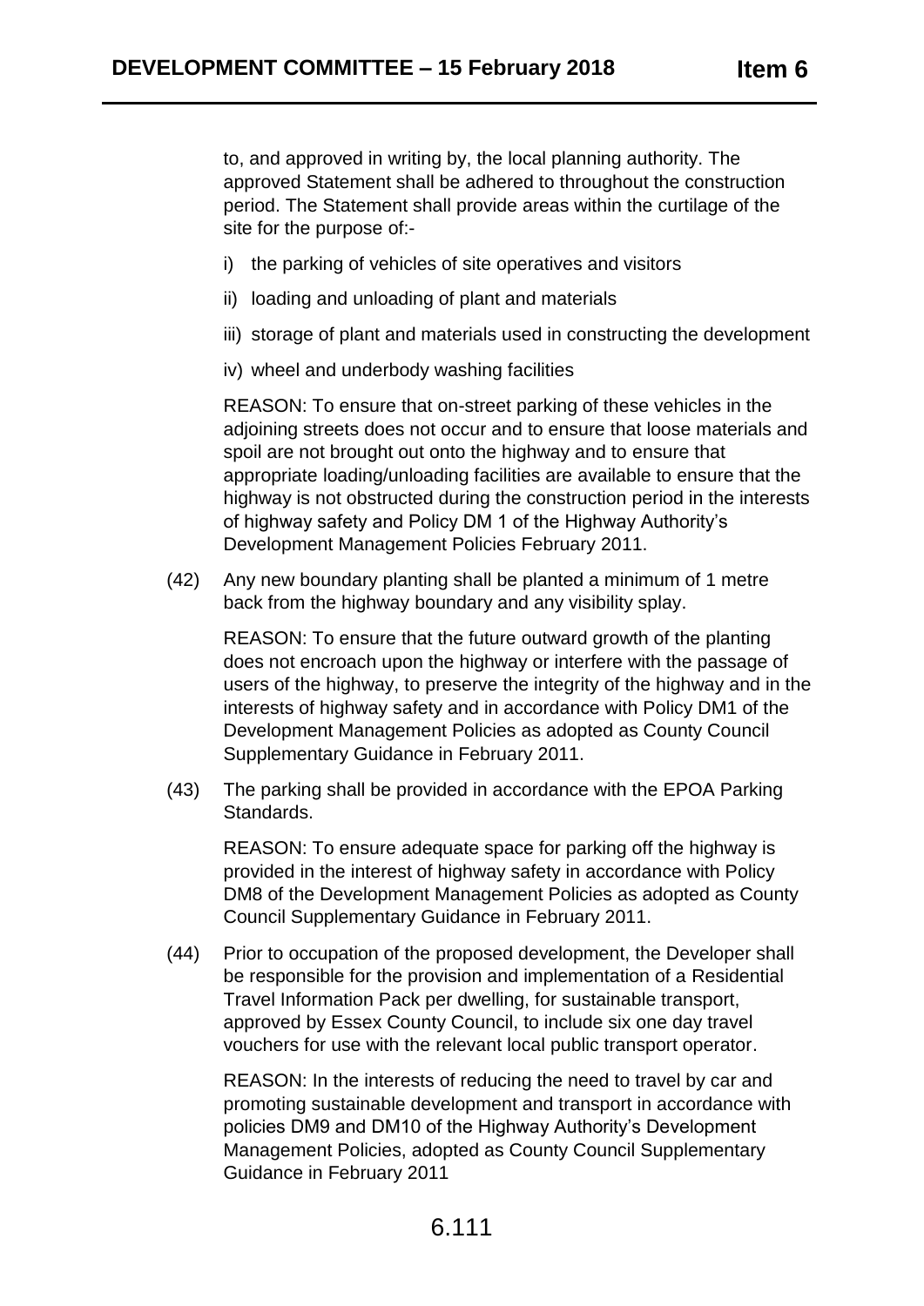to, and approved in writing by, the local planning authority. The approved Statement shall be adhered to throughout the construction period. The Statement shall provide areas within the curtilage of the site for the purpose of:-

i) the parking of vehicles of site operatives and visitors

ii) loading and unloading of plant and materials

iii) storage of plant and materials used in constructing the development

iv) wheel and underbody washing facilities

REASON: To ensure that on-street parking of these vehicles in the adjoining streets does not occur and to ensure that loose materials and spoil are not brought out onto the highway and to ensure that appropriate loading/unloading facilities are available to ensure that the highway is not obstructed during the construction period in the interests of highway safety and Policy DM 1 of the Highway Authority's Development Management Policies February 2011.

(42) Any new boundary planting shall be planted a minimum of 1 metre back from the highway boundary and any visibility splay.

REASON: To ensure that the future outward growth of the planting does not encroach upon the highway or interfere with the passage of users of the highway, to preserve the integrity of the highway and in the interests of highway safety and in accordance with Policy DM1 of the Development Management Policies as adopted as County Council Supplementary Guidance in February 2011.

(43) The parking shall be provided in accordance with the EPOA Parking Standards.

REASON: To ensure adequate space for parking off the highway is provided in the interest of highway safety in accordance with Policy DM8 of the Development Management Policies as adopted as County Council Supplementary Guidance in February 2011.

(44) Prior to occupation of the proposed development, the Developer shall be responsible for the provision and implementation of a Residential Travel Information Pack per dwelling, for sustainable transport, approved by Essex County Council, to include six one day travel vouchers for use with the relevant local public transport operator.

REASON: In the interests of reducing the need to travel by car and promoting sustainable development and transport in accordance with policies DM9 and DM10 of the Highway Authority's Development Management Policies, adopted as County Council Supplementary Guidance in February 2011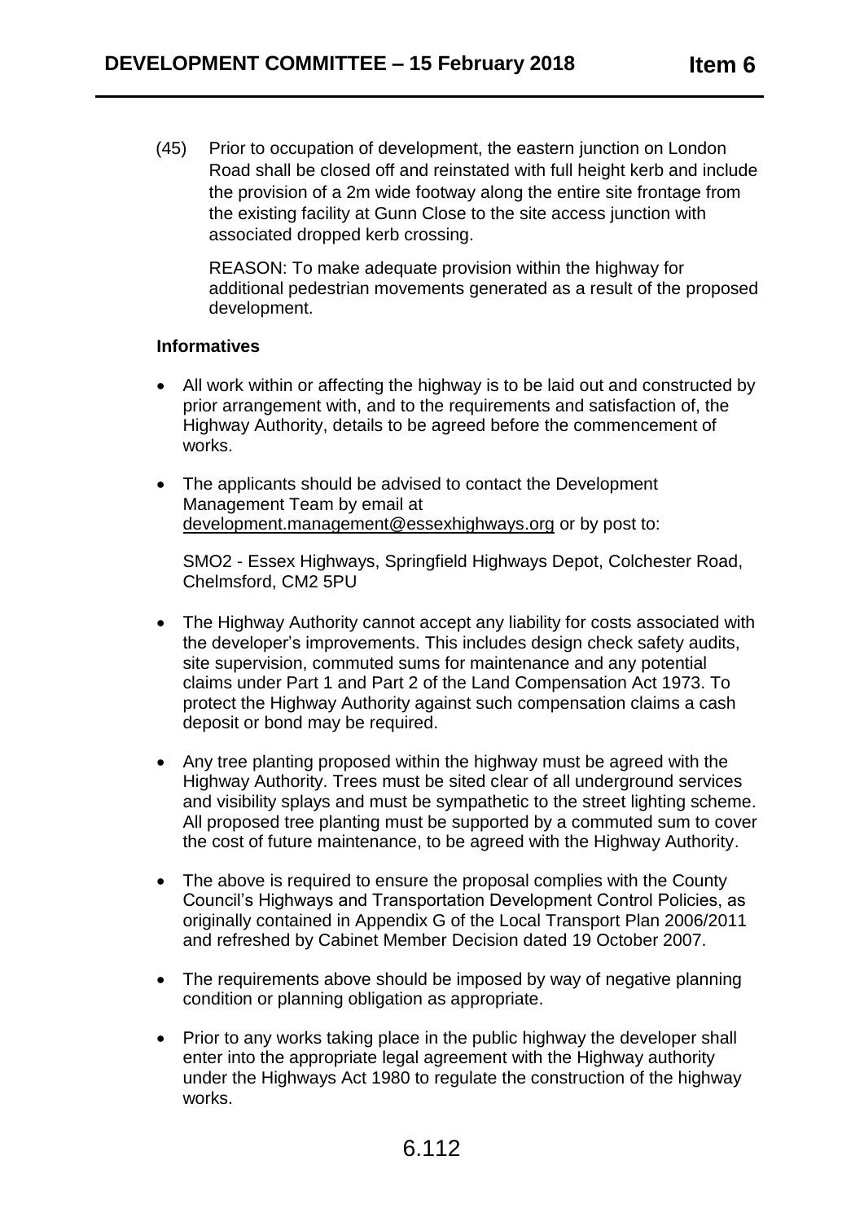(45) Prior to occupation of development, the eastern junction on London Road shall be closed off and reinstated with full height kerb and include the provision of a 2m wide footway along the entire site frontage from the existing facility at Gunn Close to the site access junction with associated dropped kerb crossing.

REASON: To make adequate provision within the highway for additional pedestrian movements generated as a result of the proposed development.

**Informatives**

- All work within or affecting the highway is to be laid out and constructed by prior arrangement with, and to the requirements and satisfaction of, the Highway Authority, details to be agreed before the commencement of works.
- The applicants should be advised to contact the Development Management Team by email at development.management@essexhighways.org or by post to:

  SMO2 - Essex Highways, Springfield Highways Depot, Colchester Road, Chelmsford, CM2 5PU

- The Highway Authority cannot accept any liability for costs associated with the developer's improvements. This includes design check safety audits, site supervision, commuted sums for maintenance and any potential claims under Part 1 and Part 2 of the Land Compensation Act 1973. To protect the Highway Authority against such compensation claims a cash deposit or bond may be required.
- Any tree planting proposed within the highway must be agreed with the Highway Authority. Trees must be sited clear of all underground services and visibility splays and must be sympathetic to the street lighting scheme. All proposed tree planting must be supported by a commuted sum to cover the cost of future maintenance, to be agreed with the Highway Authority.
- The above is required to ensure the proposal complies with the County Council's Highways and Transportation Development Control Policies, as originally contained in Appendix G of the Local Transport Plan 2006/2011 and refreshed by Cabinet Member Decision dated 19 October 2007.
- The requirements above should be imposed by way of negative planning condition or planning obligation as appropriate.
- Prior to any works taking place in the public highway the developer shall enter into the appropriate legal agreement with the Highway authority under the Highways Act 1980 to regulate the construction of the highway works.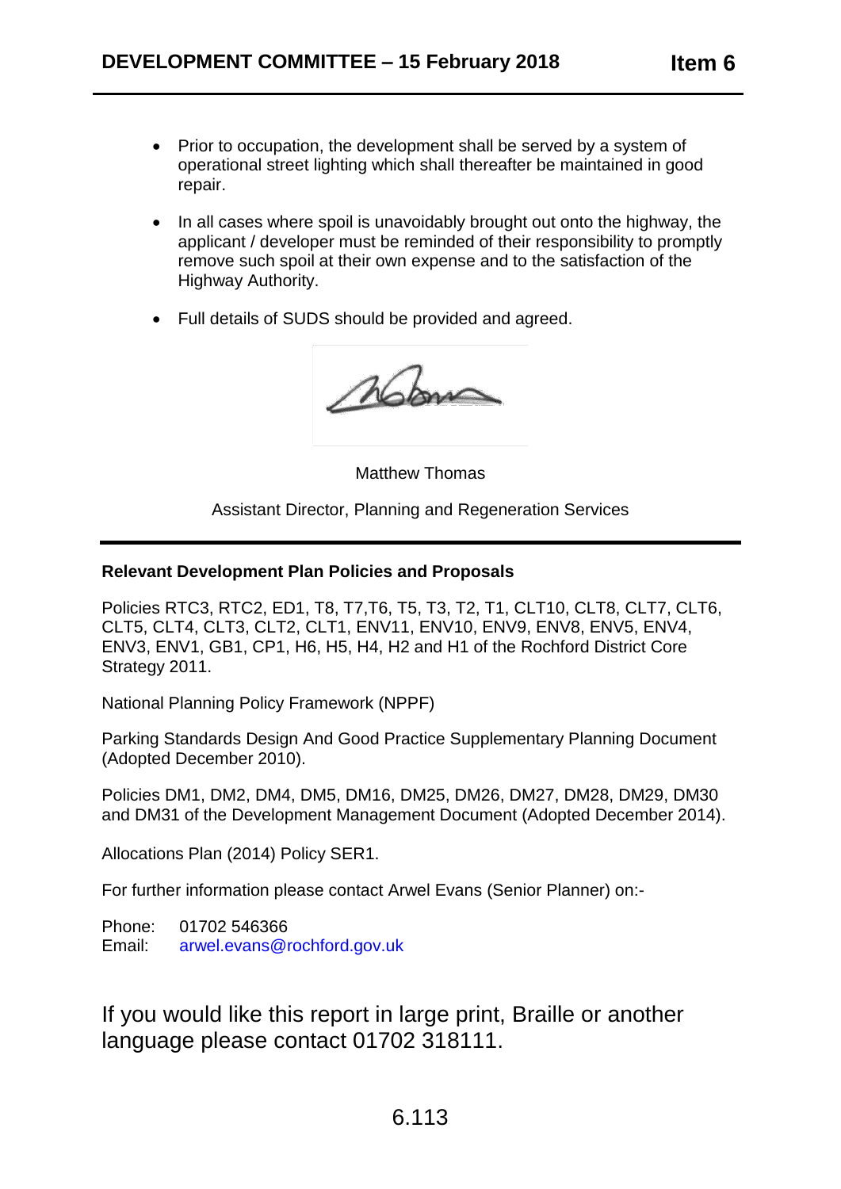- Prior to occupation, the development shall be served by a system of operational street lighting which shall thereafter be maintained in good repair.

- In all cases where spoil is unavoidably brought out onto the highway, the applicant / developer must be reminded of their responsibility to promptly remove such spoil at their own expense and to the satisfaction of the Highway Authority.

- Full details of SUDS should be provided and agreed.

Matthew Thomas

Assistant Director, Planning and Regeneration Services

---

**Relevant Development Plan Policies and Proposals**

Policies RTC3, RTC2, ED1, T8, T7,T6, T5, T3, T2, T1, CLT10, CLT8, CLT7, CLT6, CLT5, CLT4, CLT3, CLT2, CLT1, ENV11, ENV10, ENV9, ENV8, ENV5, ENV4, ENV3, ENV1, GB1, CP1, H6, H5, H4, H2 and H1 of the Rochford District Core Strategy 2011.

National Planning Policy Framework (NPPF)

Parking Standards Design And Good Practice Supplementary Planning Document (Adopted December 2010).

Policies DM1, DM2, DM4, DM5, DM16, DM25, DM26, DM27, DM28, DM29, DM30 and DM31 of the Development Management Document (Adopted December 2014).

Allocations Plan (2014) Policy SER1.

For further information please contact Arwel Evans (Senior Planner) on:-

Phone: 01702 546366
Email: arwel.evans@rochford.gov.uk

If you would like this report in large print, Braille or another language please contact 01702 318111.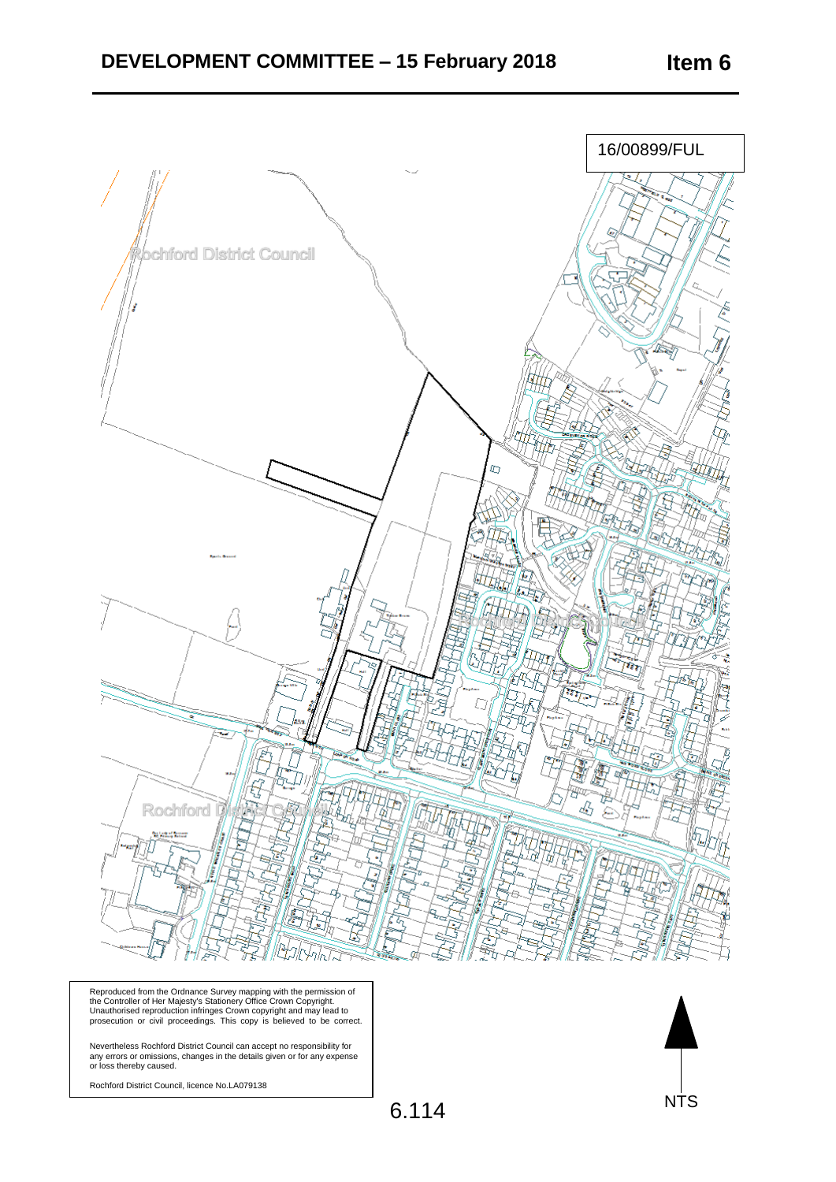# DEVELOPMENT COMMITTEE – 15 February 2018

**Item 6**

16/00899/FUL

Rochford District Council

Rochford District Council

Rochford District Council

Reproduced from the Ordnance Survey mapping with the permission of the Controller of Her Majesty's Stationery Office Crown Copyright. Unauthorised reproduction infringes Crown copyright and may lead to prosecution or civil proceedings. This copy is believed to be correct.

Nevertheless Rochford District Council can accept no responsibility for any errors or omissions, changes in the details given or for any expense or loss thereby caused.

Rochford District Council, licence No.LA079138

NTS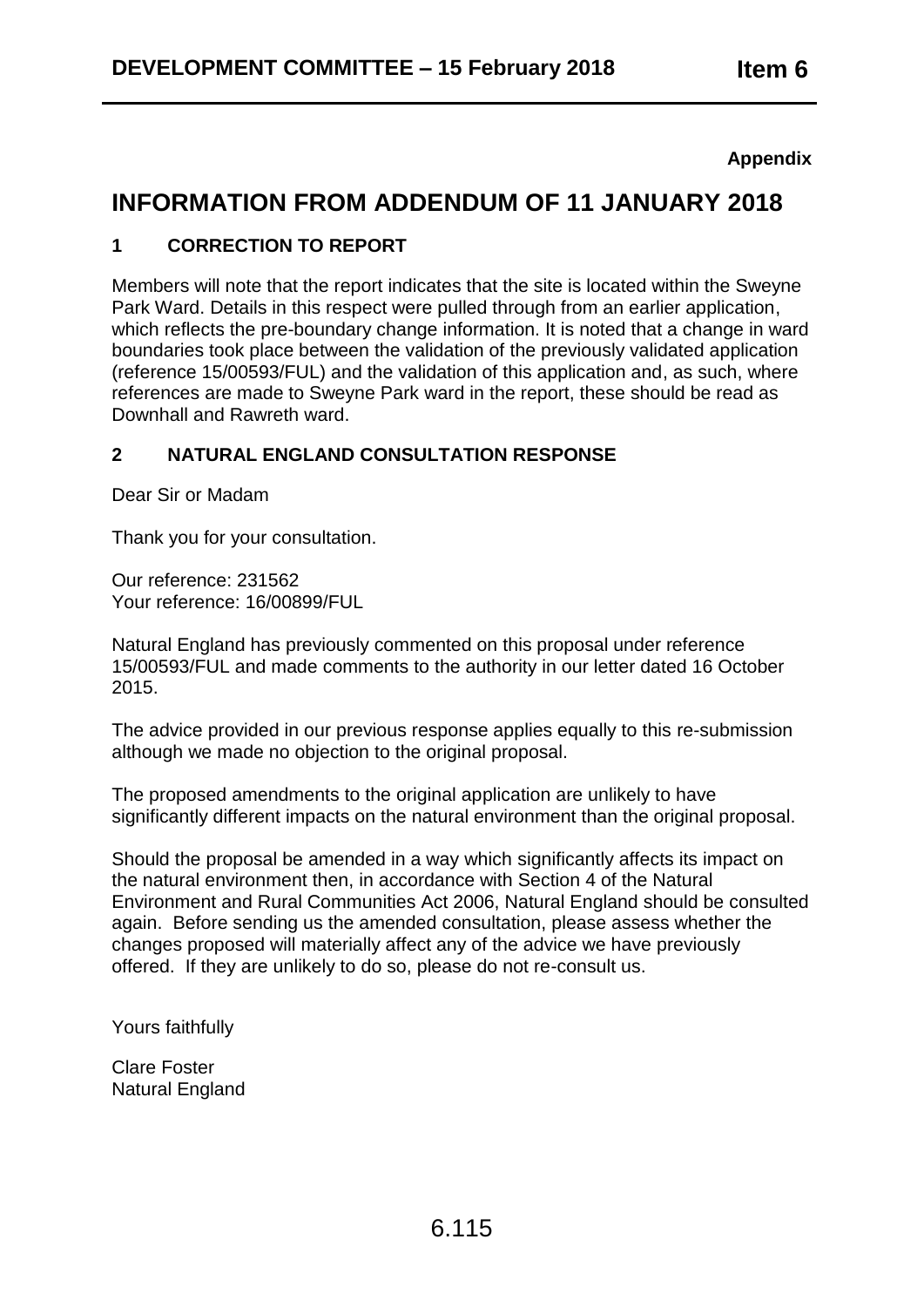**Appendix**

# INFORMATION FROM ADDENDUM OF 11 JANUARY 2018

## 1 CORRECTION TO REPORT

Members will note that the report indicates that the site is located within the Sweyne Park Ward. Details in this respect were pulled through from an earlier application, which reflects the pre-boundary change information. It is noted that a change in ward boundaries took place between the validation of the previously validated application (reference 15/00593/FUL) and the validation of this application and, as such, where references are made to Sweyne Park ward in the report, these should be read as Downhall and Rawreth ward.

## 2 NATURAL ENGLAND CONSULTATION RESPONSE

Dear Sir or Madam

Thank you for your consultation.

Our reference: 231562
Your reference: 16/00899/FUL

Natural England has previously commented on this proposal under reference 15/00593/FUL and made comments to the authority in our letter dated 16 October 2015.

The advice provided in our previous response applies equally to this re-submission although we made no objection to the original proposal.

The proposed amendments to the original application are unlikely to have significantly different impacts on the natural environment than the original proposal.

Should the proposal be amended in a way which significantly affects its impact on the natural environment then, in accordance with Section 4 of the Natural Environment and Rural Communities Act 2006, Natural England should be consulted again. Before sending us the amended consultation, please assess whether the changes proposed will materially affect any of the advice we have previously offered. If they are unlikely to do so, please do not re-consult us.

Yours faithfully

Clare Foster
Natural England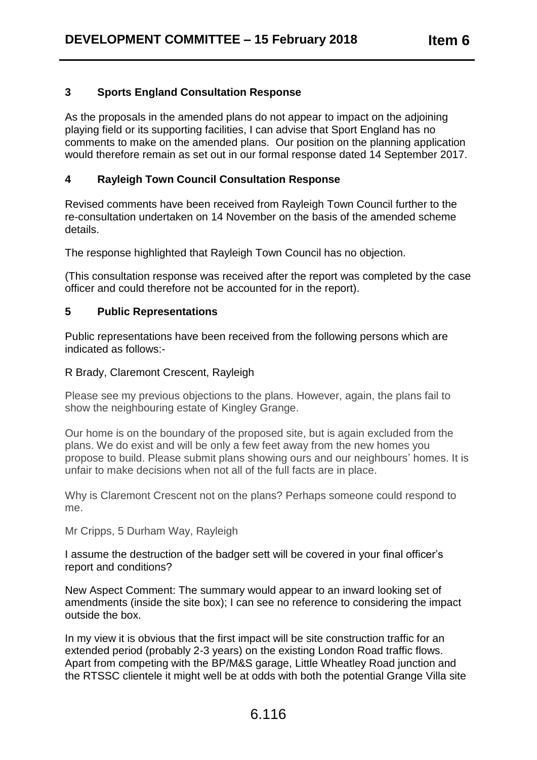## 3 Sports England Consultation Response

As the proposals in the amended plans do not appear to impact on the adjoining playing field or its supporting facilities, I can advise that Sport England has no comments to make on the amended plans. Our position on the planning application would therefore remain as set out in our formal response dated 14 September 2017.

## 4 Rayleigh Town Council Consultation Response

Revised comments have been received from Rayleigh Town Council further to the re-consultation undertaken on 14 November on the basis of the amended scheme details.

The response highlighted that Rayleigh Town Council has no objection.

(This consultation response was received after the report was completed by the case officer and could therefore not be accounted for in the report).

## 5 Public Representations

Public representations have been received from the following persons which are indicated as follows:-

R Brady, Claremont Crescent, Rayleigh

Please see my previous objections to the plans. However, again, the plans fail to show the neighbouring estate of Kingley Grange.

Our home is on the boundary of the proposed site, but is again excluded from the plans. We do exist and will be only a few feet away from the new homes you propose to build. Please submit plans showing ours and our neighbours' homes. It is unfair to make decisions when not all of the full facts are in place.

Why is Claremont Crescent not on the plans? Perhaps someone could respond to me.

Mr Cripps, 5 Durham Way, Rayleigh

I assume the destruction of the badger sett will be covered in your final officer's report and conditions?

New Aspect Comment: The summary would appear to an inward looking set of amendments (inside the site box); I can see no reference to considering the impact outside the box.

In my view it is obvious that the first impact will be site construction traffic for an extended period (probably 2-3 years) on the existing London Road traffic flows. Apart from competing with the BP/M&S garage, Little Wheatley Road junction and the RTSSC clientele it might well be at odds with both the potential Grange Villa site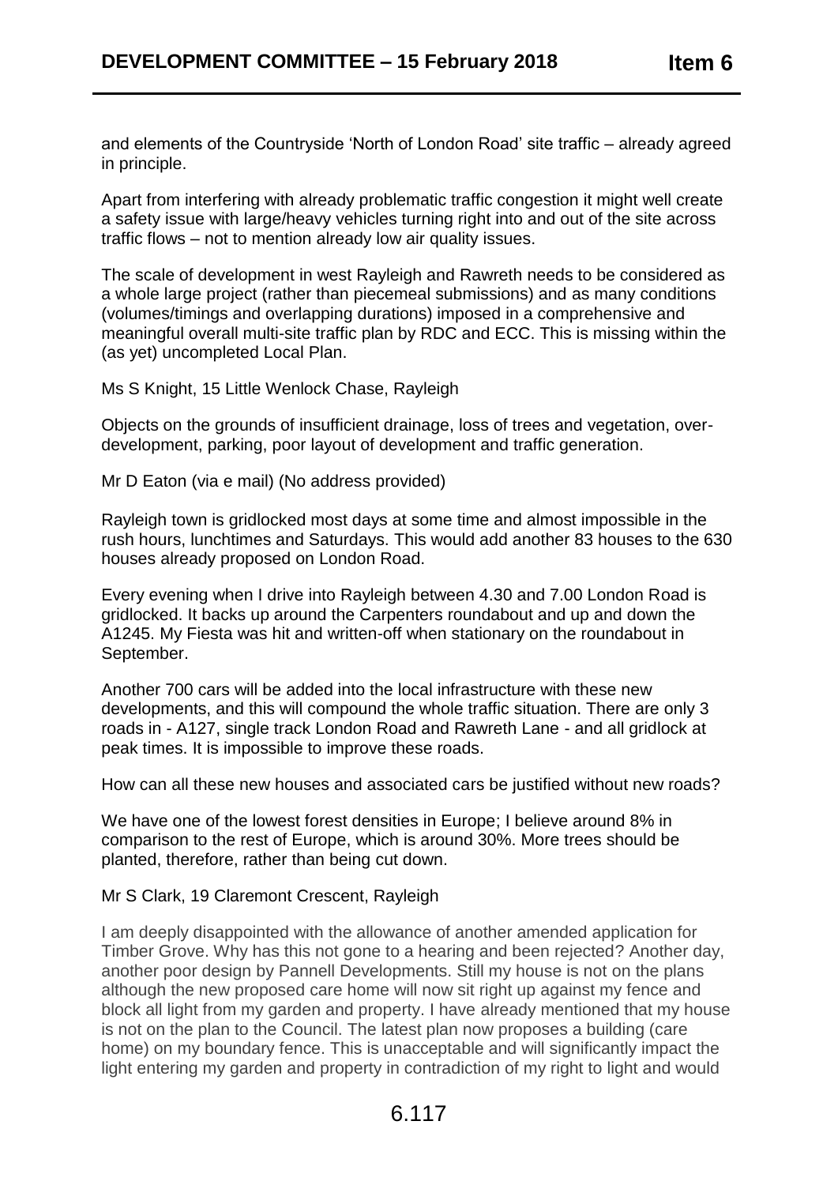and elements of the Countryside 'North of London Road' site traffic – already agreed in principle.

Apart from interfering with already problematic traffic congestion it might well create a safety issue with large/heavy vehicles turning right into and out of the site across traffic flows – not to mention already low air quality issues.

The scale of development in west Rayleigh and Rawreth needs to be considered as a whole large project (rather than piecemeal submissions) and as many conditions (volumes/timings and overlapping durations) imposed in a comprehensive and meaningful overall multi-site traffic plan by RDC and ECC. This is missing within the (as yet) uncompleted Local Plan.

Ms S Knight, 15 Little Wenlock Chase, Rayleigh

Objects on the grounds of insufficient drainage, loss of trees and vegetation, over-development, parking, poor layout of development and traffic generation.

Mr D Eaton (via e mail) (No address provided)

Rayleigh town is gridlocked most days at some time and almost impossible in the rush hours, lunchtimes and Saturdays. This would add another 83 houses to the 630 houses already proposed on London Road.

Every evening when I drive into Rayleigh between 4.30 and 7.00 London Road is gridlocked. It backs up around the Carpenters roundabout and up and down the A1245. My Fiesta was hit and written-off when stationary on the roundabout in September.

Another 700 cars will be added into the local infrastructure with these new developments, and this will compound the whole traffic situation. There are only 3 roads in - A127, single track London Road and Rawreth Lane - and all gridlock at peak times. It is impossible to improve these roads.

How can all these new houses and associated cars be justified without new roads?

We have one of the lowest forest densities in Europe; I believe around 8% in comparison to the rest of Europe, which is around 30%. More trees should be planted, therefore, rather than being cut down.

Mr S Clark, 19 Claremont Crescent, Rayleigh

I am deeply disappointed with the allowance of another amended application for Timber Grove. Why has this not gone to a hearing and been rejected? Another day, another poor design by Pannell Developments. Still my house is not on the plans although the new proposed care home will now sit right up against my fence and block all light from my garden and property. I have already mentioned that my house is not on the plan to the Council. The latest plan now proposes a building (care home) on my boundary fence. This is unacceptable and will significantly impact the light entering my garden and property in contradiction of my right to light and would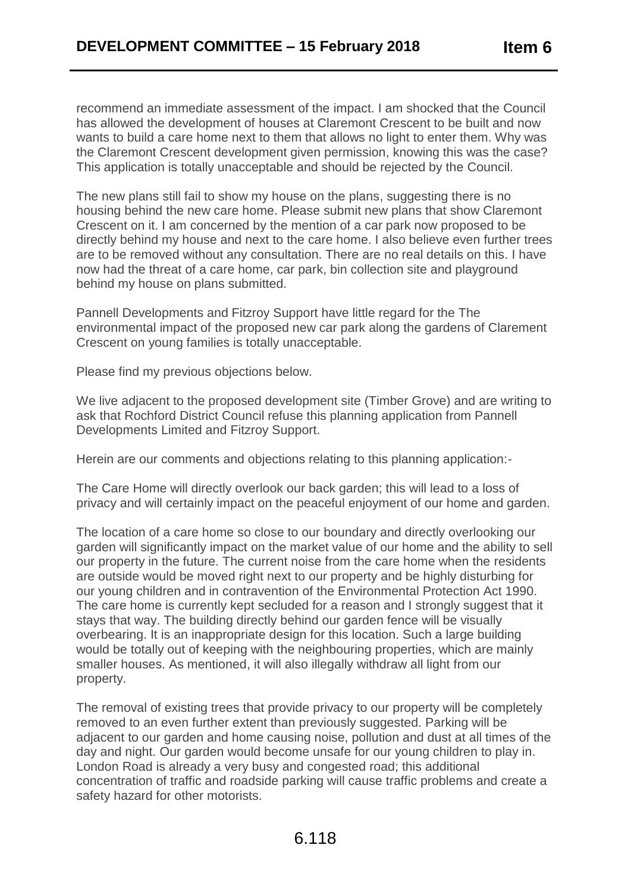recommend an immediate assessment of the impact. I am shocked that the Council has allowed the development of houses at Claremont Crescent to be built and now wants to build a care home next to them that allows no light to enter them. Why was the Claremont Crescent development given permission, knowing this was the case? This application is totally unacceptable and should be rejected by the Council.

The new plans still fail to show my house on the plans, suggesting there is no housing behind the new care home. Please submit new plans that show Claremont Crescent on it. I am concerned by the mention of a car park now proposed to be directly behind my house and next to the care home. I also believe even further trees are to be removed without any consultation. There are no real details on this. I have now had the threat of a care home, car park, bin collection site and playground behind my house on plans submitted.

Pannell Developments and Fitzroy Support have little regard for the The environmental impact of the proposed new car park along the gardens of Clarement Crescent on young families is totally unacceptable.

Please find my previous objections below.

We live adjacent to the proposed development site (Timber Grove) and are writing to ask that Rochford District Council refuse this planning application from Pannell Developments Limited and Fitzroy Support.

Herein are our comments and objections relating to this planning application:-

The Care Home will directly overlook our back garden; this will lead to a loss of privacy and will certainly impact on the peaceful enjoyment of our home and garden.

The location of a care home so close to our boundary and directly overlooking our garden will significantly impact on the market value of our home and the ability to sell our property in the future. The current noise from the care home when the residents are outside would be moved right next to our property and be highly disturbing for our young children and in contravention of the Environmental Protection Act 1990. The care home is currently kept secluded for a reason and I strongly suggest that it stays that way. The building directly behind our garden fence will be visually overbearing. It is an inappropriate design for this location. Such a large building would be totally out of keeping with the neighbouring properties, which are mainly smaller houses. As mentioned, it will also illegally withdraw all light from our property.

The removal of existing trees that provide privacy to our property will be completely removed to an even further extent than previously suggested. Parking will be adjacent to our garden and home causing noise, pollution and dust at all times of the day and night. Our garden would become unsafe for our young children to play in. London Road is already a very busy and congested road; this additional concentration of traffic and roadside parking will cause traffic problems and create a safety hazard for other motorists.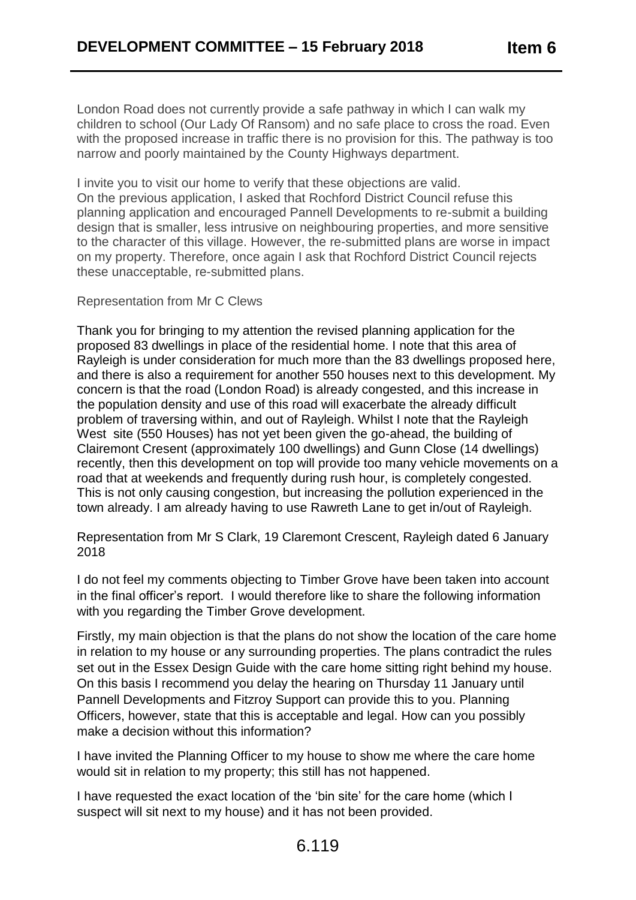London Road does not currently provide a safe pathway in which I can walk my children to school (Our Lady Of Ransom) and no safe place to cross the road. Even with the proposed increase in traffic there is no provision for this. The pathway is too narrow and poorly maintained by the County Highways department.

I invite you to visit our home to verify that these objections are valid.
On the previous application, I asked that Rochford District Council refuse this planning application and encouraged Pannell Developments to re-submit a building design that is smaller, less intrusive on neighbouring properties, and more sensitive to the character of this village. However, the re-submitted plans are worse in impact on my property. Therefore, once again I ask that Rochford District Council rejects these unacceptable, re-submitted plans.

Representation from Mr C Clews

Thank you for bringing to my attention the revised planning application for the proposed 83 dwellings in place of the residential home. I note that this area of Rayleigh is under consideration for much more than the 83 dwellings proposed here, and there is also a requirement for another 550 houses next to this development. My concern is that the road (London Road) is already congested, and this increase in the population density and use of this road will exacerbate the already difficult problem of traversing within, and out of Rayleigh. Whilst I note that the Rayleigh West site (550 Houses) has not yet been given the go-ahead, the building of Clairemont Cresent (approximately 100 dwellings) and Gunn Close (14 dwellings) recently, then this development on top will provide too many vehicle movements on a road that at weekends and frequently during rush hour, is completely congested. This is not only causing congestion, but increasing the pollution experienced in the town already. I am already having to use Rawreth Lane to get in/out of Rayleigh.

Representation from Mr S Clark, 19 Claremont Crescent, Rayleigh dated 6 January 2018

I do not feel my comments objecting to Timber Grove have been taken into account in the final officer's report. I would therefore like to share the following information with you regarding the Timber Grove development.

Firstly, my main objection is that the plans do not show the location of the care home in relation to my house or any surrounding properties. The plans contradict the rules set out in the Essex Design Guide with the care home sitting right behind my house. On this basis I recommend you delay the hearing on Thursday 11 January until Pannell Developments and Fitzroy Support can provide this to you. Planning Officers, however, state that this is acceptable and legal. How can you possibly make a decision without this information?

I have invited the Planning Officer to my house to show me where the care home would sit in relation to my property; this still has not happened.

I have requested the exact location of the 'bin site' for the care home (which I suspect will sit next to my house) and it has not been provided.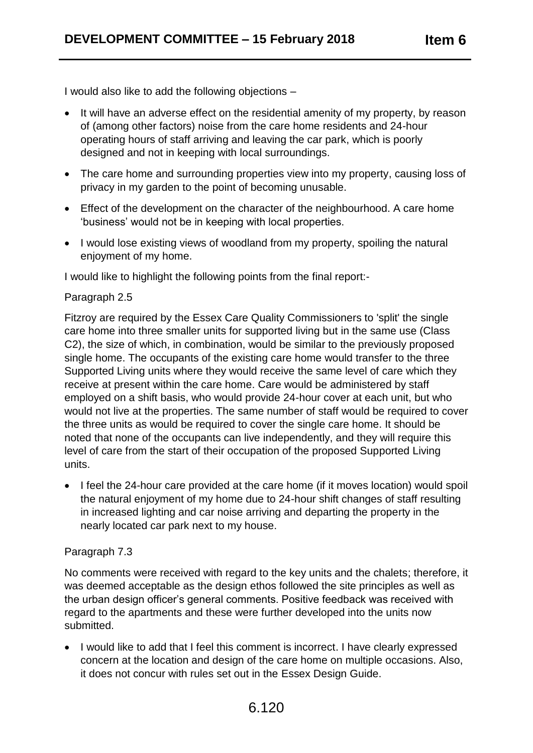I would also like to add the following objections –

- It will have an adverse effect on the residential amenity of my property, by reason of (among other factors) noise from the care home residents and 24-hour operating hours of staff arriving and leaving the car park, which is poorly designed and not in keeping with local surroundings.
- The care home and surrounding properties view into my property, causing loss of privacy in my garden to the point of becoming unusable.
- Effect of the development on the character of the neighbourhood. A care home 'business' would not be in keeping with local properties.
- I would lose existing views of woodland from my property, spoiling the natural enjoyment of my home.

I would like to highlight the following points from the final report:-

Paragraph 2.5

Fitzroy are required by the Essex Care Quality Commissioners to 'split' the single care home into three smaller units for supported living but in the same use (Class C2), the size of which, in combination, would be similar to the previously proposed single home. The occupants of the existing care home would transfer to the three Supported Living units where they would receive the same level of care which they receive at present within the care home. Care would be administered by staff employed on a shift basis, who would provide 24-hour cover at each unit, but who would not live at the properties. The same number of staff would be required to cover the three units as would be required to cover the single care home. It should be noted that none of the occupants can live independently, and they will require this level of care from the start of their occupation of the proposed Supported Living units.

- I feel the 24-hour care provided at the care home (if it moves location) would spoil the natural enjoyment of my home due to 24-hour shift changes of staff resulting in increased lighting and car noise arriving and departing the property in the nearly located car park next to my house.

Paragraph 7.3

No comments were received with regard to the key units and the chalets; therefore, it was deemed acceptable as the design ethos followed the site principles as well as the urban design officer's general comments. Positive feedback was received with regard to the apartments and these were further developed into the units now submitted.

- I would like to add that I feel this comment is incorrect. I have clearly expressed concern at the location and design of the care home on multiple occasions. Also, it does not concur with rules set out in the Essex Design Guide.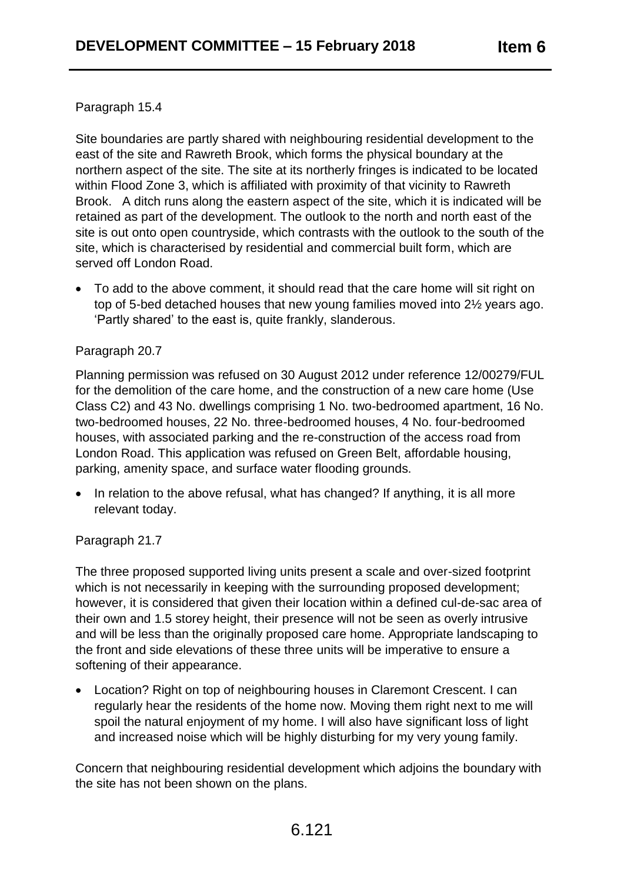Paragraph 15.4

Site boundaries are partly shared with neighbouring residential development to the east of the site and Rawreth Brook, which forms the physical boundary at the northern aspect of the site. The site at its northerly fringes is indicated to be located within Flood Zone 3, which is affiliated with proximity of that vicinity to Rawreth Brook. A ditch runs along the eastern aspect of the site, which it is indicated will be retained as part of the development. The outlook to the north and north east of the site is out onto open countryside, which contrasts with the outlook to the south of the site, which is characterised by residential and commercial built form, which are served off London Road.

- To add to the above comment, it should read that the care home will sit right on top of 5-bed detached houses that new young families moved into 2½ years ago. 'Partly shared' to the east is, quite frankly, slanderous.

Paragraph 20.7

Planning permission was refused on 30 August 2012 under reference 12/00279/FUL for the demolition of the care home, and the construction of a new care home (Use Class C2) and 43 No. dwellings comprising 1 No. two-bedroomed apartment, 16 No. two-bedroomed houses, 22 No. three-bedroomed houses, 4 No. four-bedroomed houses, with associated parking and the re-construction of the access road from London Road. This application was refused on Green Belt, affordable housing, parking, amenity space, and surface water flooding grounds.

- In relation to the above refusal, what has changed? If anything, it is all more relevant today.

Paragraph 21.7

The three proposed supported living units present a scale and over-sized footprint which is not necessarily in keeping with the surrounding proposed development; however, it is considered that given their location within a defined cul-de-sac area of their own and 1.5 storey height, their presence will not be seen as overly intrusive and will be less than the originally proposed care home. Appropriate landscaping to the front and side elevations of these three units will be imperative to ensure a softening of their appearance.

- Location? Right on top of neighbouring houses in Claremont Crescent. I can regularly hear the residents of the home now. Moving them right next to me will spoil the natural enjoyment of my home. I will also have significant loss of light and increased noise which will be highly disturbing for my very young family.

Concern that neighbouring residential development which adjoins the boundary with the site has not been shown on the plans.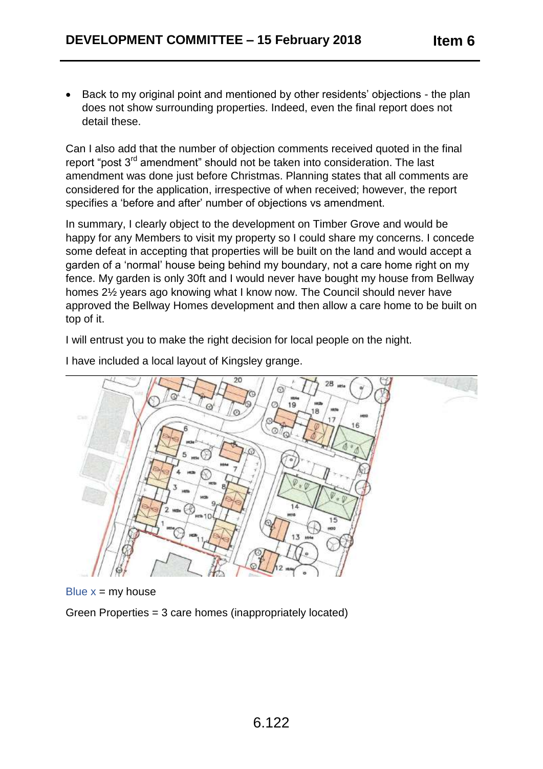- Back to my original point and mentioned by other residents' objections - the plan does not show surrounding properties. Indeed, even the final report does not detail these.

Can I also add that the number of objection comments received quoted in the final report "post 3rd amendment" should not be taken into consideration. The last amendment was done just before Christmas. Planning states that all comments are considered for the application, irrespective of when received; however, the report specifies a 'before and after' number of objections vs amendment.

In summary, I clearly object to the development on Timber Grove and would be happy for any Members to visit my property so I could share my concerns. I concede some defeat in accepting that properties will be built on the land and would accept a garden of a 'normal' house being behind my boundary, not a care home right on my fence. My garden is only 30ft and I would never have bought my house from Bellway homes 2½ years ago knowing what I know now. The Council should never have approved the Bellway Homes development and then allow a care home to be built on top of it.

I will entrust you to make the right decision for local people on the night.

I have included a local layout of Kingsley grange.

Blue x = my house

Green Properties = 3 care homes (inappropriately located)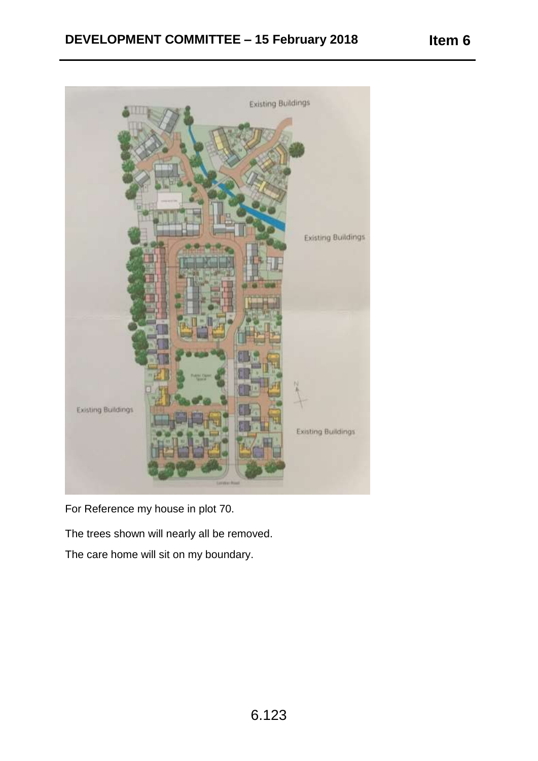Existing Buildings

Existing Buildings

Existing Buildings

Existing Buildings

Public Open Space

N

For Reference my house in plot 70.

The trees shown will nearly all be removed.

The care home will sit on my boundary.